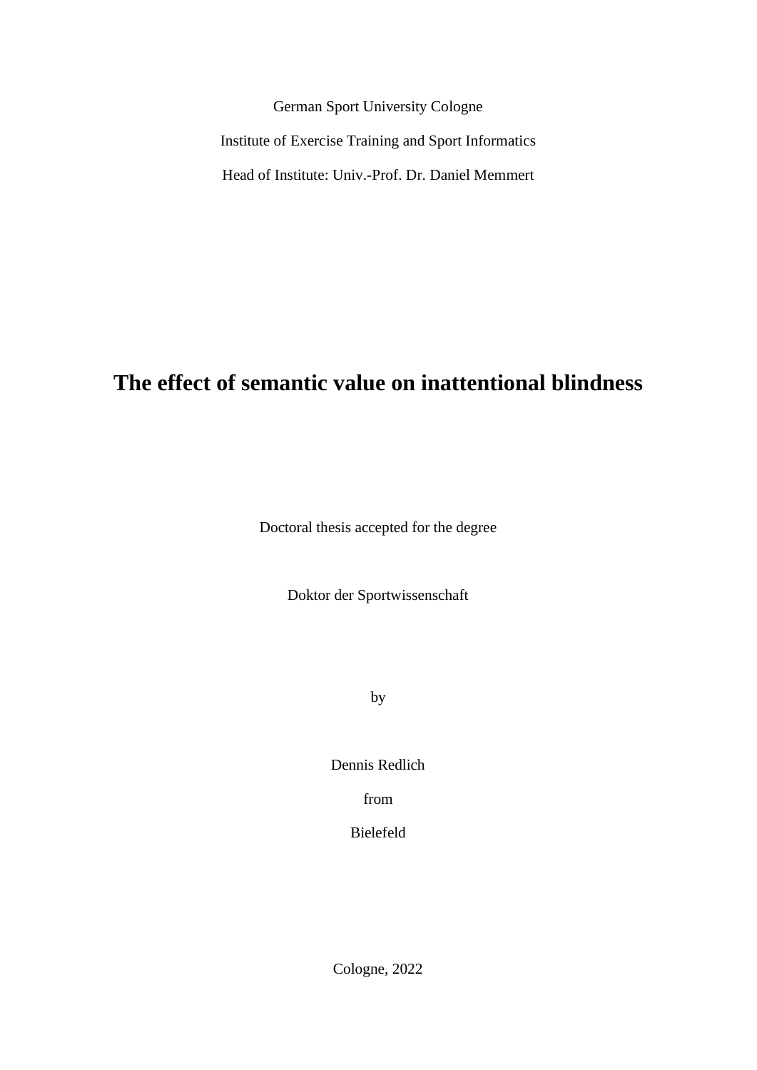German Sport University Cologne

Institute of Exercise Training and Sport Informatics

Head of Institute: Univ.-Prof. Dr. Daniel Memmert

# The effect of semantic value on inattentional blindness

Doctoral thesis accepted for the degree

Doktor der Sportwissenschaft

by

Dennis Redlich

from

Bielefeld

Cologne, 2022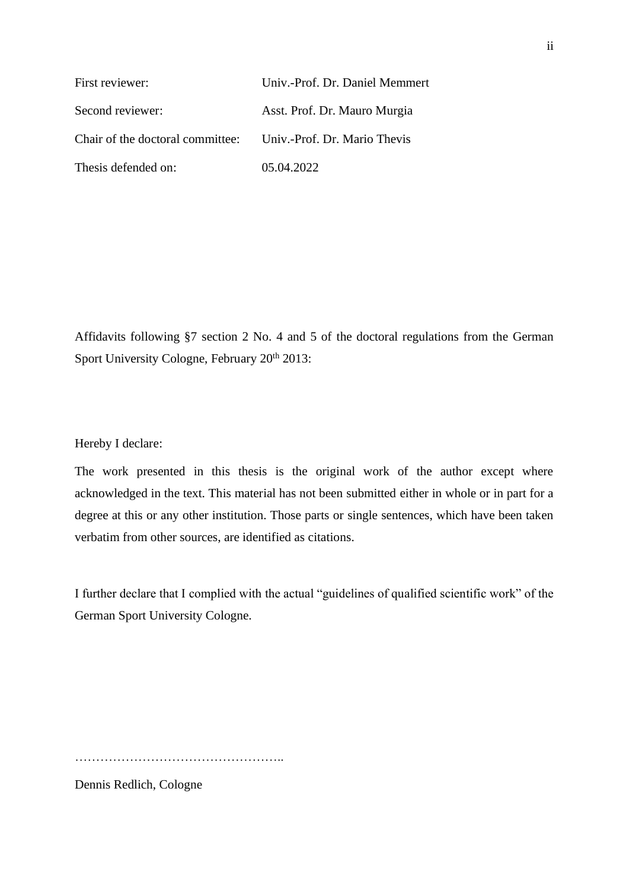| | |
|---|---|
| First reviewer: | Univ.-Prof. Dr. Daniel Memmert |
| Second reviewer: | Asst. Prof. Dr. Mauro Murgia |
| Chair of the doctoral committee: | Univ.-Prof. Dr. Mario Thevis |
| Thesis defended on: | 05.04.2022 |

Affidavits following §7 section 2 No. 4 and 5 of the doctoral regulations from the German Sport University Cologne, February 20th 2013:

Hereby I declare:

The work presented in this thesis is the original work of the author except where acknowledged in the text. This material has not been submitted either in whole or in part for a degree at this or any other institution. Those parts or single sentences, which have been taken verbatim from other sources, are identified as citations.

I further declare that I complied with the actual "guidelines of qualified scientific work" of the German Sport University Cologne.

…………………………………………..

Dennis Redlich, Cologne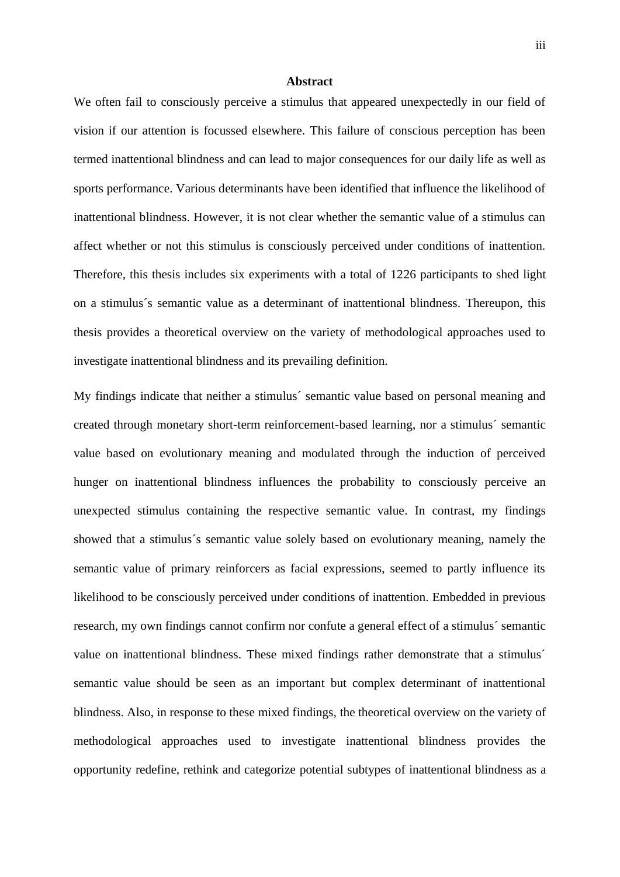## Abstract

We often fail to consciously perceive a stimulus that appeared unexpectedly in our field of vision if our attention is focussed elsewhere. This failure of conscious perception has been termed inattentional blindness and can lead to major consequences for our daily life as well as sports performance. Various determinants have been identified that influence the likelihood of inattentional blindness. However, it is not clear whether the semantic value of a stimulus can affect whether or not this stimulus is consciously perceived under conditions of inattention. Therefore, this thesis includes six experiments with a total of 1226 participants to shed light on a stimulus´s semantic value as a determinant of inattentional blindness. Thereupon, this thesis provides a theoretical overview on the variety of methodological approaches used to investigate inattentional blindness and its prevailing definition.

My findings indicate that neither a stimulus´ semantic value based on personal meaning and created through monetary short-term reinforcement-based learning, nor a stimulus´ semantic value based on evolutionary meaning and modulated through the induction of perceived hunger on inattentional blindness influences the probability to consciously perceive an unexpected stimulus containing the respective semantic value. In contrast, my findings showed that a stimulus´s semantic value solely based on evolutionary meaning, namely the semantic value of primary reinforcers as facial expressions, seemed to partly influence its likelihood to be consciously perceived under conditions of inattention. Embedded in previous research, my own findings cannot confirm nor confute a general effect of a stimulus´ semantic value on inattentional blindness. These mixed findings rather demonstrate that a stimulus´ semantic value should be seen as an important but complex determinant of inattentional blindness. Also, in response to these mixed findings, the theoretical overview on the variety of methodological approaches used to investigate inattentional blindness provides the opportunity redefine, rethink and categorize potential subtypes of inattentional blindness as a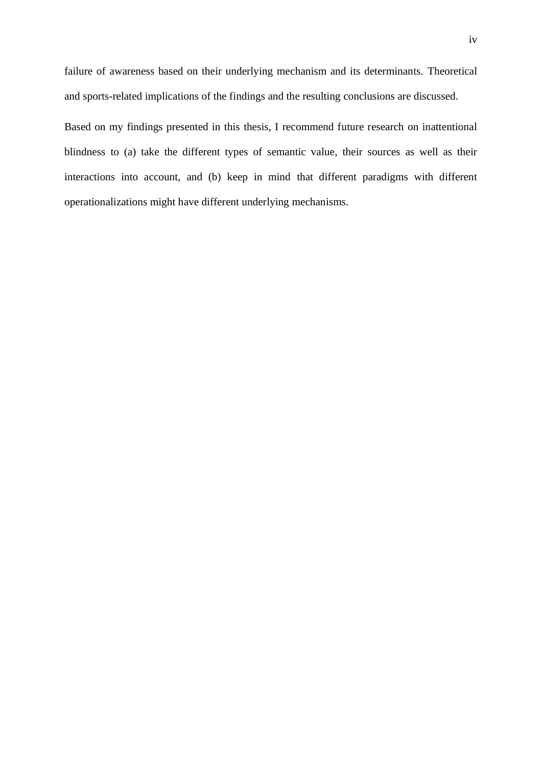failure of awareness based on their underlying mechanism and its determinants. Theoretical and sports-related implications of the findings and the resulting conclusions are discussed.

Based on my findings presented in this thesis, I recommend future research on inattentional blindness to (a) take the different types of semantic value, their sources as well as their interactions into account, and (b) keep in mind that different paradigms with different operationalizations might have different underlying mechanisms.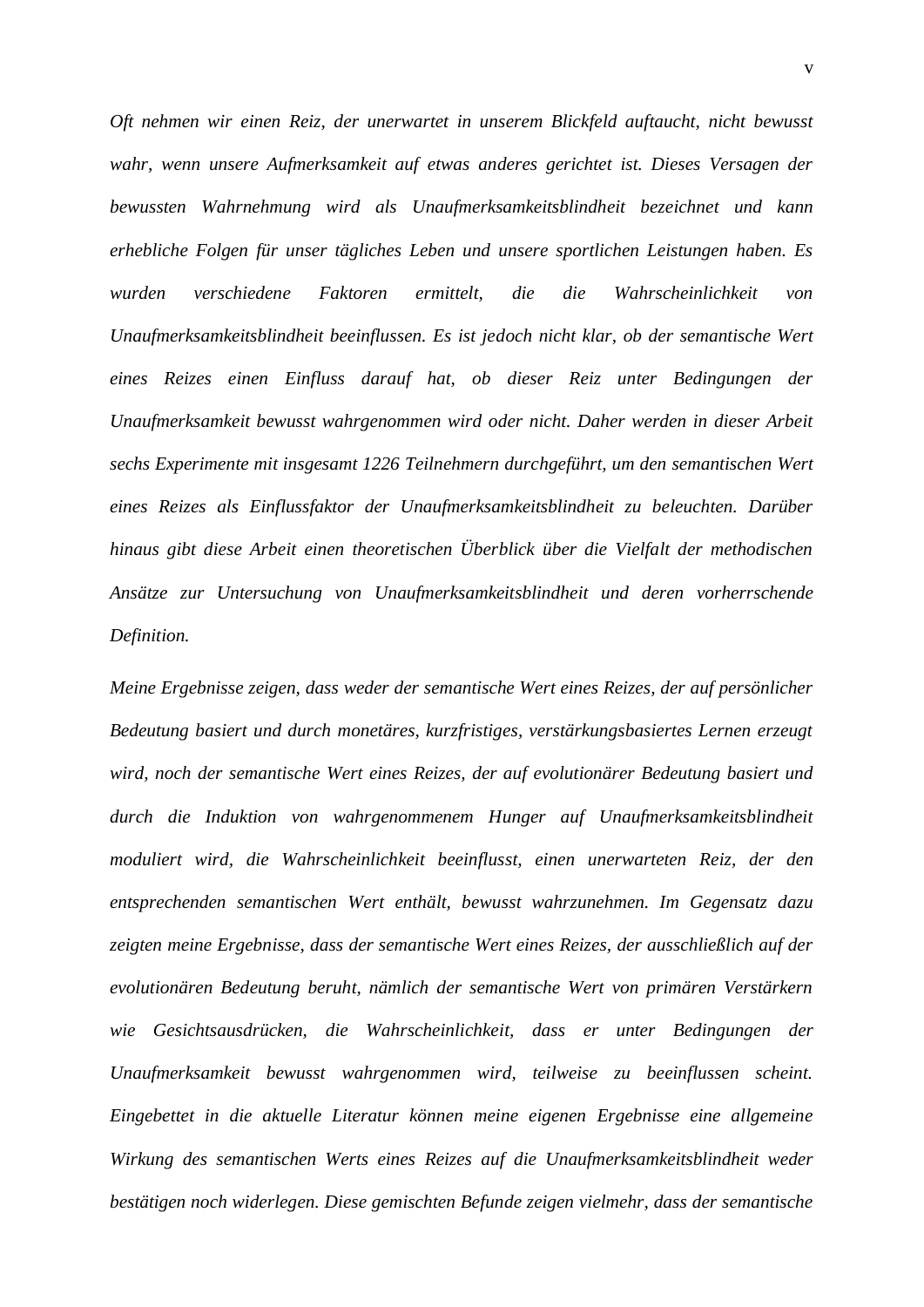*Oft nehmen wir einen Reiz, der unerwartet in unserem Blickfeld auftaucht, nicht bewusst wahr, wenn unsere Aufmerksamkeit auf etwas anderes gerichtet ist. Dieses Versagen der bewussten Wahrnehmung wird als Unaufmerksamkeitsblindheit bezeichnet und kann erhebliche Folgen für unser tägliches Leben und unsere sportlichen Leistungen haben. Es wurden verschiedene Faktoren ermittelt, die die Wahrscheinlichkeit von Unaufmerksamkeitsblindheit beeinflussen. Es ist jedoch nicht klar, ob der semantische Wert eines Reizes einen Einfluss darauf hat, ob dieser Reiz unter Bedingungen der Unaufmerksamkeit bewusst wahrgenommen wird oder nicht. Daher werden in dieser Arbeit sechs Experimente mit insgesamt 1226 Teilnehmern durchgeführt, um den semantischen Wert eines Reizes als Einflussfaktor der Unaufmerksamkeitsblindheit zu beleuchten. Darüber hinaus gibt diese Arbeit einen theoretischen Überblick über die Vielfalt der methodischen Ansätze zur Untersuchung von Unaufmerksamkeitsblindheit und deren vorherrschende Definition.*

*Meine Ergebnisse zeigen, dass weder der semantische Wert eines Reizes, der auf persönlicher Bedeutung basiert und durch monetäres, kurzfristiges, verstärkungsbasiertes Lernen erzeugt wird, noch der semantische Wert eines Reizes, der auf evolutionärer Bedeutung basiert und durch die Induktion von wahrgenommenem Hunger auf Unaufmerksamkeitsblindheit moduliert wird, die Wahrscheinlichkeit beeinflusst, einen unerwarteten Reiz, der den entsprechenden semantischen Wert enthält, bewusst wahrzunehmen. Im Gegensatz dazu zeigten meine Ergebnisse, dass der semantische Wert eines Reizes, der ausschließlich auf der evolutionären Bedeutung beruht, nämlich der semantische Wert von primären Verstärkern wie Gesichtsausdrücken, die Wahrscheinlichkeit, dass er unter Bedingungen der Unaufmerksamkeit bewusst wahrgenommen wird, teilweise zu beeinflussen scheint. Eingebettet in die aktuelle Literatur können meine eigenen Ergebnisse eine allgemeine Wirkung des semantischen Werts eines Reizes auf die Unaufmerksamkeitsblindheit weder bestätigen noch widerlegen. Diese gemischten Befunde zeigen vielmehr, dass der semantische*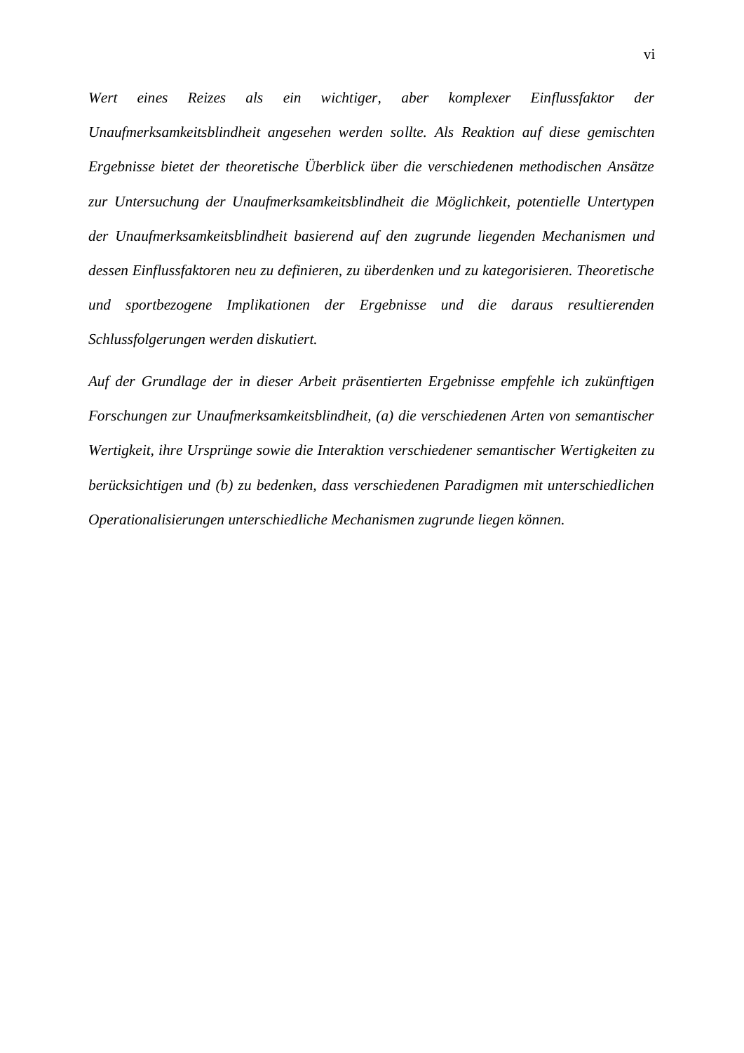*Wert eines Reizes als ein wichtiger, aber komplexer Einflussfaktor der Unaufmerksamkeitsblindheit angesehen werden sollte. Als Reaktion auf diese gemischten Ergebnisse bietet der theoretische Überblick über die verschiedenen methodischen Ansätze zur Untersuchung der Unaufmerksamkeitsblindheit die Möglichkeit, potentielle Untertypen der Unaufmerksamkeitsblindheit basierend auf den zugrunde liegenden Mechanismen und dessen Einflussfaktoren neu zu definieren, zu überdenken und zu kategorisieren. Theoretische und sportbezogene Implikationen der Ergebnisse und die daraus resultierenden Schlussfolgerungen werden diskutiert.*

*Auf der Grundlage der in dieser Arbeit präsentierten Ergebnisse empfehle ich zukünftigen Forschungen zur Unaufmerksamkeitsblindheit, (a) die verschiedenen Arten von semantischer Wertigkeit, ihre Ursprünge sowie die Interaktion verschiedener semantischer Wertigkeiten zu berücksichtigen und (b) zu bedenken, dass verschiedenen Paradigmen mit unterschiedlichen Operationalisierungen unterschiedliche Mechanismen zugrunde liegen können.*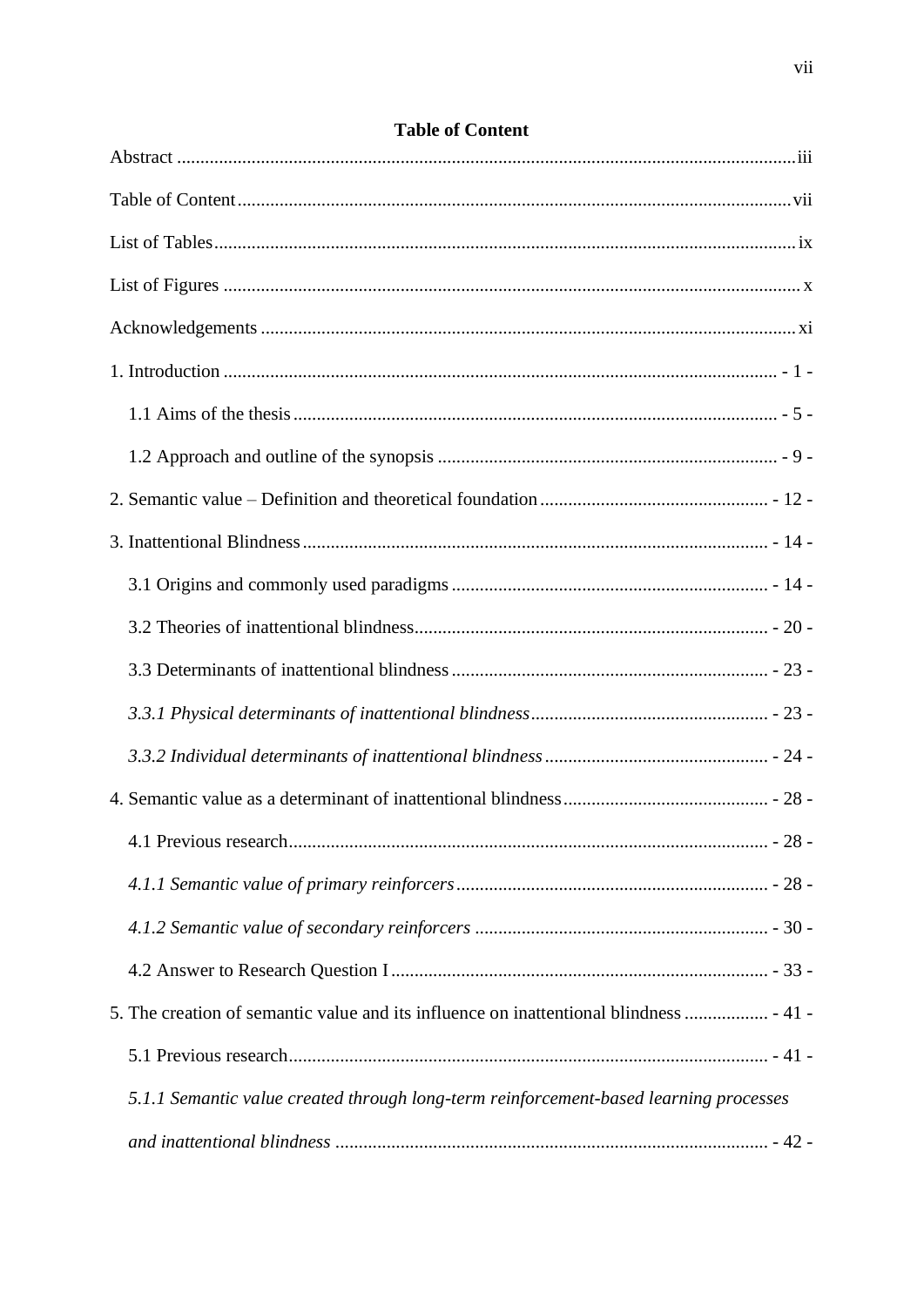**Table of Content**

Abstract ..................................................................................................................iii

Table of Content.....................................................................................................vii

List of Tables...........................................................................................................ix

List of Figures .........................................................................................................x

Acknowledgements .................................................................................................xi

1. Introduction ...................................................................................................... - 1 -

  1.1 Aims of the thesis ........................................................................................ - 5 -

  1.2 Approach and outline of the synopsis ......................................................... - 9 -

2. Semantic value – Definition and theoretical foundation ................................ - 12 -

3. Inattentional Blindness .................................................................................. - 14 -

  3.1 Origins and commonly used paradigms .................................................... - 14 -

  3.2 Theories of inattentional blindness............................................................ - 20 -

  3.3 Determinants of inattentional blindness .................................................... - 23 -

  *3.3.1 Physical determinants of inattentional blindness* .................................. - 23 -

  *3.3.2 Individual determinants of inattentional blindness* ............................... - 24 -

4. Semantic value as a determinant of inattentional blindness ........................... - 28 -

  4.1 Previous research....................................................................................... - 28 -

  *4.1.1 Semantic value of primary reinforcers* .................................................. - 28 -

  *4.1.2 Semantic value of secondary reinforcers* .............................................. - 30 -

  4.2 Answer to Research Question I ................................................................. - 33 -

5. The creation of semantic value and its influence on inattentional blindness .................. - 41 -

  5.1 Previous research....................................................................................... - 41 -

  *5.1.1 Semantic value created through long-term reinforcement-based learning processes and inattentional blindness* ............................................................................. - 42 -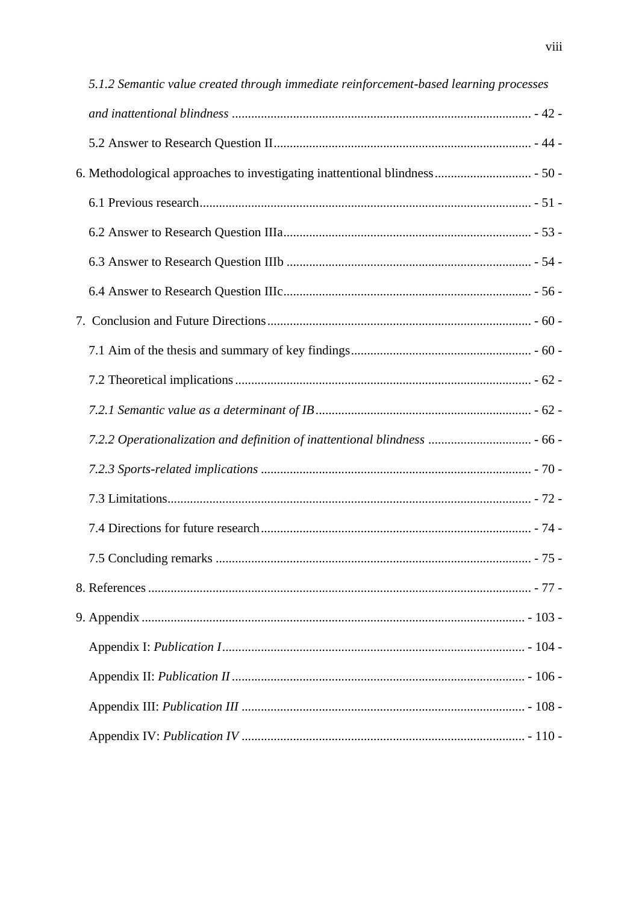*5.1.2 Semantic value created through immediate reinforcement-based learning processes and inattentional blindness* ............................................................................................. - 42 -

5.2 Answer to Research Question II................................................................................ - 44 -

6. Methodological approaches to investigating inattentional blindness.............................. - 50 -

6.1 Previous research....................................................................................................... - 51 -

6.2 Answer to Research Question IIIa............................................................................. - 53 -

6.3 Answer to Research Question IIIb ............................................................................ - 54 -

6.4 Answer to Research Question IIIc............................................................................. - 56 -

7. Conclusion and Future Directions.................................................................................. - 60 -

7.1 Aim of the thesis and summary of key findings........................................................ - 60 -

7.2 Theoretical implications............................................................................................ - 62 -

*7.2.1 Semantic value as a determinant of IB*.................................................................. - 62 -

*7.2.2 Operationalization and definition of inattentional blindness* ................................ - 66 -

*7.2.3 Sports-related implications* .................................................................................... - 70 -

7.3 Limitations................................................................................................................. - 72 -

7.4 Directions for future research.................................................................................... - 74 -

7.5 Concluding remarks .................................................................................................. - 75 -

8. References ....................................................................................................................... - 77 -

9. Appendix ...................................................................................................................... - 103 -

Appendix I: *Publication I*.............................................................................................. - 104 -

Appendix II: *Publication II* ........................................................................................... - 106 -

Appendix III: *Publication III* ........................................................................................ - 108 -

Appendix IV: *Publication IV* ........................................................................................ - 110 -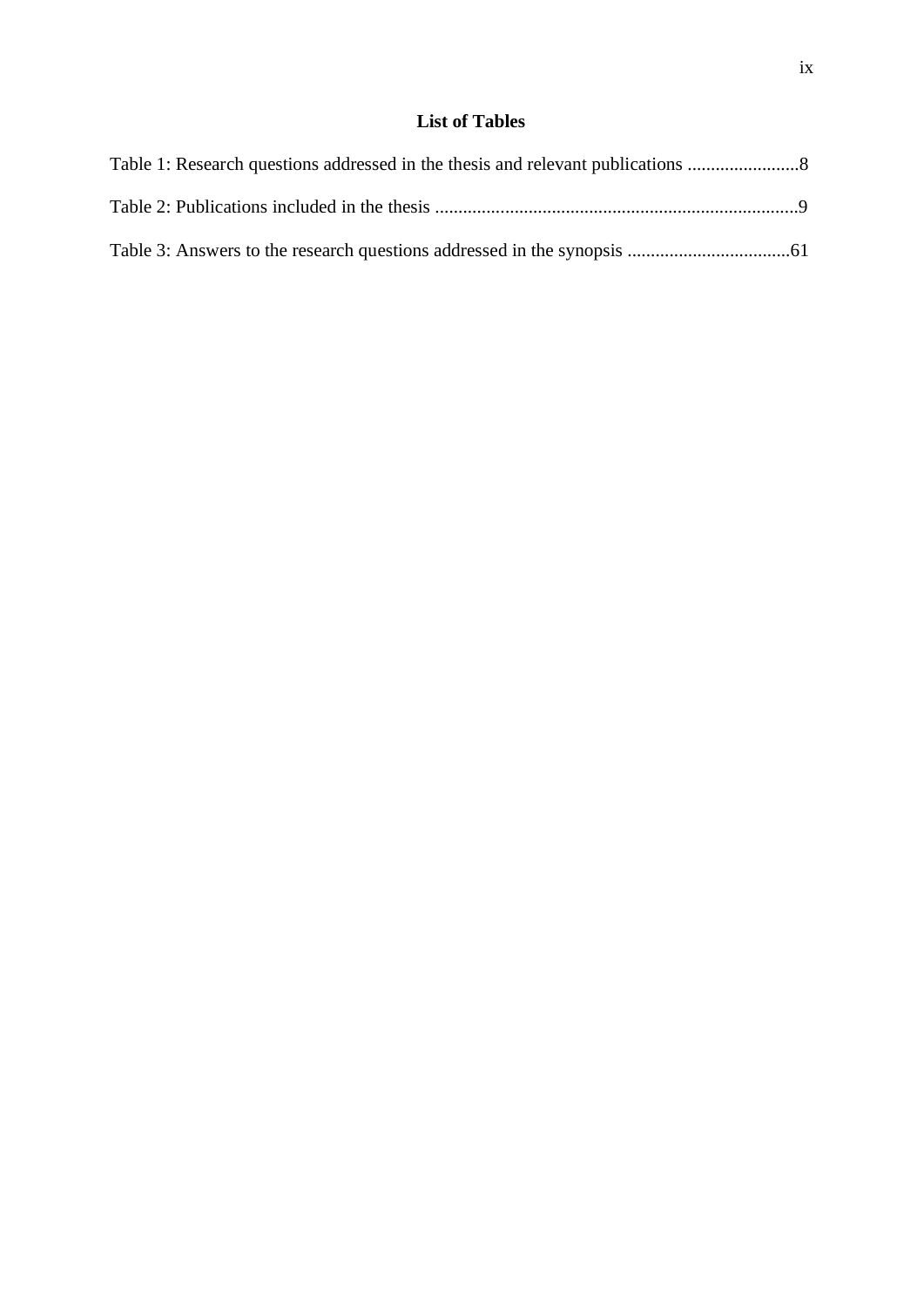# List of Tables

Table 1: Research questions addressed in the thesis and relevant publications ........................8

Table 2: Publications included in the thesis ..............................................................................9

Table 3: Answers to the research questions addressed in the synopsis ..................................61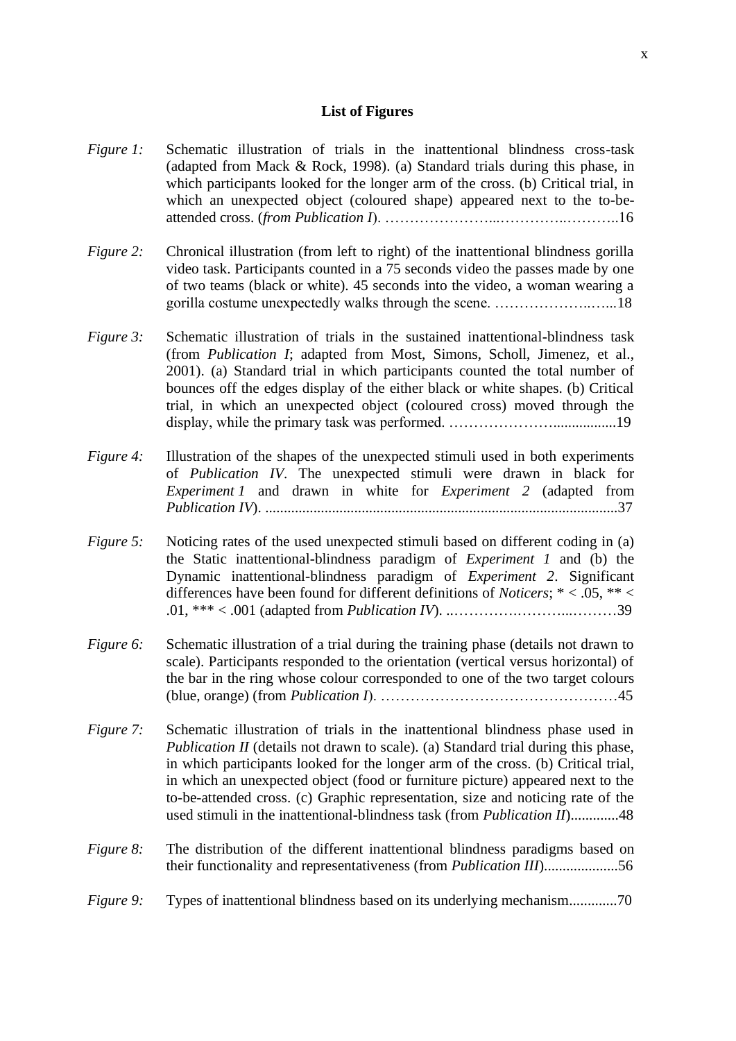## List of Figures

*Figure 1:* Schematic illustration of trials in the inattentional blindness cross-task (adapted from Mack & Rock, 1998). (a) Standard trials during this phase, in which participants looked for the longer arm of the cross. (b) Critical trial, in which an unexpected object (coloured shape) appeared next to the to-be-attended cross. (*from Publication I*). …………………...…………..………..16

*Figure 2:* Chronical illustration (from left to right) of the inattentional blindness gorilla video task. Participants counted in a 75 seconds video the passes made by one of two teams (black or white). 45 seconds into the video, a woman wearing a gorilla costume unexpectedly walks through the scene. ………………..…...18

*Figure 3:* Schematic illustration of trials in the sustained inattentional-blindness task (from *Publication I*; adapted from Most, Simons, Scholl, Jimenez, et al., 2001). (a) Standard trial in which participants counted the total number of bounces off the edges display of the either black or white shapes. (b) Critical trial, in which an unexpected object (coloured cross) moved through the display, while the primary task was performed. …………………................19

*Figure 4:* Illustration of the shapes of the unexpected stimuli used in both experiments of *Publication IV*. The unexpected stimuli were drawn in black for *Experiment 1* and drawn in white for *Experiment 2* (adapted from *Publication IV*). ..............................................................................................37

*Figure 5:* Noticing rates of the used unexpected stimuli based on different coding in (a) the Static inattentional-blindness paradigm of *Experiment 1* and (b) the Dynamic inattentional-blindness paradigm of *Experiment 2*. Significant differences have been found for different definitions of *Noticers*; * < .05, ** < .01, *** < .001 (adapted from *Publication IV*). ..…………..……...………39

*Figure 6:* Schematic illustration of a trial during the training phase (details not drawn to scale). Participants responded to the orientation (vertical versus horizontal) of the bar in the ring whose colour corresponded to one of the two target colours (blue, orange) (from *Publication I*). …………………………………………45

*Figure 7:* Schematic illustration of trials in the inattentional blindness phase used in *Publication II* (details not drawn to scale). (a) Standard trial during this phase, in which participants looked for the longer arm of the cross. (b) Critical trial, in which an unexpected object (food or furniture picture) appeared next to the to-be-attended cross. (c) Graphic representation, size and noticing rate of the used stimuli in the inattentional-blindness task (from *Publication II*).............48

*Figure 8:* The distribution of the different inattentional blindness paradigms based on their functionality and representativeness (from *Publication III*)....................56

*Figure 9:* Types of inattentional blindness based on its underlying mechanism.............70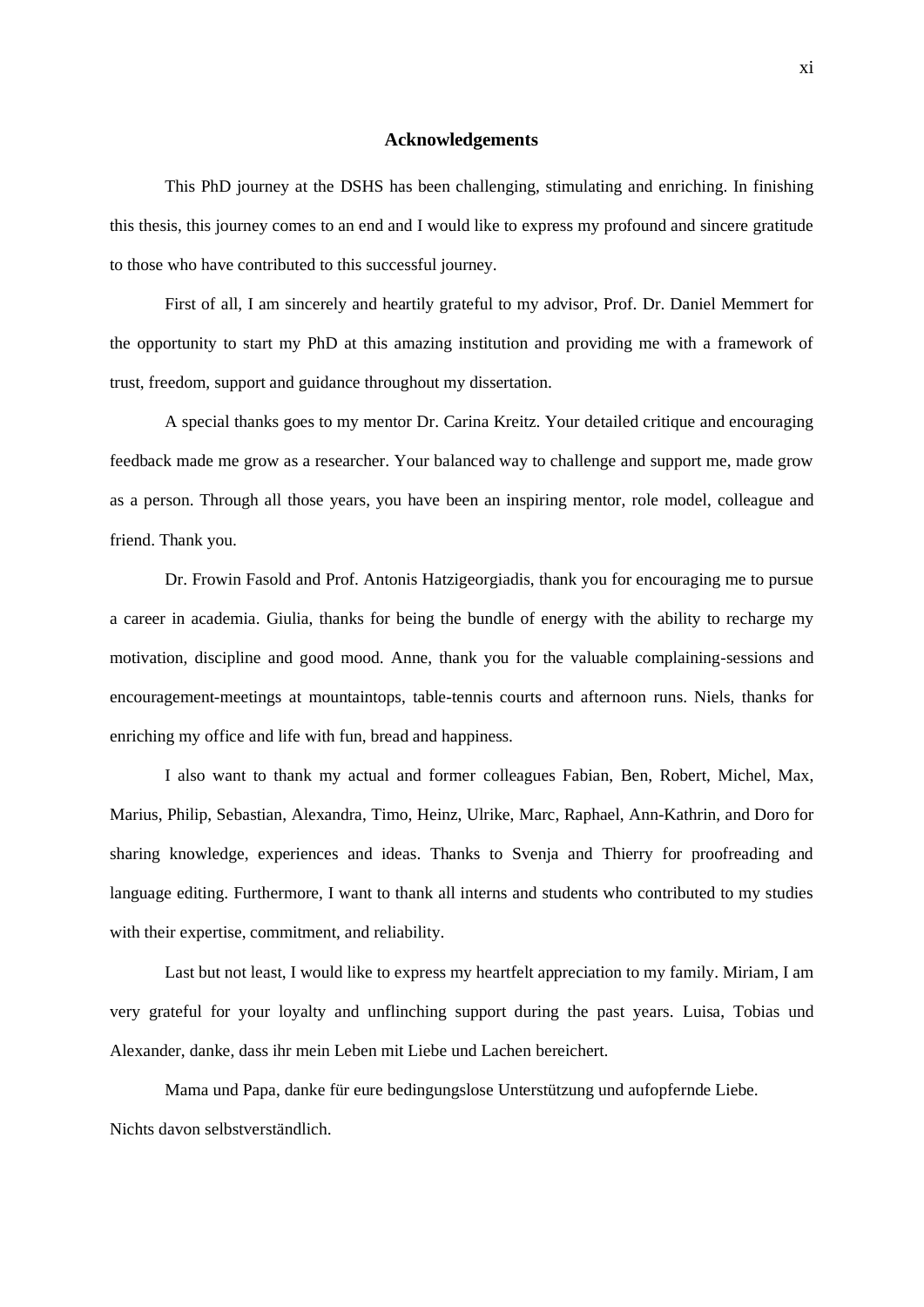# Acknowledgements

This PhD journey at the DSHS has been challenging, stimulating and enriching. In finishing this thesis, this journey comes to an end and I would like to express my profound and sincere gratitude to those who have contributed to this successful journey.

First of all, I am sincerely and heartily grateful to my advisor, Prof. Dr. Daniel Memmert for the opportunity to start my PhD at this amazing institution and providing me with a framework of trust, freedom, support and guidance throughout my dissertation.

A special thanks goes to my mentor Dr. Carina Kreitz. Your detailed critique and encouraging feedback made me grow as a researcher. Your balanced way to challenge and support me, made grow as a person. Through all those years, you have been an inspiring mentor, role model, colleague and friend. Thank you.

Dr. Frowin Fasold and Prof. Antonis Hatzigeorgiadis, thank you for encouraging me to pursue a career in academia. Giulia, thanks for being the bundle of energy with the ability to recharge my motivation, discipline and good mood. Anne, thank you for the valuable complaining-sessions and encouragement-meetings at mountaintops, table-tennis courts and afternoon runs. Niels, thanks for enriching my office and life with fun, bread and happiness.

I also want to thank my actual and former colleagues Fabian, Ben, Robert, Michel, Max, Marius, Philip, Sebastian, Alexandra, Timo, Heinz, Ulrike, Marc, Raphael, Ann-Kathrin, and Doro for sharing knowledge, experiences and ideas. Thanks to Svenja and Thierry for proofreading and language editing. Furthermore, I want to thank all interns and students who contributed to my studies with their expertise, commitment, and reliability.

Last but not least, I would like to express my heartfelt appreciation to my family. Miriam, I am very grateful for your loyalty and unflinching support during the past years. Luisa, Tobias und Alexander, danke, dass ihr mein Leben mit Liebe und Lachen bereichert.

Mama und Papa, danke für eure bedingungslose Unterstützung und aufopfernde Liebe. Nichts davon selbstverständlich.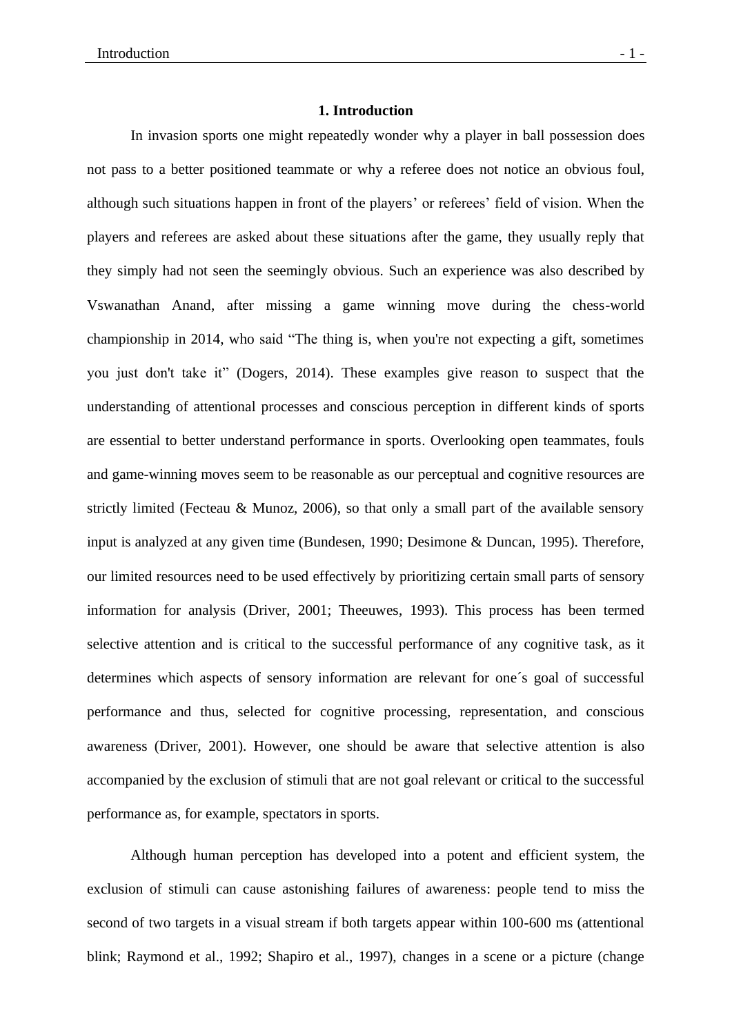# 1. Introduction

In invasion sports one might repeatedly wonder why a player in ball possession does not pass to a better positioned teammate or why a referee does not notice an obvious foul, although such situations happen in front of the players' or referees' field of vision. When the players and referees are asked about these situations after the game, they usually reply that they simply had not seen the seemingly obvious. Such an experience was also described by Vswanathan Anand, after missing a game winning move during the chess-world championship in 2014, who said "The thing is, when you're not expecting a gift, sometimes you just don't take it" (Dogers, 2014). These examples give reason to suspect that the understanding of attentional processes and conscious perception in different kinds of sports are essential to better understand performance in sports. Overlooking open teammates, fouls and game-winning moves seem to be reasonable as our perceptual and cognitive resources are strictly limited (Fecteau & Munoz, 2006), so that only a small part of the available sensory input is analyzed at any given time (Bundesen, 1990; Desimone & Duncan, 1995). Therefore, our limited resources need to be used effectively by prioritizing certain small parts of sensory information for analysis (Driver, 2001; Theeuwes, 1993). This process has been termed selective attention and is critical to the successful performance of any cognitive task, as it determines which aspects of sensory information are relevant for one´s goal of successful performance and thus, selected for cognitive processing, representation, and conscious awareness (Driver, 2001). However, one should be aware that selective attention is also accompanied by the exclusion of stimuli that are not goal relevant or critical to the successful performance as, for example, spectators in sports.

Although human perception has developed into a potent and efficient system, the exclusion of stimuli can cause astonishing failures of awareness: people tend to miss the second of two targets in a visual stream if both targets appear within 100-600 ms (attentional blink; Raymond et al., 1992; Shapiro et al., 1997), changes in a scene or a picture (change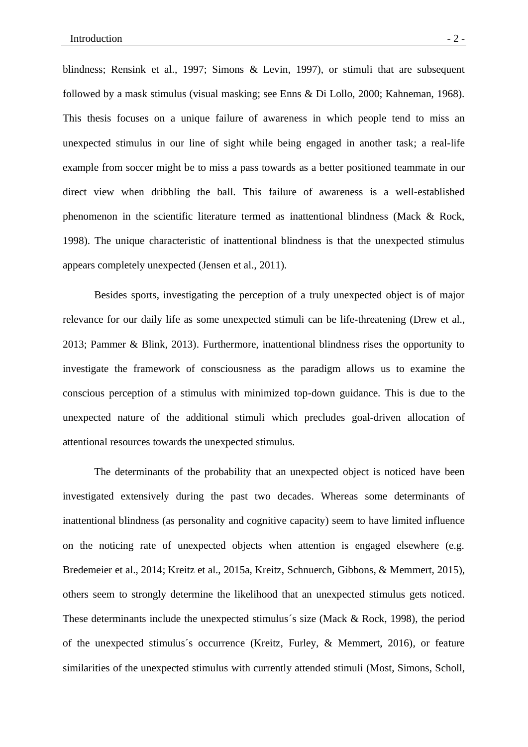blindness; Rensink et al., 1997; Simons & Levin, 1997), or stimuli that are subsequent followed by a mask stimulus (visual masking; see Enns & Di Lollo, 2000; Kahneman, 1968). This thesis focuses on a unique failure of awareness in which people tend to miss an unexpected stimulus in our line of sight while being engaged in another task; a real-life example from soccer might be to miss a pass towards as a better positioned teammate in our direct view when dribbling the ball. This failure of awareness is a well-established phenomenon in the scientific literature termed as inattentional blindness (Mack & Rock, 1998). The unique characteristic of inattentional blindness is that the unexpected stimulus appears completely unexpected (Jensen et al., 2011).

Besides sports, investigating the perception of a truly unexpected object is of major relevance for our daily life as some unexpected stimuli can be life-threatening (Drew et al., 2013; Pammer & Blink, 2013). Furthermore, inattentional blindness rises the opportunity to investigate the framework of consciousness as the paradigm allows us to examine the conscious perception of a stimulus with minimized top-down guidance. This is due to the unexpected nature of the additional stimuli which precludes goal-driven allocation of attentional resources towards the unexpected stimulus.

The determinants of the probability that an unexpected object is noticed have been investigated extensively during the past two decades. Whereas some determinants of inattentional blindness (as personality and cognitive capacity) seem to have limited influence on the noticing rate of unexpected objects when attention is engaged elsewhere (e.g. Bredemeier et al., 2014; Kreitz et al., 2015a, Kreitz, Schnuerch, Gibbons, & Memmert, 2015), others seem to strongly determine the likelihood that an unexpected stimulus gets noticed. These determinants include the unexpected stimulus´s size (Mack & Rock, 1998), the period of the unexpected stimulus´s occurrence (Kreitz, Furley, & Memmert, 2016), or feature similarities of the unexpected stimulus with currently attended stimuli (Most, Simons, Scholl,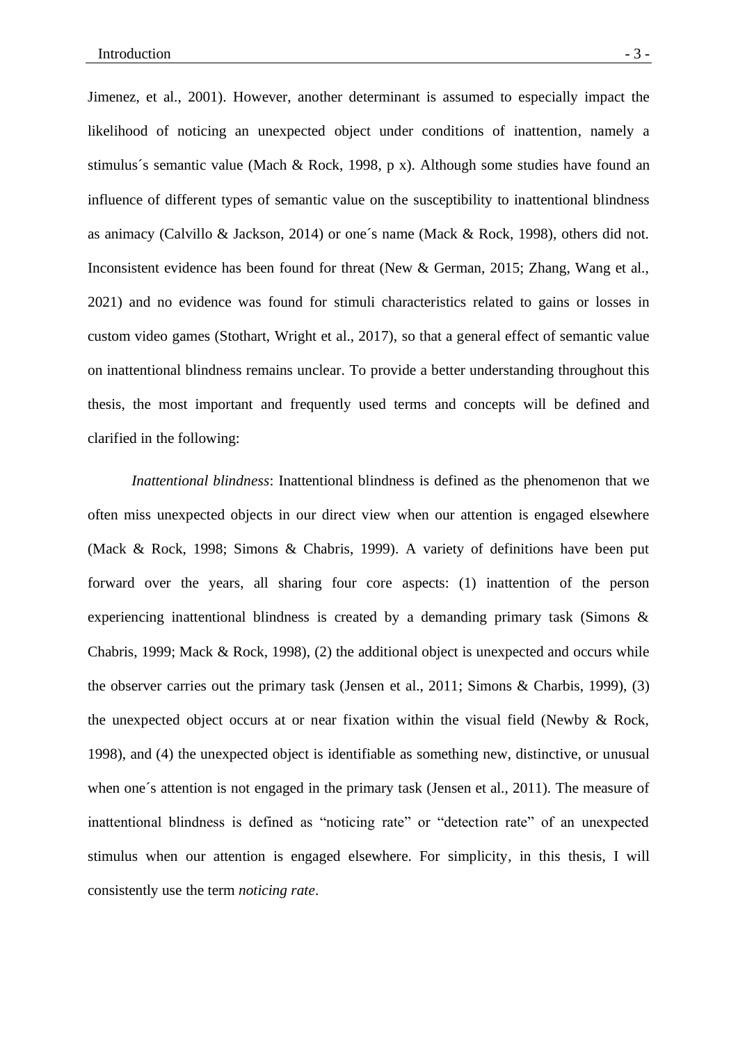Jimenez, et al., 2001). However, another determinant is assumed to especially impact the likelihood of noticing an unexpected object under conditions of inattention, namely a stimulus´s semantic value (Mach & Rock, 1998, p x). Although some studies have found an influence of different types of semantic value on the susceptibility to inattentional blindness as animacy (Calvillo & Jackson, 2014) or one´s name (Mack & Rock, 1998), others did not. Inconsistent evidence has been found for threat (New & German, 2015; Zhang, Wang et al., 2021) and no evidence was found for stimuli characteristics related to gains or losses in custom video games (Stothart, Wright et al., 2017), so that a general effect of semantic value on inattentional blindness remains unclear. To provide a better understanding throughout this thesis, the most important and frequently used terms and concepts will be defined and clarified in the following:

*Inattentional blindness*: Inattentional blindness is defined as the phenomenon that we often miss unexpected objects in our direct view when our attention is engaged elsewhere (Mack & Rock, 1998; Simons & Chabris, 1999). A variety of definitions have been put forward over the years, all sharing four core aspects: (1) inattention of the person experiencing inattentional blindness is created by a demanding primary task (Simons & Chabris, 1999; Mack & Rock, 1998), (2) the additional object is unexpected and occurs while the observer carries out the primary task (Jensen et al., 2011; Simons & Charbis, 1999), (3) the unexpected object occurs at or near fixation within the visual field (Newby & Rock, 1998), and (4) the unexpected object is identifiable as something new, distinctive, or unusual when one´s attention is not engaged in the primary task (Jensen et al., 2011). The measure of inattentional blindness is defined as "noticing rate" or "detection rate" of an unexpected stimulus when our attention is engaged elsewhere. For simplicity, in this thesis, I will consistently use the term *noticing rate*.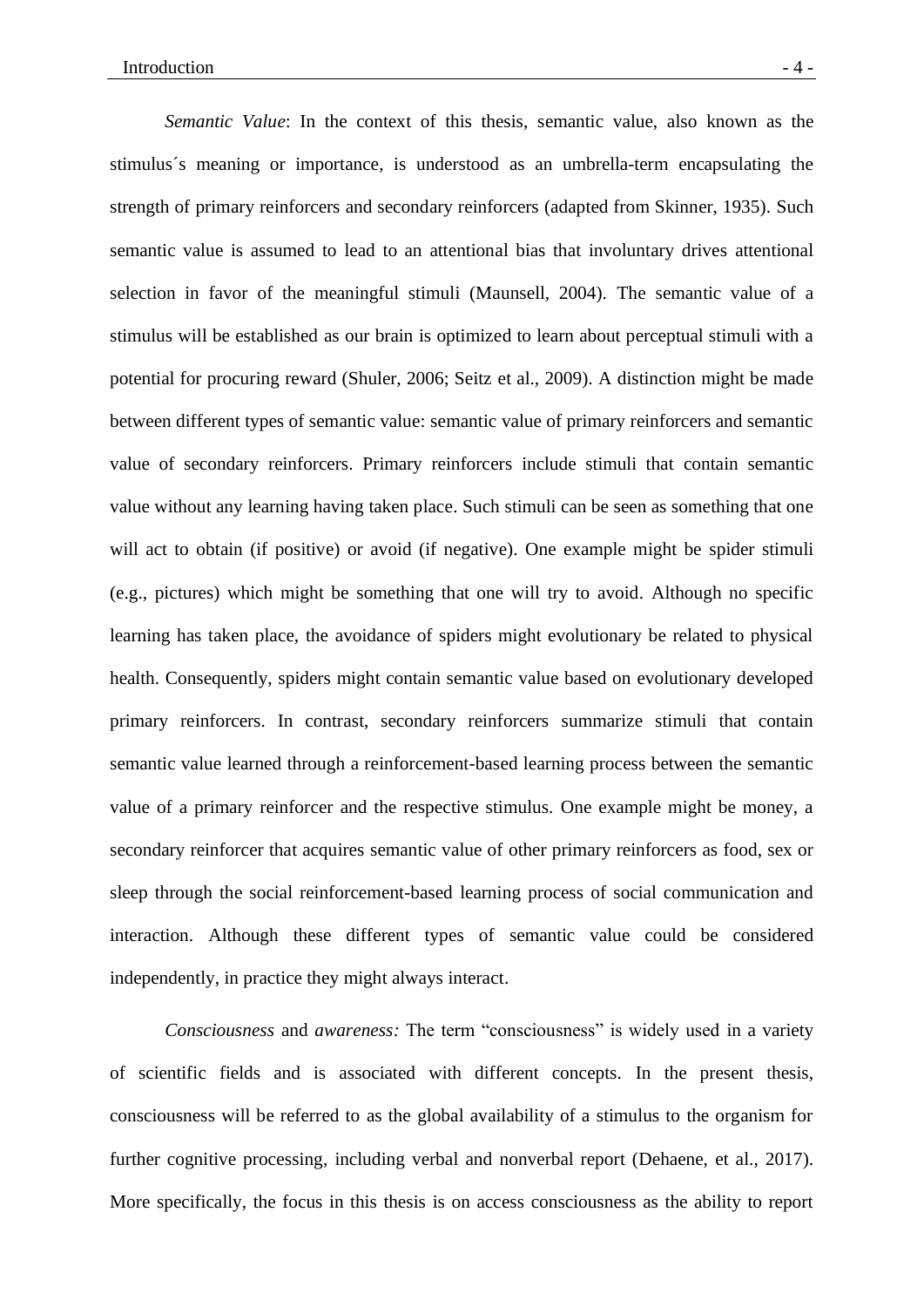*Semantic Value*: In the context of this thesis, semantic value, also known as the stimulus´s meaning or importance, is understood as an umbrella-term encapsulating the strength of primary reinforcers and secondary reinforcers (adapted from Skinner, 1935). Such semantic value is assumed to lead to an attentional bias that involuntary drives attentional selection in favor of the meaningful stimuli (Maunsell, 2004). The semantic value of a stimulus will be established as our brain is optimized to learn about perceptual stimuli with a potential for procuring reward (Shuler, 2006; Seitz et al., 2009). A distinction might be made between different types of semantic value: semantic value of primary reinforcers and semantic value of secondary reinforcers. Primary reinforcers include stimuli that contain semantic value without any learning having taken place. Such stimuli can be seen as something that one will act to obtain (if positive) or avoid (if negative). One example might be spider stimuli (e.g., pictures) which might be something that one will try to avoid. Although no specific learning has taken place, the avoidance of spiders might evolutionary be related to physical health. Consequently, spiders might contain semantic value based on evolutionary developed primary reinforcers. In contrast, secondary reinforcers summarize stimuli that contain semantic value learned through a reinforcement-based learning process between the semantic value of a primary reinforcer and the respective stimulus. One example might be money, a secondary reinforcer that acquires semantic value of other primary reinforcers as food, sex or sleep through the social reinforcement-based learning process of social communication and interaction. Although these different types of semantic value could be considered independently, in practice they might always interact.

*Consciousness* and *awareness:* The term "consciousness" is widely used in a variety of scientific fields and is associated with different concepts. In the present thesis, consciousness will be referred to as the global availability of a stimulus to the organism for further cognitive processing, including verbal and nonverbal report (Dehaene, et al., 2017). More specifically, the focus in this thesis is on access consciousness as the ability to report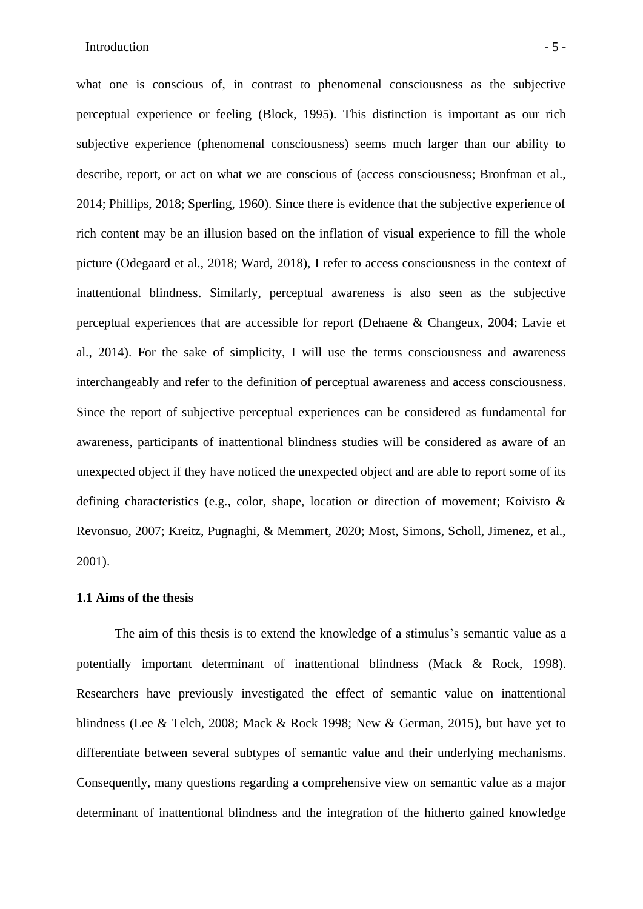what one is conscious of, in contrast to phenomenal consciousness as the subjective perceptual experience or feeling (Block, 1995). This distinction is important as our rich subjective experience (phenomenal consciousness) seems much larger than our ability to describe, report, or act on what we are conscious of (access consciousness; Bronfman et al., 2014; Phillips, 2018; Sperling, 1960). Since there is evidence that the subjective experience of rich content may be an illusion based on the inflation of visual experience to fill the whole picture (Odegaard et al., 2018; Ward, 2018), I refer to access consciousness in the context of inattentional blindness. Similarly, perceptual awareness is also seen as the subjective perceptual experiences that are accessible for report (Dehaene & Changeux, 2004; Lavie et al., 2014). For the sake of simplicity, I will use the terms consciousness and awareness interchangeably and refer to the definition of perceptual awareness and access consciousness. Since the report of subjective perceptual experiences can be considered as fundamental for awareness, participants of inattentional blindness studies will be considered as aware of an unexpected object if they have noticed the unexpected object and are able to report some of its defining characteristics (e.g., color, shape, location or direction of movement; Koivisto & Revonsuo, 2007; Kreitz, Pugnaghi, & Memmert, 2020; Most, Simons, Scholl, Jimenez, et al., 2001).

## 1.1 Aims of the thesis

The aim of this thesis is to extend the knowledge of a stimulus's semantic value as a potentially important determinant of inattentional blindness (Mack & Rock, 1998). Researchers have previously investigated the effect of semantic value on inattentional blindness (Lee & Telch, 2008; Mack & Rock 1998; New & German, 2015), but have yet to differentiate between several subtypes of semantic value and their underlying mechanisms. Consequently, many questions regarding a comprehensive view on semantic value as a major determinant of inattentional blindness and the integration of the hitherto gained knowledge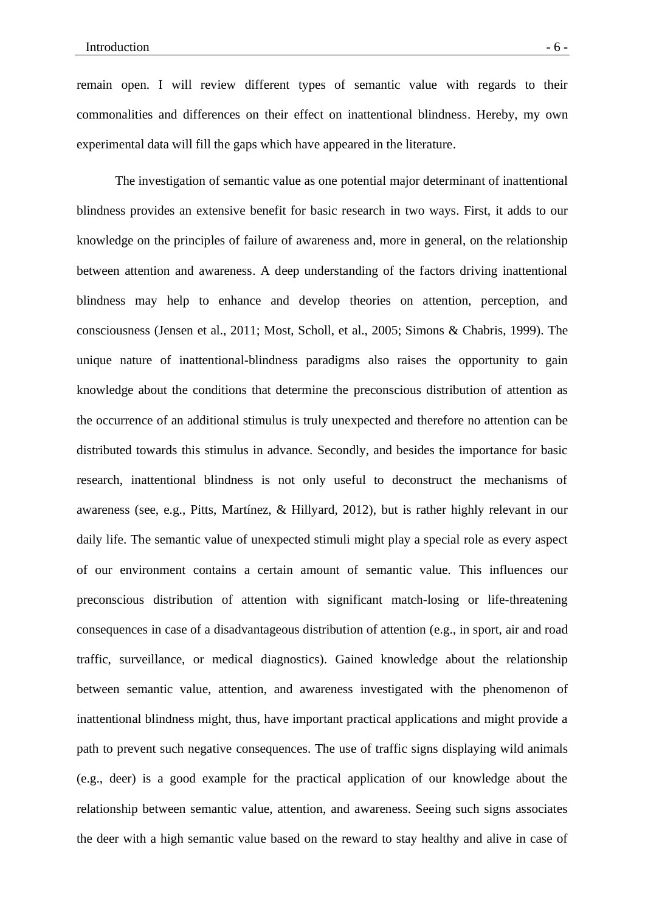remain open. I will review different types of semantic value with regards to their commonalities and differences on their effect on inattentional blindness. Hereby, my own experimental data will fill the gaps which have appeared in the literature.

The investigation of semantic value as one potential major determinant of inattentional blindness provides an extensive benefit for basic research in two ways. First, it adds to our knowledge on the principles of failure of awareness and, more in general, on the relationship between attention and awareness. A deep understanding of the factors driving inattentional blindness may help to enhance and develop theories on attention, perception, and consciousness (Jensen et al., 2011; Most, Scholl, et al., 2005; Simons & Chabris, 1999). The unique nature of inattentional-blindness paradigms also raises the opportunity to gain knowledge about the conditions that determine the preconscious distribution of attention as the occurrence of an additional stimulus is truly unexpected and therefore no attention can be distributed towards this stimulus in advance. Secondly, and besides the importance for basic research, inattentional blindness is not only useful to deconstruct the mechanisms of awareness (see, e.g., Pitts, Martínez, & Hillyard, 2012), but is rather highly relevant in our daily life. The semantic value of unexpected stimuli might play a special role as every aspect of our environment contains a certain amount of semantic value. This influences our preconscious distribution of attention with significant match-losing or life-threatening consequences in case of a disadvantageous distribution of attention (e.g., in sport, air and road traffic, surveillance, or medical diagnostics). Gained knowledge about the relationship between semantic value, attention, and awareness investigated with the phenomenon of inattentional blindness might, thus, have important practical applications and might provide a path to prevent such negative consequences. The use of traffic signs displaying wild animals (e.g., deer) is a good example for the practical application of our knowledge about the relationship between semantic value, attention, and awareness. Seeing such signs associates the deer with a high semantic value based on the reward to stay healthy and alive in case of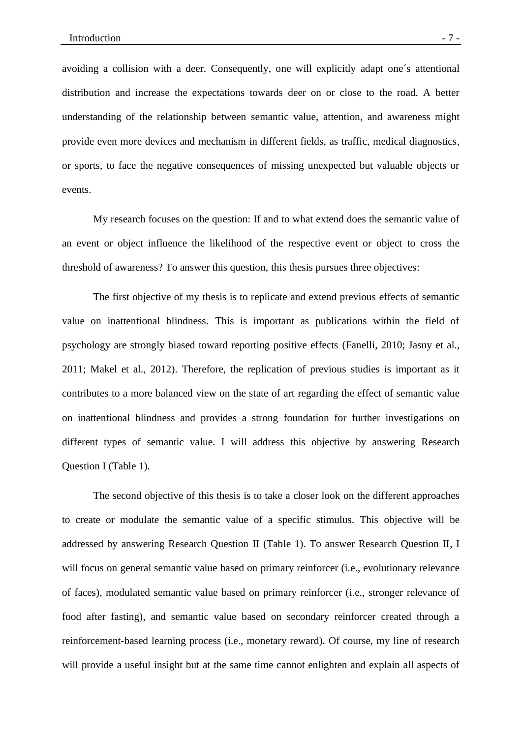avoiding a collision with a deer. Consequently, one will explicitly adapt one´s attentional distribution and increase the expectations towards deer on or close to the road. A better understanding of the relationship between semantic value, attention, and awareness might provide even more devices and mechanism in different fields, as traffic, medical diagnostics, or sports, to face the negative consequences of missing unexpected but valuable objects or events.

My research focuses on the question: If and to what extend does the semantic value of an event or object influence the likelihood of the respective event or object to cross the threshold of awareness? To answer this question, this thesis pursues three objectives:

The first objective of my thesis is to replicate and extend previous effects of semantic value on inattentional blindness. This is important as publications within the field of psychology are strongly biased toward reporting positive effects (Fanelli, 2010; Jasny et al., 2011; Makel et al., 2012). Therefore, the replication of previous studies is important as it contributes to a more balanced view on the state of art regarding the effect of semantic value on inattentional blindness and provides a strong foundation for further investigations on different types of semantic value. I will address this objective by answering Research Question I (Table 1).

The second objective of this thesis is to take a closer look on the different approaches to create or modulate the semantic value of a specific stimulus. This objective will be addressed by answering Research Question II (Table 1). To answer Research Question II, I will focus on general semantic value based on primary reinforcer (i.e., evolutionary relevance of faces), modulated semantic value based on primary reinforcer (i.e., stronger relevance of food after fasting), and semantic value based on secondary reinforcer created through a reinforcement-based learning process (i.e., monetary reward). Of course, my line of research will provide a useful insight but at the same time cannot enlighten and explain all aspects of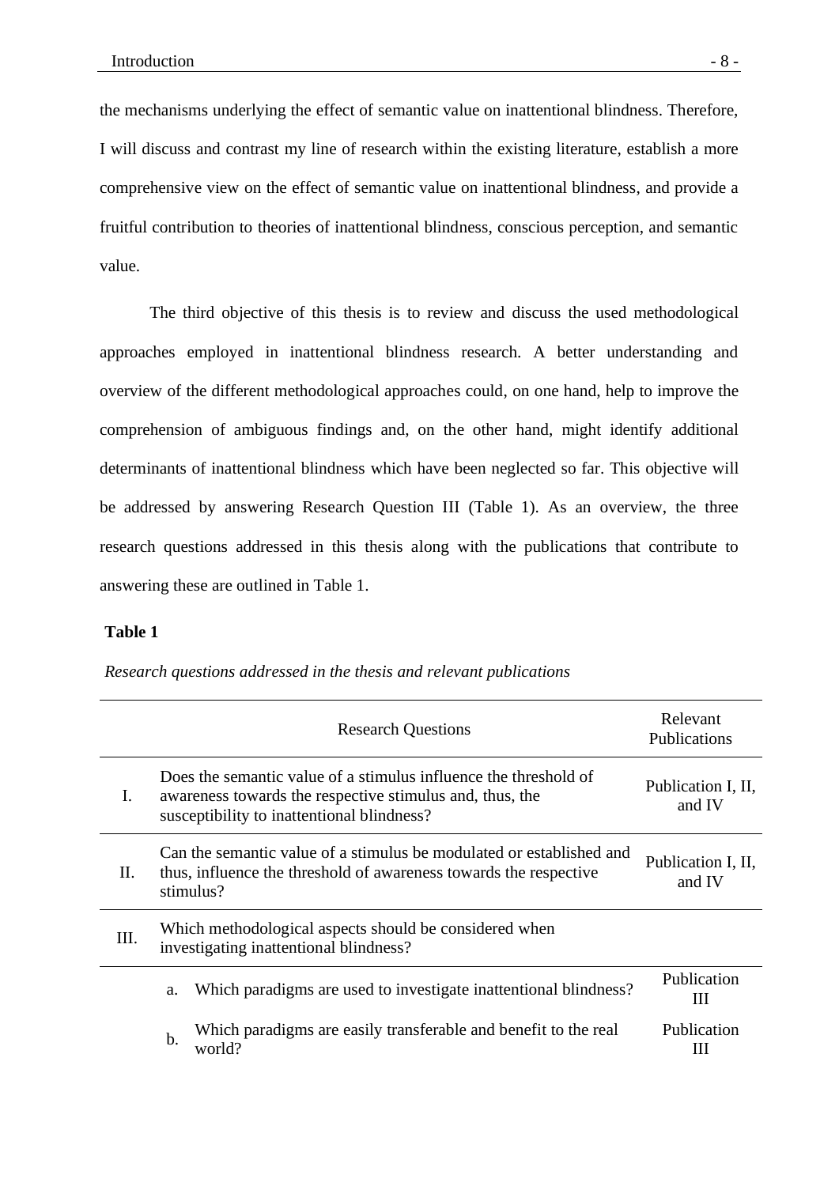the mechanisms underlying the effect of semantic value on inattentional blindness. Therefore, I will discuss and contrast my line of research within the existing literature, establish a more comprehensive view on the effect of semantic value on inattentional blindness, and provide a fruitful contribution to theories of inattentional blindness, conscious perception, and semantic value.

The third objective of this thesis is to review and discuss the used methodological approaches employed in inattentional blindness research. A better understanding and overview of the different methodological approaches could, on one hand, help to improve the comprehension of ambiguous findings and, on the other hand, might identify additional determinants of inattentional blindness which have been neglected so far. This objective will be addressed by answering Research Question III (Table 1). As an overview, the three research questions addressed in this thesis along with the publications that contribute to answering these are outlined in Table 1.

**Table 1**

*Research questions addressed in the thesis and relevant publications*

| | Research Questions | Relevant Publications |
|---|---|---|
| I. | Does the semantic value of a stimulus influence the threshold of awareness towards the respective stimulus and, thus, the susceptibility to inattentional blindness? | Publication I, II, and IV |
| II. | Can the semantic value of a stimulus be modulated or established and thus, influence the threshold of awareness towards the respective stimulus? | Publication I, II, and IV |
| III. | Which methodological aspects should be considered when investigating inattentional blindness? | |
| | a. Which paradigms are used to investigate inattentional blindness? | Publication III |
| | b. Which paradigms are easily transferable and benefit to the real world? | Publication III |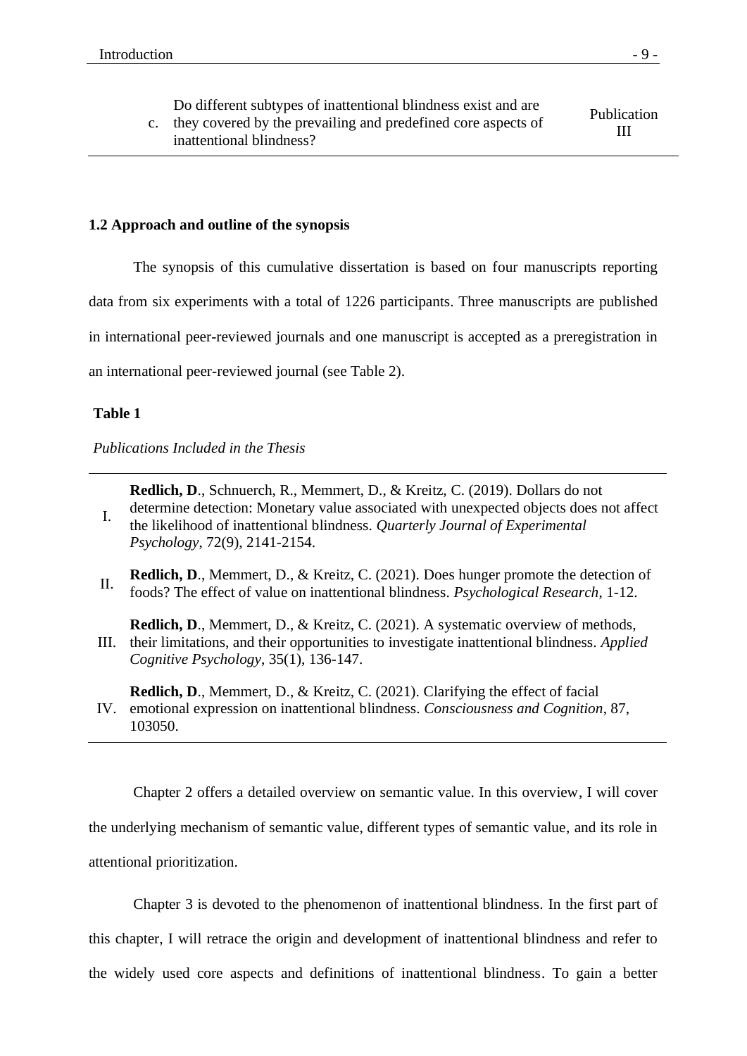| | | |
|---|---|---|
| c. | Do different subtypes of inattentional blindness exist and are they covered by the prevailing and predefined core aspects of inattentional blindness? | Publication III |

### 1.2 Approach and outline of the synopsis

The synopsis of this cumulative dissertation is based on four manuscripts reporting data from six experiments with a total of 1226 participants. Three manuscripts are published in international peer-reviewed journals and one manuscript is accepted as a preregistration in an international peer-reviewed journal (see Table 2).

**Table 1**

*Publications Included in the Thesis*

| | |
|---|---|
| I. | **Redlich, D**., Schnuerch, R., Memmert, D., & Kreitz, C. (2019). Dollars do not determine detection: Monetary value associated with unexpected objects does not affect the likelihood of inattentional blindness. *Quarterly Journal of Experimental Psychology*, 72(9), 2141-2154. |
| II. | **Redlich, D**., Memmert, D., & Kreitz, C. (2021). Does hunger promote the detection of foods? The effect of value on inattentional blindness. *Psychological Research*, 1-12. |
| III. | **Redlich, D**., Memmert, D., & Kreitz, C. (2021). A systematic overview of methods, their limitations, and their opportunities to investigate inattentional blindness. *Applied Cognitive Psychology*, 35(1), 136-147. |
| IV. | **Redlich, D**., Memmert, D., & Kreitz, C. (2021). Clarifying the effect of facial emotional expression on inattentional blindness. *Consciousness and Cognition*, 87, 103050. |

Chapter 2 offers a detailed overview on semantic value. In this overview, I will cover the underlying mechanism of semantic value, different types of semantic value, and its role in attentional prioritization.

Chapter 3 is devoted to the phenomenon of inattentional blindness. In the first part of this chapter, I will retrace the origin and development of inattentional blindness and refer to the widely used core aspects and definitions of inattentional blindness. To gain a better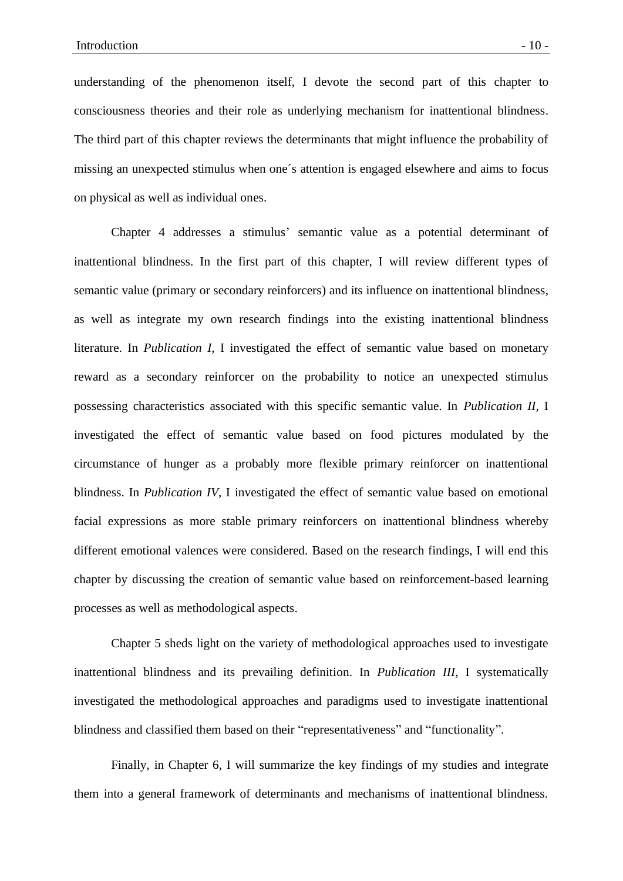understanding of the phenomenon itself, I devote the second part of this chapter to consciousness theories and their role as underlying mechanism for inattentional blindness. The third part of this chapter reviews the determinants that might influence the probability of missing an unexpected stimulus when one´s attention is engaged elsewhere and aims to focus on physical as well as individual ones.

Chapter 4 addresses a stimulus' semantic value as a potential determinant of inattentional blindness. In the first part of this chapter, I will review different types of semantic value (primary or secondary reinforcers) and its influence on inattentional blindness, as well as integrate my own research findings into the existing inattentional blindness literature. In *Publication I*, I investigated the effect of semantic value based on monetary reward as a secondary reinforcer on the probability to notice an unexpected stimulus possessing characteristics associated with this specific semantic value. In *Publication II*, I investigated the effect of semantic value based on food pictures modulated by the circumstance of hunger as a probably more flexible primary reinforcer on inattentional blindness. In *Publication IV*, I investigated the effect of semantic value based on emotional facial expressions as more stable primary reinforcers on inattentional blindness whereby different emotional valences were considered. Based on the research findings, I will end this chapter by discussing the creation of semantic value based on reinforcement-based learning processes as well as methodological aspects.

Chapter 5 sheds light on the variety of methodological approaches used to investigate inattentional blindness and its prevailing definition. In *Publication III*, I systematically investigated the methodological approaches and paradigms used to investigate inattentional blindness and classified them based on their "representativeness" and "functionality".

Finally, in Chapter 6, I will summarize the key findings of my studies and integrate them into a general framework of determinants and mechanisms of inattentional blindness.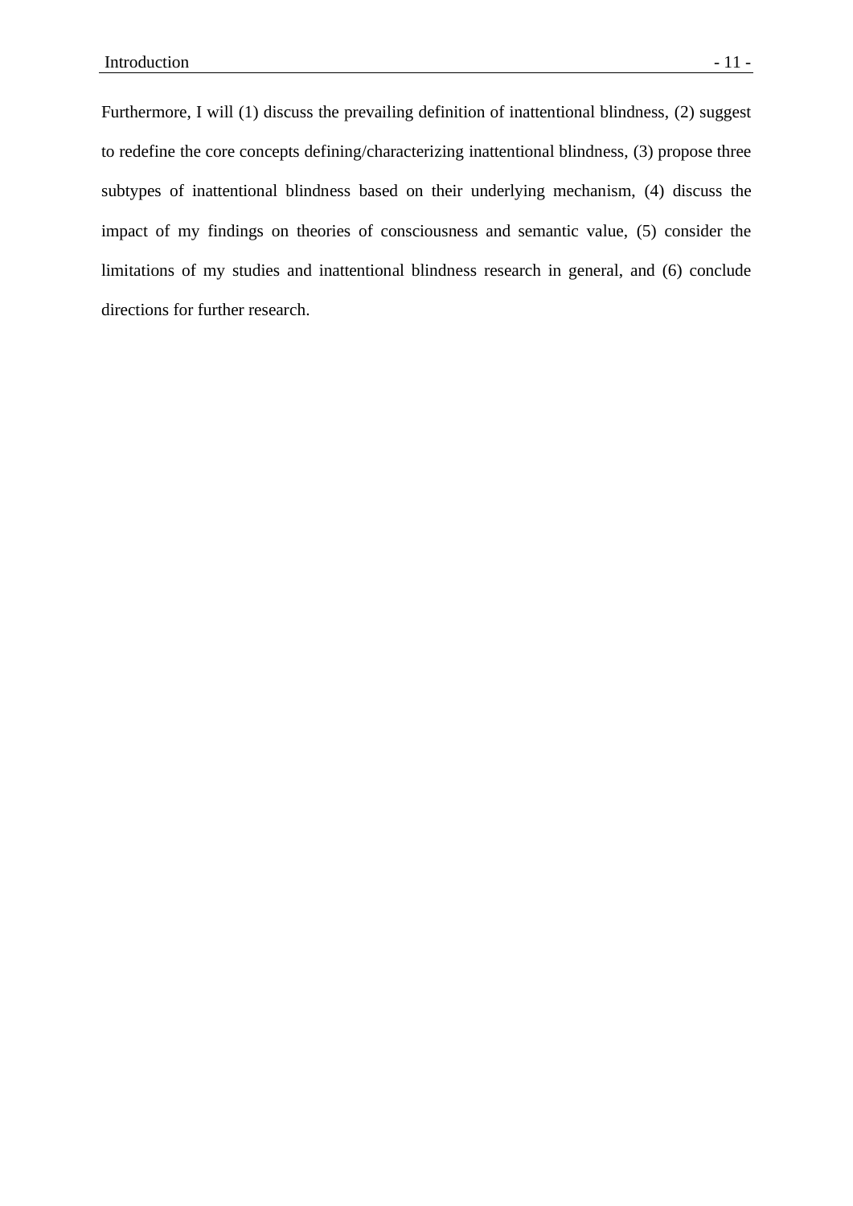Furthermore, I will (1) discuss the prevailing definition of inattentional blindness, (2) suggest to redefine the core concepts defining/characterizing inattentional blindness, (3) propose three subtypes of inattentional blindness based on their underlying mechanism, (4) discuss the impact of my findings on theories of consciousness and semantic value, (5) consider the limitations of my studies and inattentional blindness research in general, and (6) conclude directions for further research.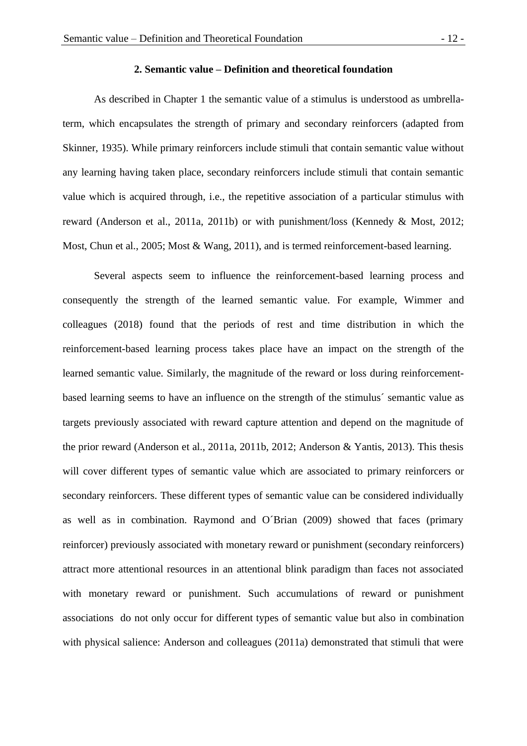## 2. Semantic value – Definition and theoretical foundation

As described in Chapter 1 the semantic value of a stimulus is understood as umbrella-term, which encapsulates the strength of primary and secondary reinforcers (adapted from Skinner, 1935). While primary reinforcers include stimuli that contain semantic value without any learning having taken place, secondary reinforcers include stimuli that contain semantic value which is acquired through, i.e., the repetitive association of a particular stimulus with reward (Anderson et al., 2011a, 2011b) or with punishment/loss (Kennedy & Most, 2012; Most, Chun et al., 2005; Most & Wang, 2011), and is termed reinforcement-based learning.

Several aspects seem to influence the reinforcement-based learning process and consequently the strength of the learned semantic value. For example, Wimmer and colleagues (2018) found that the periods of rest and time distribution in which the reinforcement-based learning process takes place have an impact on the strength of the learned semantic value. Similarly, the magnitude of the reward or loss during reinforcement-based learning seems to have an influence on the strength of the stimulus´ semantic value as targets previously associated with reward capture attention and depend on the magnitude of the prior reward (Anderson et al., 2011a, 2011b, 2012; Anderson & Yantis, 2013). This thesis will cover different types of semantic value which are associated to primary reinforcers or secondary reinforcers. These different types of semantic value can be considered individually as well as in combination. Raymond and O´Brian (2009) showed that faces (primary reinforcer) previously associated with monetary reward or punishment (secondary reinforcers) attract more attentional resources in an attentional blink paradigm than faces not associated with monetary reward or punishment. Such accumulations of reward or punishment associations do not only occur for different types of semantic value but also in combination with physical salience: Anderson and colleagues (2011a) demonstrated that stimuli that were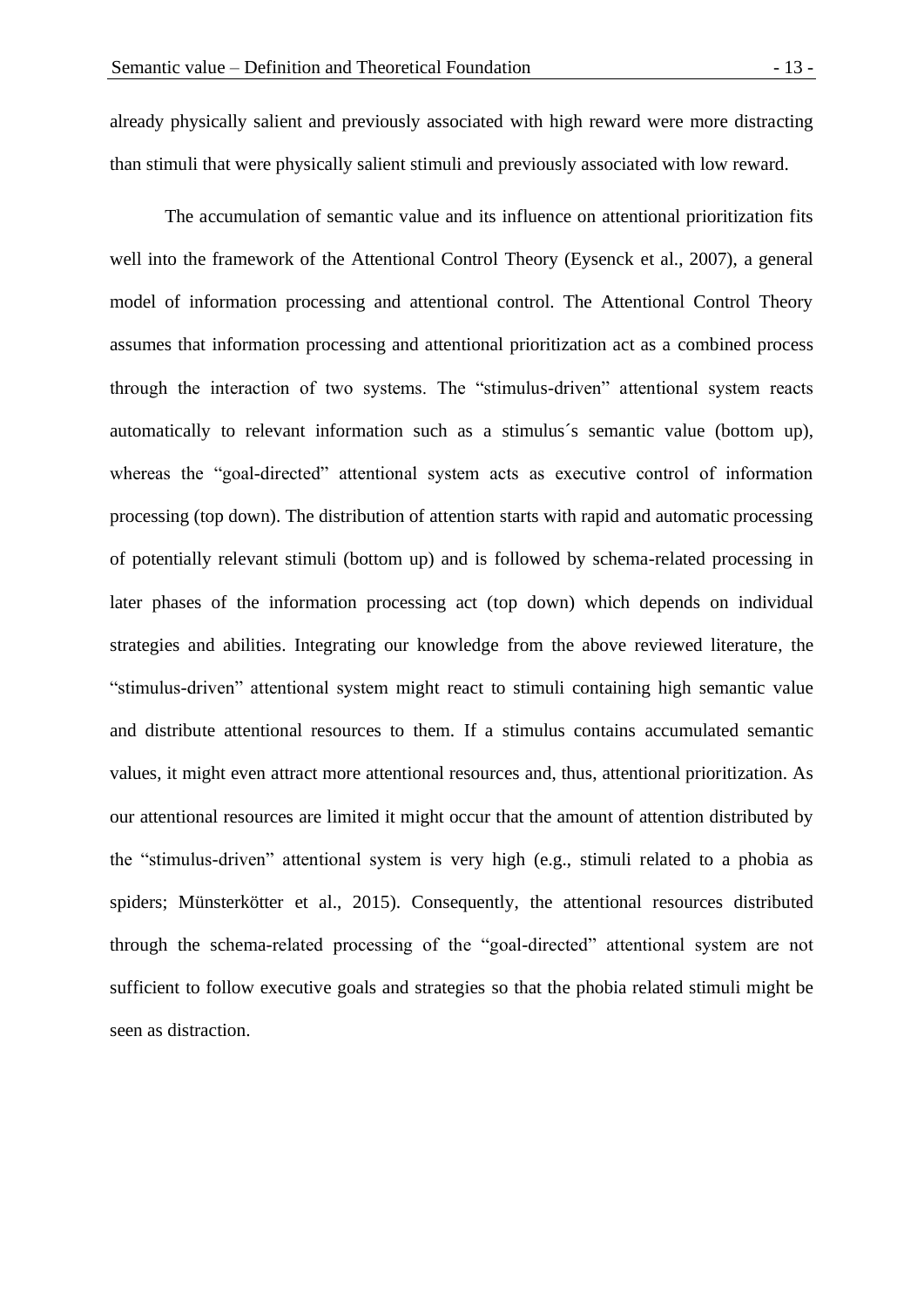already physically salient and previously associated with high reward were more distracting than stimuli that were physically salient stimuli and previously associated with low reward.

The accumulation of semantic value and its influence on attentional prioritization fits well into the framework of the Attentional Control Theory (Eysenck et al., 2007), a general model of information processing and attentional control. The Attentional Control Theory assumes that information processing and attentional prioritization act as a combined process through the interaction of two systems. The "stimulus-driven" attentional system reacts automatically to relevant information such as a stimulus´s semantic value (bottom up), whereas the "goal-directed" attentional system acts as executive control of information processing (top down). The distribution of attention starts with rapid and automatic processing of potentially relevant stimuli (bottom up) and is followed by schema-related processing in later phases of the information processing act (top down) which depends on individual strategies and abilities. Integrating our knowledge from the above reviewed literature, the "stimulus-driven" attentional system might react to stimuli containing high semantic value and distribute attentional resources to them. If a stimulus contains accumulated semantic values, it might even attract more attentional resources and, thus, attentional prioritization. As our attentional resources are limited it might occur that the amount of attention distributed by the "stimulus-driven" attentional system is very high (e.g., stimuli related to a phobia as spiders; Münsterkötter et al., 2015). Consequently, the attentional resources distributed through the schema-related processing of the "goal-directed" attentional system are not sufficient to follow executive goals and strategies so that the phobia related stimuli might be seen as distraction.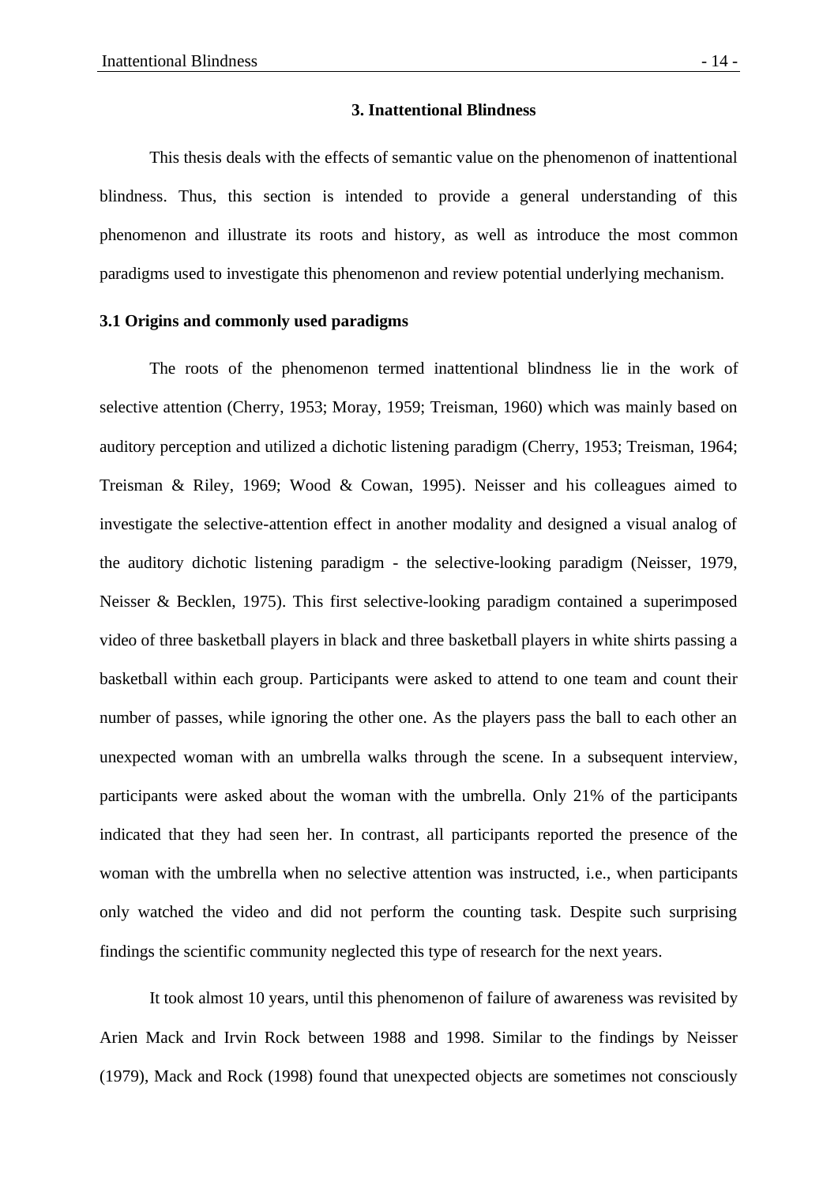## 3. Inattentional Blindness

This thesis deals with the effects of semantic value on the phenomenon of inattentional blindness. Thus, this section is intended to provide a general understanding of this phenomenon and illustrate its roots and history, as well as introduce the most common paradigms used to investigate this phenomenon and review potential underlying mechanism.

### 3.1 Origins and commonly used paradigms

The roots of the phenomenon termed inattentional blindness lie in the work of selective attention (Cherry, 1953; Moray, 1959; Treisman, 1960) which was mainly based on auditory perception and utilized a dichotic listening paradigm (Cherry, 1953; Treisman, 1964; Treisman & Riley, 1969; Wood & Cowan, 1995). Neisser and his colleagues aimed to investigate the selective-attention effect in another modality and designed a visual analog of the auditory dichotic listening paradigm - the selective-looking paradigm (Neisser, 1979, Neisser & Becklen, 1975). This first selective-looking paradigm contained a superimposed video of three basketball players in black and three basketball players in white shirts passing a basketball within each group. Participants were asked to attend to one team and count their number of passes, while ignoring the other one. As the players pass the ball to each other an unexpected woman with an umbrella walks through the scene. In a subsequent interview, participants were asked about the woman with the umbrella. Only 21% of the participants indicated that they had seen her. In contrast, all participants reported the presence of the woman with the umbrella when no selective attention was instructed, i.e., when participants only watched the video and did not perform the counting task. Despite such surprising findings the scientific community neglected this type of research for the next years.

It took almost 10 years, until this phenomenon of failure of awareness was revisited by Arien Mack and Irvin Rock between 1988 and 1998. Similar to the findings by Neisser (1979), Mack and Rock (1998) found that unexpected objects are sometimes not consciously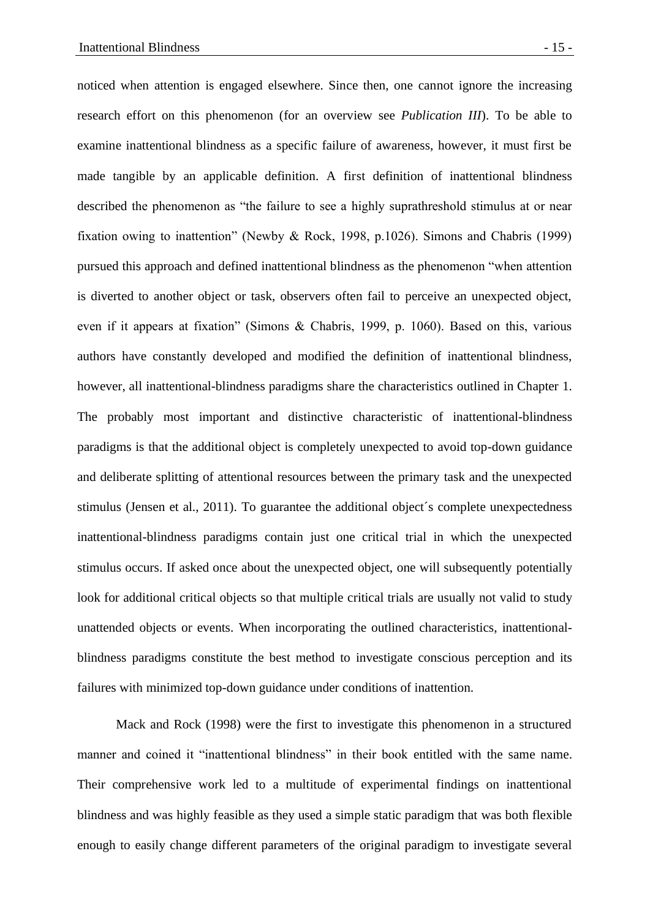noticed when attention is engaged elsewhere. Since then, one cannot ignore the increasing research effort on this phenomenon (for an overview see *Publication III*). To be able to examine inattentional blindness as a specific failure of awareness, however, it must first be made tangible by an applicable definition. A first definition of inattentional blindness described the phenomenon as "the failure to see a highly suprathreshold stimulus at or near fixation owing to inattention" (Newby & Rock, 1998, p.1026). Simons and Chabris (1999) pursued this approach and defined inattentional blindness as the phenomenon "when attention is diverted to another object or task, observers often fail to perceive an unexpected object, even if it appears at fixation" (Simons & Chabris, 1999, p. 1060). Based on this, various authors have constantly developed and modified the definition of inattentional blindness, however, all inattentional-blindness paradigms share the characteristics outlined in Chapter 1. The probably most important and distinctive characteristic of inattentional-blindness paradigms is that the additional object is completely unexpected to avoid top-down guidance and deliberate splitting of attentional resources between the primary task and the unexpected stimulus (Jensen et al., 2011). To guarantee the additional object´s complete unexpectedness inattentional-blindness paradigms contain just one critical trial in which the unexpected stimulus occurs. If asked once about the unexpected object, one will subsequently potentially look for additional critical objects so that multiple critical trials are usually not valid to study unattended objects or events. When incorporating the outlined characteristics, inattentional-blindness paradigms constitute the best method to investigate conscious perception and its failures with minimized top-down guidance under conditions of inattention.

Mack and Rock (1998) were the first to investigate this phenomenon in a structured manner and coined it "inattentional blindness" in their book entitled with the same name. Their comprehensive work led to a multitude of experimental findings on inattentional blindness and was highly feasible as they used a simple static paradigm that was both flexible enough to easily change different parameters of the original paradigm to investigate several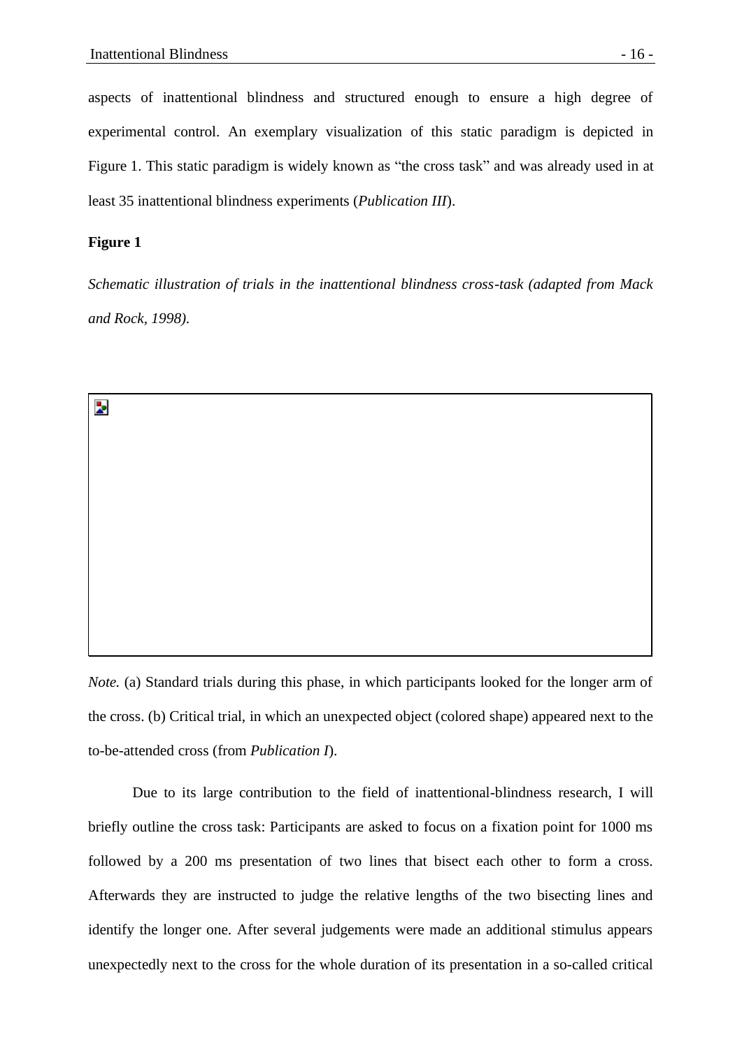aspects of inattentional blindness and structured enough to ensure a high degree of experimental control. An exemplary visualization of this static paradigm is depicted in Figure 1. This static paradigm is widely known as "the cross task" and was already used in at least 35 inattentional blindness experiments (*Publication III*).

**Figure 1**

*Schematic illustration of trials in the inattentional blindness cross-task (adapted from Mack and Rock, 1998).*

*Note.* (a) Standard trials during this phase, in which participants looked for the longer arm of the cross. (b) Critical trial, in which an unexpected object (colored shape) appeared next to the to-be-attended cross (from *Publication I*).

Due to its large contribution to the field of inattentional-blindness research, I will briefly outline the cross task: Participants are asked to focus on a fixation point for 1000 ms followed by a 200 ms presentation of two lines that bisect each other to form a cross. Afterwards they are instructed to judge the relative lengths of the two bisecting lines and identify the longer one. After several judgements were made an additional stimulus appears unexpectedly next to the cross for the whole duration of its presentation in a so-called critical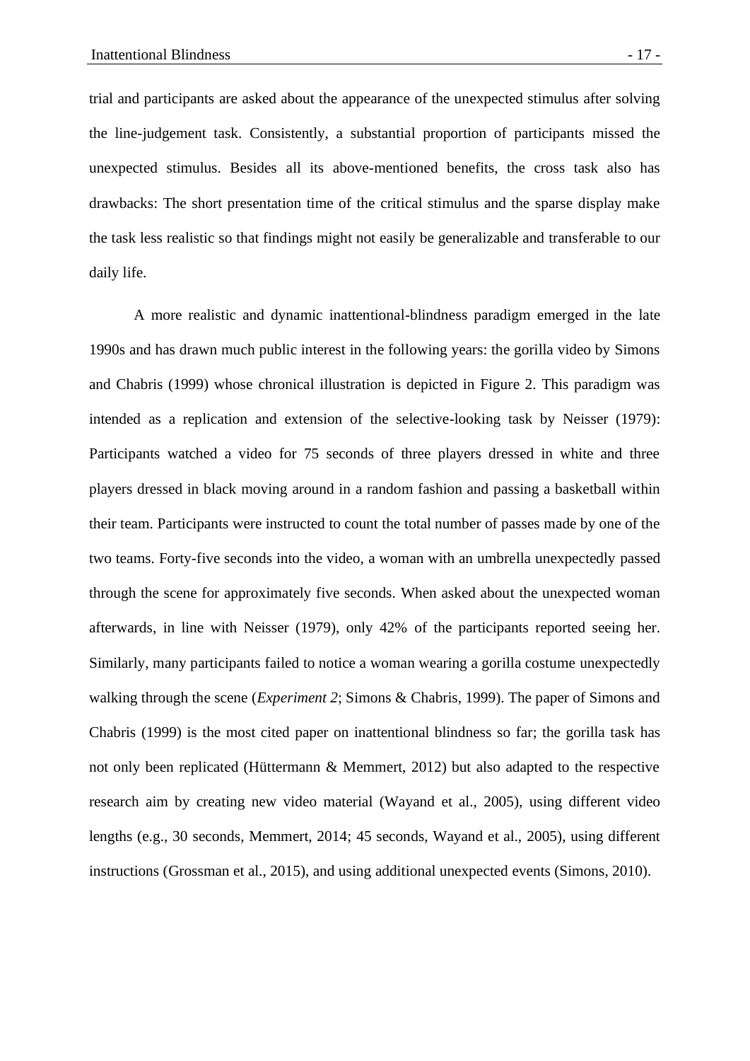trial and participants are asked about the appearance of the unexpected stimulus after solving the line-judgement task. Consistently, a substantial proportion of participants missed the unexpected stimulus. Besides all its above-mentioned benefits, the cross task also has drawbacks: The short presentation time of the critical stimulus and the sparse display make the task less realistic so that findings might not easily be generalizable and transferable to our daily life.

A more realistic and dynamic inattentional-blindness paradigm emerged in the late 1990s and has drawn much public interest in the following years: the gorilla video by Simons and Chabris (1999) whose chronical illustration is depicted in Figure 2. This paradigm was intended as a replication and extension of the selective-looking task by Neisser (1979): Participants watched a video for 75 seconds of three players dressed in white and three players dressed in black moving around in a random fashion and passing a basketball within their team. Participants were instructed to count the total number of passes made by one of the two teams. Forty-five seconds into the video, a woman with an umbrella unexpectedly passed through the scene for approximately five seconds. When asked about the unexpected woman afterwards, in line with Neisser (1979), only 42% of the participants reported seeing her. Similarly, many participants failed to notice a woman wearing a gorilla costume unexpectedly walking through the scene (*Experiment 2*; Simons & Chabris, 1999). The paper of Simons and Chabris (1999) is the most cited paper on inattentional blindness so far; the gorilla task has not only been replicated (Hüttermann & Memmert, 2012) but also adapted to the respective research aim by creating new video material (Wayand et al., 2005), using different video lengths (e.g., 30 seconds, Memmert, 2014; 45 seconds, Wayand et al., 2005), using different instructions (Grossman et al., 2015), and using additional unexpected events (Simons, 2010).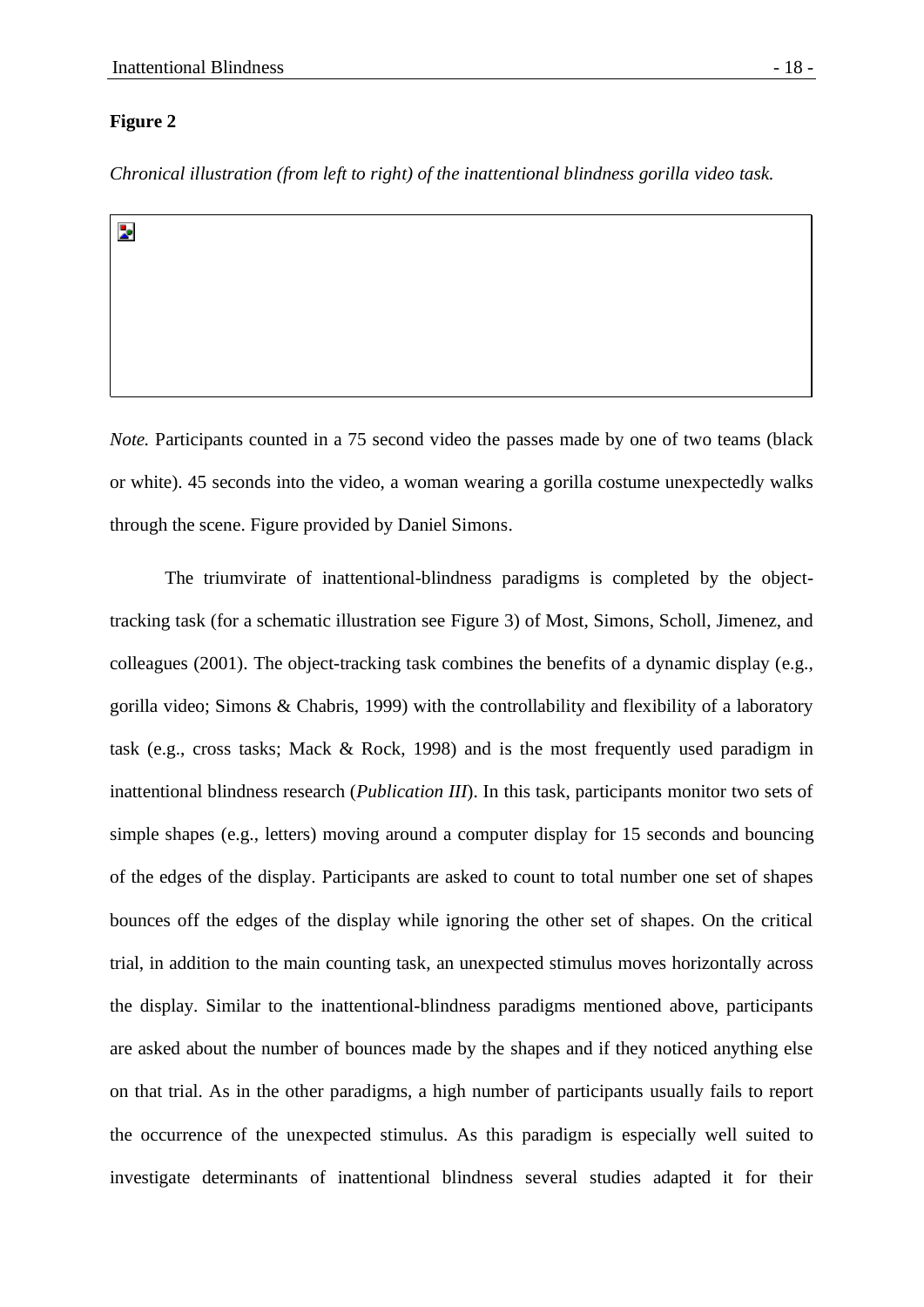**Figure 2**

*Chronical illustration (from left to right) of the inattentional blindness gorilla video task.*

*Note.* Participants counted in a 75 second video the passes made by one of two teams (black or white). 45 seconds into the video, a woman wearing a gorilla costume unexpectedly walks through the scene. Figure provided by Daniel Simons.

The triumvirate of inattentional-blindness paradigms is completed by the object-tracking task (for a schematic illustration see Figure 3) of Most, Simons, Scholl, Jimenez, and colleagues (2001). The object-tracking task combines the benefits of a dynamic display (e.g., gorilla video; Simons & Chabris, 1999) with the controllability and flexibility of a laboratory task (e.g., cross tasks; Mack & Rock, 1998) and is the most frequently used paradigm in inattentional blindness research (*Publication III*). In this task, participants monitor two sets of simple shapes (e.g., letters) moving around a computer display for 15 seconds and bouncing of the edges of the display. Participants are asked to count to total number one set of shapes bounces off the edges of the display while ignoring the other set of shapes. On the critical trial, in addition to the main counting task, an unexpected stimulus moves horizontally across the display. Similar to the inattentional-blindness paradigms mentioned above, participants are asked about the number of bounces made by the shapes and if they noticed anything else on that trial. As in the other paradigms, a high number of participants usually fails to report the occurrence of the unexpected stimulus. As this paradigm is especially well suited to investigate determinants of inattentional blindness several studies adapted it for their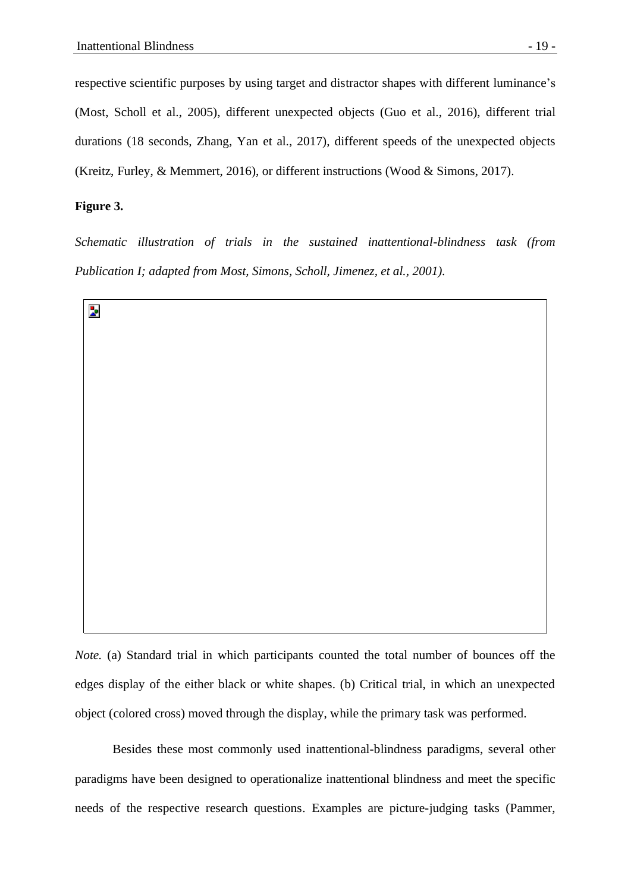respective scientific purposes by using target and distractor shapes with different luminance's (Most, Scholl et al., 2005), different unexpected objects (Guo et al., 2016), different trial durations (18 seconds, Zhang, Yan et al., 2017), different speeds of the unexpected objects (Kreitz, Furley, & Memmert, 2016), or different instructions (Wood & Simons, 2017).

**Figure 3.**

*Schematic illustration of trials in the sustained inattentional-blindness task (from Publication I; adapted from Most, Simons, Scholl, Jimenez, et al., 2001).*

*Note.* (a) Standard trial in which participants counted the total number of bounces off the edges display of the either black or white shapes. (b) Critical trial, in which an unexpected object (colored cross) moved through the display, while the primary task was performed.

Besides these most commonly used inattentional-blindness paradigms, several other paradigms have been designed to operationalize inattentional blindness and meet the specific needs of the respective research questions. Examples are picture-judging tasks (Pammer,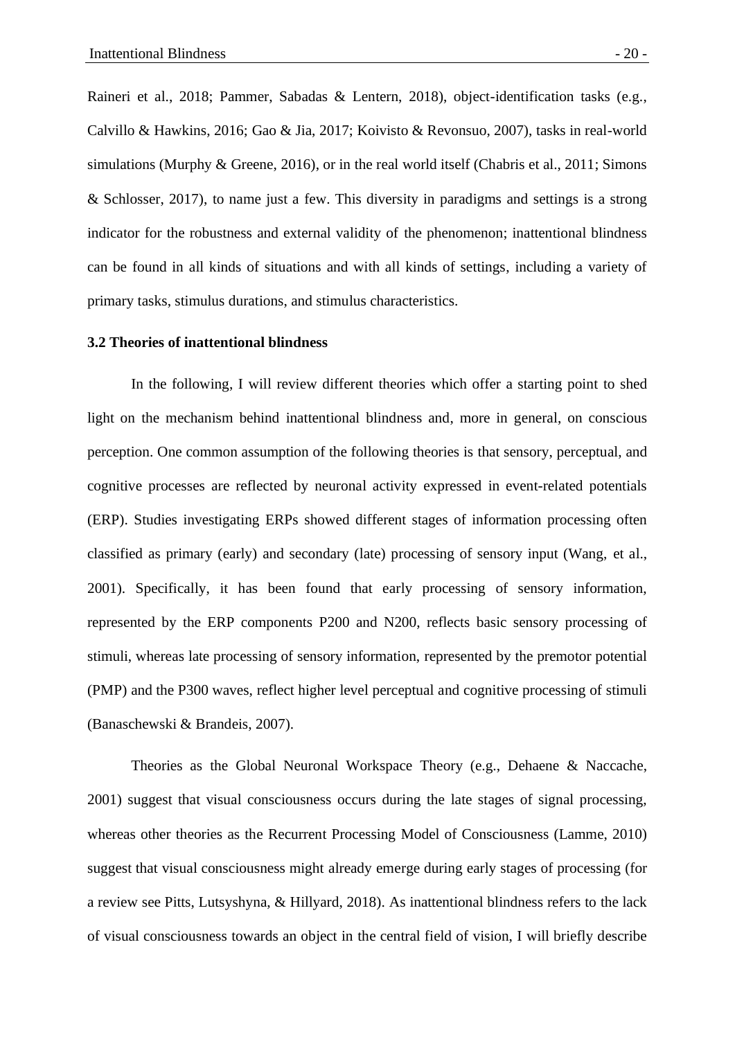Raineri et al., 2018; Pammer, Sabadas & Lentern, 2018), object-identification tasks (e.g., Calvillo & Hawkins, 2016; Gao & Jia, 2017; Koivisto & Revonsuo, 2007), tasks in real-world simulations (Murphy & Greene, 2016), or in the real world itself (Chabris et al., 2011; Simons & Schlosser, 2017), to name just a few. This diversity in paradigms and settings is a strong indicator for the robustness and external validity of the phenomenon; inattentional blindness can be found in all kinds of situations and with all kinds of settings, including a variety of primary tasks, stimulus durations, and stimulus characteristics.

### 3.2 Theories of inattentional blindness

In the following, I will review different theories which offer a starting point to shed light on the mechanism behind inattentional blindness and, more in general, on conscious perception. One common assumption of the following theories is that sensory, perceptual, and cognitive processes are reflected by neuronal activity expressed in event-related potentials (ERP). Studies investigating ERPs showed different stages of information processing often classified as primary (early) and secondary (late) processing of sensory input (Wang, et al., 2001). Specifically, it has been found that early processing of sensory information, represented by the ERP components P200 and N200, reflects basic sensory processing of stimuli, whereas late processing of sensory information, represented by the premotor potential (PMP) and the P300 waves, reflect higher level perceptual and cognitive processing of stimuli (Banaschewski & Brandeis, 2007).

Theories as the Global Neuronal Workspace Theory (e.g., Dehaene & Naccache, 2001) suggest that visual consciousness occurs during the late stages of signal processing, whereas other theories as the Recurrent Processing Model of Consciousness (Lamme, 2010) suggest that visual consciousness might already emerge during early stages of processing (for a review see Pitts, Lutsyshyna, & Hillyard, 2018). As inattentional blindness refers to the lack of visual consciousness towards an object in the central field of vision, I will briefly describe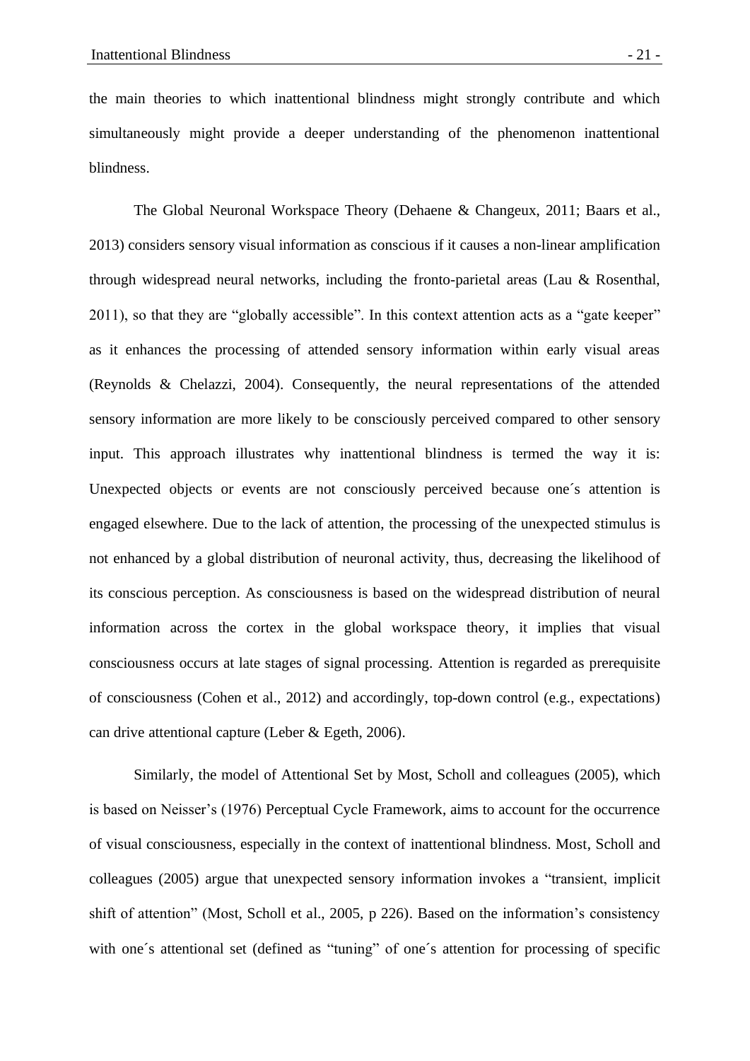the main theories to which inattentional blindness might strongly contribute and which simultaneously might provide a deeper understanding of the phenomenon inattentional blindness.

The Global Neuronal Workspace Theory (Dehaene & Changeux, 2011; Baars et al., 2013) considers sensory visual information as conscious if it causes a non-linear amplification through widespread neural networks, including the fronto-parietal areas (Lau & Rosenthal, 2011), so that they are "globally accessible". In this context attention acts as a "gate keeper" as it enhances the processing of attended sensory information within early visual areas (Reynolds & Chelazzi, 2004). Consequently, the neural representations of the attended sensory information are more likely to be consciously perceived compared to other sensory input. This approach illustrates why inattentional blindness is termed the way it is: Unexpected objects or events are not consciously perceived because one´s attention is engaged elsewhere. Due to the lack of attention, the processing of the unexpected stimulus is not enhanced by a global distribution of neuronal activity, thus, decreasing the likelihood of its conscious perception. As consciousness is based on the widespread distribution of neural information across the cortex in the global workspace theory, it implies that visual consciousness occurs at late stages of signal processing. Attention is regarded as prerequisite of consciousness (Cohen et al., 2012) and accordingly, top-down control (e.g., expectations) can drive attentional capture (Leber & Egeth, 2006).

Similarly, the model of Attentional Set by Most, Scholl and colleagues (2005), which is based on Neisser's (1976) Perceptual Cycle Framework, aims to account for the occurrence of visual consciousness, especially in the context of inattentional blindness. Most, Scholl and colleagues (2005) argue that unexpected sensory information invokes a "transient, implicit shift of attention" (Most, Scholl et al., 2005, p 226). Based on the information's consistency with one´s attentional set (defined as "tuning" of one´s attention for processing of specific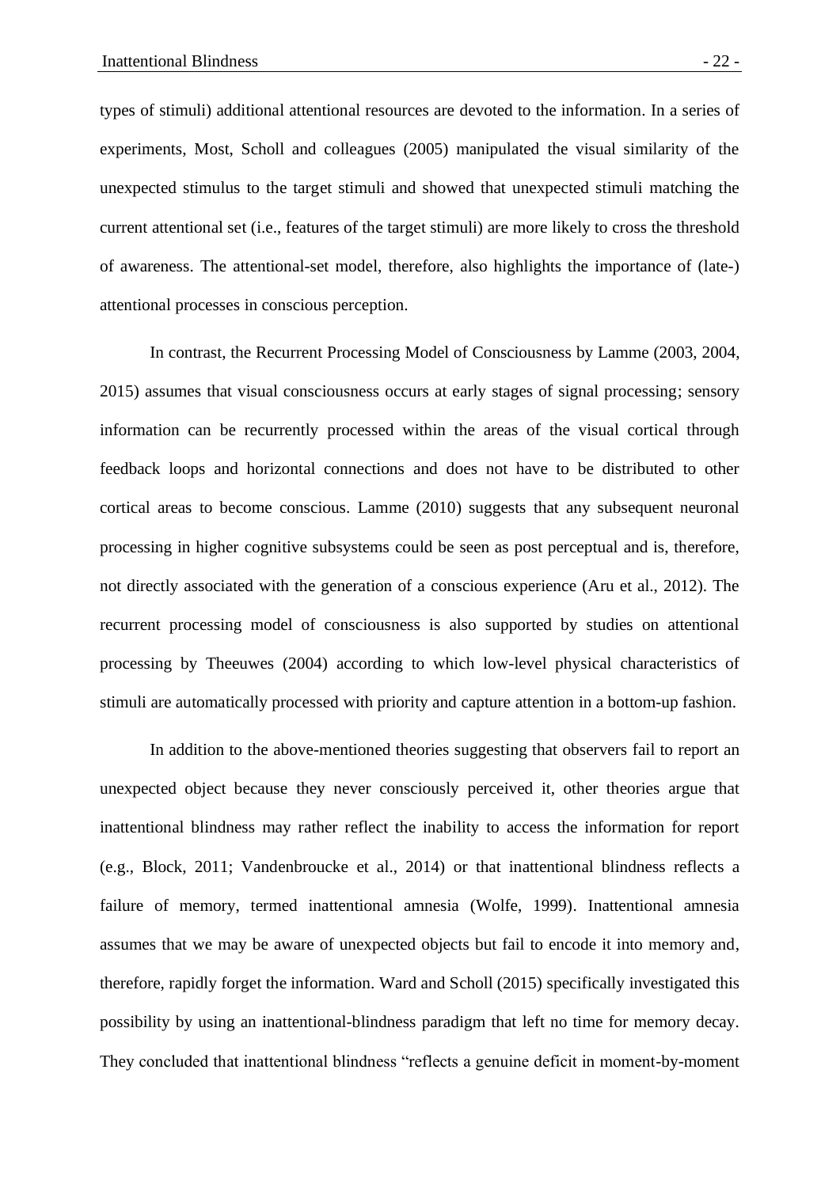types of stimuli) additional attentional resources are devoted to the information. In a series of experiments, Most, Scholl and colleagues (2005) manipulated the visual similarity of the unexpected stimulus to the target stimuli and showed that unexpected stimuli matching the current attentional set (i.e., features of the target stimuli) are more likely to cross the threshold of awareness. The attentional-set model, therefore, also highlights the importance of (late-) attentional processes in conscious perception.

In contrast, the Recurrent Processing Model of Consciousness by Lamme (2003, 2004, 2015) assumes that visual consciousness occurs at early stages of signal processing; sensory information can be recurrently processed within the areas of the visual cortical through feedback loops and horizontal connections and does not have to be distributed to other cortical areas to become conscious. Lamme (2010) suggests that any subsequent neuronal processing in higher cognitive subsystems could be seen as post perceptual and is, therefore, not directly associated with the generation of a conscious experience (Aru et al., 2012). The recurrent processing model of consciousness is also supported by studies on attentional processing by Theeuwes (2004) according to which low-level physical characteristics of stimuli are automatically processed with priority and capture attention in a bottom-up fashion.

In addition to the above-mentioned theories suggesting that observers fail to report an unexpected object because they never consciously perceived it, other theories argue that inattentional blindness may rather reflect the inability to access the information for report (e.g., Block, 2011; Vandenbroucke et al., 2014) or that inattentional blindness reflects a failure of memory, termed inattentional amnesia (Wolfe, 1999). Inattentional amnesia assumes that we may be aware of unexpected objects but fail to encode it into memory and, therefore, rapidly forget the information. Ward and Scholl (2015) specifically investigated this possibility by using an inattentional-blindness paradigm that left no time for memory decay. They concluded that inattentional blindness "reflects a genuine deficit in moment-by-moment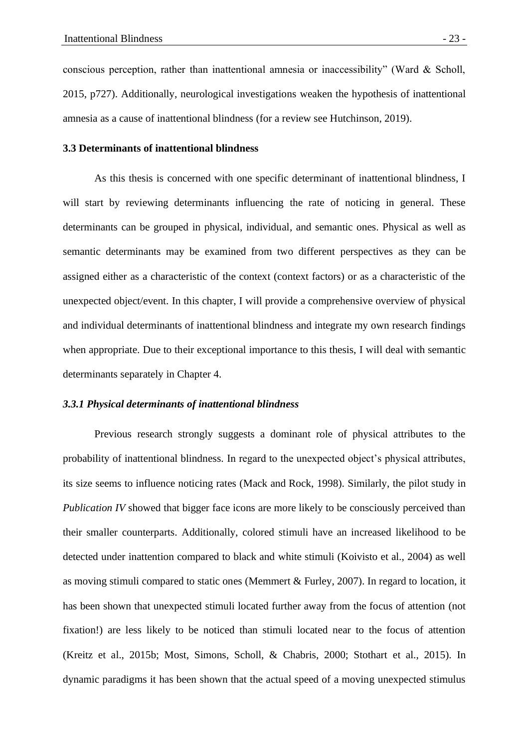conscious perception, rather than inattentional amnesia or inaccessibility" (Ward & Scholl, 2015, p727). Additionally, neurological investigations weaken the hypothesis of inattentional amnesia as a cause of inattentional blindness (for a review see Hutchinson, 2019).

### 3.3 Determinants of inattentional blindness

As this thesis is concerned with one specific determinant of inattentional blindness, I will start by reviewing determinants influencing the rate of noticing in general. These determinants can be grouped in physical, individual, and semantic ones. Physical as well as semantic determinants may be examined from two different perspectives as they can be assigned either as a characteristic of the context (context factors) or as a characteristic of the unexpected object/event. In this chapter, I will provide a comprehensive overview of physical and individual determinants of inattentional blindness and integrate my own research findings when appropriate. Due to their exceptional importance to this thesis, I will deal with semantic determinants separately in Chapter 4.

#### *3.3.1 Physical determinants of inattentional blindness*

Previous research strongly suggests a dominant role of physical attributes to the probability of inattentional blindness. In regard to the unexpected object's physical attributes, its size seems to influence noticing rates (Mack and Rock, 1998). Similarly, the pilot study in *Publication IV* showed that bigger face icons are more likely to be consciously perceived than their smaller counterparts. Additionally, colored stimuli have an increased likelihood to be detected under inattention compared to black and white stimuli (Koivisto et al., 2004) as well as moving stimuli compared to static ones (Memmert & Furley, 2007). In regard to location, it has been shown that unexpected stimuli located further away from the focus of attention (not fixation!) are less likely to be noticed than stimuli located near to the focus of attention (Kreitz et al., 2015b; Most, Simons, Scholl, & Chabris, 2000; Stothart et al., 2015). In dynamic paradigms it has been shown that the actual speed of a moving unexpected stimulus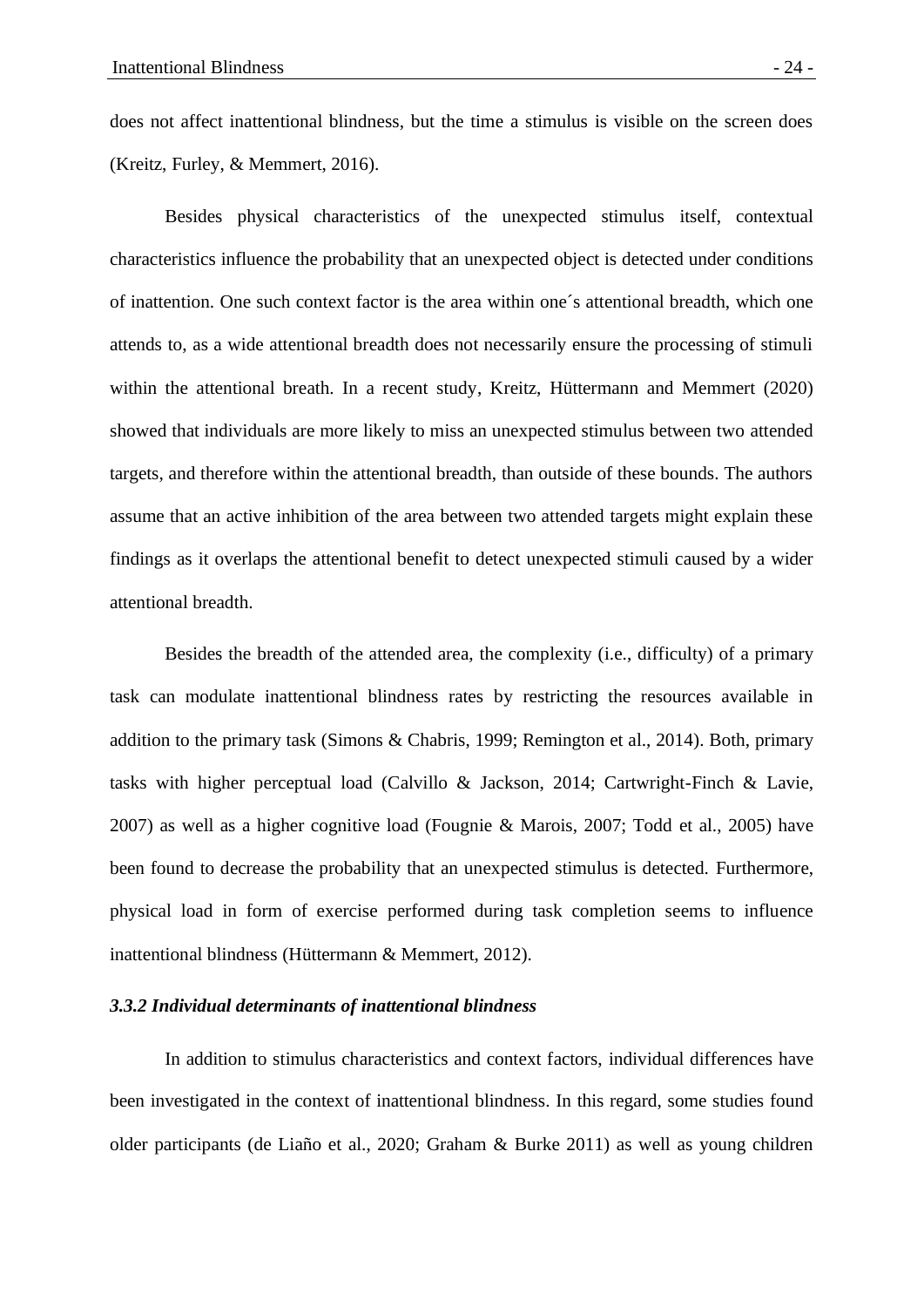does not affect inattentional blindness, but the time a stimulus is visible on the screen does (Kreitz, Furley, & Memmert, 2016).

Besides physical characteristics of the unexpected stimulus itself, contextual characteristics influence the probability that an unexpected object is detected under conditions of inattention. One such context factor is the area within one´s attentional breadth, which one attends to, as a wide attentional breadth does not necessarily ensure the processing of stimuli within the attentional breath. In a recent study, Kreitz, Hüttermann and Memmert (2020) showed that individuals are more likely to miss an unexpected stimulus between two attended targets, and therefore within the attentional breadth, than outside of these bounds. The authors assume that an active inhibition of the area between two attended targets might explain these findings as it overlaps the attentional benefit to detect unexpected stimuli caused by a wider attentional breadth.

Besides the breadth of the attended area, the complexity (i.e., difficulty) of a primary task can modulate inattentional blindness rates by restricting the resources available in addition to the primary task (Simons & Chabris, 1999; Remington et al., 2014). Both, primary tasks with higher perceptual load (Calvillo & Jackson, 2014; Cartwright-Finch & Lavie, 2007) as well as a higher cognitive load (Fougnie & Marois, 2007; Todd et al., 2005) have been found to decrease the probability that an unexpected stimulus is detected. Furthermore, physical load in form of exercise performed during task completion seems to influence inattentional blindness (Hüttermann & Memmert, 2012).

### *3.3.2 Individual determinants of inattentional blindness*

In addition to stimulus characteristics and context factors, individual differences have been investigated in the context of inattentional blindness. In this regard, some studies found older participants (de Liaño et al., 2020; Graham & Burke 2011) as well as young children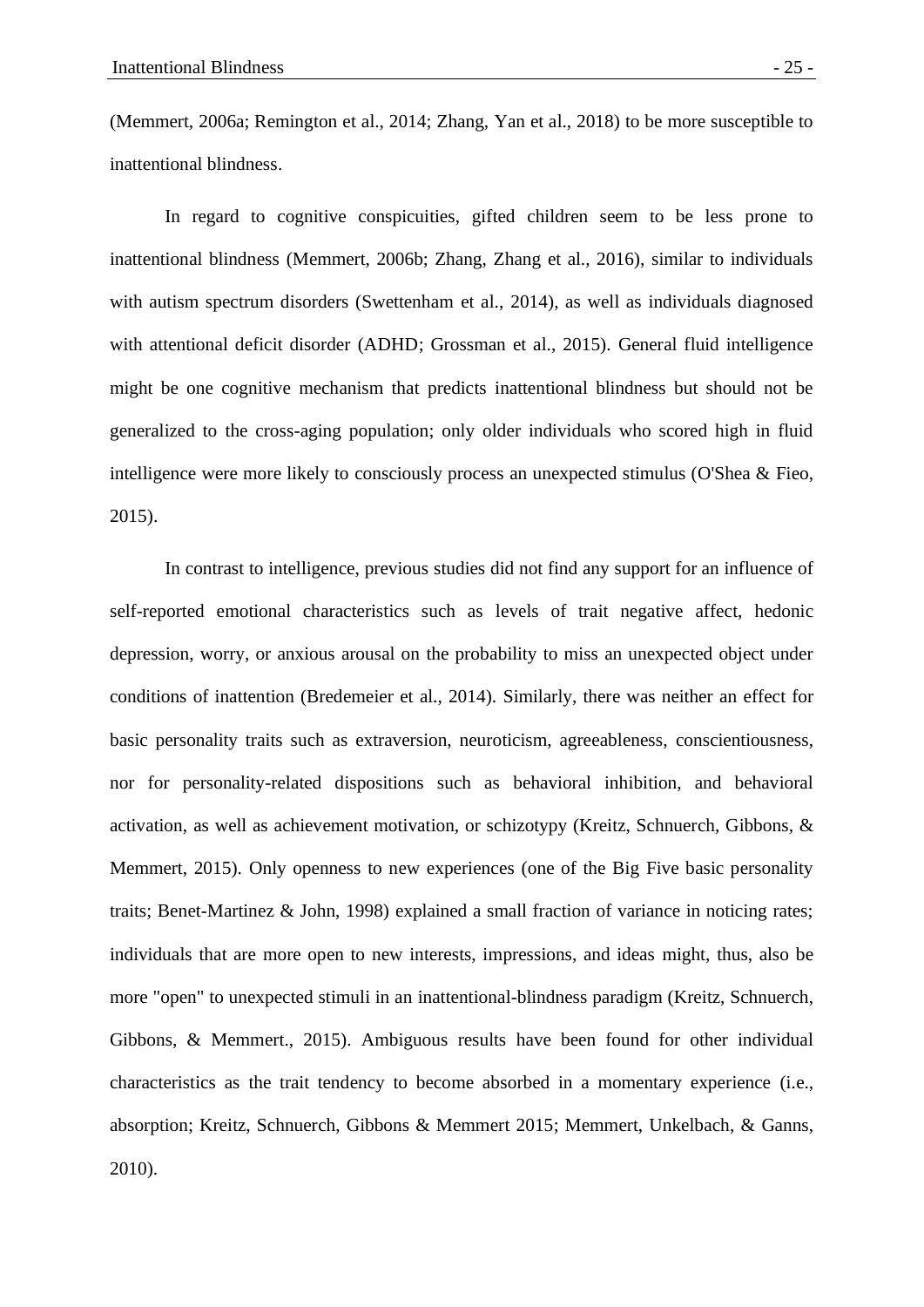(Memmert, 2006a; Remington et al., 2014; Zhang, Yan et al., 2018) to be more susceptible to inattentional blindness.

In regard to cognitive conspicuities, gifted children seem to be less prone to inattentional blindness (Memmert, 2006b; Zhang, Zhang et al., 2016), similar to individuals with autism spectrum disorders (Swettenham et al., 2014), as well as individuals diagnosed with attentional deficit disorder (ADHD; Grossman et al., 2015). General fluid intelligence might be one cognitive mechanism that predicts inattentional blindness but should not be generalized to the cross-aging population; only older individuals who scored high in fluid intelligence were more likely to consciously process an unexpected stimulus (O'Shea & Fieo, 2015).

In contrast to intelligence, previous studies did not find any support for an influence of self-reported emotional characteristics such as levels of trait negative affect, hedonic depression, worry, or anxious arousal on the probability to miss an unexpected object under conditions of inattention (Bredemeier et al., 2014). Similarly, there was neither an effect for basic personality traits such as extraversion, neuroticism, agreeableness, conscientiousness, nor for personality-related dispositions such as behavioral inhibition, and behavioral activation, as well as achievement motivation, or schizotypy (Kreitz, Schnuerch, Gibbons, & Memmert, 2015). Only openness to new experiences (one of the Big Five basic personality traits; Benet-Martinez & John, 1998) explained a small fraction of variance in noticing rates; individuals that are more open to new interests, impressions, and ideas might, thus, also be more "open" to unexpected stimuli in an inattentional-blindness paradigm (Kreitz, Schnuerch, Gibbons, & Memmert., 2015). Ambiguous results have been found for other individual characteristics as the trait tendency to become absorbed in a momentary experience (i.e., absorption; Kreitz, Schnuerch, Gibbons & Memmert 2015; Memmert, Unkelbach, & Ganns, 2010).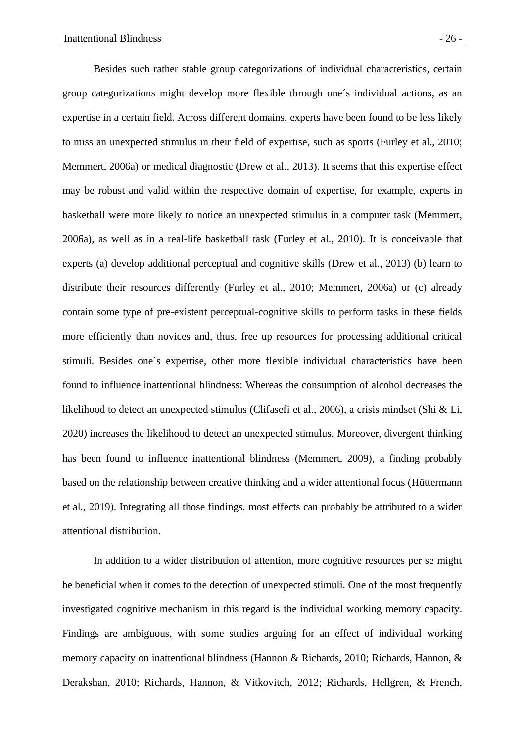Besides such rather stable group categorizations of individual characteristics, certain group categorizations might develop more flexible through one´s individual actions, as an expertise in a certain field. Across different domains, experts have been found to be less likely to miss an unexpected stimulus in their field of expertise, such as sports (Furley et al., 2010; Memmert, 2006a) or medical diagnostic (Drew et al., 2013). It seems that this expertise effect may be robust and valid within the respective domain of expertise, for example, experts in basketball were more likely to notice an unexpected stimulus in a computer task (Memmert, 2006a), as well as in a real-life basketball task (Furley et al., 2010). It is conceivable that experts (a) develop additional perceptual and cognitive skills (Drew et al., 2013) (b) learn to distribute their resources differently (Furley et al., 2010; Memmert, 2006a) or (c) already contain some type of pre-existent perceptual-cognitive skills to perform tasks in these fields more efficiently than novices and, thus, free up resources for processing additional critical stimuli. Besides one´s expertise, other more flexible individual characteristics have been found to influence inattentional blindness: Whereas the consumption of alcohol decreases the likelihood to detect an unexpected stimulus (Clifasefi et al., 2006), a crisis mindset (Shi & Li, 2020) increases the likelihood to detect an unexpected stimulus. Moreover, divergent thinking has been found to influence inattentional blindness (Memmert, 2009), a finding probably based on the relationship between creative thinking and a wider attentional focus (Hüttermann et al., 2019). Integrating all those findings, most effects can probably be attributed to a wider attentional distribution.

In addition to a wider distribution of attention, more cognitive resources per se might be beneficial when it comes to the detection of unexpected stimuli. One of the most frequently investigated cognitive mechanism in this regard is the individual working memory capacity. Findings are ambiguous, with some studies arguing for an effect of individual working memory capacity on inattentional blindness (Hannon & Richards, 2010; Richards, Hannon, & Derakshan, 2010; Richards, Hannon, & Vitkovitch, 2012; Richards, Hellgren, & French,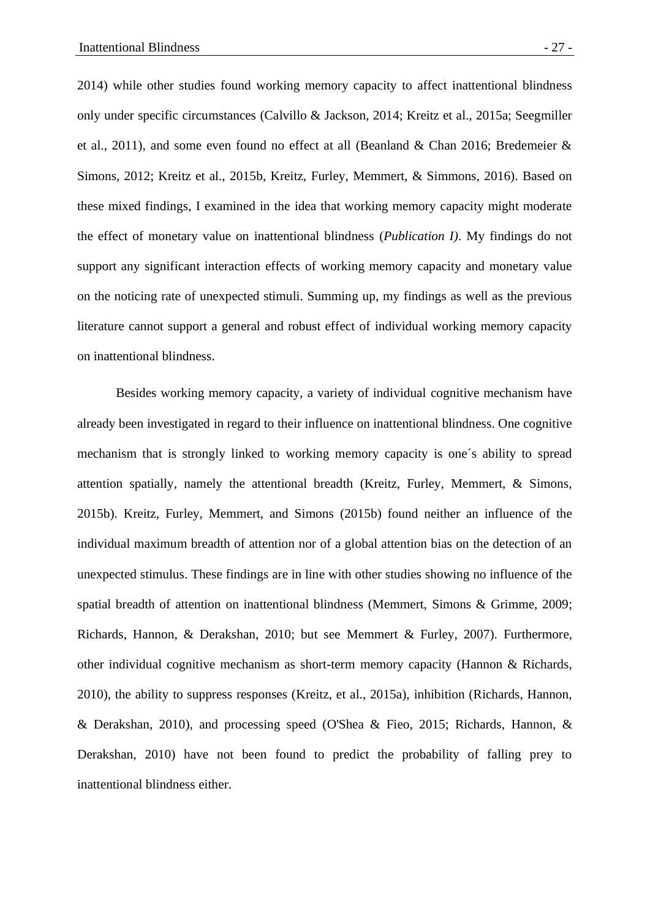2014) while other studies found working memory capacity to affect inattentional blindness only under specific circumstances (Calvillo & Jackson, 2014; Kreitz et al., 2015a; Seegmiller et al., 2011), and some even found no effect at all (Beanland & Chan 2016; Bredemeier & Simons, 2012; Kreitz et al., 2015b, Kreitz, Furley, Memmert, & Simmons, 2016). Based on these mixed findings, I examined in the idea that working memory capacity might moderate the effect of monetary value on inattentional blindness (*Publication I)*. My findings do not support any significant interaction effects of working memory capacity and monetary value on the noticing rate of unexpected stimuli. Summing up, my findings as well as the previous literature cannot support a general and robust effect of individual working memory capacity on inattentional blindness.

Besides working memory capacity, a variety of individual cognitive mechanism have already been investigated in regard to their influence on inattentional blindness. One cognitive mechanism that is strongly linked to working memory capacity is one´s ability to spread attention spatially, namely the attentional breadth (Kreitz, Furley, Memmert, & Simons, 2015b). Kreitz, Furley, Memmert, and Simons (2015b) found neither an influence of the individual maximum breadth of attention nor of a global attention bias on the detection of an unexpected stimulus. These findings are in line with other studies showing no influence of the spatial breadth of attention on inattentional blindness (Memmert, Simons & Grimme, 2009; Richards, Hannon, & Derakshan, 2010; but see Memmert & Furley, 2007). Furthermore, other individual cognitive mechanism as short-term memory capacity (Hannon & Richards, 2010), the ability to suppress responses (Kreitz, et al., 2015a), inhibition (Richards, Hannon, & Derakshan, 2010), and processing speed (O'Shea & Fieo, 2015; Richards, Hannon, & Derakshan, 2010) have not been found to predict the probability of falling prey to inattentional blindness either.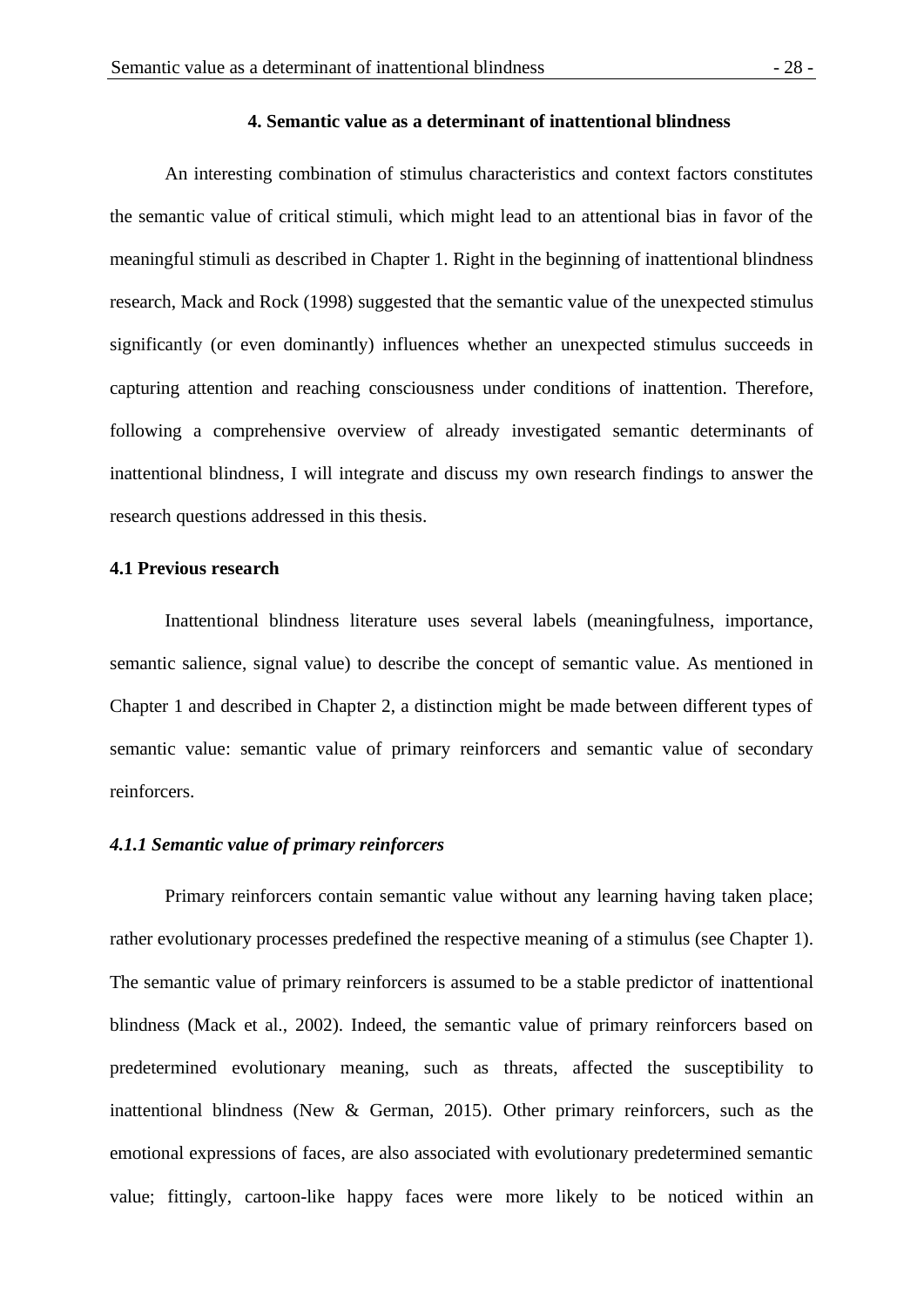# 4. Semantic value as a determinant of inattentional blindness

An interesting combination of stimulus characteristics and context factors constitutes the semantic value of critical stimuli, which might lead to an attentional bias in favor of the meaningful stimuli as described in Chapter 1. Right in the beginning of inattentional blindness research, Mack and Rock (1998) suggested that the semantic value of the unexpected stimulus significantly (or even dominantly) influences whether an unexpected stimulus succeeds in capturing attention and reaching consciousness under conditions of inattention. Therefore, following a comprehensive overview of already investigated semantic determinants of inattentional blindness, I will integrate and discuss my own research findings to answer the research questions addressed in this thesis.

## 4.1 Previous research

Inattentional blindness literature uses several labels (meaningfulness, importance, semantic salience, signal value) to describe the concept of semantic value. As mentioned in Chapter 1 and described in Chapter 2, a distinction might be made between different types of semantic value: semantic value of primary reinforcers and semantic value of secondary reinforcers.

### *4.1.1 Semantic value of primary reinforcers*

Primary reinforcers contain semantic value without any learning having taken place; rather evolutionary processes predefined the respective meaning of a stimulus (see Chapter 1). The semantic value of primary reinforcers is assumed to be a stable predictor of inattentional blindness (Mack et al., 2002). Indeed, the semantic value of primary reinforcers based on predetermined evolutionary meaning, such as threats, affected the susceptibility to inattentional blindness (New & German, 2015). Other primary reinforcers, such as the emotional expressions of faces, are also associated with evolutionary predetermined semantic value; fittingly, cartoon-like happy faces were more likely to be noticed within an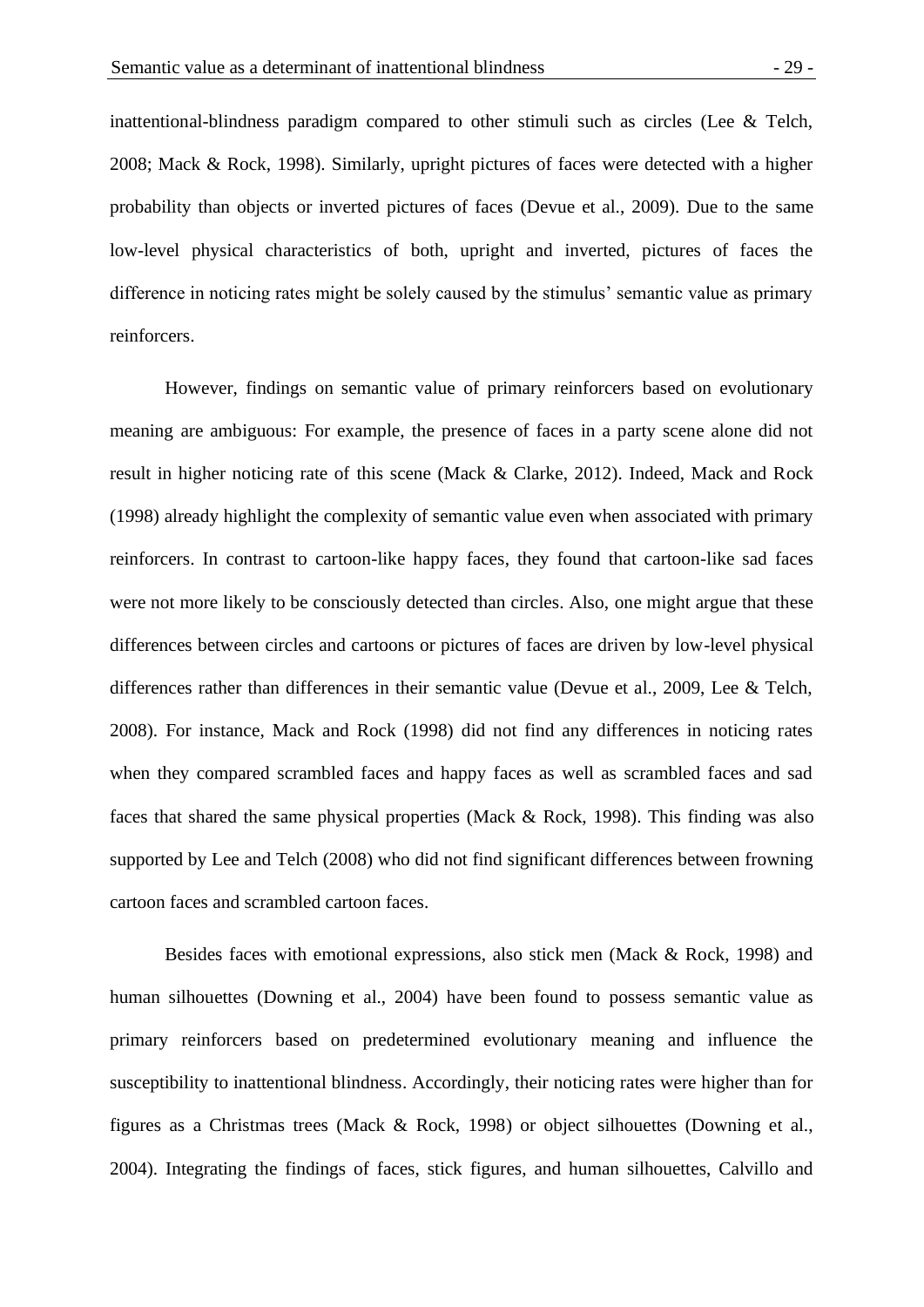inattentional-blindness paradigm compared to other stimuli such as circles (Lee & Telch, 2008; Mack & Rock, 1998). Similarly, upright pictures of faces were detected with a higher probability than objects or inverted pictures of faces (Devue et al., 2009). Due to the same low-level physical characteristics of both, upright and inverted, pictures of faces the difference in noticing rates might be solely caused by the stimulus' semantic value as primary reinforcers.

However, findings on semantic value of primary reinforcers based on evolutionary meaning are ambiguous: For example, the presence of faces in a party scene alone did not result in higher noticing rate of this scene (Mack & Clarke, 2012). Indeed, Mack and Rock (1998) already highlight the complexity of semantic value even when associated with primary reinforcers. In contrast to cartoon-like happy faces, they found that cartoon-like sad faces were not more likely to be consciously detected than circles. Also, one might argue that these differences between circles and cartoons or pictures of faces are driven by low-level physical differences rather than differences in their semantic value (Devue et al., 2009, Lee & Telch, 2008). For instance, Mack and Rock (1998) did not find any differences in noticing rates when they compared scrambled faces and happy faces as well as scrambled faces and sad faces that shared the same physical properties (Mack & Rock, 1998). This finding was also supported by Lee and Telch (2008) who did not find significant differences between frowning cartoon faces and scrambled cartoon faces.

Besides faces with emotional expressions, also stick men (Mack & Rock, 1998) and human silhouettes (Downing et al., 2004) have been found to possess semantic value as primary reinforcers based on predetermined evolutionary meaning and influence the susceptibility to inattentional blindness. Accordingly, their noticing rates were higher than for figures as a Christmas trees (Mack & Rock, 1998) or object silhouettes (Downing et al., 2004). Integrating the findings of faces, stick figures, and human silhouettes, Calvillo and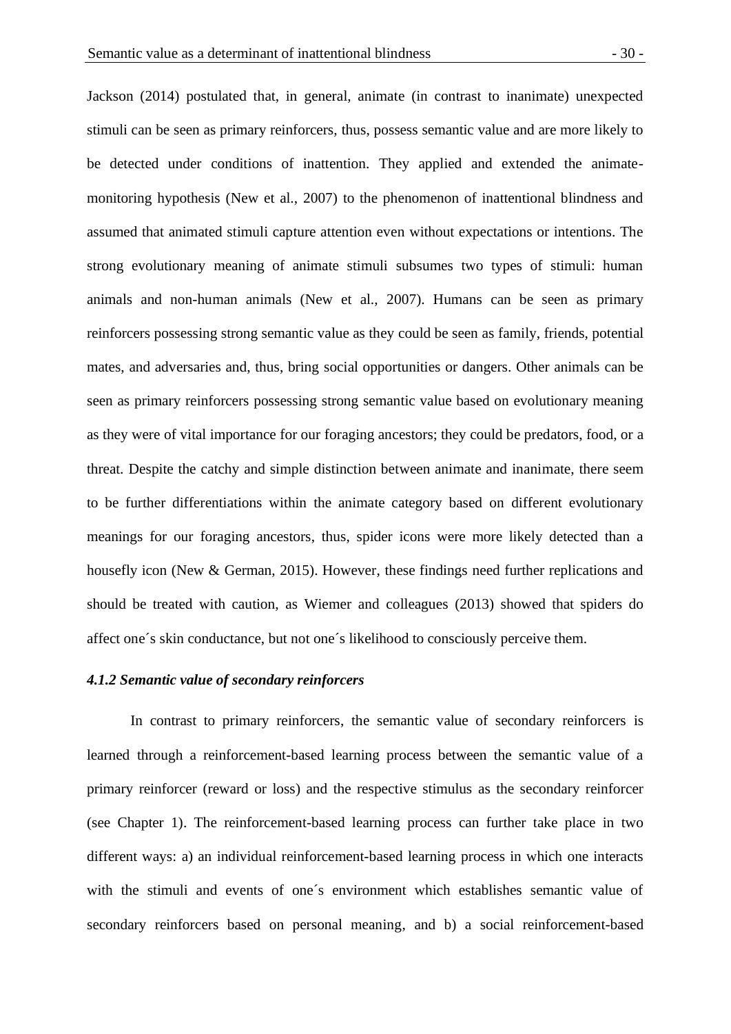Jackson (2014) postulated that, in general, animate (in contrast to inanimate) unexpected stimuli can be seen as primary reinforcers, thus, possess semantic value and are more likely to be detected under conditions of inattention. They applied and extended the animate-monitoring hypothesis (New et al., 2007) to the phenomenon of inattentional blindness and assumed that animated stimuli capture attention even without expectations or intentions. The strong evolutionary meaning of animate stimuli subsumes two types of stimuli: human animals and non-human animals (New et al., 2007). Humans can be seen as primary reinforcers possessing strong semantic value as they could be seen as family, friends, potential mates, and adversaries and, thus, bring social opportunities or dangers. Other animals can be seen as primary reinforcers possessing strong semantic value based on evolutionary meaning as they were of vital importance for our foraging ancestors; they could be predators, food, or a threat. Despite the catchy and simple distinction between animate and inanimate, there seem to be further differentiations within the animate category based on different evolutionary meanings for our foraging ancestors, thus, spider icons were more likely detected than a housefly icon (New & German, 2015). However, these findings need further replications and should be treated with caution, as Wiemer and colleagues (2013) showed that spiders do affect one´s skin conductance, but not one´s likelihood to consciously perceive them.

#### *4.1.2 Semantic value of secondary reinforcers*

In contrast to primary reinforcers, the semantic value of secondary reinforcers is learned through a reinforcement-based learning process between the semantic value of a primary reinforcer (reward or loss) and the respective stimulus as the secondary reinforcer (see Chapter 1). The reinforcement-based learning process can further take place in two different ways: a) an individual reinforcement-based learning process in which one interacts with the stimuli and events of one´s environment which establishes semantic value of secondary reinforcers based on personal meaning, and b) a social reinforcement-based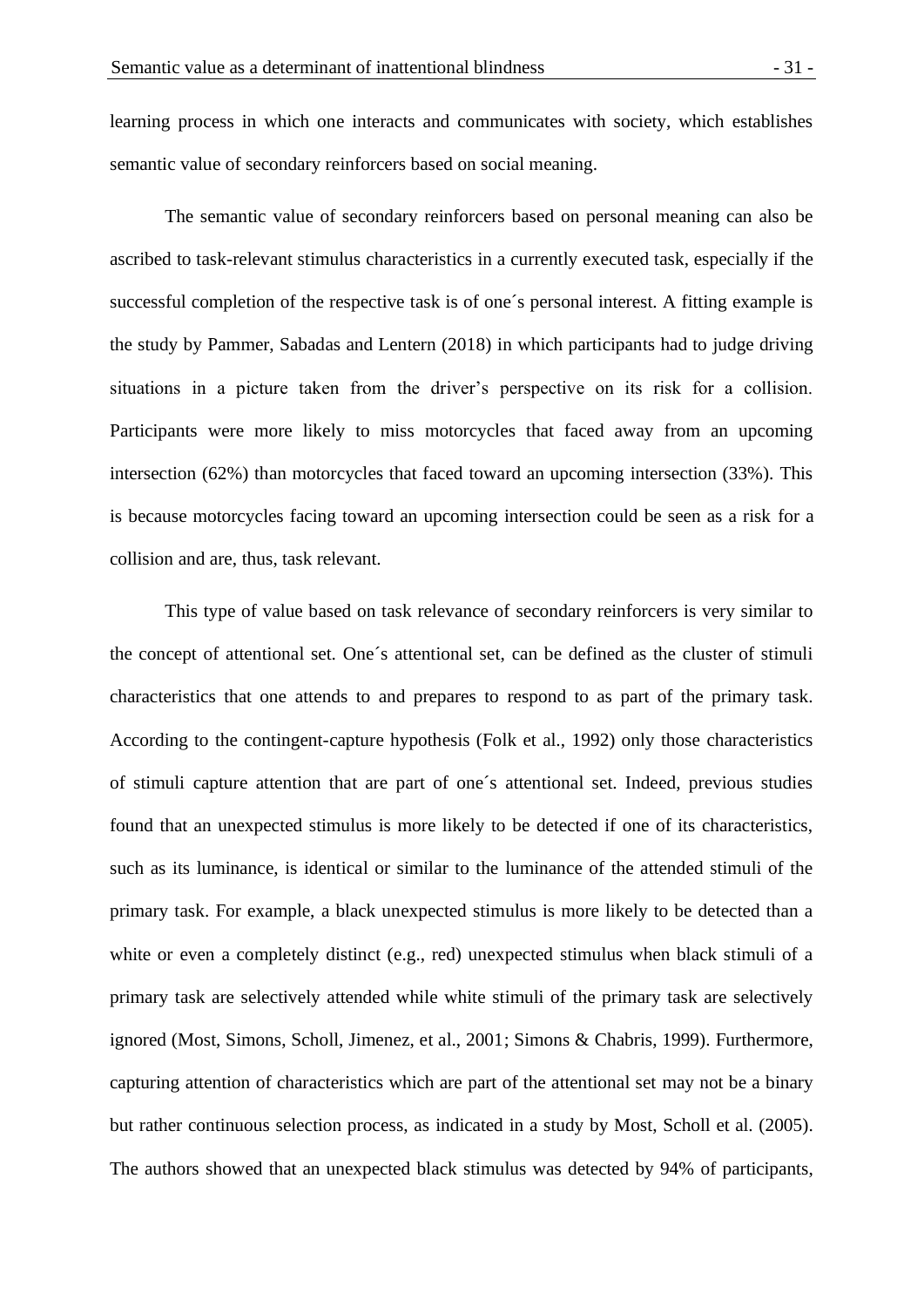learning process in which one interacts and communicates with society, which establishes semantic value of secondary reinforcers based on social meaning.

The semantic value of secondary reinforcers based on personal meaning can also be ascribed to task-relevant stimulus characteristics in a currently executed task, especially if the successful completion of the respective task is of one´s personal interest. A fitting example is the study by Pammer, Sabadas and Lentern (2018) in which participants had to judge driving situations in a picture taken from the driver's perspective on its risk for a collision. Participants were more likely to miss motorcycles that faced away from an upcoming intersection (62%) than motorcycles that faced toward an upcoming intersection (33%). This is because motorcycles facing toward an upcoming intersection could be seen as a risk for a collision and are, thus, task relevant.

This type of value based on task relevance of secondary reinforcers is very similar to the concept of attentional set. One´s attentional set, can be defined as the cluster of stimuli characteristics that one attends to and prepares to respond to as part of the primary task. According to the contingent-capture hypothesis (Folk et al., 1992) only those characteristics of stimuli capture attention that are part of one´s attentional set. Indeed, previous studies found that an unexpected stimulus is more likely to be detected if one of its characteristics, such as its luminance, is identical or similar to the luminance of the attended stimuli of the primary task. For example, a black unexpected stimulus is more likely to be detected than a white or even a completely distinct (e.g., red) unexpected stimulus when black stimuli of a primary task are selectively attended while white stimuli of the primary task are selectively ignored (Most, Simons, Scholl, Jimenez, et al., 2001; Simons & Chabris, 1999). Furthermore, capturing attention of characteristics which are part of the attentional set may not be a binary but rather continuous selection process, as indicated in a study by Most, Scholl et al. (2005). The authors showed that an unexpected black stimulus was detected by 94% of participants,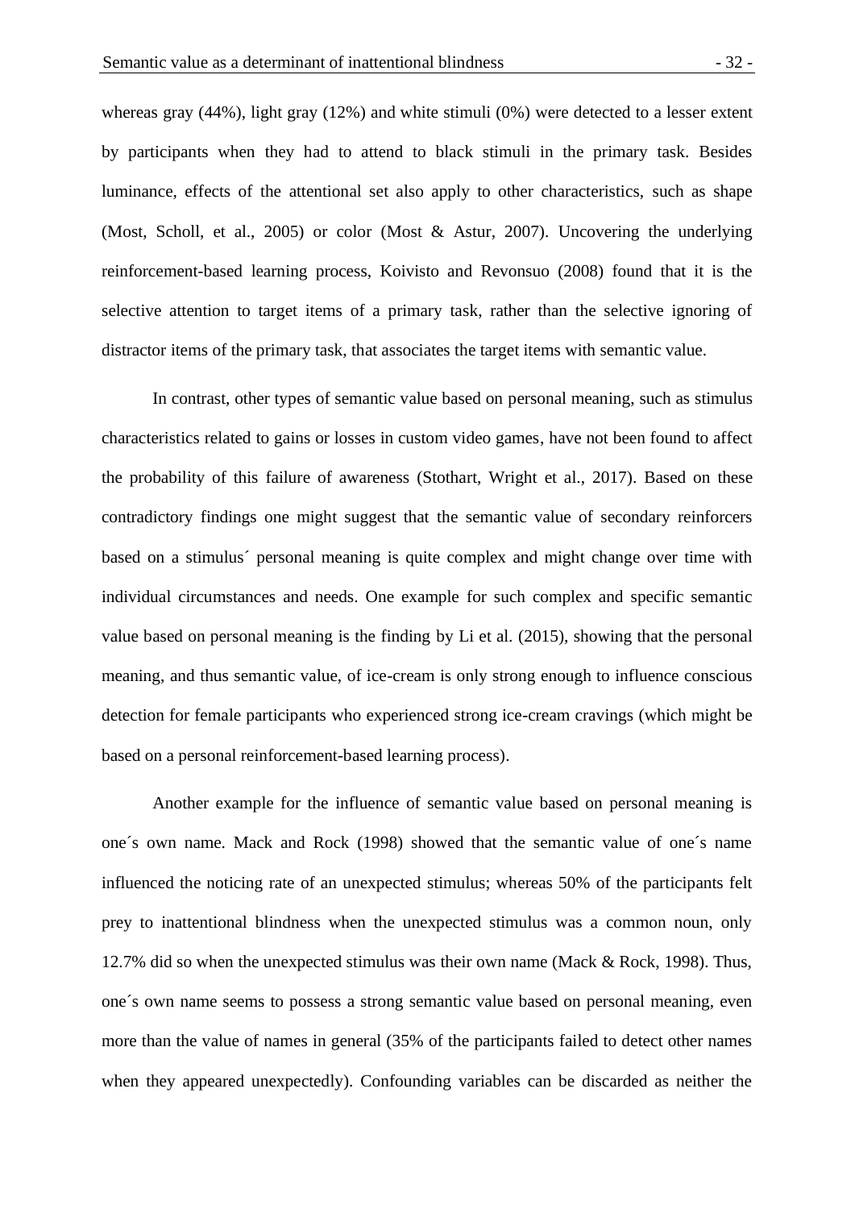whereas gray (44%), light gray (12%) and white stimuli (0%) were detected to a lesser extent by participants when they had to attend to black stimuli in the primary task. Besides luminance, effects of the attentional set also apply to other characteristics, such as shape (Most, Scholl, et al., 2005) or color (Most & Astur, 2007). Uncovering the underlying reinforcement-based learning process, Koivisto and Revonsuo (2008) found that it is the selective attention to target items of a primary task, rather than the selective ignoring of distractor items of the primary task, that associates the target items with semantic value.

In contrast, other types of semantic value based on personal meaning, such as stimulus characteristics related to gains or losses in custom video games, have not been found to affect the probability of this failure of awareness (Stothart, Wright et al., 2017). Based on these contradictory findings one might suggest that the semantic value of secondary reinforcers based on a stimulus´ personal meaning is quite complex and might change over time with individual circumstances and needs. One example for such complex and specific semantic value based on personal meaning is the finding by Li et al. (2015), showing that the personal meaning, and thus semantic value, of ice-cream is only strong enough to influence conscious detection for female participants who experienced strong ice-cream cravings (which might be based on a personal reinforcement-based learning process).

Another example for the influence of semantic value based on personal meaning is one´s own name. Mack and Rock (1998) showed that the semantic value of one´s name influenced the noticing rate of an unexpected stimulus; whereas 50% of the participants felt prey to inattentional blindness when the unexpected stimulus was a common noun, only 12.7% did so when the unexpected stimulus was their own name (Mack & Rock, 1998). Thus, one´s own name seems to possess a strong semantic value based on personal meaning, even more than the value of names in general (35% of the participants failed to detect other names when they appeared unexpectedly). Confounding variables can be discarded as neither the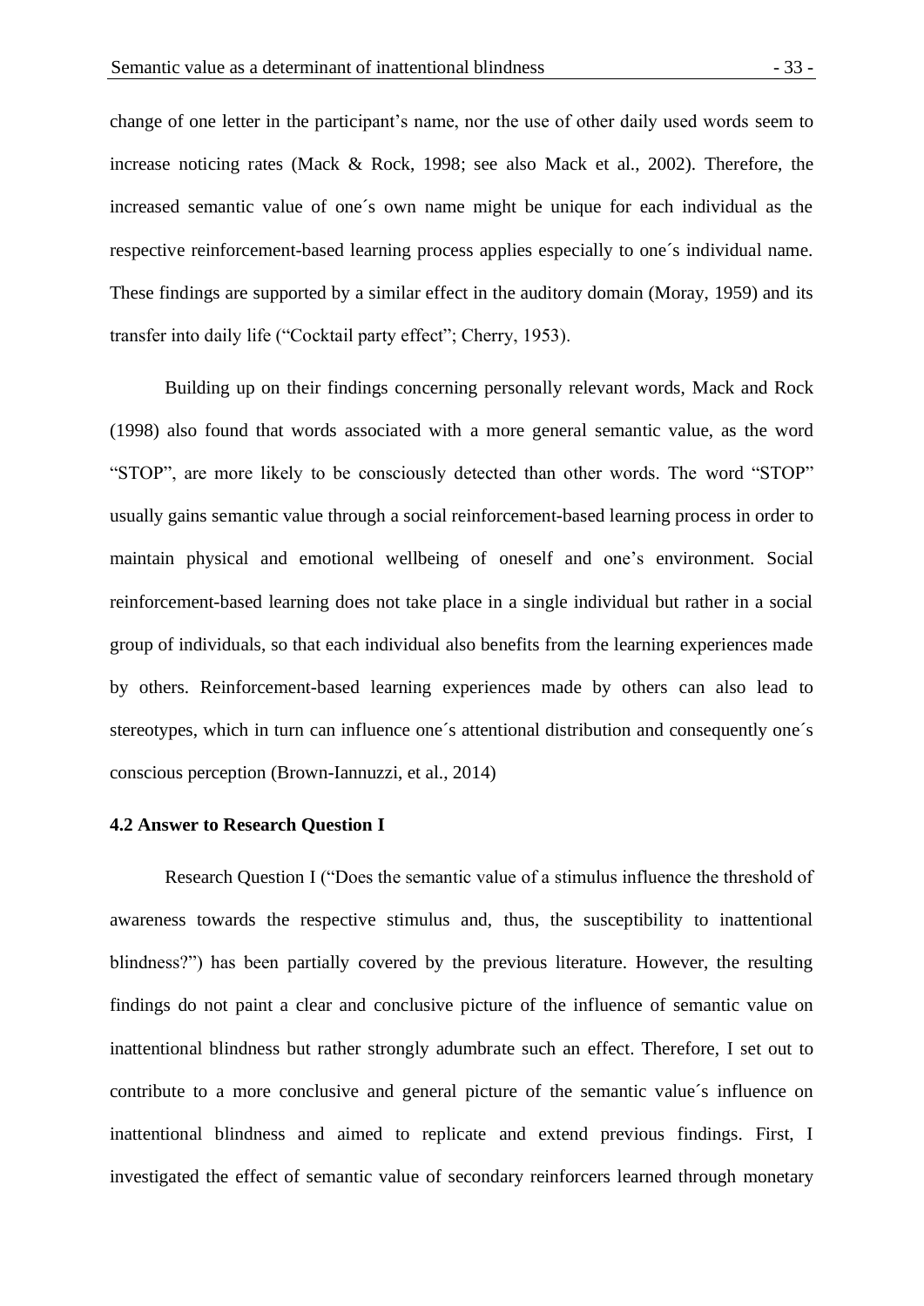change of one letter in the participant's name, nor the use of other daily used words seem to increase noticing rates (Mack & Rock, 1998; see also Mack et al., 2002). Therefore, the increased semantic value of one´s own name might be unique for each individual as the respective reinforcement-based learning process applies especially to one´s individual name. These findings are supported by a similar effect in the auditory domain (Moray, 1959) and its transfer into daily life ("Cocktail party effect"; Cherry, 1953).

Building up on their findings concerning personally relevant words, Mack and Rock (1998) also found that words associated with a more general semantic value, as the word "STOP", are more likely to be consciously detected than other words. The word "STOP" usually gains semantic value through a social reinforcement-based learning process in order to maintain physical and emotional wellbeing of oneself and one's environment. Social reinforcement-based learning does not take place in a single individual but rather in a social group of individuals, so that each individual also benefits from the learning experiences made by others. Reinforcement-based learning experiences made by others can also lead to stereotypes, which in turn can influence one´s attentional distribution and consequently one´s conscious perception (Brown-Iannuzzi, et al., 2014)

**4.2 Answer to Research Question I**

Research Question I ("Does the semantic value of a stimulus influence the threshold of awareness towards the respective stimulus and, thus, the susceptibility to inattentional blindness?") has been partially covered by the previous literature. However, the resulting findings do not paint a clear and conclusive picture of the influence of semantic value on inattentional blindness but rather strongly adumbrate such an effect. Therefore, I set out to contribute to a more conclusive and general picture of the semantic value´s influence on inattentional blindness and aimed to replicate and extend previous findings. First, I investigated the effect of semantic value of secondary reinforcers learned through monetary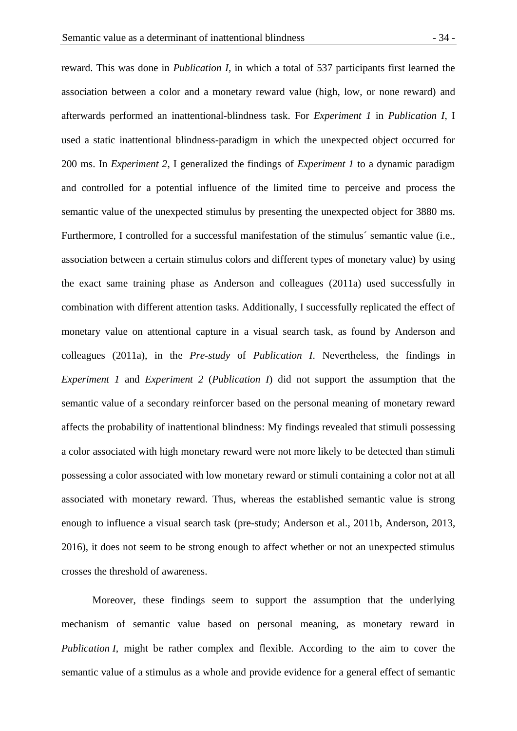reward. This was done in *Publication I,* in which a total of 537 participants first learned the association between a color and a monetary reward value (high, low, or none reward) and afterwards performed an inattentional-blindness task. For *Experiment 1* in *Publication I*, I used a static inattentional blindness-paradigm in which the unexpected object occurred for 200 ms. In *Experiment 2*, I generalized the findings of *Experiment 1* to a dynamic paradigm and controlled for a potential influence of the limited time to perceive and process the semantic value of the unexpected stimulus by presenting the unexpected object for 3880 ms. Furthermore, I controlled for a successful manifestation of the stimulus´ semantic value (i.e., association between a certain stimulus colors and different types of monetary value) by using the exact same training phase as Anderson and colleagues (2011a) used successfully in combination with different attention tasks. Additionally, I successfully replicated the effect of monetary value on attentional capture in a visual search task, as found by Anderson and colleagues (2011a), in the *Pre-study* of *Publication I*. Nevertheless, the findings in *Experiment 1* and *Experiment 2* (*Publication I*) did not support the assumption that the semantic value of a secondary reinforcer based on the personal meaning of monetary reward affects the probability of inattentional blindness: My findings revealed that stimuli possessing a color associated with high monetary reward were not more likely to be detected than stimuli possessing a color associated with low monetary reward or stimuli containing a color not at all associated with monetary reward. Thus, whereas the established semantic value is strong enough to influence a visual search task (pre-study; Anderson et al., 2011b, Anderson, 2013, 2016), it does not seem to be strong enough to affect whether or not an unexpected stimulus crosses the threshold of awareness.

Moreover, these findings seem to support the assumption that the underlying mechanism of semantic value based on personal meaning, as monetary reward in *Publication I*, might be rather complex and flexible. According to the aim to cover the semantic value of a stimulus as a whole and provide evidence for a general effect of semantic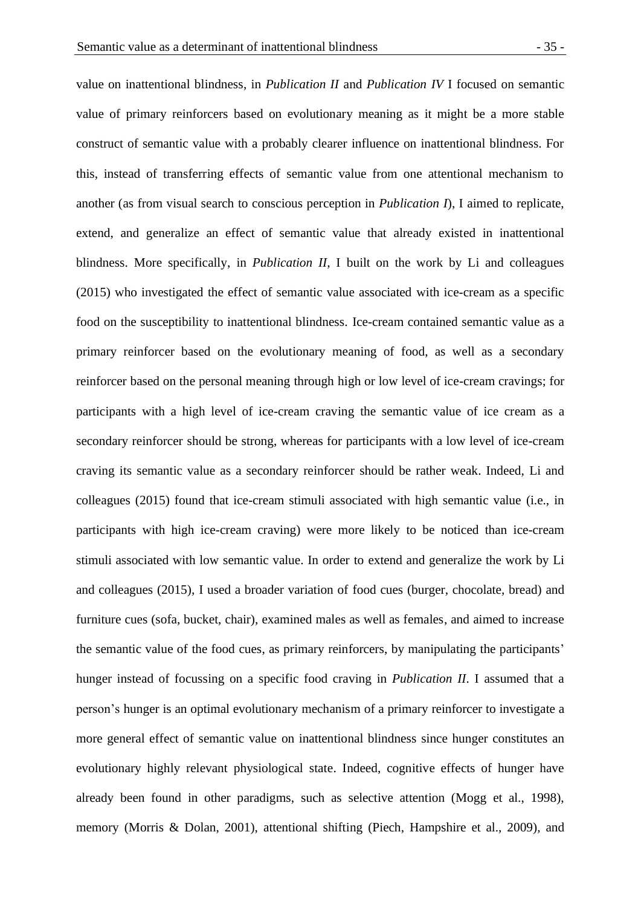value on inattentional blindness, in *Publication II* and *Publication IV* I focused on semantic value of primary reinforcers based on evolutionary meaning as it might be a more stable construct of semantic value with a probably clearer influence on inattentional blindness. For this, instead of transferring effects of semantic value from one attentional mechanism to another (as from visual search to conscious perception in *Publication I*), I aimed to replicate, extend, and generalize an effect of semantic value that already existed in inattentional blindness. More specifically, in *Publication II*, I built on the work by Li and colleagues (2015) who investigated the effect of semantic value associated with ice-cream as a specific food on the susceptibility to inattentional blindness. Ice-cream contained semantic value as a primary reinforcer based on the evolutionary meaning of food, as well as a secondary reinforcer based on the personal meaning through high or low level of ice-cream cravings; for participants with a high level of ice-cream craving the semantic value of ice cream as a secondary reinforcer should be strong, whereas for participants with a low level of ice-cream craving its semantic value as a secondary reinforcer should be rather weak. Indeed, Li and colleagues (2015) found that ice-cream stimuli associated with high semantic value (i.e., in participants with high ice-cream craving) were more likely to be noticed than ice-cream stimuli associated with low semantic value. In order to extend and generalize the work by Li and colleagues (2015), I used a broader variation of food cues (burger, chocolate, bread) and furniture cues (sofa, bucket, chair), examined males as well as females, and aimed to increase the semantic value of the food cues, as primary reinforcers, by manipulating the participants' hunger instead of focussing on a specific food craving in *Publication II*. I assumed that a person's hunger is an optimal evolutionary mechanism of a primary reinforcer to investigate a more general effect of semantic value on inattentional blindness since hunger constitutes an evolutionary highly relevant physiological state. Indeed, cognitive effects of hunger have already been found in other paradigms, such as selective attention (Mogg et al., 1998), memory (Morris & Dolan, 2001), attentional shifting (Piech, Hampshire et al., 2009), and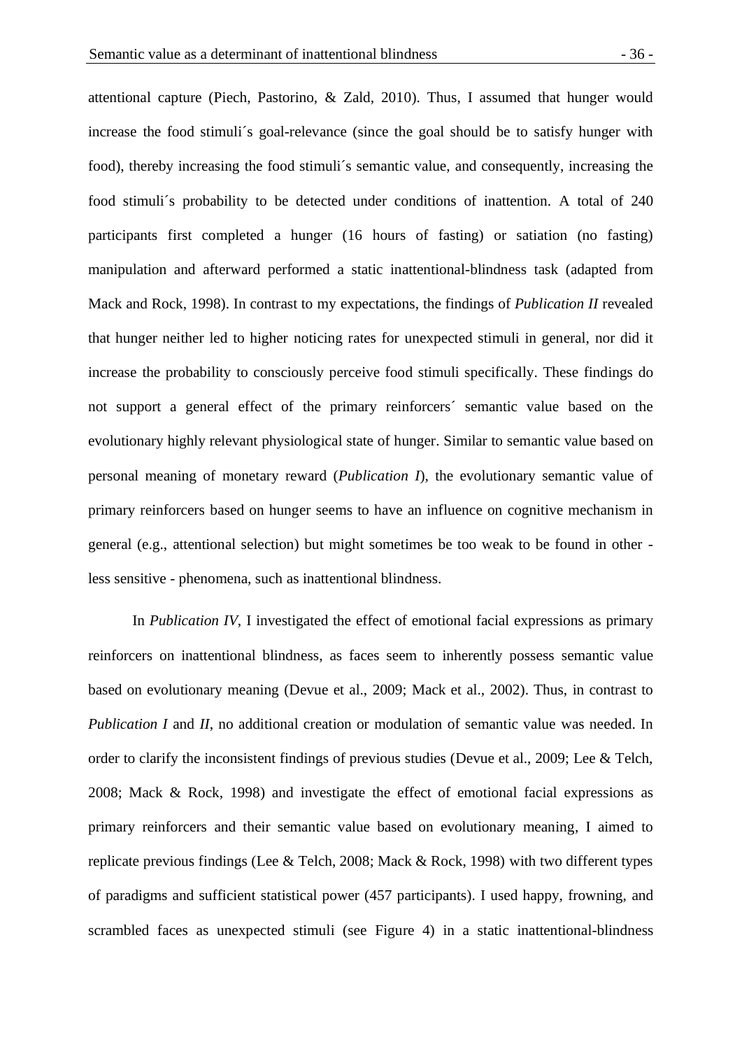attentional capture (Piech, Pastorino, & Zald, 2010). Thus, I assumed that hunger would increase the food stimuli´s goal-relevance (since the goal should be to satisfy hunger with food), thereby increasing the food stimuli´s semantic value, and consequently, increasing the food stimuli´s probability to be detected under conditions of inattention. A total of 240 participants first completed a hunger (16 hours of fasting) or satiation (no fasting) manipulation and afterward performed a static inattentional-blindness task (adapted from Mack and Rock, 1998). In contrast to my expectations, the findings of *Publication II* revealed that hunger neither led to higher noticing rates for unexpected stimuli in general, nor did it increase the probability to consciously perceive food stimuli specifically. These findings do not support a general effect of the primary reinforcers´ semantic value based on the evolutionary highly relevant physiological state of hunger. Similar to semantic value based on personal meaning of monetary reward (*Publication I*), the evolutionary semantic value of primary reinforcers based on hunger seems to have an influence on cognitive mechanism in general (e.g., attentional selection) but might sometimes be too weak to be found in other - less sensitive - phenomena, such as inattentional blindness.

In *Publication IV*, I investigated the effect of emotional facial expressions as primary reinforcers on inattentional blindness, as faces seem to inherently possess semantic value based on evolutionary meaning (Devue et al., 2009; Mack et al., 2002). Thus, in contrast to *Publication I* and *II*, no additional creation or modulation of semantic value was needed. In order to clarify the inconsistent findings of previous studies (Devue et al., 2009; Lee & Telch, 2008; Mack & Rock, 1998) and investigate the effect of emotional facial expressions as primary reinforcers and their semantic value based on evolutionary meaning, I aimed to replicate previous findings (Lee & Telch, 2008; Mack & Rock, 1998) with two different types of paradigms and sufficient statistical power (457 participants). I used happy, frowning, and scrambled faces as unexpected stimuli (see Figure 4) in a static inattentional-blindness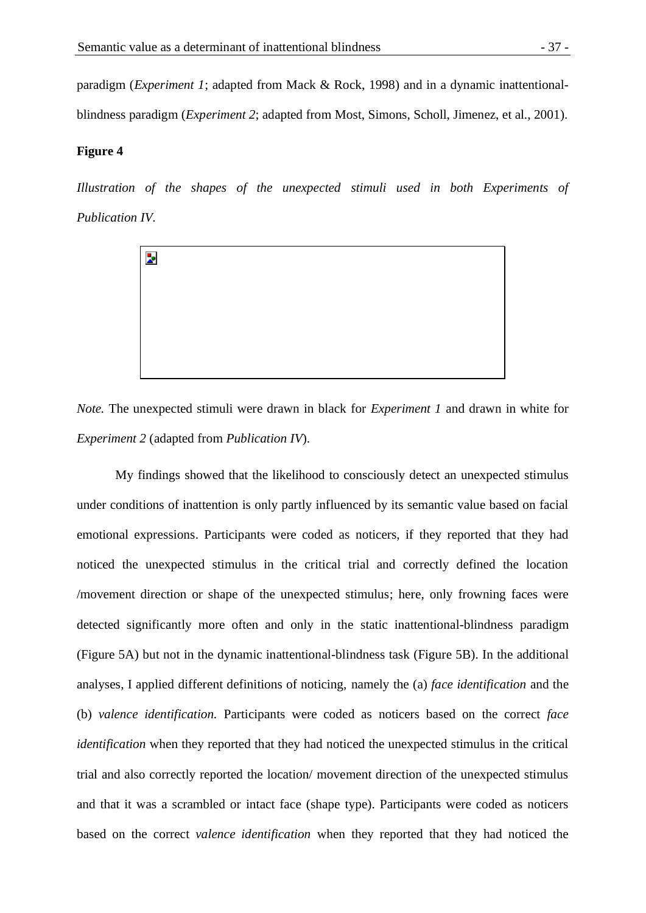paradigm (*Experiment 1*; adapted from Mack & Rock, 1998) and in a dynamic inattentional-blindness paradigm (*Experiment 2*; adapted from Most, Simons, Scholl, Jimenez, et al., 2001).

**Figure 4**

*Illustration of the shapes of the unexpected stimuli used in both Experiments of Publication IV.*

*Note.* The unexpected stimuli were drawn in black for *Experiment 1* and drawn in white for *Experiment 2* (adapted from *Publication IV*).

My findings showed that the likelihood to consciously detect an unexpected stimulus under conditions of inattention is only partly influenced by its semantic value based on facial emotional expressions. Participants were coded as noticers, if they reported that they had noticed the unexpected stimulus in the critical trial and correctly defined the location /movement direction or shape of the unexpected stimulus; here, only frowning faces were detected significantly more often and only in the static inattentional-blindness paradigm (Figure 5A) but not in the dynamic inattentional-blindness task (Figure 5B). In the additional analyses, I applied different definitions of noticing, namely the (a) *face identification* and the (b) *valence identification.* Participants were coded as noticers based on the correct *face identification* when they reported that they had noticed the unexpected stimulus in the critical trial and also correctly reported the location/ movement direction of the unexpected stimulus and that it was a scrambled or intact face (shape type). Participants were coded as noticers based on the correct *valence identification* when they reported that they had noticed the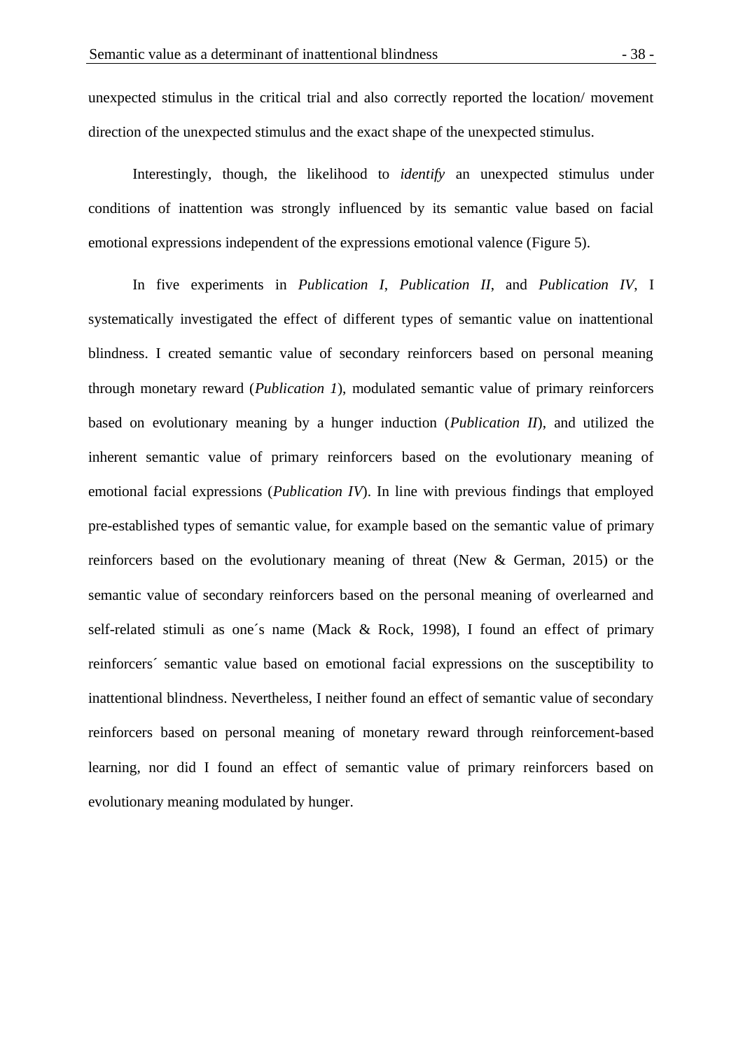unexpected stimulus in the critical trial and also correctly reported the location/ movement direction of the unexpected stimulus and the exact shape of the unexpected stimulus.

Interestingly, though, the likelihood to *identify* an unexpected stimulus under conditions of inattention was strongly influenced by its semantic value based on facial emotional expressions independent of the expressions emotional valence (Figure 5).

In five experiments in *Publication I*, *Publication II*, and *Publication IV*, I systematically investigated the effect of different types of semantic value on inattentional blindness. I created semantic value of secondary reinforcers based on personal meaning through monetary reward (*Publication 1*), modulated semantic value of primary reinforcers based on evolutionary meaning by a hunger induction (*Publication II*), and utilized the inherent semantic value of primary reinforcers based on the evolutionary meaning of emotional facial expressions (*Publication IV*). In line with previous findings that employed pre-established types of semantic value, for example based on the semantic value of primary reinforcers based on the evolutionary meaning of threat (New & German, 2015) or the semantic value of secondary reinforcers based on the personal meaning of overlearned and self-related stimuli as one´s name (Mack & Rock, 1998), I found an effect of primary reinforcers´ semantic value based on emotional facial expressions on the susceptibility to inattentional blindness. Nevertheless, I neither found an effect of semantic value of secondary reinforcers based on personal meaning of monetary reward through reinforcement-based learning, nor did I found an effect of semantic value of primary reinforcers based on evolutionary meaning modulated by hunger.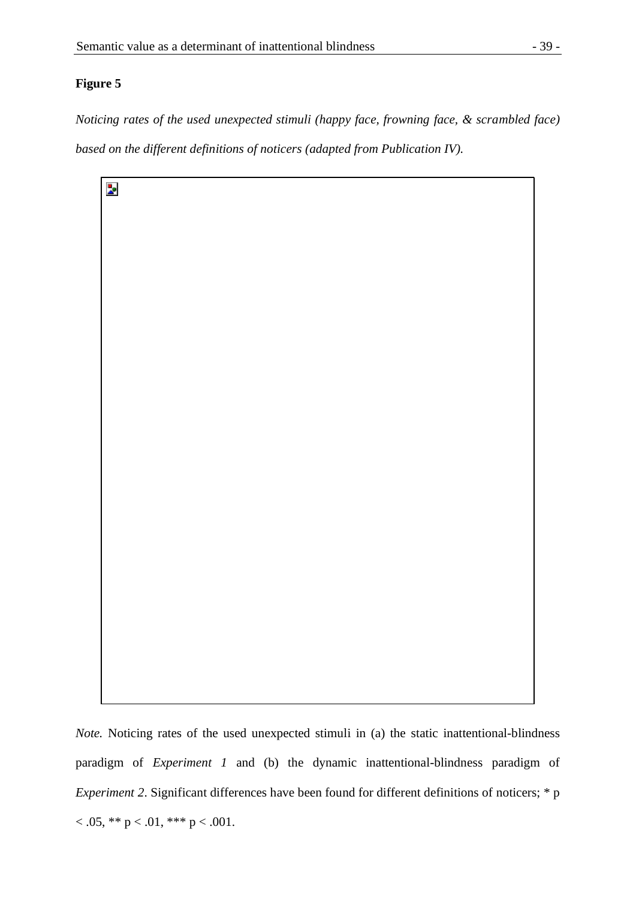**Figure 5**

*Noticing rates of the used unexpected stimuli (happy face, frowning face, & scrambled face) based on the different definitions of noticers (adapted from Publication IV).*

*Note.* Noticing rates of the used unexpected stimuli in (a) the static inattentional-blindness paradigm of *Experiment 1* and (b) the dynamic inattentional-blindness paradigm of *Experiment 2*. Significant differences have been found for different definitions of noticers; * $p < .05$, ** $p < .01$, *** $p < .001$.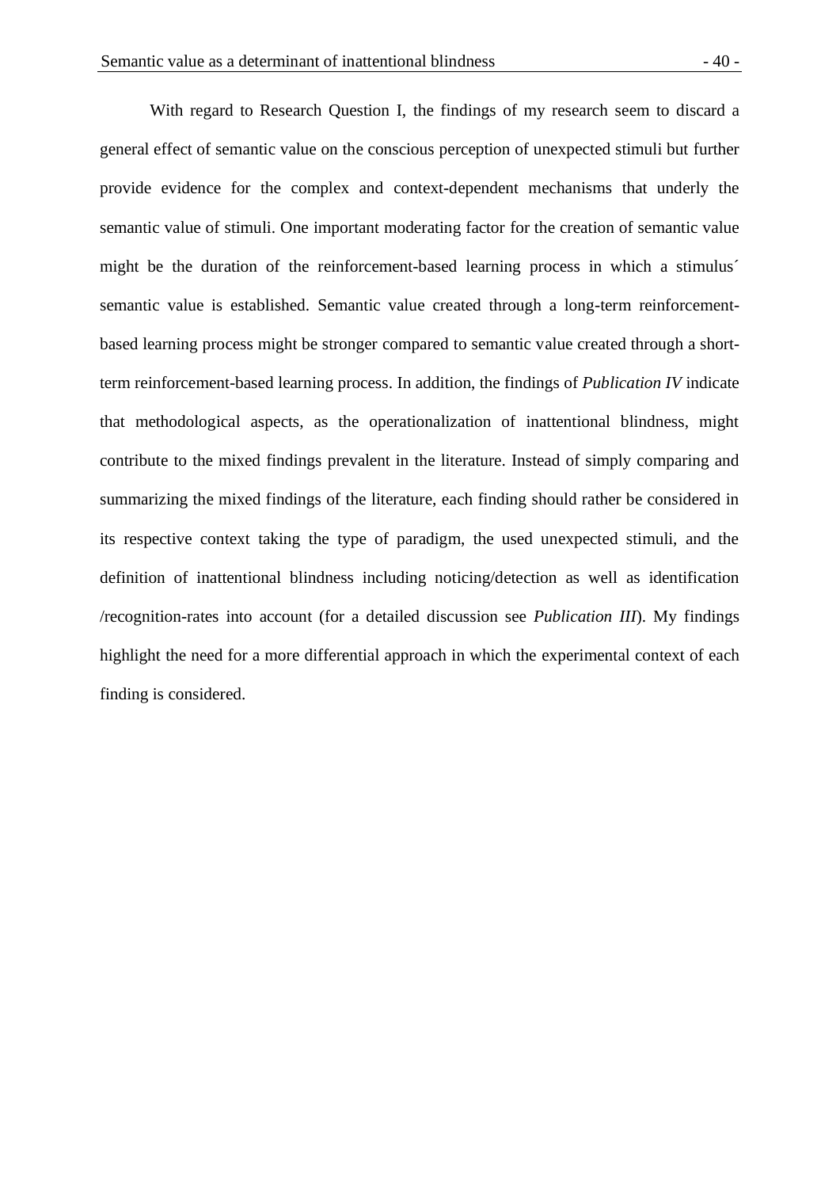With regard to Research Question I, the findings of my research seem to discard a general effect of semantic value on the conscious perception of unexpected stimuli but further provide evidence for the complex and context-dependent mechanisms that underly the semantic value of stimuli. One important moderating factor for the creation of semantic value might be the duration of the reinforcement-based learning process in which a stimulus´ semantic value is established. Semantic value created through a long-term reinforcement-based learning process might be stronger compared to semantic value created through a short-term reinforcement-based learning process. In addition, the findings of *Publication IV* indicate that methodological aspects, as the operationalization of inattentional blindness, might contribute to the mixed findings prevalent in the literature. Instead of simply comparing and summarizing the mixed findings of the literature, each finding should rather be considered in its respective context taking the type of paradigm, the used unexpected stimuli, and the definition of inattentional blindness including noticing/detection as well as identification /recognition-rates into account (for a detailed discussion see *Publication III*). My findings highlight the need for a more differential approach in which the experimental context of each finding is considered.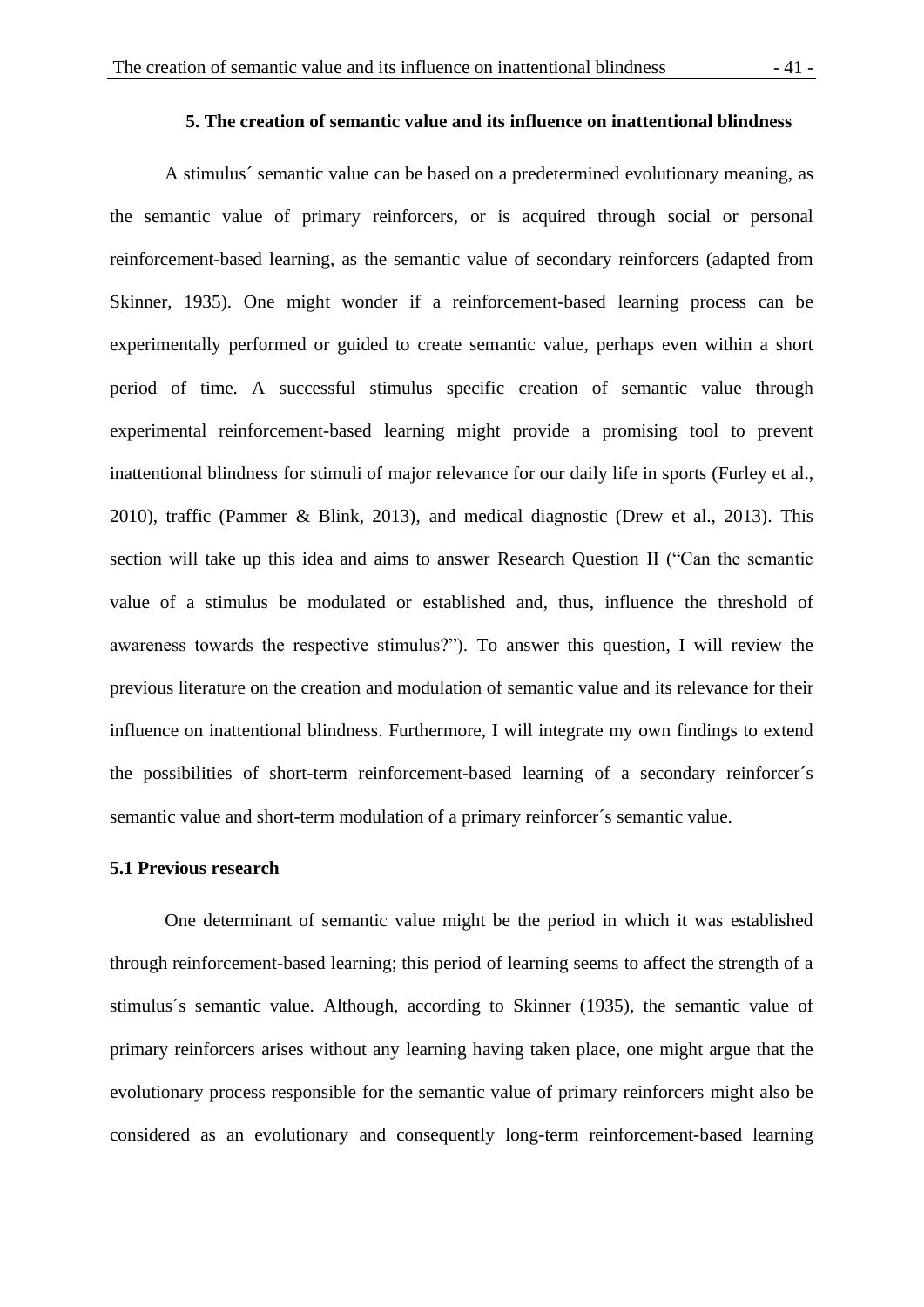## 5. The creation of semantic value and its influence on inattentional blindness

A stimulus´ semantic value can be based on a predetermined evolutionary meaning, as the semantic value of primary reinforcers, or is acquired through social or personal reinforcement-based learning, as the semantic value of secondary reinforcers (adapted from Skinner, 1935). One might wonder if a reinforcement-based learning process can be experimentally performed or guided to create semantic value, perhaps even within a short period of time. A successful stimulus specific creation of semantic value through experimental reinforcement-based learning might provide a promising tool to prevent inattentional blindness for stimuli of major relevance for our daily life in sports (Furley et al., 2010), traffic (Pammer & Blink, 2013), and medical diagnostic (Drew et al., 2013). This section will take up this idea and aims to answer Research Question II ("Can the semantic value of a stimulus be modulated or established and, thus, influence the threshold of awareness towards the respective stimulus?"). To answer this question, I will review the previous literature on the creation and modulation of semantic value and its relevance for their influence on inattentional blindness. Furthermore, I will integrate my own findings to extend the possibilities of short-term reinforcement-based learning of a secondary reinforcer´s semantic value and short-term modulation of a primary reinforcer´s semantic value.

### 5.1 Previous research

One determinant of semantic value might be the period in which it was established through reinforcement-based learning; this period of learning seems to affect the strength of a stimulus´s semantic value. Although, according to Skinner (1935), the semantic value of primary reinforcers arises without any learning having taken place, one might argue that the evolutionary process responsible for the semantic value of primary reinforcers might also be considered as an evolutionary and consequently long-term reinforcement-based learning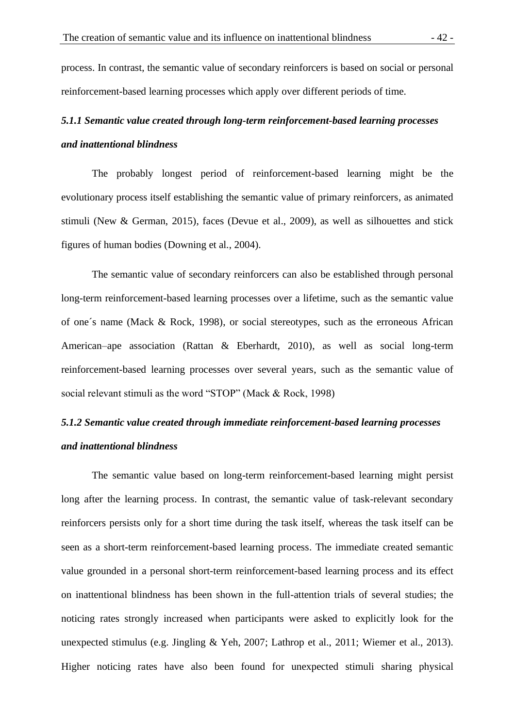process. In contrast, the semantic value of secondary reinforcers is based on social or personal reinforcement-based learning processes which apply over different periods of time.

### *5.1.1 Semantic value created through long-term reinforcement-based learning processes and inattentional blindness*

The probably longest period of reinforcement-based learning might be the evolutionary process itself establishing the semantic value of primary reinforcers, as animated stimuli (New & German, 2015), faces (Devue et al., 2009), as well as silhouettes and stick figures of human bodies (Downing et al., 2004).

The semantic value of secondary reinforcers can also be established through personal long-term reinforcement-based learning processes over a lifetime, such as the semantic value of one´s name (Mack & Rock, 1998), or social stereotypes, such as the erroneous African American–ape association (Rattan & Eberhardt, 2010), as well as social long-term reinforcement-based learning processes over several years, such as the semantic value of social relevant stimuli as the word "STOP" (Mack & Rock, 1998)

### *5.1.2 Semantic value created through immediate reinforcement-based learning processes and inattentional blindness*

The semantic value based on long-term reinforcement-based learning might persist long after the learning process. In contrast, the semantic value of task-relevant secondary reinforcers persists only for a short time during the task itself, whereas the task itself can be seen as a short-term reinforcement-based learning process. The immediate created semantic value grounded in a personal short-term reinforcement-based learning process and its effect on inattentional blindness has been shown in the full-attention trials of several studies; the noticing rates strongly increased when participants were asked to explicitly look for the unexpected stimulus (e.g. Jingling & Yeh, 2007; Lathrop et al., 2011; Wiemer et al., 2013). Higher noticing rates have also been found for unexpected stimuli sharing physical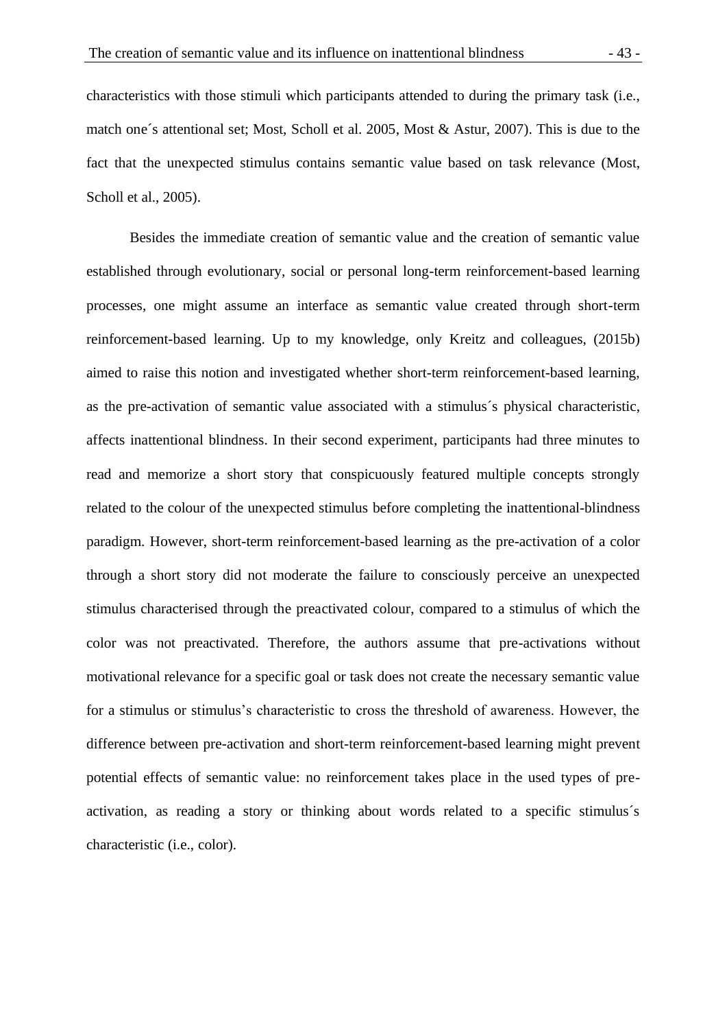characteristics with those stimuli which participants attended to during the primary task (i.e., match one´s attentional set; Most, Scholl et al. 2005, Most & Astur, 2007). This is due to the fact that the unexpected stimulus contains semantic value based on task relevance (Most, Scholl et al., 2005).

Besides the immediate creation of semantic value and the creation of semantic value established through evolutionary, social or personal long-term reinforcement-based learning processes, one might assume an interface as semantic value created through short-term reinforcement-based learning. Up to my knowledge, only Kreitz and colleagues, (2015b) aimed to raise this notion and investigated whether short-term reinforcement-based learning, as the pre-activation of semantic value associated with a stimulus´s physical characteristic, affects inattentional blindness. In their second experiment, participants had three minutes to read and memorize a short story that conspicuously featured multiple concepts strongly related to the colour of the unexpected stimulus before completing the inattentional-blindness paradigm. However, short-term reinforcement-based learning as the pre-activation of a color through a short story did not moderate the failure to consciously perceive an unexpected stimulus characterised through the preactivated colour, compared to a stimulus of which the color was not preactivated. Therefore, the authors assume that pre-activations without motivational relevance for a specific goal or task does not create the necessary semantic value for a stimulus or stimulus's characteristic to cross the threshold of awareness. However, the difference between pre-activation and short-term reinforcement-based learning might prevent potential effects of semantic value: no reinforcement takes place in the used types of pre-activation, as reading a story or thinking about words related to a specific stimulus´s characteristic (i.e., color).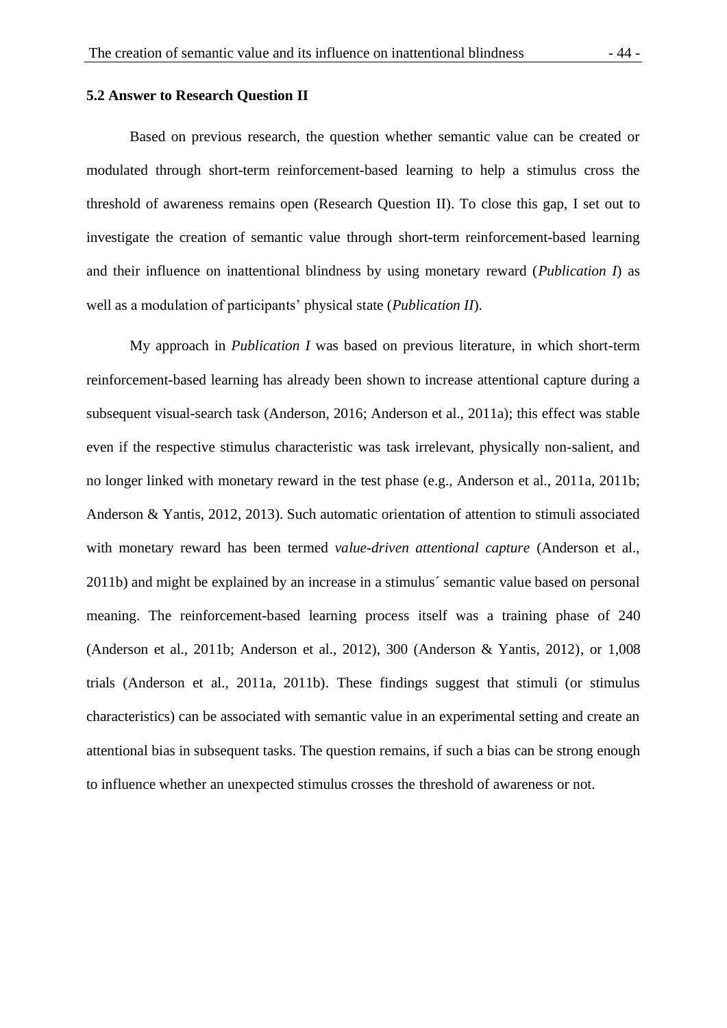## 5.2 Answer to Research Question II

Based on previous research, the question whether semantic value can be created or modulated through short-term reinforcement-based learning to help a stimulus cross the threshold of awareness remains open (Research Question II). To close this gap, I set out to investigate the creation of semantic value through short-term reinforcement-based learning and their influence on inattentional blindness by using monetary reward (*Publication I*) as well as a modulation of participants' physical state (*Publication II*).

My approach in *Publication I* was based on previous literature, in which short-term reinforcement-based learning has already been shown to increase attentional capture during a subsequent visual-search task (Anderson, 2016; Anderson et al., 2011a); this effect was stable even if the respective stimulus characteristic was task irrelevant, physically non-salient, and no longer linked with monetary reward in the test phase (e.g., Anderson et al., 2011a, 2011b; Anderson & Yantis, 2012, 2013). Such automatic orientation of attention to stimuli associated with monetary reward has been termed *value-driven attentional capture* (Anderson et al., 2011b) and might be explained by an increase in a stimulus´ semantic value based on personal meaning. The reinforcement-based learning process itself was a training phase of 240 (Anderson et al., 2011b; Anderson et al., 2012), 300 (Anderson & Yantis, 2012), or 1,008 trials (Anderson et al., 2011a, 2011b). These findings suggest that stimuli (or stimulus characteristics) can be associated with semantic value in an experimental setting and create an attentional bias in subsequent tasks. The question remains, if such a bias can be strong enough to influence whether an unexpected stimulus crosses the threshold of awareness or not.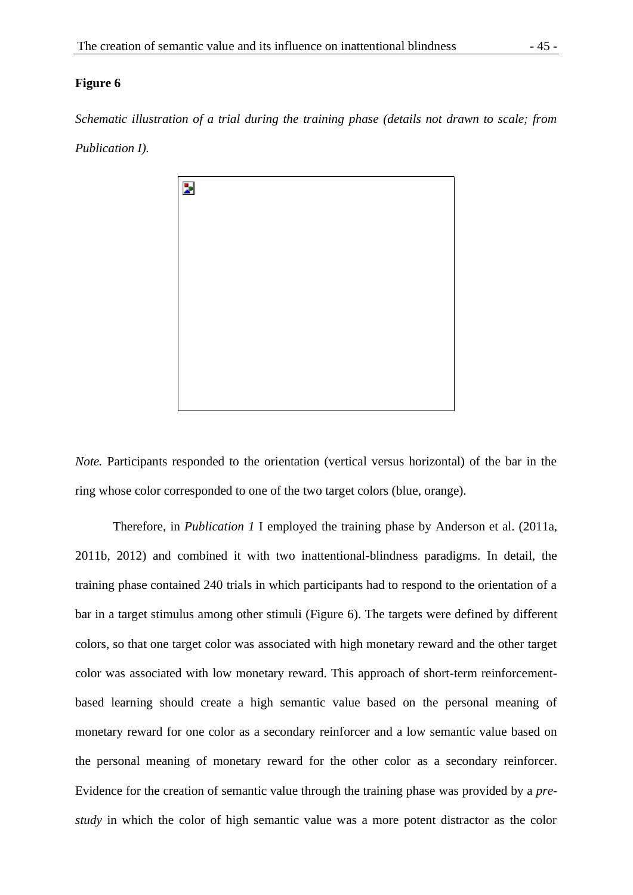**Figure 6**

*Schematic illustration of a trial during the training phase (details not drawn to scale; from Publication I).*

*Note.* Participants responded to the orientation (vertical versus horizontal) of the bar in the ring whose color corresponded to one of the two target colors (blue, orange).

Therefore, in *Publication 1* I employed the training phase by Anderson et al. (2011a, 2011b, 2012) and combined it with two inattentional-blindness paradigms. In detail, the training phase contained 240 trials in which participants had to respond to the orientation of a bar in a target stimulus among other stimuli (Figure 6). The targets were defined by different colors, so that one target color was associated with high monetary reward and the other target color was associated with low monetary reward. This approach of short-term reinforcement-based learning should create a high semantic value based on the personal meaning of monetary reward for one color as a secondary reinforcer and a low semantic value based on the personal meaning of monetary reward for the other color as a secondary reinforcer. Evidence for the creation of semantic value through the training phase was provided by a *pre-study* in which the color of high semantic value was a more potent distractor as the color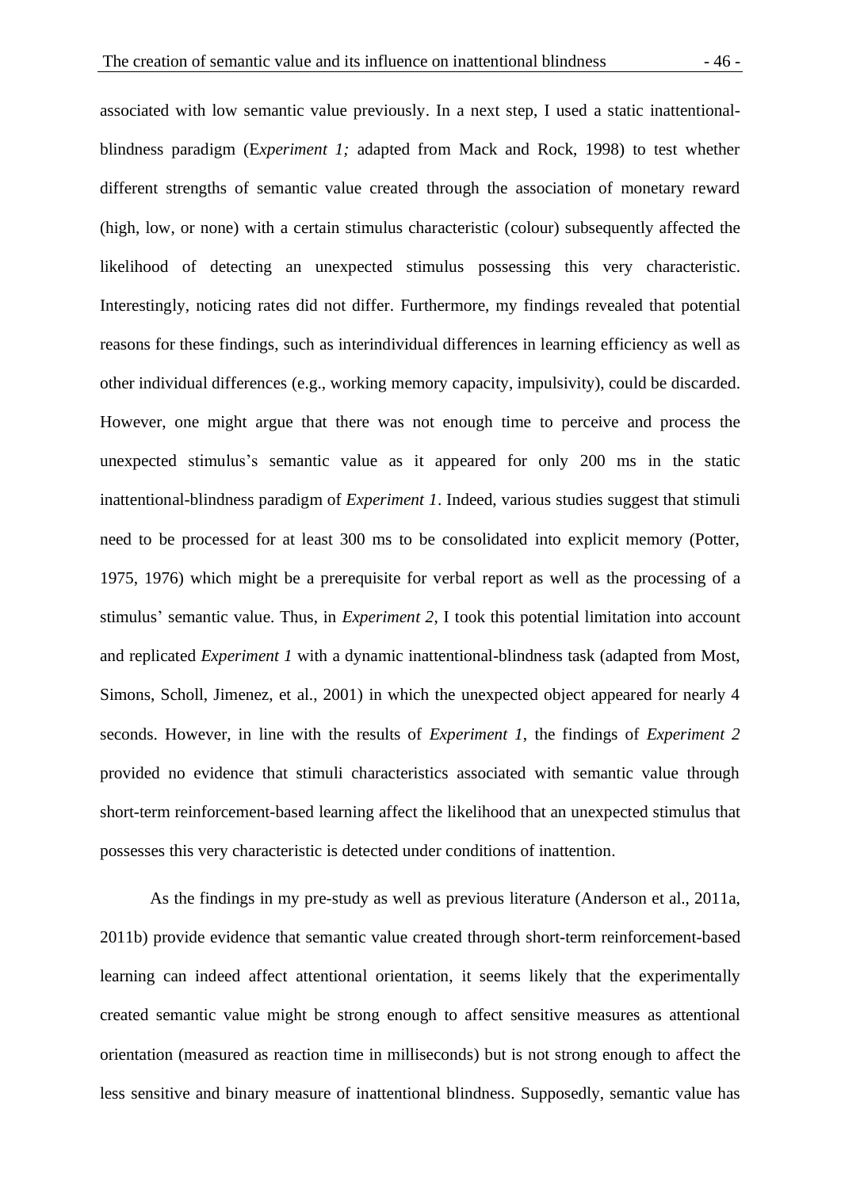associated with low semantic value previously. In a next step, I used a static inattentional-blindness paradigm (*Experiment 1;* adapted from Mack and Rock, 1998) to test whether different strengths of semantic value created through the association of monetary reward (high, low, or none) with a certain stimulus characteristic (colour) subsequently affected the likelihood of detecting an unexpected stimulus possessing this very characteristic. Interestingly, noticing rates did not differ. Furthermore, my findings revealed that potential reasons for these findings, such as interindividual differences in learning efficiency as well as other individual differences (e.g., working memory capacity, impulsivity), could be discarded. However, one might argue that there was not enough time to perceive and process the unexpected stimulus's semantic value as it appeared for only 200 ms in the static inattentional-blindness paradigm of *Experiment 1*. Indeed, various studies suggest that stimuli need to be processed for at least 300 ms to be consolidated into explicit memory (Potter, 1975, 1976) which might be a prerequisite for verbal report as well as the processing of a stimulus' semantic value. Thus, in *Experiment 2*, I took this potential limitation into account and replicated *Experiment 1* with a dynamic inattentional-blindness task (adapted from Most, Simons, Scholl, Jimenez, et al., 2001) in which the unexpected object appeared for nearly 4 seconds. However, in line with the results of *Experiment 1*, the findings of *Experiment 2* provided no evidence that stimuli characteristics associated with semantic value through short-term reinforcement-based learning affect the likelihood that an unexpected stimulus that possesses this very characteristic is detected under conditions of inattention.

As the findings in my pre-study as well as previous literature (Anderson et al., 2011a, 2011b) provide evidence that semantic value created through short-term reinforcement-based learning can indeed affect attentional orientation, it seems likely that the experimentally created semantic value might be strong enough to affect sensitive measures as attentional orientation (measured as reaction time in milliseconds) but is not strong enough to affect the less sensitive and binary measure of inattentional blindness. Supposedly, semantic value has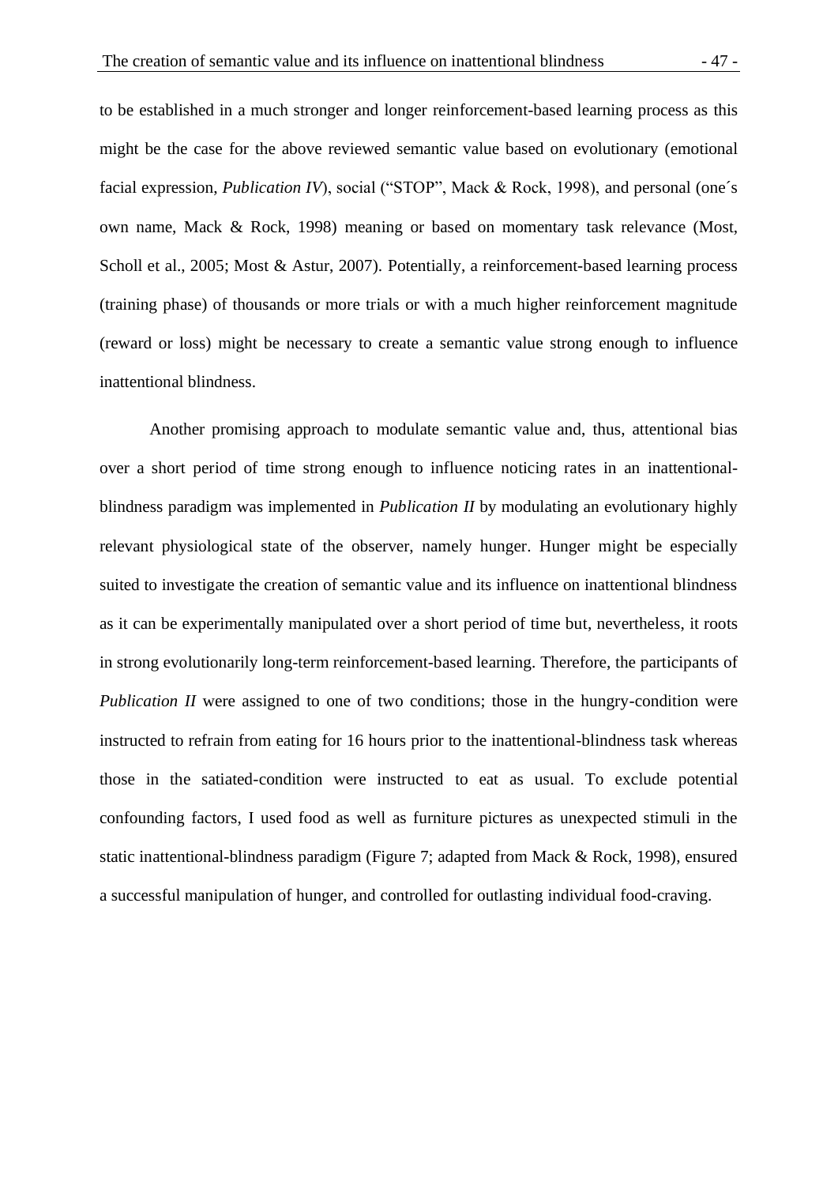to be established in a much stronger and longer reinforcement-based learning process as this might be the case for the above reviewed semantic value based on evolutionary (emotional facial expression, *Publication IV*), social ("STOP", Mack & Rock, 1998), and personal (one´s own name, Mack & Rock, 1998) meaning or based on momentary task relevance (Most, Scholl et al., 2005; Most & Astur, 2007). Potentially, a reinforcement-based learning process (training phase) of thousands or more trials or with a much higher reinforcement magnitude (reward or loss) might be necessary to create a semantic value strong enough to influence inattentional blindness.

Another promising approach to modulate semantic value and, thus, attentional bias over a short period of time strong enough to influence noticing rates in an inattentional-blindness paradigm was implemented in *Publication II* by modulating an evolutionary highly relevant physiological state of the observer, namely hunger. Hunger might be especially suited to investigate the creation of semantic value and its influence on inattentional blindness as it can be experimentally manipulated over a short period of time but, nevertheless, it roots in strong evolutionarily long-term reinforcement-based learning. Therefore, the participants of *Publication II* were assigned to one of two conditions; those in the hungry-condition were instructed to refrain from eating for 16 hours prior to the inattentional-blindness task whereas those in the satiated-condition were instructed to eat as usual. To exclude potential confounding factors, I used food as well as furniture pictures as unexpected stimuli in the static inattentional-blindness paradigm (Figure 7; adapted from Mack & Rock, 1998), ensured a successful manipulation of hunger, and controlled for outlasting individual food-craving.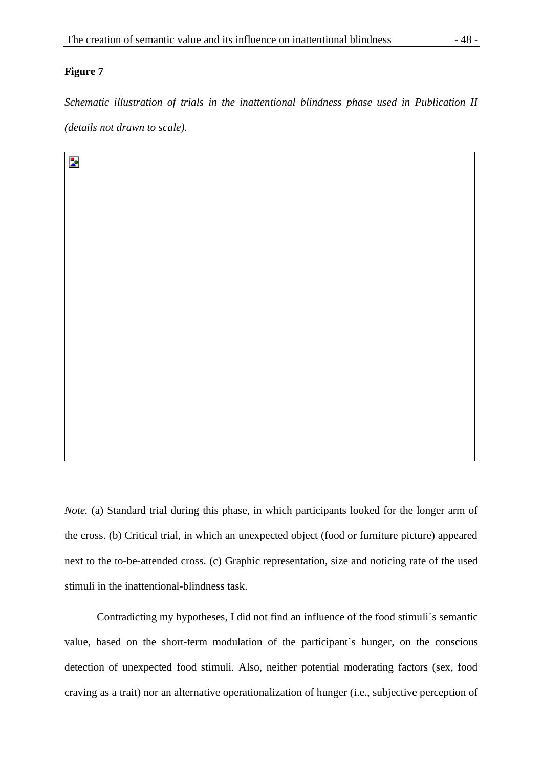**Figure 7**

*Schematic illustration of trials in the inattentional blindness phase used in Publication II (details not drawn to scale).*

*Note.* (a) Standard trial during this phase, in which participants looked for the longer arm of the cross. (b) Critical trial, in which an unexpected object (food or furniture picture) appeared next to the to-be-attended cross. (c) Graphic representation, size and noticing rate of the used stimuli in the inattentional-blindness task.

Contradicting my hypotheses, I did not find an influence of the food stimuli´s semantic value, based on the short-term modulation of the participant´s hunger, on the conscious detection of unexpected food stimuli. Also, neither potential moderating factors (sex, food craving as a trait) nor an alternative operationalization of hunger (i.e., subjective perception of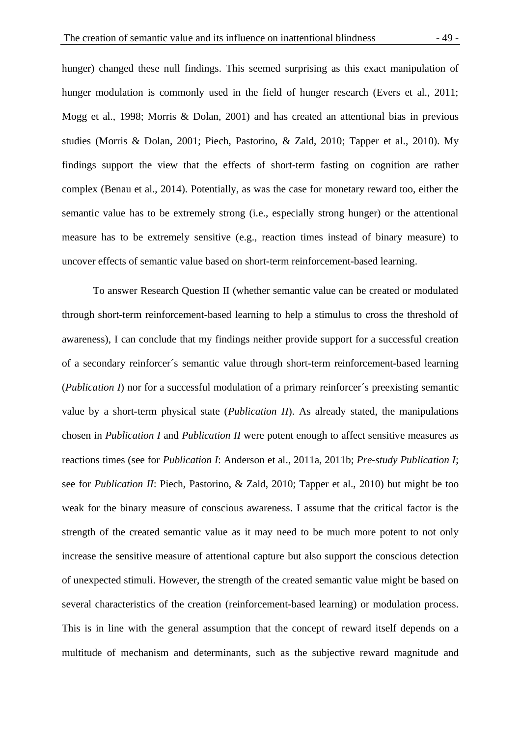hunger) changed these null findings. This seemed surprising as this exact manipulation of hunger modulation is commonly used in the field of hunger research (Evers et al., 2011; Mogg et al., 1998; Morris & Dolan, 2001) and has created an attentional bias in previous studies (Morris & Dolan, 2001; Piech, Pastorino, & Zald, 2010; Tapper et al., 2010). My findings support the view that the effects of short-term fasting on cognition are rather complex (Benau et al., 2014). Potentially, as was the case for monetary reward too, either the semantic value has to be extremely strong (i.e., especially strong hunger) or the attentional measure has to be extremely sensitive (e.g., reaction times instead of binary measure) to uncover effects of semantic value based on short-term reinforcement-based learning.

To answer Research Question II (whether semantic value can be created or modulated through short-term reinforcement-based learning to help a stimulus to cross the threshold of awareness), I can conclude that my findings neither provide support for a successful creation of a secondary reinforcer´s semantic value through short-term reinforcement-based learning (*Publication I*) nor for a successful modulation of a primary reinforcer´s preexisting semantic value by a short-term physical state (*Publication II*). As already stated, the manipulations chosen in *Publication I* and *Publication II* were potent enough to affect sensitive measures as reactions times (see for *Publication I*: Anderson et al., 2011a, 2011b; *Pre-study Publication I*; see for *Publication II*: Piech, Pastorino, & Zald, 2010; Tapper et al., 2010) but might be too weak for the binary measure of conscious awareness. I assume that the critical factor is the strength of the created semantic value as it may need to be much more potent to not only increase the sensitive measure of attentional capture but also support the conscious detection of unexpected stimuli. However, the strength of the created semantic value might be based on several characteristics of the creation (reinforcement-based learning) or modulation process. This is in line with the general assumption that the concept of reward itself depends on a multitude of mechanism and determinants, such as the subjective reward magnitude and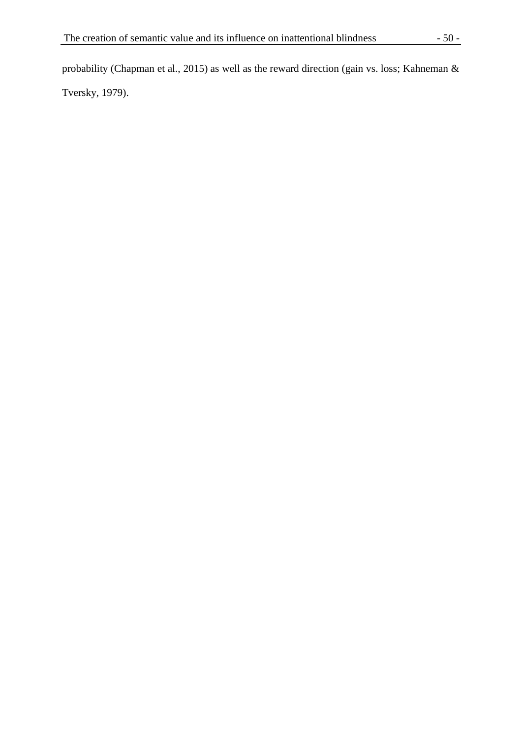probability (Chapman et al., 2015) as well as the reward direction (gain vs. loss; Kahneman & Tversky, 1979).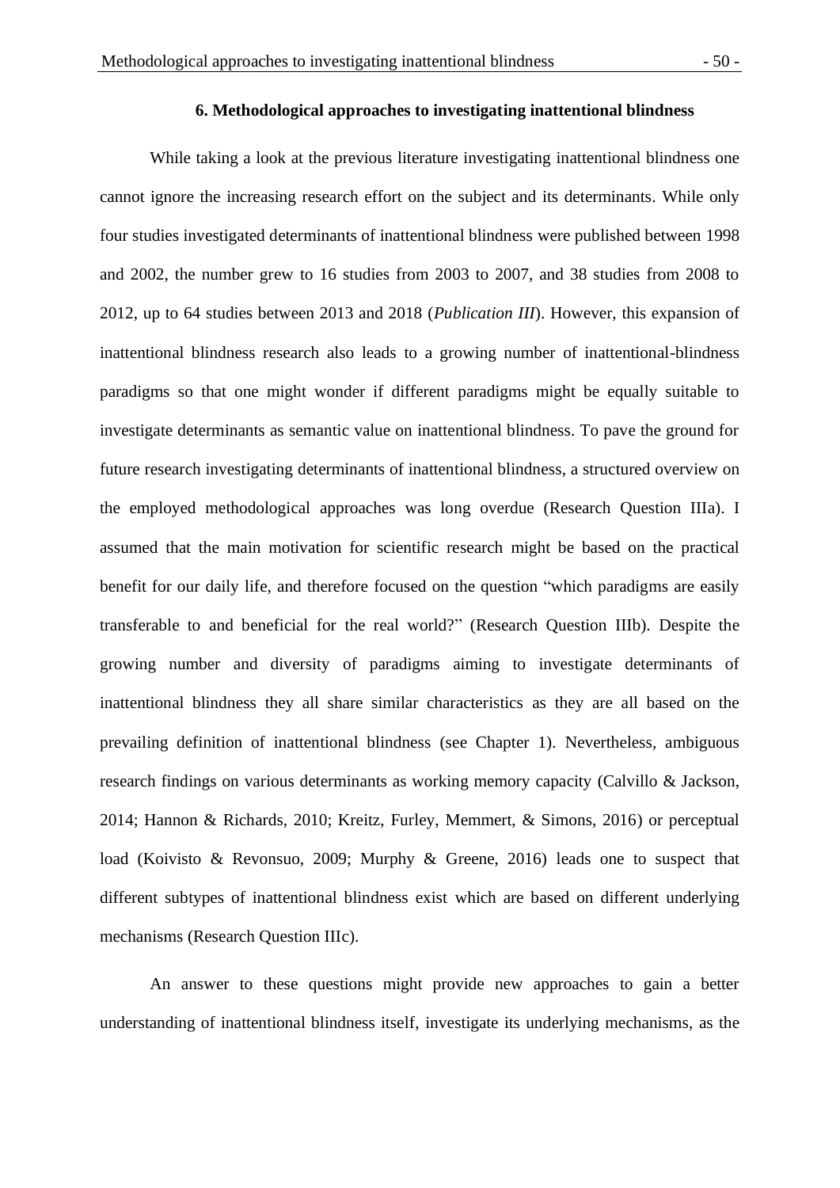# 6. Methodological approaches to investigating inattentional blindness

While taking a look at the previous literature investigating inattentional blindness one cannot ignore the increasing research effort on the subject and its determinants. While only four studies investigated determinants of inattentional blindness were published between 1998 and 2002, the number grew to 16 studies from 2003 to 2007, and 38 studies from 2008 to 2012, up to 64 studies between 2013 and 2018 (*Publication III*). However, this expansion of inattentional blindness research also leads to a growing number of inattentional-blindness paradigms so that one might wonder if different paradigms might be equally suitable to investigate determinants as semantic value on inattentional blindness. To pave the ground for future research investigating determinants of inattentional blindness, a structured overview on the employed methodological approaches was long overdue (Research Question IIIa). I assumed that the main motivation for scientific research might be based on the practical benefit for our daily life, and therefore focused on the question "which paradigms are easily transferable to and beneficial for the real world?" (Research Question IIIb). Despite the growing number and diversity of paradigms aiming to investigate determinants of inattentional blindness they all share similar characteristics as they are all based on the prevailing definition of inattentional blindness (see Chapter 1). Nevertheless, ambiguous research findings on various determinants as working memory capacity (Calvillo & Jackson, 2014; Hannon & Richards, 2010; Kreitz, Furley, Memmert, & Simons, 2016) or perceptual load (Koivisto & Revonsuo, 2009; Murphy & Greene, 2016) leads one to suspect that different subtypes of inattentional blindness exist which are based on different underlying mechanisms (Research Question IIIc).

An answer to these questions might provide new approaches to gain a better understanding of inattentional blindness itself, investigate its underlying mechanisms, as the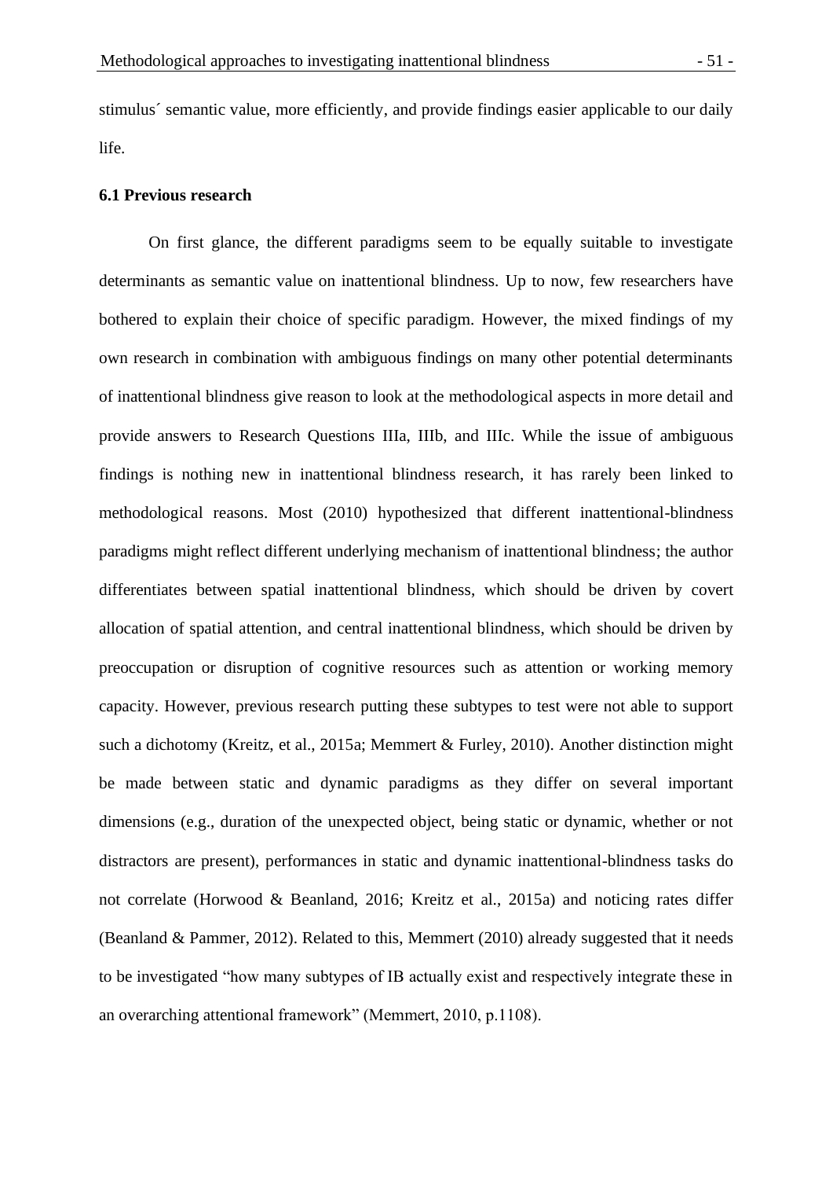stimulus´ semantic value, more efficiently, and provide findings easier applicable to our daily life.

### 6.1 Previous research

On first glance, the different paradigms seem to be equally suitable to investigate determinants as semantic value on inattentional blindness. Up to now, few researchers have bothered to explain their choice of specific paradigm. However, the mixed findings of my own research in combination with ambiguous findings on many other potential determinants of inattentional blindness give reason to look at the methodological aspects in more detail and provide answers to Research Questions IIIa, IIIb, and IIIc. While the issue of ambiguous findings is nothing new in inattentional blindness research, it has rarely been linked to methodological reasons. Most (2010) hypothesized that different inattentional-blindness paradigms might reflect different underlying mechanism of inattentional blindness; the author differentiates between spatial inattentional blindness, which should be driven by covert allocation of spatial attention, and central inattentional blindness, which should be driven by preoccupation or disruption of cognitive resources such as attention or working memory capacity. However, previous research putting these subtypes to test were not able to support such a dichotomy (Kreitz, et al., 2015a; Memmert & Furley, 2010). Another distinction might be made between static and dynamic paradigms as they differ on several important dimensions (e.g., duration of the unexpected object, being static or dynamic, whether or not distractors are present), performances in static and dynamic inattentional-blindness tasks do not correlate (Horwood & Beanland, 2016; Kreitz et al., 2015a) and noticing rates differ (Beanland & Pammer, 2012). Related to this, Memmert (2010) already suggested that it needs to be investigated "how many subtypes of IB actually exist and respectively integrate these in an overarching attentional framework" (Memmert, 2010, p.1108).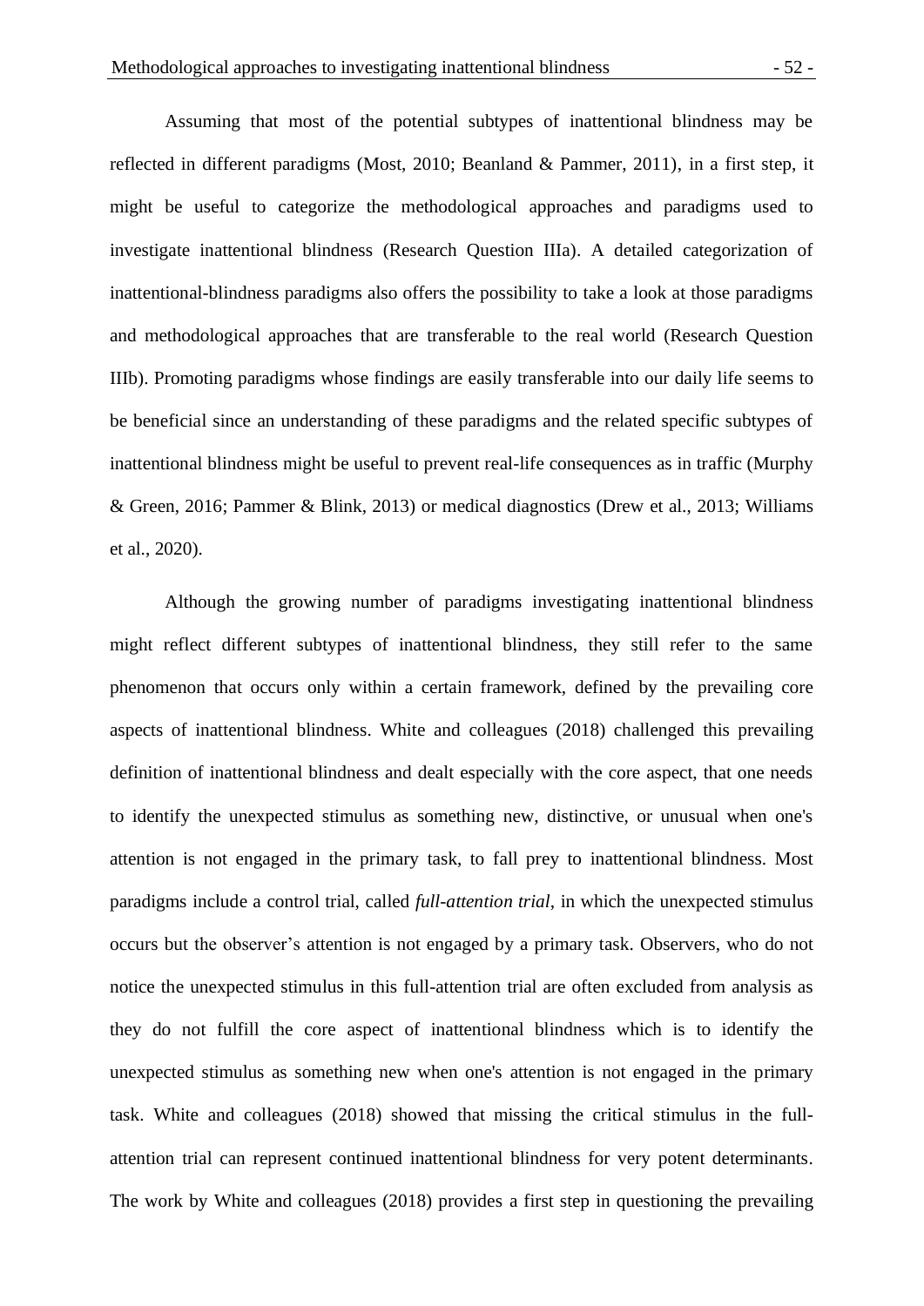Assuming that most of the potential subtypes of inattentional blindness may be reflected in different paradigms (Most, 2010; Beanland & Pammer, 2011), in a first step, it might be useful to categorize the methodological approaches and paradigms used to investigate inattentional blindness (Research Question IIIa). A detailed categorization of inattentional-blindness paradigms also offers the possibility to take a look at those paradigms and methodological approaches that are transferable to the real world (Research Question IIIb). Promoting paradigms whose findings are easily transferable into our daily life seems to be beneficial since an understanding of these paradigms and the related specific subtypes of inattentional blindness might be useful to prevent real-life consequences as in traffic (Murphy & Green, 2016; Pammer & Blink, 2013) or medical diagnostics (Drew et al., 2013; Williams et al., 2020).

Although the growing number of paradigms investigating inattentional blindness might reflect different subtypes of inattentional blindness, they still refer to the same phenomenon that occurs only within a certain framework, defined by the prevailing core aspects of inattentional blindness. White and colleagues (2018) challenged this prevailing definition of inattentional blindness and dealt especially with the core aspect, that one needs to identify the unexpected stimulus as something new, distinctive, or unusual when one's attention is not engaged in the primary task, to fall prey to inattentional blindness. Most paradigms include a control trial, called *full-attention trial*, in which the unexpected stimulus occurs but the observer's attention is not engaged by a primary task. Observers, who do not notice the unexpected stimulus in this full-attention trial are often excluded from analysis as they do not fulfill the core aspect of inattentional blindness which is to identify the unexpected stimulus as something new when one's attention is not engaged in the primary task. White and colleagues (2018) showed that missing the critical stimulus in the full-attention trial can represent continued inattentional blindness for very potent determinants. The work by White and colleagues (2018) provides a first step in questioning the prevailing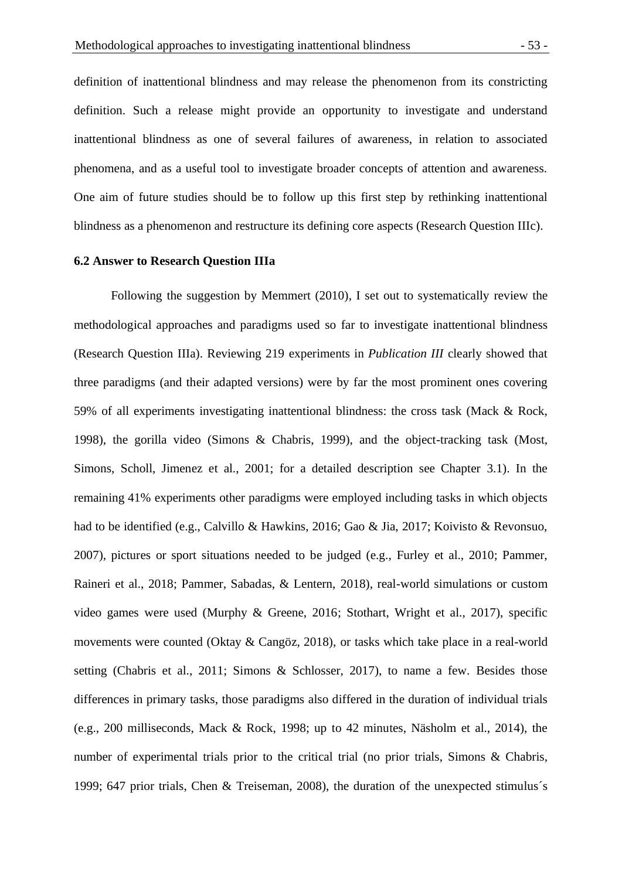definition of inattentional blindness and may release the phenomenon from its constricting definition. Such a release might provide an opportunity to investigate and understand inattentional blindness as one of several failures of awareness, in relation to associated phenomena, and as a useful tool to investigate broader concepts of attention and awareness. One aim of future studies should be to follow up this first step by rethinking inattentional blindness as a phenomenon and restructure its defining core aspects (Research Question IIIc).

### 6.2 Answer to Research Question IIIa

Following the suggestion by Memmert (2010), I set out to systematically review the methodological approaches and paradigms used so far to investigate inattentional blindness (Research Question IIIa). Reviewing 219 experiments in *Publication III* clearly showed that three paradigms (and their adapted versions) were by far the most prominent ones covering 59% of all experiments investigating inattentional blindness: the cross task (Mack & Rock, 1998), the gorilla video (Simons & Chabris, 1999), and the object-tracking task (Most, Simons, Scholl, Jimenez et al., 2001; for a detailed description see Chapter 3.1). In the remaining 41% experiments other paradigms were employed including tasks in which objects had to be identified (e.g., Calvillo & Hawkins, 2016; Gao & Jia, 2017; Koivisto & Revonsuo, 2007), pictures or sport situations needed to be judged (e.g., Furley et al., 2010; Pammer, Raineri et al., 2018; Pammer, Sabadas, & Lentern, 2018), real-world simulations or custom video games were used (Murphy & Greene, 2016; Stothart, Wright et al., 2017), specific movements were counted (Oktay & Cangöz, 2018), or tasks which take place in a real-world setting (Chabris et al., 2011; Simons & Schlosser, 2017), to name a few. Besides those differences in primary tasks, those paradigms also differed in the duration of individual trials (e.g., 200 milliseconds, Mack & Rock, 1998; up to 42 minutes, Näsholm et al., 2014), the number of experimental trials prior to the critical trial (no prior trials, Simons & Chabris, 1999; 647 prior trials, Chen & Treiseman, 2008), the duration of the unexpected stimulus´s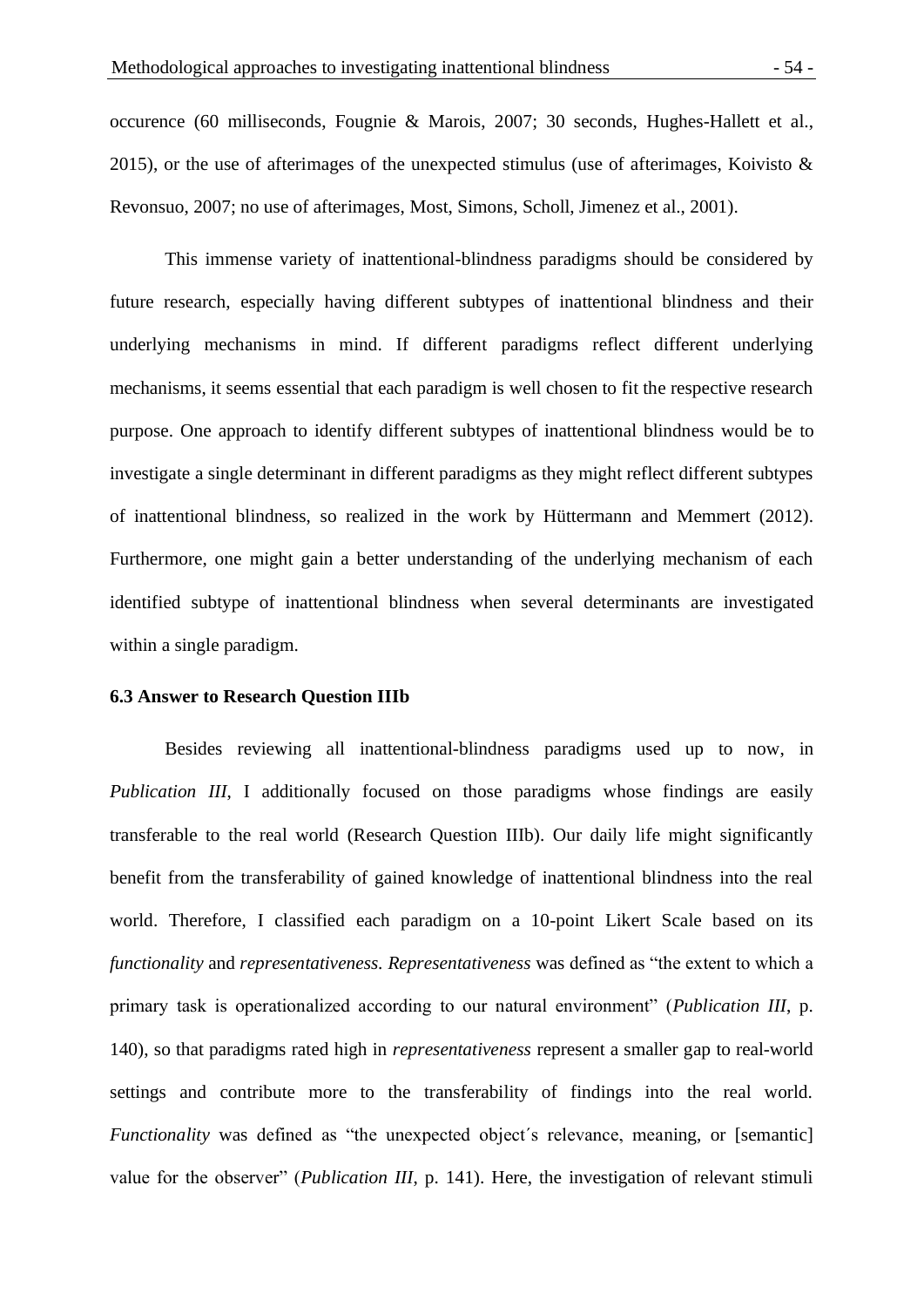occurence (60 milliseconds, Fougnie & Marois, 2007; 30 seconds, Hughes-Hallett et al., 2015), or the use of afterimages of the unexpected stimulus (use of afterimages, Koivisto & Revonsuo, 2007; no use of afterimages, Most, Simons, Scholl, Jimenez et al., 2001).

This immense variety of inattentional-blindness paradigms should be considered by future research, especially having different subtypes of inattentional blindness and their underlying mechanisms in mind. If different paradigms reflect different underlying mechanisms, it seems essential that each paradigm is well chosen to fit the respective research purpose. One approach to identify different subtypes of inattentional blindness would be to investigate a single determinant in different paradigms as they might reflect different subtypes of inattentional blindness, so realized in the work by Hüttermann and Memmert (2012). Furthermore, one might gain a better understanding of the underlying mechanism of each identified subtype of inattentional blindness when several determinants are investigated within a single paradigm.

### 6.3 Answer to Research Question IIIb

Besides reviewing all inattentional-blindness paradigms used up to now, in *Publication III*, I additionally focused on those paradigms whose findings are easily transferable to the real world (Research Question IIIb). Our daily life might significantly benefit from the transferability of gained knowledge of inattentional blindness into the real world. Therefore, I classified each paradigm on a 10-point Likert Scale based on its *functionality* and *representativeness*. *Representativeness* was defined as "the extent to which a primary task is operationalized according to our natural environment" (*Publication III*, p. 140), so that paradigms rated high in *representativeness* represent a smaller gap to real-world settings and contribute more to the transferability of findings into the real world. *Functionality* was defined as "the unexpected object´s relevance, meaning, or [semantic] value for the observer" (*Publication III*, p. 141). Here, the investigation of relevant stimuli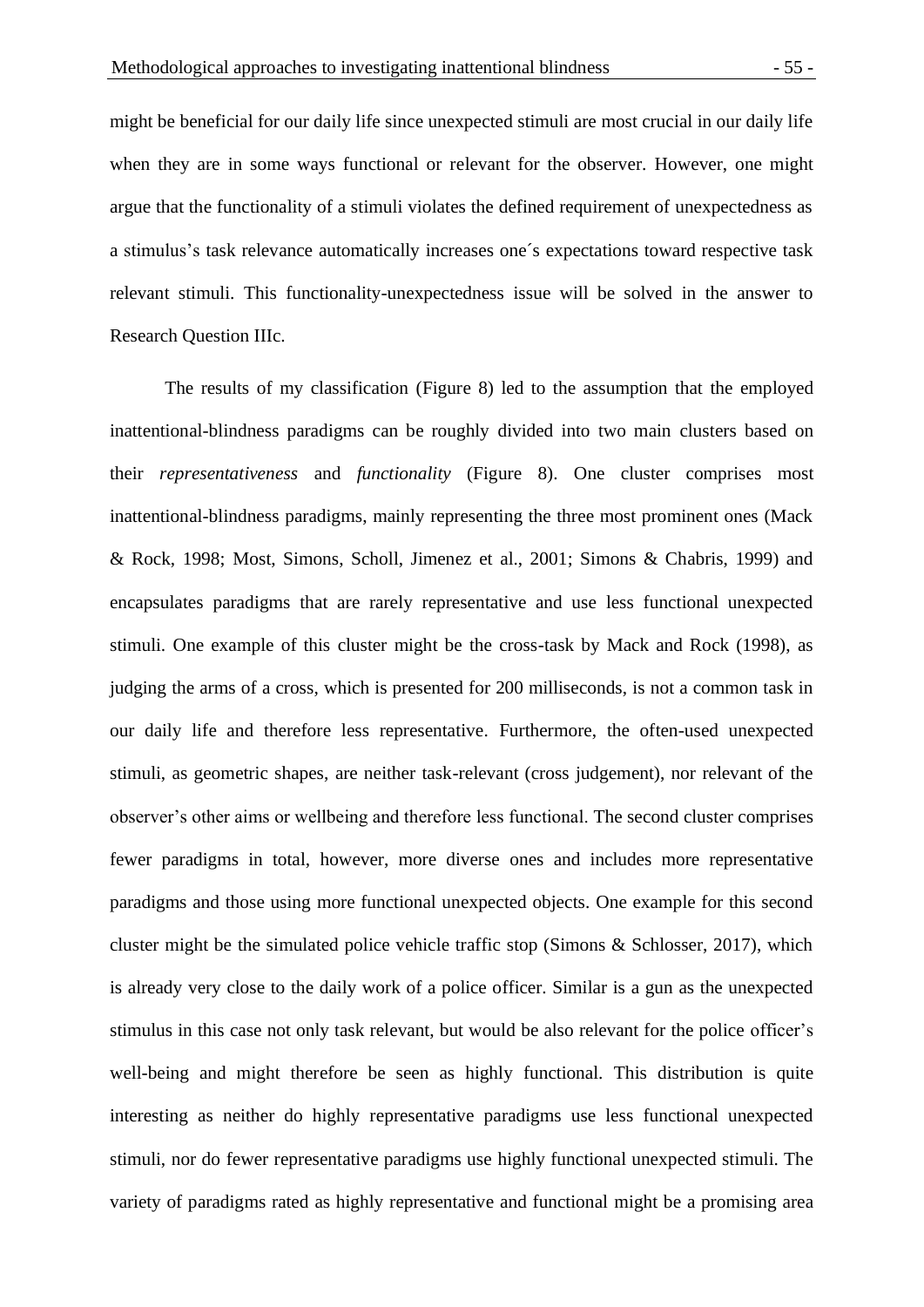might be beneficial for our daily life since unexpected stimuli are most crucial in our daily life when they are in some ways functional or relevant for the observer. However, one might argue that the functionality of a stimuli violates the defined requirement of unexpectedness as a stimulus's task relevance automatically increases one´s expectations toward respective task relevant stimuli. This functionality-unexpectedness issue will be solved in the answer to Research Question IIIc.

The results of my classification (Figure 8) led to the assumption that the employed inattentional-blindness paradigms can be roughly divided into two main clusters based on their *representativeness* and *functionality* (Figure 8). One cluster comprises most inattentional-blindness paradigms, mainly representing the three most prominent ones (Mack & Rock, 1998; Most, Simons, Scholl, Jimenez et al., 2001; Simons & Chabris, 1999) and encapsulates paradigms that are rarely representative and use less functional unexpected stimuli. One example of this cluster might be the cross-task by Mack and Rock (1998), as judging the arms of a cross, which is presented for 200 milliseconds, is not a common task in our daily life and therefore less representative. Furthermore, the often-used unexpected stimuli, as geometric shapes, are neither task-relevant (cross judgement), nor relevant of the observer's other aims or wellbeing and therefore less functional. The second cluster comprises fewer paradigms in total, however, more diverse ones and includes more representative paradigms and those using more functional unexpected objects. One example for this second cluster might be the simulated police vehicle traffic stop (Simons & Schlosser, 2017), which is already very close to the daily work of a police officer. Similar is a gun as the unexpected stimulus in this case not only task relevant, but would be also relevant for the police officer's well-being and might therefore be seen as highly functional. This distribution is quite interesting as neither do highly representative paradigms use less functional unexpected stimuli, nor do fewer representative paradigms use highly functional unexpected stimuli. The variety of paradigms rated as highly representative and functional might be a promising area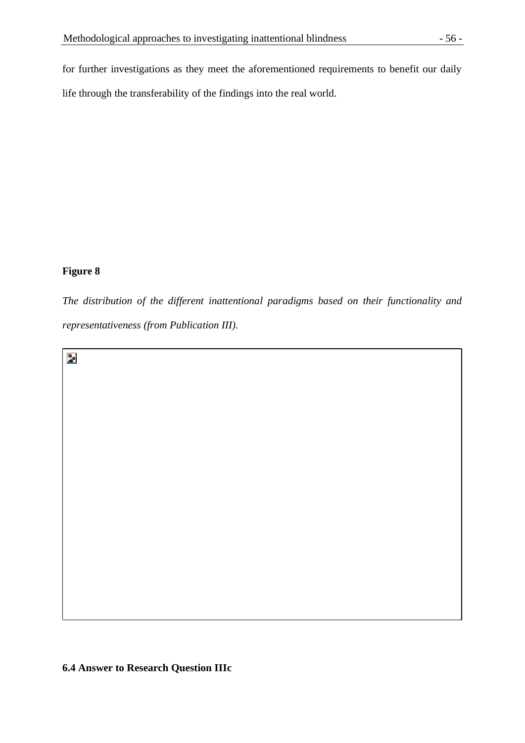for further investigations as they meet the aforementioned requirements to benefit our daily life through the transferability of the findings into the real world.

**Figure 8**

*The distribution of the different inattentional paradigms based on their functionality and representativeness (from Publication III).*

### 6.4 Answer to Research Question IIIc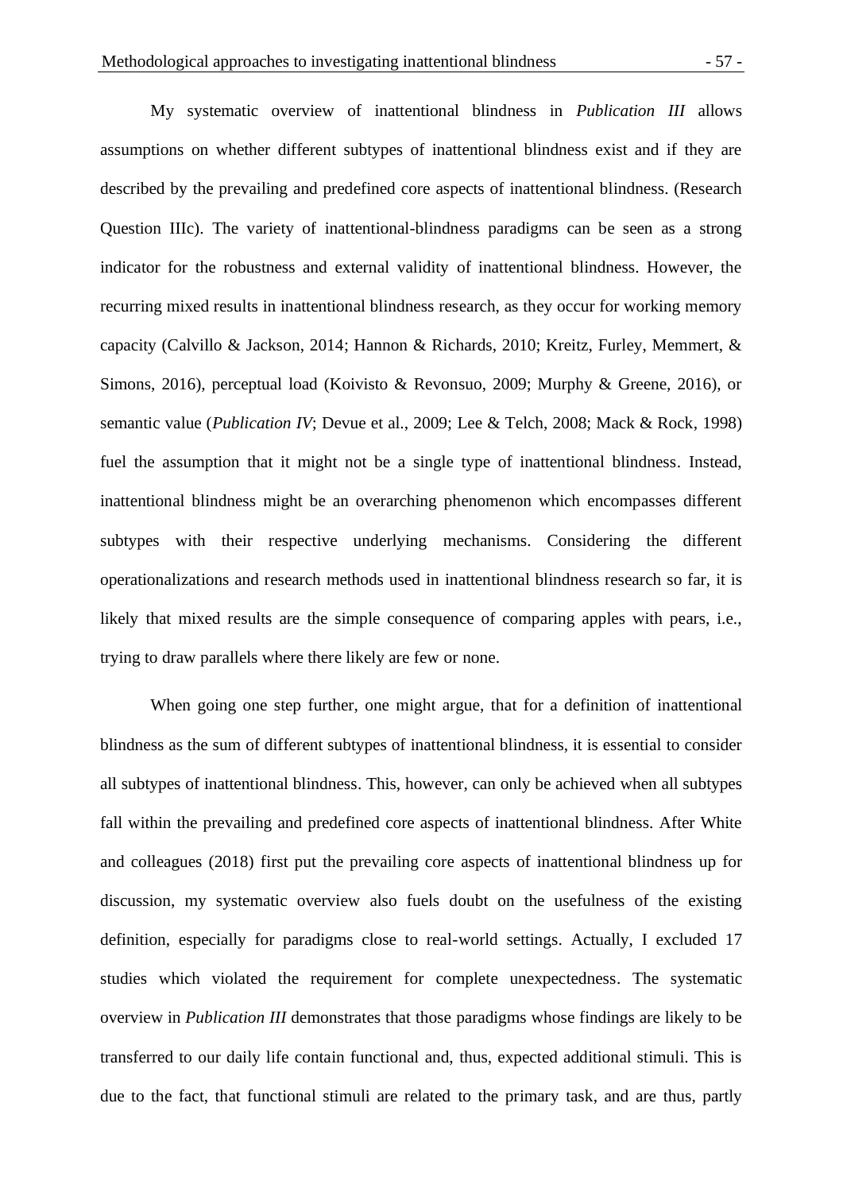My systematic overview of inattentional blindness in *Publication III* allows assumptions on whether different subtypes of inattentional blindness exist and if they are described by the prevailing and predefined core aspects of inattentional blindness. (Research Question IIIc). The variety of inattentional-blindness paradigms can be seen as a strong indicator for the robustness and external validity of inattentional blindness. However, the recurring mixed results in inattentional blindness research, as they occur for working memory capacity (Calvillo & Jackson, 2014; Hannon & Richards, 2010; Kreitz, Furley, Memmert, & Simons, 2016), perceptual load (Koivisto & Revonsuo, 2009; Murphy & Greene, 2016), or semantic value (*Publication IV*; Devue et al., 2009; Lee & Telch, 2008; Mack & Rock, 1998) fuel the assumption that it might not be a single type of inattentional blindness. Instead, inattentional blindness might be an overarching phenomenon which encompasses different subtypes with their respective underlying mechanisms. Considering the different operationalizations and research methods used in inattentional blindness research so far, it is likely that mixed results are the simple consequence of comparing apples with pears, i.e., trying to draw parallels where there likely are few or none.

When going one step further, one might argue, that for a definition of inattentional blindness as the sum of different subtypes of inattentional blindness, it is essential to consider all subtypes of inattentional blindness. This, however, can only be achieved when all subtypes fall within the prevailing and predefined core aspects of inattentional blindness. After White and colleagues (2018) first put the prevailing core aspects of inattentional blindness up for discussion, my systematic overview also fuels doubt on the usefulness of the existing definition, especially for paradigms close to real-world settings. Actually, I excluded 17 studies which violated the requirement for complete unexpectedness. The systematic overview in *Publication III* demonstrates that those paradigms whose findings are likely to be transferred to our daily life contain functional and, thus, expected additional stimuli. This is due to the fact, that functional stimuli are related to the primary task, and are thus, partly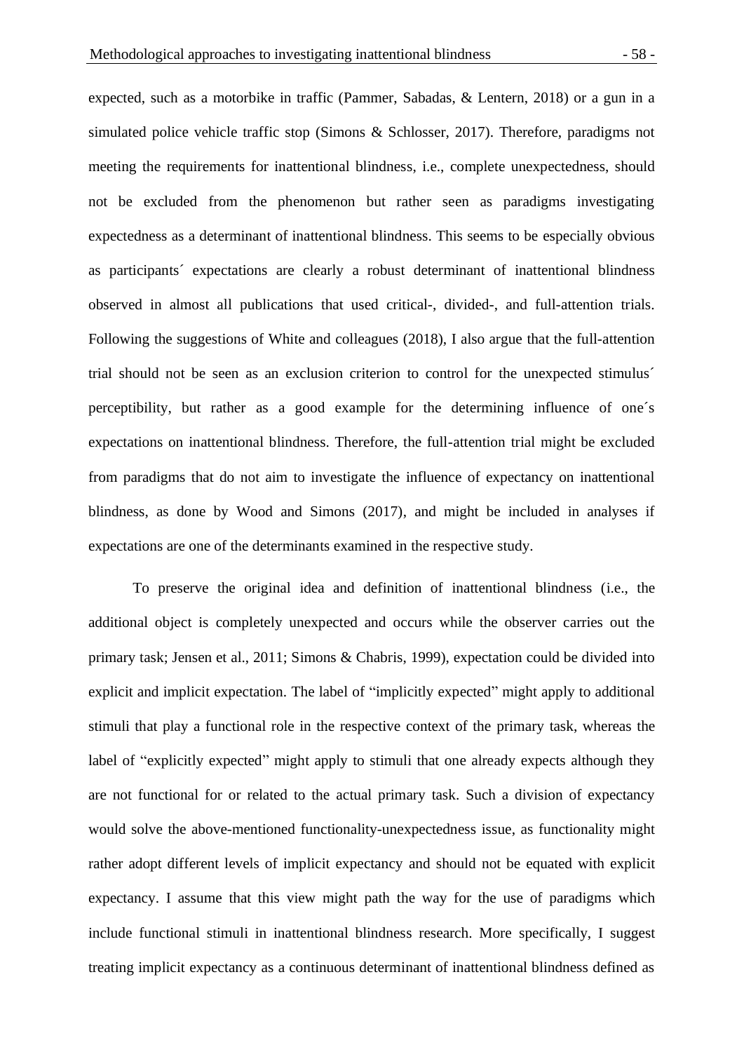expected, such as a motorbike in traffic (Pammer, Sabadas, & Lentern, 2018) or a gun in a simulated police vehicle traffic stop (Simons & Schlosser, 2017). Therefore, paradigms not meeting the requirements for inattentional blindness, i.e., complete unexpectedness, should not be excluded from the phenomenon but rather seen as paradigms investigating expectedness as a determinant of inattentional blindness. This seems to be especially obvious as participants´ expectations are clearly a robust determinant of inattentional blindness observed in almost all publications that used critical-, divided-, and full-attention trials. Following the suggestions of White and colleagues (2018), I also argue that the full-attention trial should not be seen as an exclusion criterion to control for the unexpected stimulus´ perceptibility, but rather as a good example for the determining influence of one´s expectations on inattentional blindness. Therefore, the full-attention trial might be excluded from paradigms that do not aim to investigate the influence of expectancy on inattentional blindness, as done by Wood and Simons (2017), and might be included in analyses if expectations are one of the determinants examined in the respective study.

To preserve the original idea and definition of inattentional blindness (i.e., the additional object is completely unexpected and occurs while the observer carries out the primary task; Jensen et al., 2011; Simons & Chabris, 1999), expectation could be divided into explicit and implicit expectation. The label of "implicitly expected" might apply to additional stimuli that play a functional role in the respective context of the primary task, whereas the label of "explicitly expected" might apply to stimuli that one already expects although they are not functional for or related to the actual primary task. Such a division of expectancy would solve the above-mentioned functionality-unexpectedness issue, as functionality might rather adopt different levels of implicit expectancy and should not be equated with explicit expectancy. I assume that this view might path the way for the use of paradigms which include functional stimuli in inattentional blindness research. More specifically, I suggest treating implicit expectancy as a continuous determinant of inattentional blindness defined as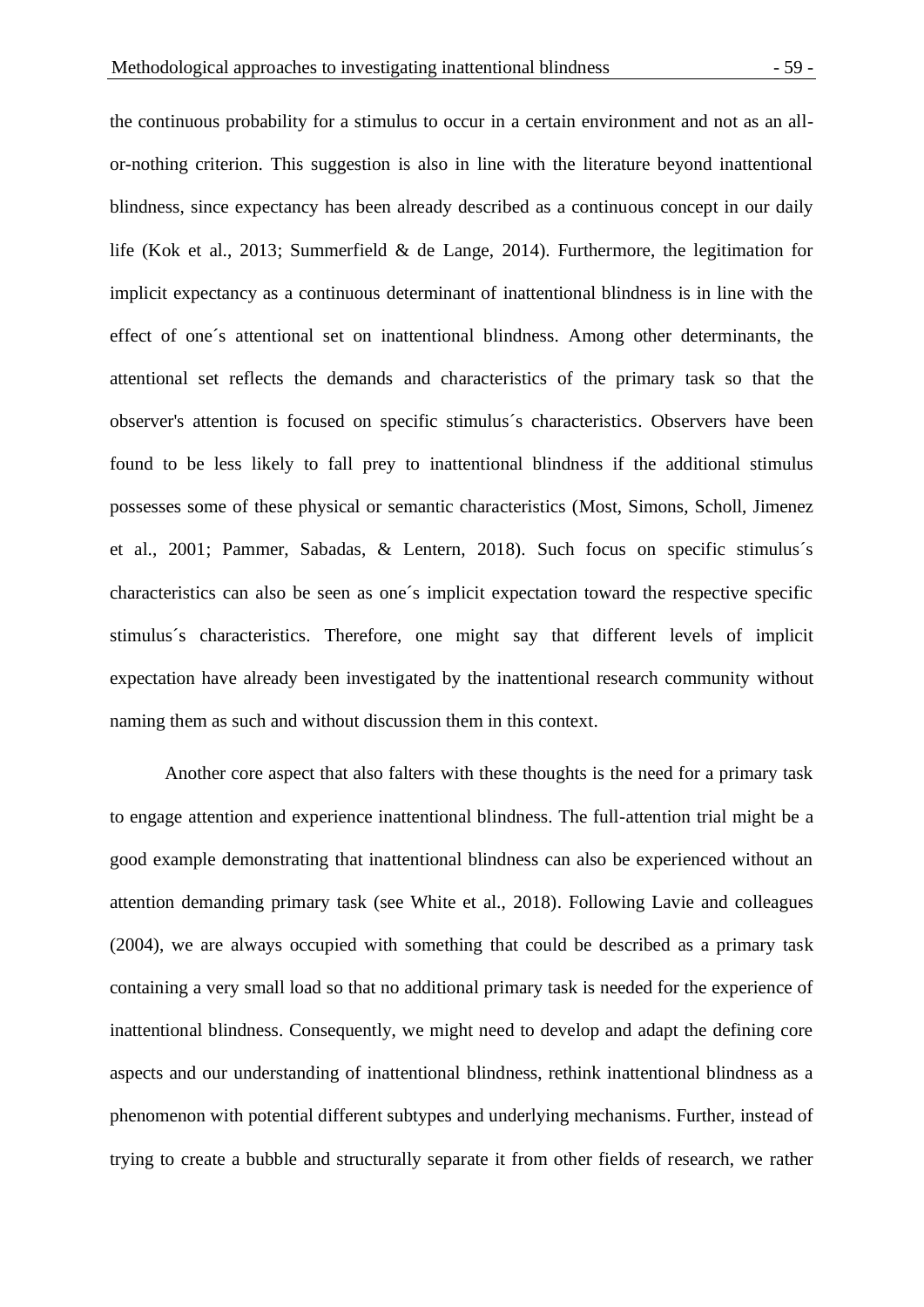the continuous probability for a stimulus to occur in a certain environment and not as an all-or-nothing criterion. This suggestion is also in line with the literature beyond inattentional blindness, since expectancy has been already described as a continuous concept in our daily life (Kok et al., 2013; Summerfield & de Lange, 2014). Furthermore, the legitimation for implicit expectancy as a continuous determinant of inattentional blindness is in line with the effect of one´s attentional set on inattentional blindness. Among other determinants, the attentional set reflects the demands and characteristics of the primary task so that the observer's attention is focused on specific stimulus´s characteristics. Observers have been found to be less likely to fall prey to inattentional blindness if the additional stimulus possesses some of these physical or semantic characteristics (Most, Simons, Scholl, Jimenez et al., 2001; Pammer, Sabadas, & Lentern, 2018). Such focus on specific stimulus´s characteristics can also be seen as one´s implicit expectation toward the respective specific stimulus´s characteristics. Therefore, one might say that different levels of implicit expectation have already been investigated by the inattentional research community without naming them as such and without discussion them in this context.

Another core aspect that also falters with these thoughts is the need for a primary task to engage attention and experience inattentional blindness. The full-attention trial might be a good example demonstrating that inattentional blindness can also be experienced without an attention demanding primary task (see White et al., 2018). Following Lavie and colleagues (2004), we are always occupied with something that could be described as a primary task containing a very small load so that no additional primary task is needed for the experience of inattentional blindness. Consequently, we might need to develop and adapt the defining core aspects and our understanding of inattentional blindness, rethink inattentional blindness as a phenomenon with potential different subtypes and underlying mechanisms. Further, instead of trying to create a bubble and structurally separate it from other fields of research, we rather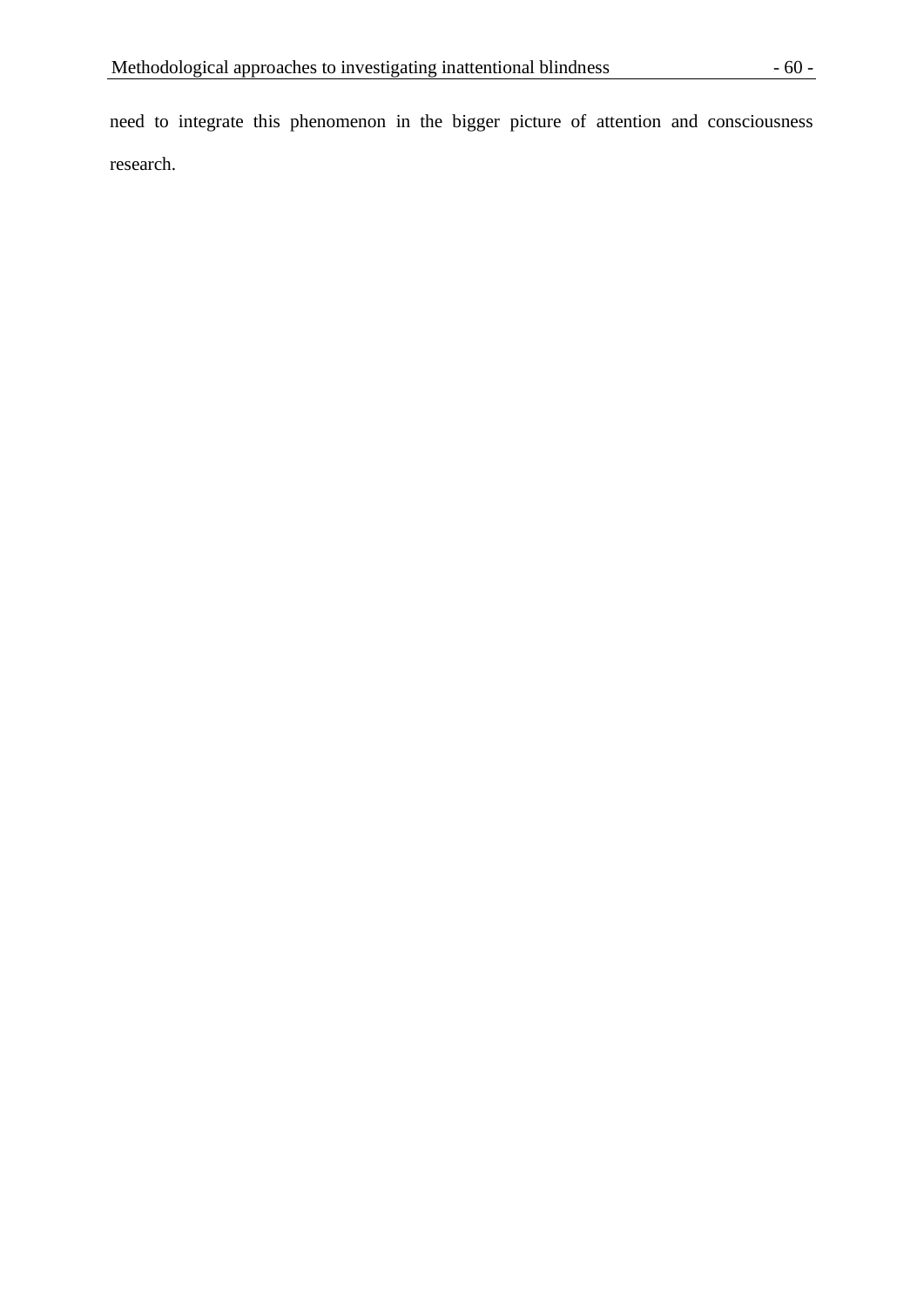need to integrate this phenomenon in the bigger picture of attention and consciousness research.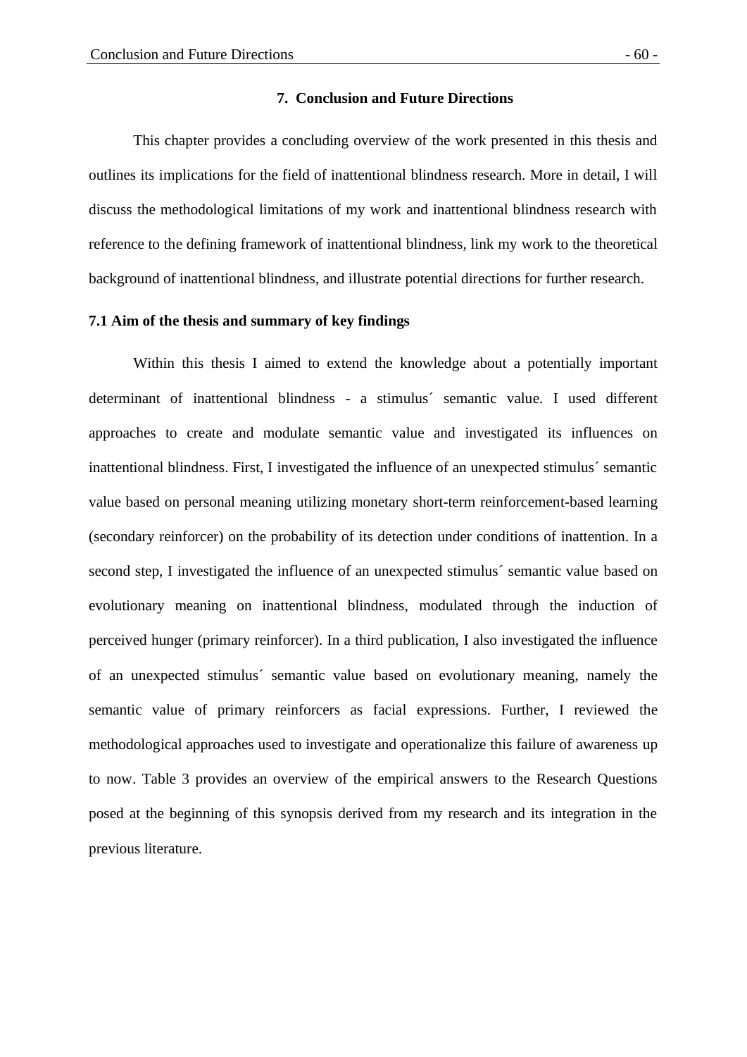## 7. Conclusion and Future Directions

This chapter provides a concluding overview of the work presented in this thesis and outlines its implications for the field of inattentional blindness research. More in detail, I will discuss the methodological limitations of my work and inattentional blindness research with reference to the defining framework of inattentional blindness, link my work to the theoretical background of inattentional blindness, and illustrate potential directions for further research.

### 7.1 Aim of the thesis and summary of key findings

Within this thesis I aimed to extend the knowledge about a potentially important determinant of inattentional blindness - a stimulus´ semantic value. I used different approaches to create and modulate semantic value and investigated its influences on inattentional blindness. First, I investigated the influence of an unexpected stimulus´ semantic value based on personal meaning utilizing monetary short-term reinforcement-based learning (secondary reinforcer) on the probability of its detection under conditions of inattention. In a second step, I investigated the influence of an unexpected stimulus´ semantic value based on evolutionary meaning on inattentional blindness, modulated through the induction of perceived hunger (primary reinforcer). In a third publication, I also investigated the influence of an unexpected stimulus´ semantic value based on evolutionary meaning, namely the semantic value of primary reinforcers as facial expressions. Further, I reviewed the methodological approaches used to investigate and operationalize this failure of awareness up to now. Table 3 provides an overview of the empirical answers to the Research Questions posed at the beginning of this synopsis derived from my research and its integration in the previous literature.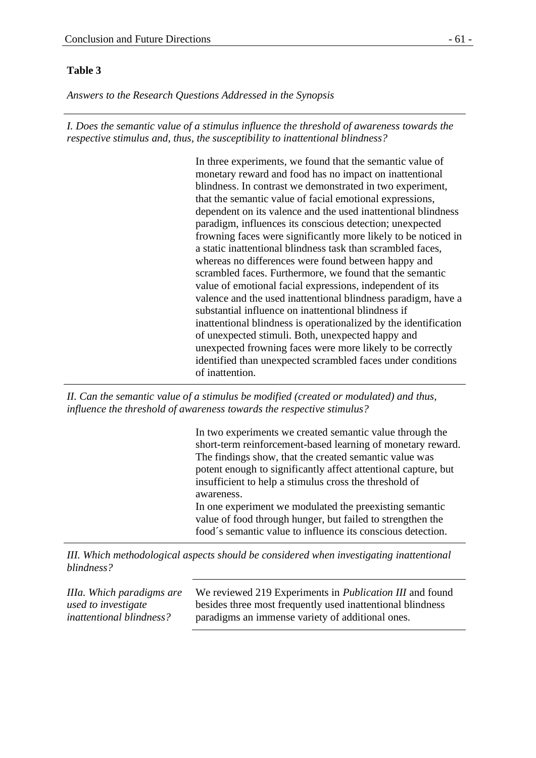**Table 3**

*Answers to the Research Questions Addressed in the Synopsis*

| | |
|---|---|
| *I. Does the semantic value of a stimulus influence the threshold of awareness towards the respective stimulus and, thus, the susceptibility to inattentional blindness?* | |
| | In three experiments, we found that the semantic value of monetary reward and food has no impact on inattentional blindness. In contrast we demonstrated in two experiment, that the semantic value of facial emotional expressions, dependent on its valence and the used inattentional blindness paradigm, influences its conscious detection; unexpected frowning faces were significantly more likely to be noticed in a static inattentional blindness task than scrambled faces, whereas no differences were found between happy and scrambled faces. Furthermore, we found that the semantic value of emotional facial expressions, independent of its valence and the used inattentional blindness paradigm, have a substantial influence on inattentional blindness if inattentional blindness is operationalized by the identification of unexpected stimuli. Both, unexpected happy and unexpected frowning faces were more likely to be correctly identified than unexpected scrambled faces under conditions of inattention. |
| *II. Can the semantic value of a stimulus be modified (created or modulated) and thus, influence the threshold of awareness towards the respective stimulus?* | |
| | In two experiments we created semantic value through the short-term reinforcement-based learning of monetary reward. The findings show, that the created semantic value was potent enough to significantly affect attentional capture, but insufficient to help a stimulus cross the threshold of awareness.<br>In one experiment we modulated the preexisting semantic value of food through hunger, but failed to strengthen the food´s semantic value to influence its conscious detection. |
| *III. Which methodological aspects should be considered when investigating inattentional blindness?* | |
| *IIIa. Which paradigms are used to investigate inattentional blindness?* | We reviewed 219 Experiments in *Publication III* and found besides three most frequently used inattentional blindness paradigms an immense variety of additional ones. |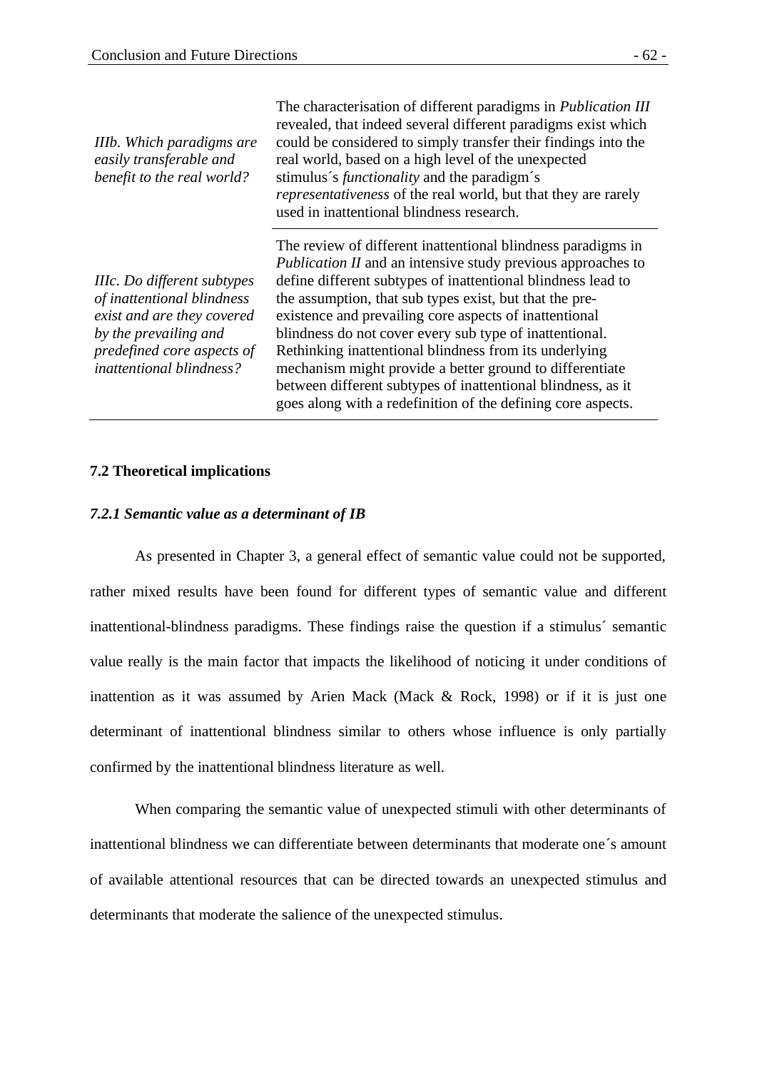| | |
|---|---|
| *IIIb. Which paradigms are easily transferable and benefit to the real world?* | The characterisation of different paradigms in *Publication III* revealed, that indeed several different paradigms exist which could be considered to simply transfer their findings into the real world, based on a high level of the unexpected stimulus´s *functionality* and the paradigm´s *representativeness* of the real world, but that they are rarely used in inattentional blindness research. |
| *IIIc. Do different subtypes of inattentional blindness exist and are they covered by the prevailing and predefined core aspects of inattentional blindness?* | The review of different inattentional blindness paradigms in *Publication II* and an intensive study previous approaches to define different subtypes of inattentional blindness lead to the assumption, that sub types exist, but that the pre-existence and prevailing core aspects of inattentional blindness do not cover every sub type of inattentional. Rethinking inattentional blindness from its underlying mechanism might provide a better ground to differentiate between different subtypes of inattentional blindness, as it goes along with a redefinition of the defining core aspects. |

## 7.2 Theoretical implications

### *7.2.1 Semantic value as a determinant of IB*

As presented in Chapter 3, a general effect of semantic value could not be supported, rather mixed results have been found for different types of semantic value and different inattentional-blindness paradigms. These findings raise the question if a stimulus´ semantic value really is the main factor that impacts the likelihood of noticing it under conditions of inattention as it was assumed by Arien Mack (Mack & Rock, 1998) or if it is just one determinant of inattentional blindness similar to others whose influence is only partially confirmed by the inattentional blindness literature as well.

When comparing the semantic value of unexpected stimuli with other determinants of inattentional blindness we can differentiate between determinants that moderate one´s amount of available attentional resources that can be directed towards an unexpected stimulus and determinants that moderate the salience of the unexpected stimulus.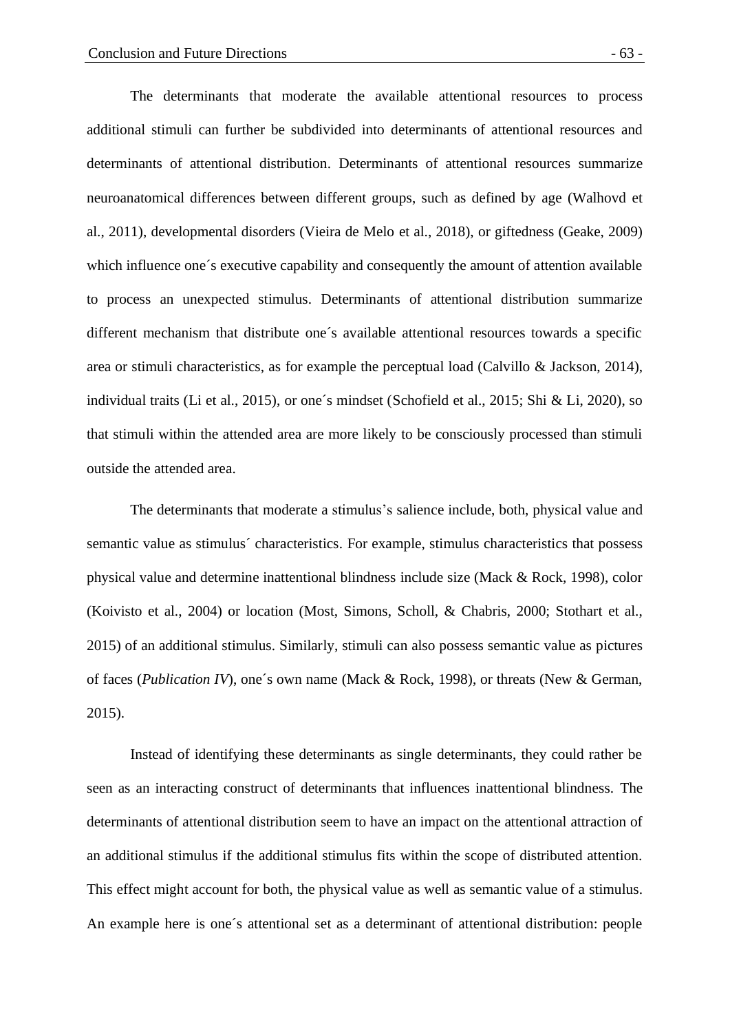The determinants that moderate the available attentional resources to process additional stimuli can further be subdivided into determinants of attentional resources and determinants of attentional distribution. Determinants of attentional resources summarize neuroanatomical differences between different groups, such as defined by age (Walhovd et al., 2011), developmental disorders (Vieira de Melo et al., 2018), or giftedness (Geake, 2009) which influence one´s executive capability and consequently the amount of attention available to process an unexpected stimulus. Determinants of attentional distribution summarize different mechanism that distribute one´s available attentional resources towards a specific area or stimuli characteristics, as for example the perceptual load (Calvillo & Jackson, 2014), individual traits (Li et al., 2015), or one´s mindset (Schofield et al., 2015; Shi & Li, 2020), so that stimuli within the attended area are more likely to be consciously processed than stimuli outside the attended area.

The determinants that moderate a stimulus's salience include, both, physical value and semantic value as stimulus´ characteristics. For example, stimulus characteristics that possess physical value and determine inattentional blindness include size (Mack & Rock, 1998), color (Koivisto et al., 2004) or location (Most, Simons, Scholl, & Chabris, 2000; Stothart et al., 2015) of an additional stimulus. Similarly, stimuli can also possess semantic value as pictures of faces (*Publication IV*), one´s own name (Mack & Rock, 1998), or threats (New & German, 2015).

Instead of identifying these determinants as single determinants, they could rather be seen as an interacting construct of determinants that influences inattentional blindness. The determinants of attentional distribution seem to have an impact on the attentional attraction of an additional stimulus if the additional stimulus fits within the scope of distributed attention. This effect might account for both, the physical value as well as semantic value of a stimulus. An example here is one´s attentional set as a determinant of attentional distribution: people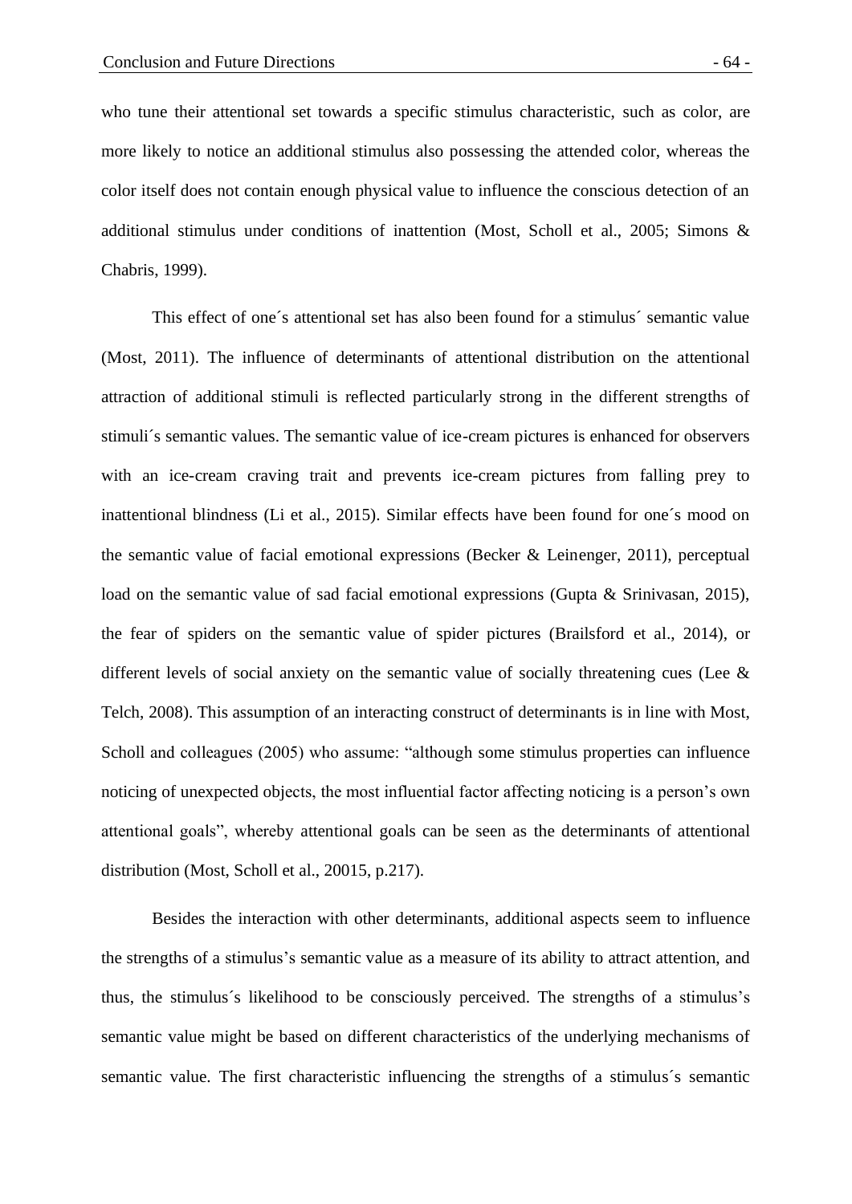who tune their attentional set towards a specific stimulus characteristic, such as color, are more likely to notice an additional stimulus also possessing the attended color, whereas the color itself does not contain enough physical value to influence the conscious detection of an additional stimulus under conditions of inattention (Most, Scholl et al., 2005; Simons & Chabris, 1999).

This effect of one´s attentional set has also been found for a stimulus´ semantic value (Most, 2011). The influence of determinants of attentional distribution on the attentional attraction of additional stimuli is reflected particularly strong in the different strengths of stimuli´s semantic values. The semantic value of ice-cream pictures is enhanced for observers with an ice-cream craving trait and prevents ice-cream pictures from falling prey to inattentional blindness (Li et al., 2015). Similar effects have been found for one´s mood on the semantic value of facial emotional expressions (Becker & Leinenger, 2011), perceptual load on the semantic value of sad facial emotional expressions (Gupta & Srinivasan, 2015), the fear of spiders on the semantic value of spider pictures (Brailsford et al., 2014), or different levels of social anxiety on the semantic value of socially threatening cues (Lee & Telch, 2008). This assumption of an interacting construct of determinants is in line with Most, Scholl and colleagues (2005) who assume: "although some stimulus properties can influence noticing of unexpected objects, the most influential factor affecting noticing is a person's own attentional goals", whereby attentional goals can be seen as the determinants of attentional distribution (Most, Scholl et al., 20015, p.217).

Besides the interaction with other determinants, additional aspects seem to influence the strengths of a stimulus's semantic value as a measure of its ability to attract attention, and thus, the stimulus´s likelihood to be consciously perceived. The strengths of a stimulus's semantic value might be based on different characteristics of the underlying mechanisms of semantic value. The first characteristic influencing the strengths of a stimulus´s semantic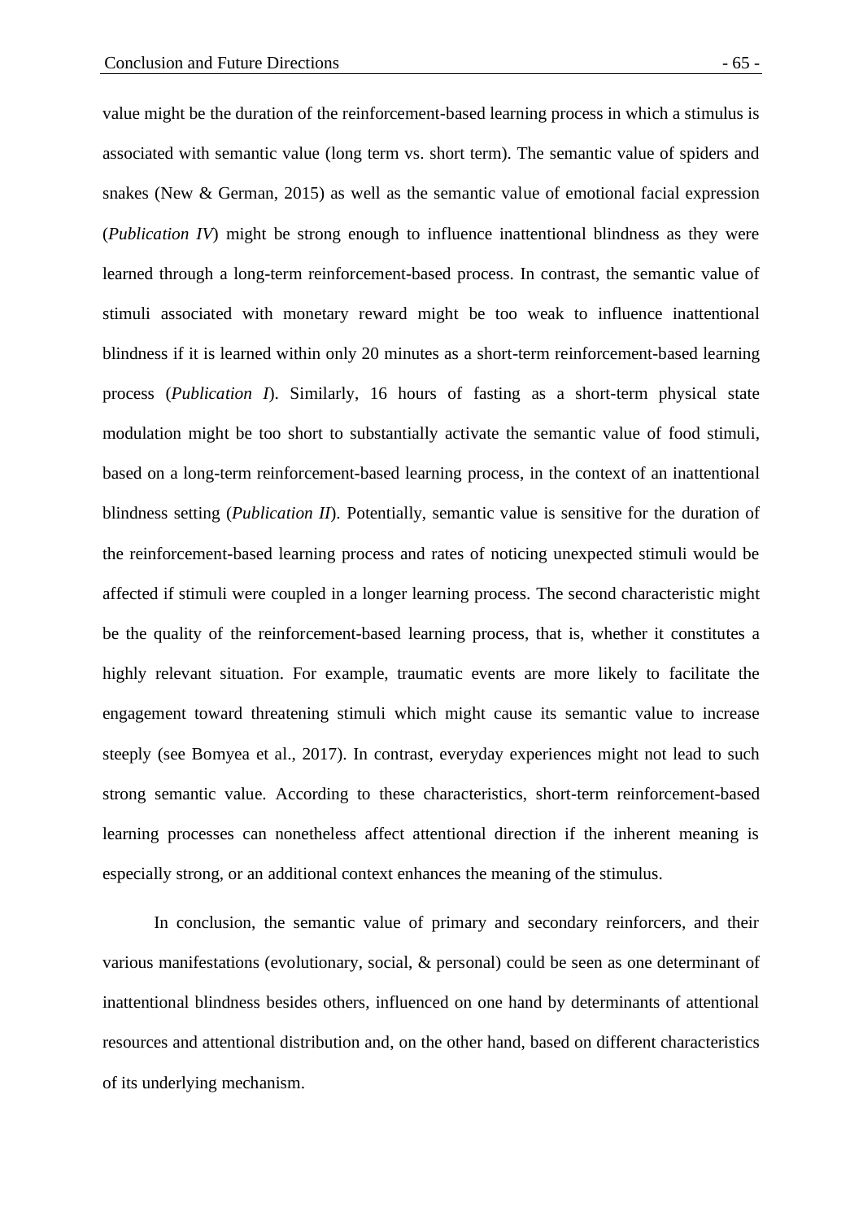value might be the duration of the reinforcement-based learning process in which a stimulus is associated with semantic value (long term vs. short term). The semantic value of spiders and snakes (New & German, 2015) as well as the semantic value of emotional facial expression (*Publication IV*) might be strong enough to influence inattentional blindness as they were learned through a long-term reinforcement-based process. In contrast, the semantic value of stimuli associated with monetary reward might be too weak to influence inattentional blindness if it is learned within only 20 minutes as a short-term reinforcement-based learning process (*Publication I*). Similarly, 16 hours of fasting as a short-term physical state modulation might be too short to substantially activate the semantic value of food stimuli, based on a long-term reinforcement-based learning process, in the context of an inattentional blindness setting (*Publication II*). Potentially, semantic value is sensitive for the duration of the reinforcement-based learning process and rates of noticing unexpected stimuli would be affected if stimuli were coupled in a longer learning process. The second characteristic might be the quality of the reinforcement-based learning process, that is, whether it constitutes a highly relevant situation. For example, traumatic events are more likely to facilitate the engagement toward threatening stimuli which might cause its semantic value to increase steeply (see Bomyea et al., 2017). In contrast, everyday experiences might not lead to such strong semantic value. According to these characteristics, short-term reinforcement-based learning processes can nonetheless affect attentional direction if the inherent meaning is especially strong, or an additional context enhances the meaning of the stimulus.

In conclusion, the semantic value of primary and secondary reinforcers, and their various manifestations (evolutionary, social, & personal) could be seen as one determinant of inattentional blindness besides others, influenced on one hand by determinants of attentional resources and attentional distribution and, on the other hand, based on different characteristics of its underlying mechanism.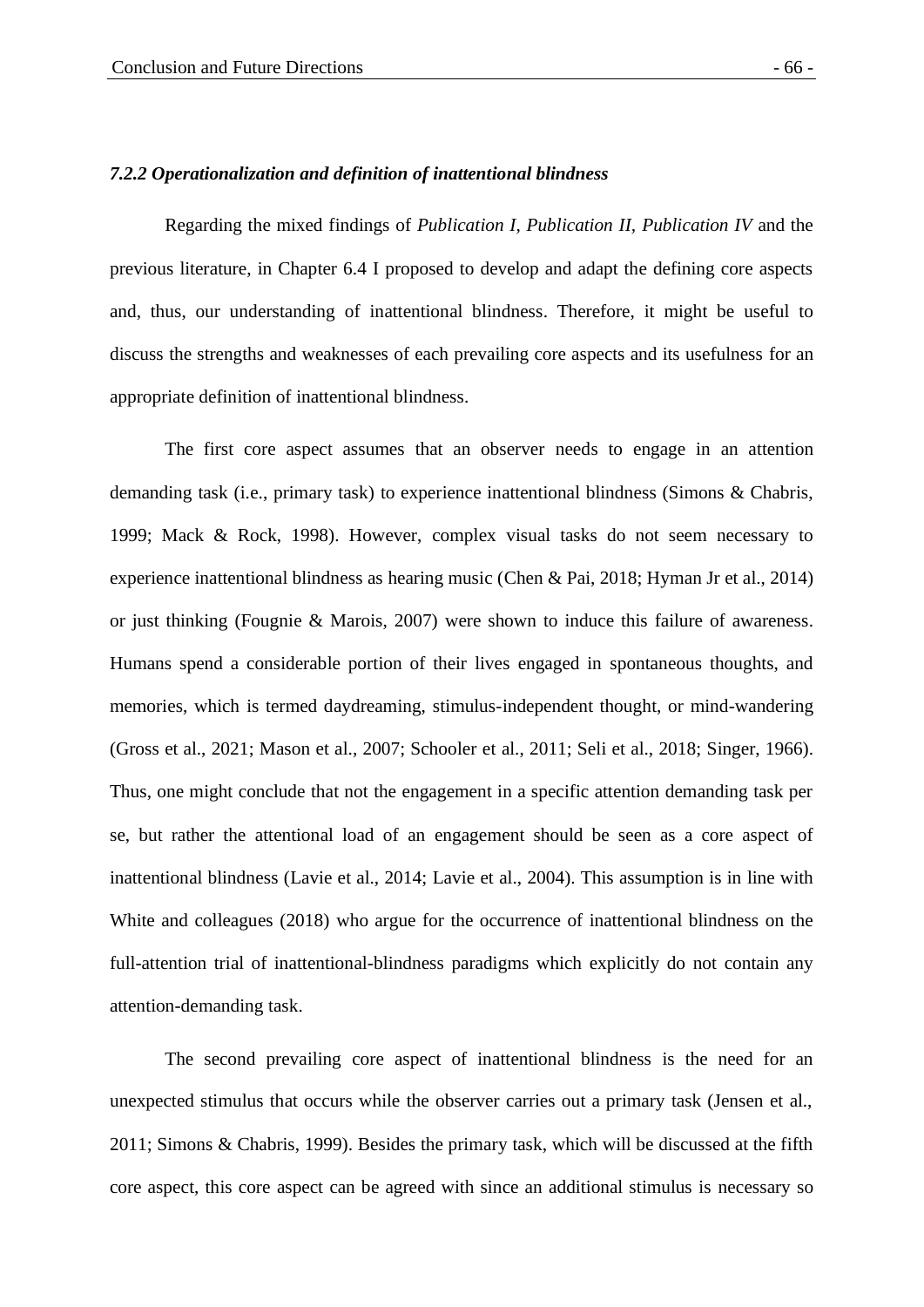#### *7.2.2 Operationalization and definition of inattentional blindness*

Regarding the mixed findings of *Publication I, Publication II, Publication IV* and the previous literature, in Chapter 6.4 I proposed to develop and adapt the defining core aspects and, thus, our understanding of inattentional blindness. Therefore, it might be useful to discuss the strengths and weaknesses of each prevailing core aspects and its usefulness for an appropriate definition of inattentional blindness.

The first core aspect assumes that an observer needs to engage in an attention demanding task (i.e., primary task) to experience inattentional blindness (Simons & Chabris, 1999; Mack & Rock, 1998). However, complex visual tasks do not seem necessary to experience inattentional blindness as hearing music (Chen & Pai, 2018; Hyman Jr et al., 2014) or just thinking (Fougnie & Marois, 2007) were shown to induce this failure of awareness. Humans spend a considerable portion of their lives engaged in spontaneous thoughts, and memories, which is termed daydreaming, stimulus-independent thought, or mind-wandering (Gross et al., 2021; Mason et al., 2007; Schooler et al., 2011; Seli et al., 2018; Singer, 1966). Thus, one might conclude that not the engagement in a specific attention demanding task per se, but rather the attentional load of an engagement should be seen as a core aspect of inattentional blindness (Lavie et al., 2014; Lavie et al., 2004). This assumption is in line with White and colleagues (2018) who argue for the occurrence of inattentional blindness on the full-attention trial of inattentional-blindness paradigms which explicitly do not contain any attention-demanding task.

The second prevailing core aspect of inattentional blindness is the need for an unexpected stimulus that occurs while the observer carries out a primary task (Jensen et al., 2011; Simons & Chabris, 1999). Besides the primary task, which will be discussed at the fifth core aspect, this core aspect can be agreed with since an additional stimulus is necessary so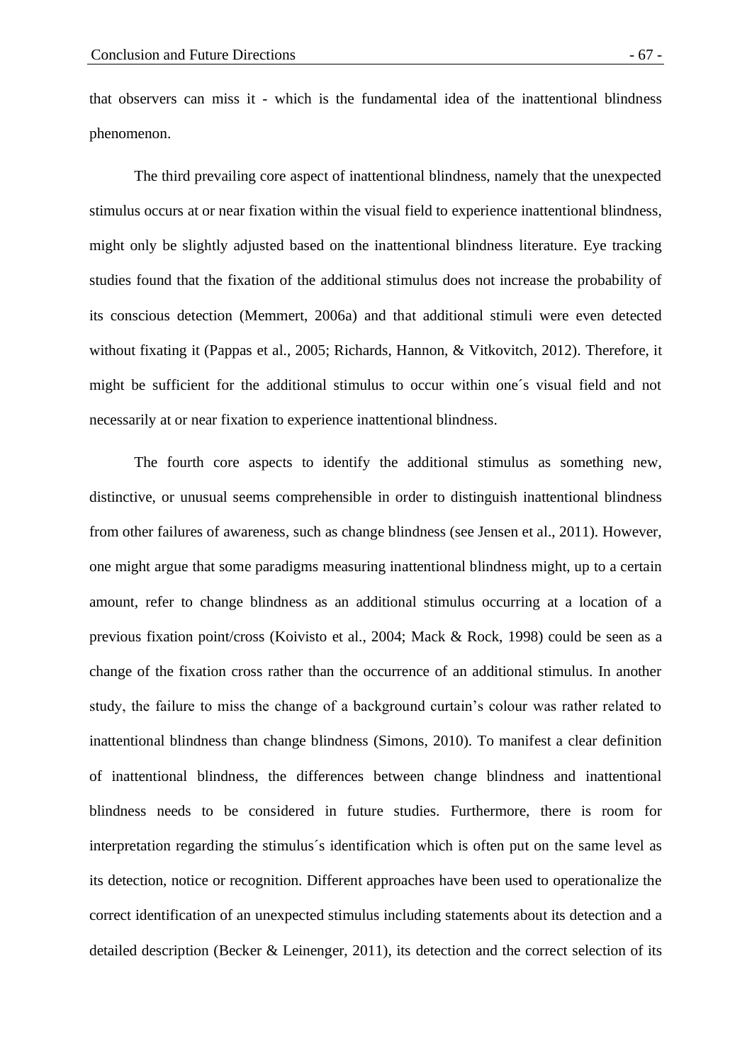that observers can miss it - which is the fundamental idea of the inattentional blindness phenomenon.

The third prevailing core aspect of inattentional blindness, namely that the unexpected stimulus occurs at or near fixation within the visual field to experience inattentional blindness, might only be slightly adjusted based on the inattentional blindness literature. Eye tracking studies found that the fixation of the additional stimulus does not increase the probability of its conscious detection (Memmert, 2006a) and that additional stimuli were even detected without fixating it (Pappas et al., 2005; Richards, Hannon, & Vitkovitch, 2012). Therefore, it might be sufficient for the additional stimulus to occur within one´s visual field and not necessarily at or near fixation to experience inattentional blindness.

The fourth core aspects to identify the additional stimulus as something new, distinctive, or unusual seems comprehensible in order to distinguish inattentional blindness from other failures of awareness, such as change blindness (see Jensen et al., 2011). However, one might argue that some paradigms measuring inattentional blindness might, up to a certain amount, refer to change blindness as an additional stimulus occurring at a location of a previous fixation point/cross (Koivisto et al., 2004; Mack & Rock, 1998) could be seen as a change of the fixation cross rather than the occurrence of an additional stimulus. In another study, the failure to miss the change of a background curtain's colour was rather related to inattentional blindness than change blindness (Simons, 2010). To manifest a clear definition of inattentional blindness, the differences between change blindness and inattentional blindness needs to be considered in future studies. Furthermore, there is room for interpretation regarding the stimulus´s identification which is often put on the same level as its detection, notice or recognition. Different approaches have been used to operationalize the correct identification of an unexpected stimulus including statements about its detection and a detailed description (Becker & Leinenger, 2011), its detection and the correct selection of its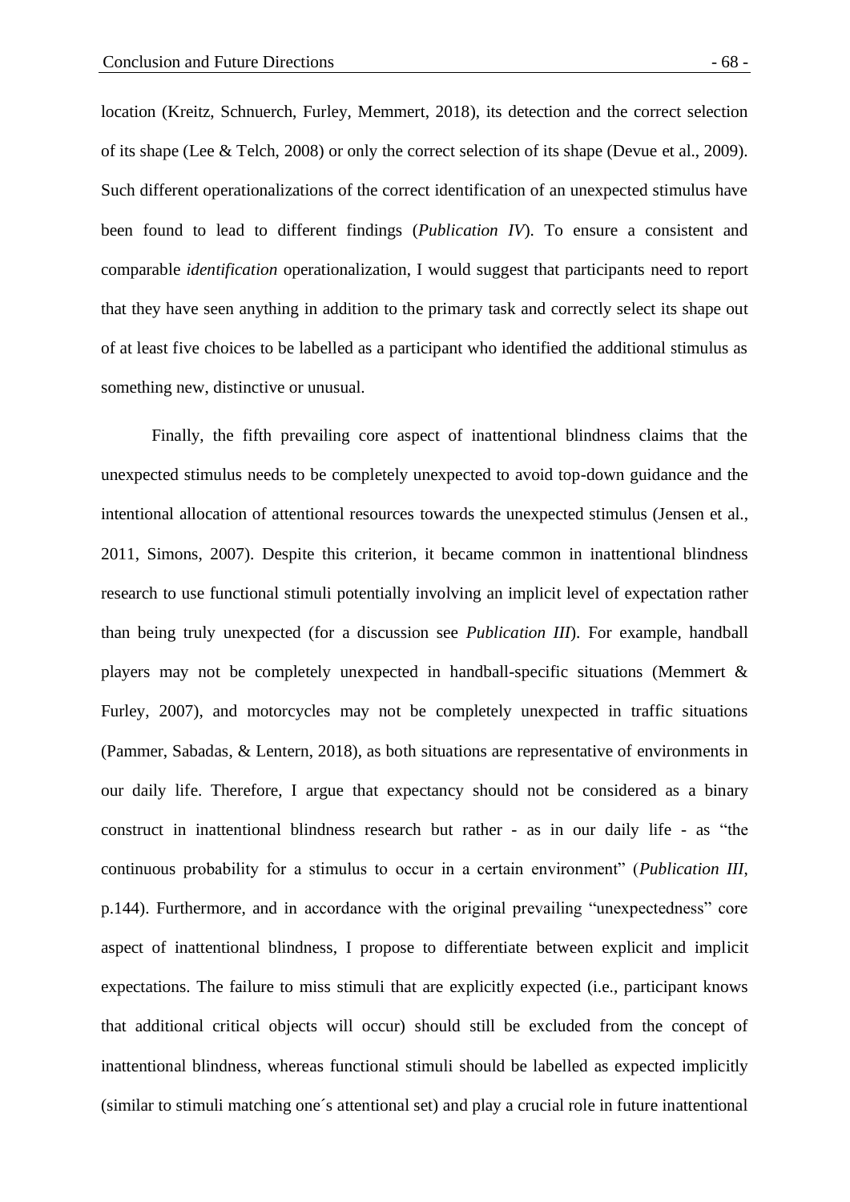location (Kreitz, Schnuerch, Furley, Memmert, 2018), its detection and the correct selection of its shape (Lee & Telch, 2008) or only the correct selection of its shape (Devue et al., 2009). Such different operationalizations of the correct identification of an unexpected stimulus have been found to lead to different findings (*Publication IV*). To ensure a consistent and comparable *identification* operationalization, I would suggest that participants need to report that they have seen anything in addition to the primary task and correctly select its shape out of at least five choices to be labelled as a participant who identified the additional stimulus as something new, distinctive or unusual.

Finally, the fifth prevailing core aspect of inattentional blindness claims that the unexpected stimulus needs to be completely unexpected to avoid top-down guidance and the intentional allocation of attentional resources towards the unexpected stimulus (Jensen et al., 2011, Simons, 2007). Despite this criterion, it became common in inattentional blindness research to use functional stimuli potentially involving an implicit level of expectation rather than being truly unexpected (for a discussion see *Publication III*). For example, handball players may not be completely unexpected in handball-specific situations (Memmert & Furley, 2007), and motorcycles may not be completely unexpected in traffic situations (Pammer, Sabadas, & Lentern, 2018), as both situations are representative of environments in our daily life. Therefore, I argue that expectancy should not be considered as a binary construct in inattentional blindness research but rather - as in our daily life - as "the continuous probability for a stimulus to occur in a certain environment" (*Publication III*, p.144). Furthermore, and in accordance with the original prevailing "unexpectedness" core aspect of inattentional blindness, I propose to differentiate between explicit and implicit expectations. The failure to miss stimuli that are explicitly expected (i.e., participant knows that additional critical objects will occur) should still be excluded from the concept of inattentional blindness, whereas functional stimuli should be labelled as expected implicitly (similar to stimuli matching one´s attentional set) and play a crucial role in future inattentional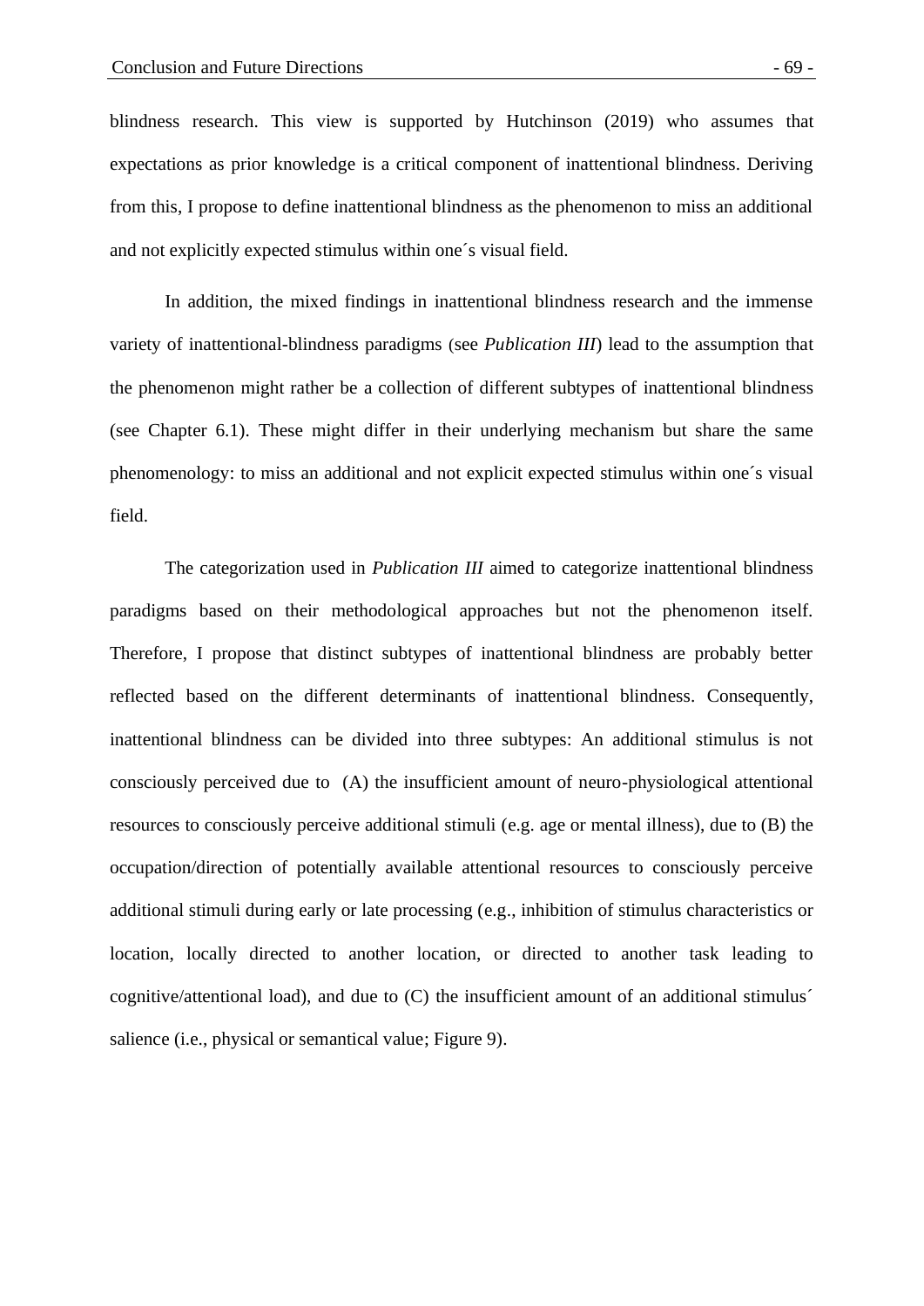blindness research. This view is supported by Hutchinson (2019) who assumes that expectations as prior knowledge is a critical component of inattentional blindness. Deriving from this, I propose to define inattentional blindness as the phenomenon to miss an additional and not explicitly expected stimulus within one´s visual field.

In addition, the mixed findings in inattentional blindness research and the immense variety of inattentional-blindness paradigms (see *Publication III*) lead to the assumption that the phenomenon might rather be a collection of different subtypes of inattentional blindness (see Chapter 6.1). These might differ in their underlying mechanism but share the same phenomenology: to miss an additional and not explicit expected stimulus within one´s visual field.

The categorization used in *Publication III* aimed to categorize inattentional blindness paradigms based on their methodological approaches but not the phenomenon itself. Therefore, I propose that distinct subtypes of inattentional blindness are probably better reflected based on the different determinants of inattentional blindness. Consequently, inattentional blindness can be divided into three subtypes: An additional stimulus is not consciously perceived due to (A) the insufficient amount of neuro-physiological attentional resources to consciously perceive additional stimuli (e.g. age or mental illness), due to (B) the occupation/direction of potentially available attentional resources to consciously perceive additional stimuli during early or late processing (e.g., inhibition of stimulus characteristics or location, locally directed to another location, or directed to another task leading to cognitive/attentional load), and due to (C) the insufficient amount of an additional stimulus´ salience (i.e., physical or semantical value; Figure 9).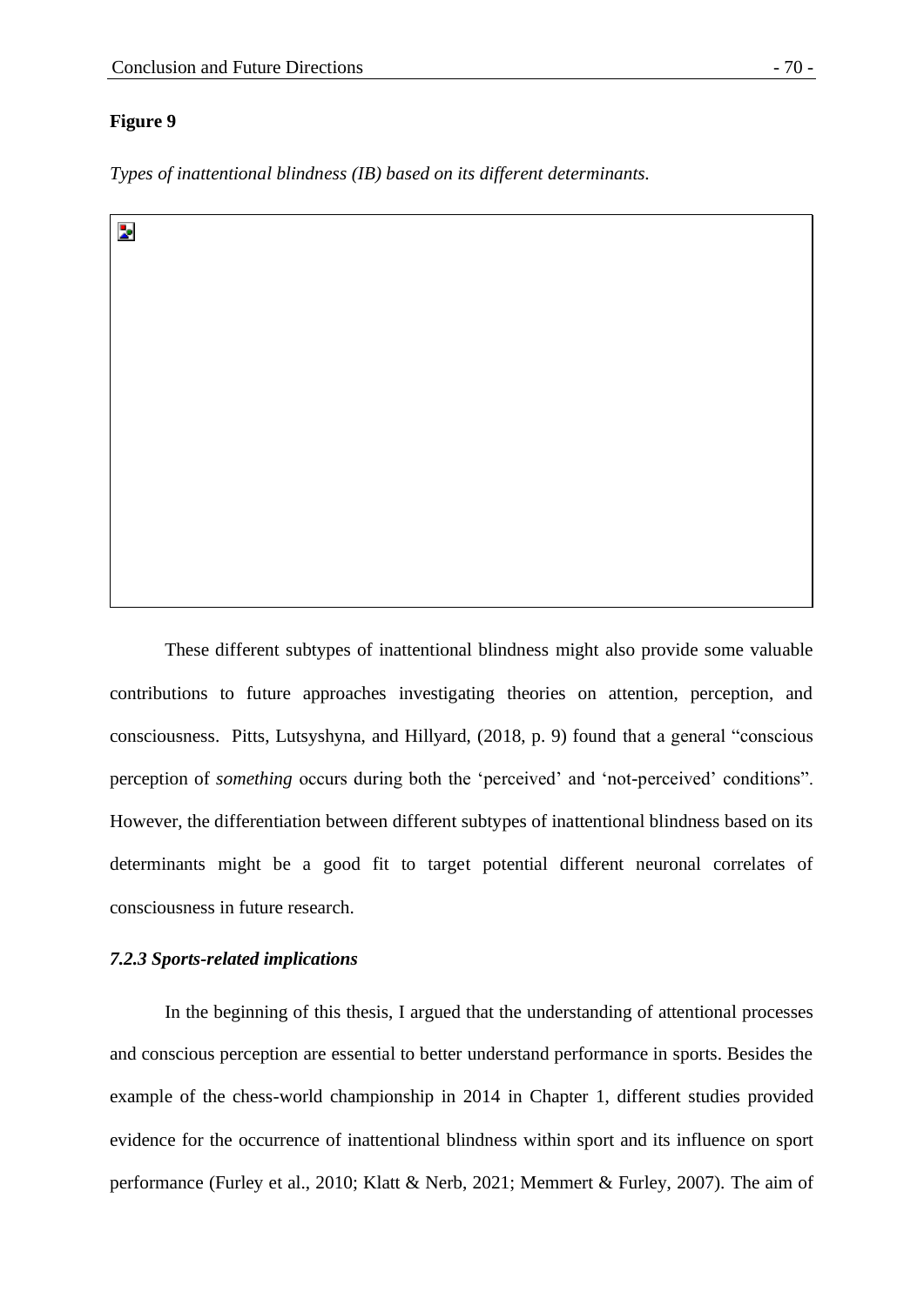**Figure 9**

*Types of inattentional blindness (IB) based on its different determinants.*

These different subtypes of inattentional blindness might also provide some valuable contributions to future approaches investigating theories on attention, perception, and consciousness. Pitts, Lutsyshyna, and Hillyard, (2018, p. 9) found that a general "conscious perception of *something* occurs during both the 'perceived' and 'not-perceived' conditions". However, the differentiation between different subtypes of inattentional blindness based on its determinants might be a good fit to target potential different neuronal correlates of consciousness in future research.

### *7.2.3 Sports-related implications*

In the beginning of this thesis, I argued that the understanding of attentional processes and conscious perception are essential to better understand performance in sports. Besides the example of the chess-world championship in 2014 in Chapter 1, different studies provided evidence for the occurrence of inattentional blindness within sport and its influence on sport performance (Furley et al., 2010; Klatt & Nerb, 2021; Memmert & Furley, 2007). The aim of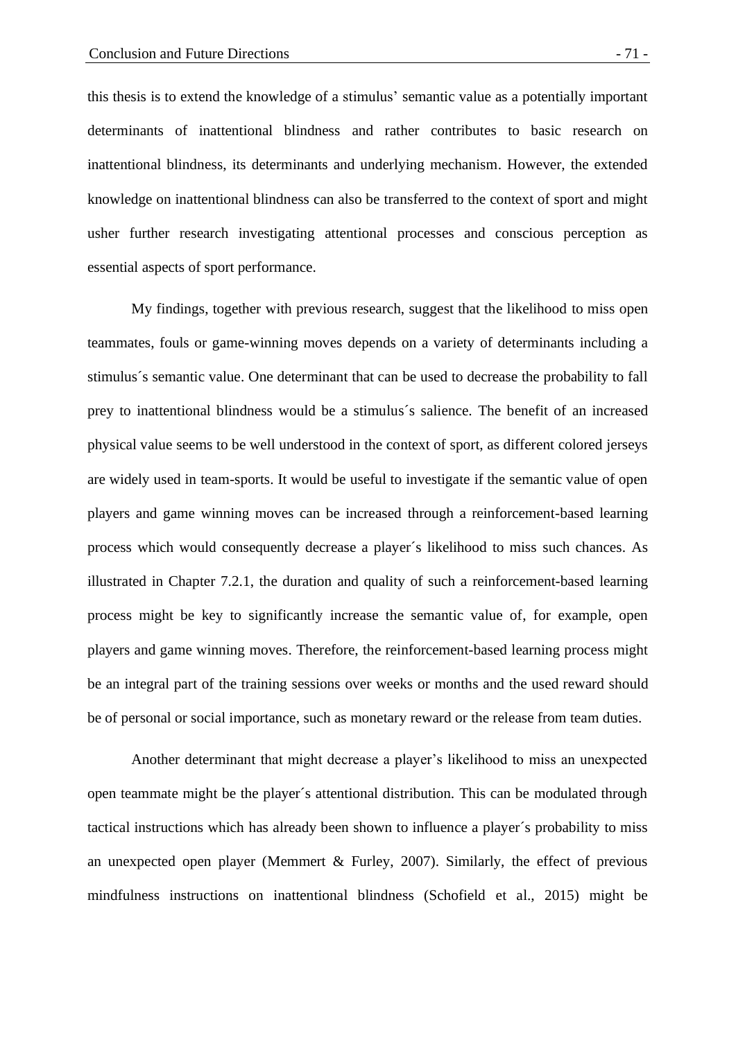this thesis is to extend the knowledge of a stimulus' semantic value as a potentially important determinants of inattentional blindness and rather contributes to basic research on inattentional blindness, its determinants and underlying mechanism. However, the extended knowledge on inattentional blindness can also be transferred to the context of sport and might usher further research investigating attentional processes and conscious perception as essential aspects of sport performance.

My findings, together with previous research, suggest that the likelihood to miss open teammates, fouls or game-winning moves depends on a variety of determinants including a stimulus´s semantic value. One determinant that can be used to decrease the probability to fall prey to inattentional blindness would be a stimulus´s salience. The benefit of an increased physical value seems to be well understood in the context of sport, as different colored jerseys are widely used in team-sports. It would be useful to investigate if the semantic value of open players and game winning moves can be increased through a reinforcement-based learning process which would consequently decrease a player´s likelihood to miss such chances. As illustrated in Chapter 7.2.1, the duration and quality of such a reinforcement-based learning process might be key to significantly increase the semantic value of, for example, open players and game winning moves. Therefore, the reinforcement-based learning process might be an integral part of the training sessions over weeks or months and the used reward should be of personal or social importance, such as monetary reward or the release from team duties.

Another determinant that might decrease a player's likelihood to miss an unexpected open teammate might be the player´s attentional distribution. This can be modulated through tactical instructions which has already been shown to influence a player´s probability to miss an unexpected open player (Memmert & Furley, 2007). Similarly, the effect of previous mindfulness instructions on inattentional blindness (Schofield et al., 2015) might be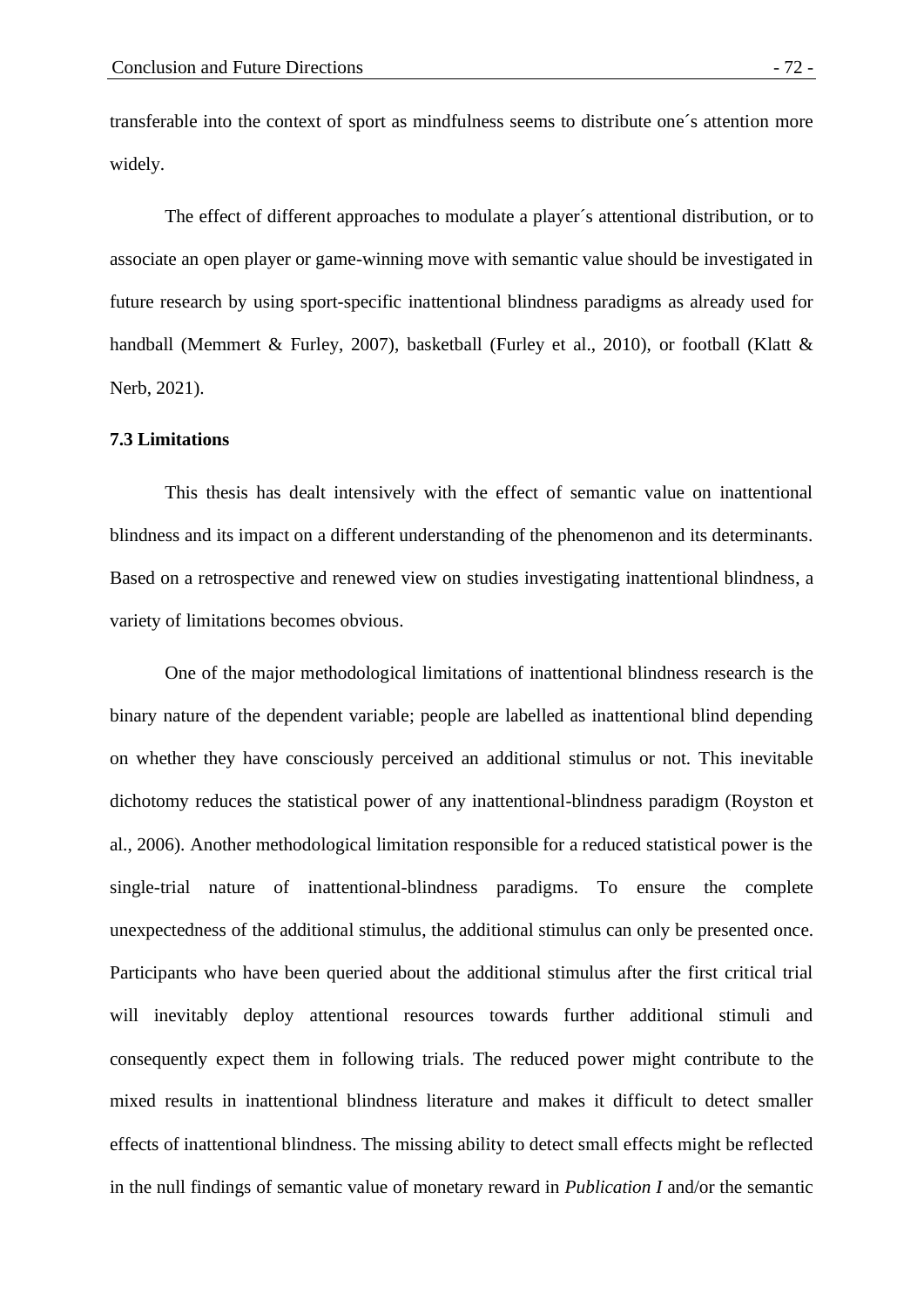transferable into the context of sport as mindfulness seems to distribute one´s attention more widely.

The effect of different approaches to modulate a player´s attentional distribution, or to associate an open player or game-winning move with semantic value should be investigated in future research by using sport-specific inattentional blindness paradigms as already used for handball (Memmert & Furley, 2007), basketball (Furley et al., 2010), or football (Klatt & Nerb, 2021).

### 7.3 Limitations

This thesis has dealt intensively with the effect of semantic value on inattentional blindness and its impact on a different understanding of the phenomenon and its determinants. Based on a retrospective and renewed view on studies investigating inattentional blindness, a variety of limitations becomes obvious.

One of the major methodological limitations of inattentional blindness research is the binary nature of the dependent variable; people are labelled as inattentional blind depending on whether they have consciously perceived an additional stimulus or not. This inevitable dichotomy reduces the statistical power of any inattentional-blindness paradigm (Royston et al., 2006). Another methodological limitation responsible for a reduced statistical power is the single-trial nature of inattentional-blindness paradigms. To ensure the complete unexpectedness of the additional stimulus, the additional stimulus can only be presented once. Participants who have been queried about the additional stimulus after the first critical trial will inevitably deploy attentional resources towards further additional stimuli and consequently expect them in following trials. The reduced power might contribute to the mixed results in inattentional blindness literature and makes it difficult to detect smaller effects of inattentional blindness. The missing ability to detect small effects might be reflected in the null findings of semantic value of monetary reward in *Publication I* and/or the semantic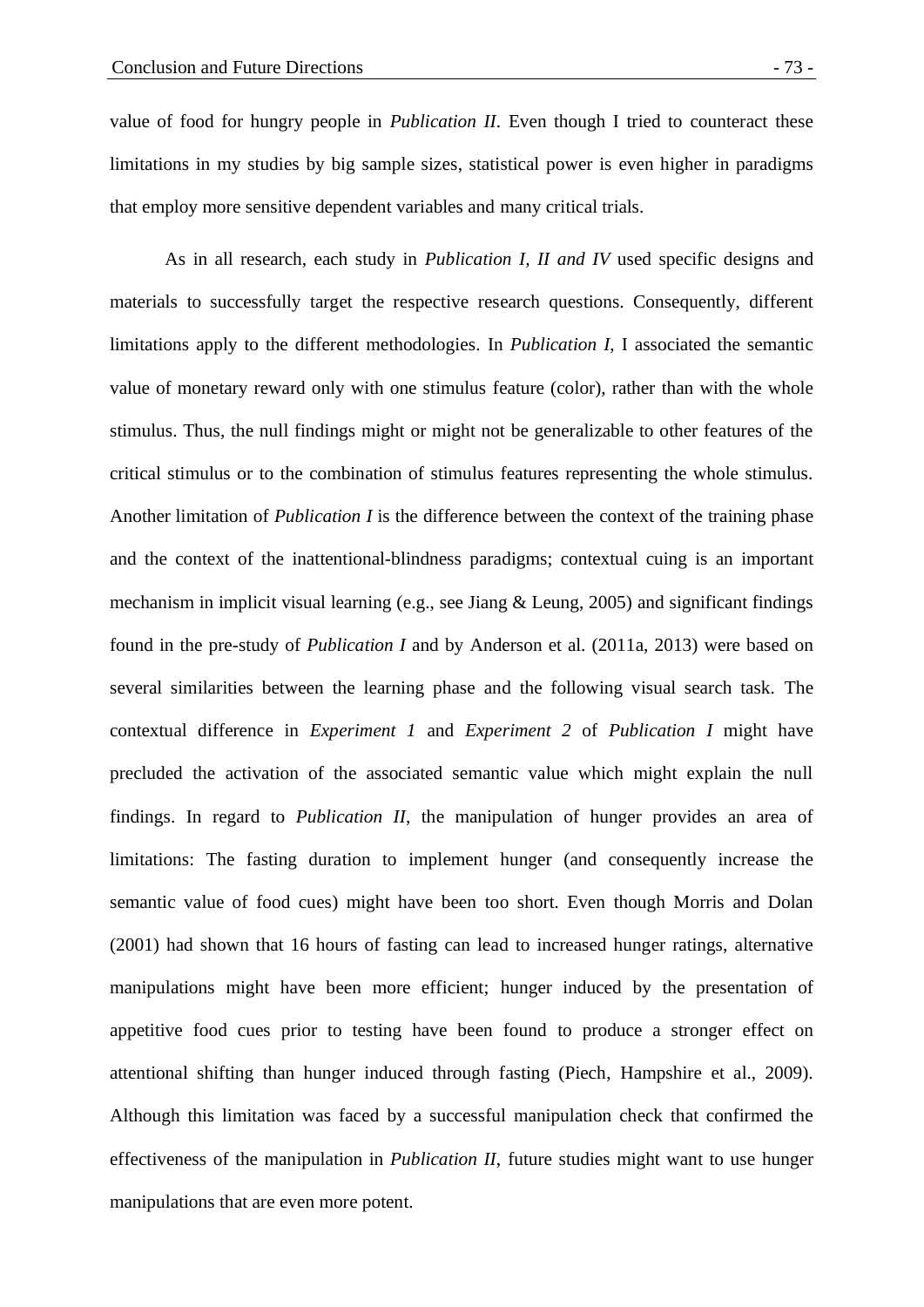value of food for hungry people in *Publication II*. Even though I tried to counteract these limitations in my studies by big sample sizes, statistical power is even higher in paradigms that employ more sensitive dependent variables and many critical trials.

As in all research, each study in *Publication I, II and IV* used specific designs and materials to successfully target the respective research questions. Consequently, different limitations apply to the different methodologies. In *Publication I*, I associated the semantic value of monetary reward only with one stimulus feature (color), rather than with the whole stimulus. Thus, the null findings might or might not be generalizable to other features of the critical stimulus or to the combination of stimulus features representing the whole stimulus. Another limitation of *Publication I* is the difference between the context of the training phase and the context of the inattentional-blindness paradigms; contextual cuing is an important mechanism in implicit visual learning (e.g., see Jiang & Leung, 2005) and significant findings found in the pre-study of *Publication I* and by Anderson et al. (2011a, 2013) were based on several similarities between the learning phase and the following visual search task. The contextual difference in *Experiment 1* and *Experiment 2* of *Publication I* might have precluded the activation of the associated semantic value which might explain the null findings. In regard to *Publication II*, the manipulation of hunger provides an area of limitations: The fasting duration to implement hunger (and consequently increase the semantic value of food cues) might have been too short. Even though Morris and Dolan (2001) had shown that 16 hours of fasting can lead to increased hunger ratings, alternative manipulations might have been more efficient; hunger induced by the presentation of appetitive food cues prior to testing have been found to produce a stronger effect on attentional shifting than hunger induced through fasting (Piech, Hampshire et al., 2009). Although this limitation was faced by a successful manipulation check that confirmed the effectiveness of the manipulation in *Publication II*, future studies might want to use hunger manipulations that are even more potent.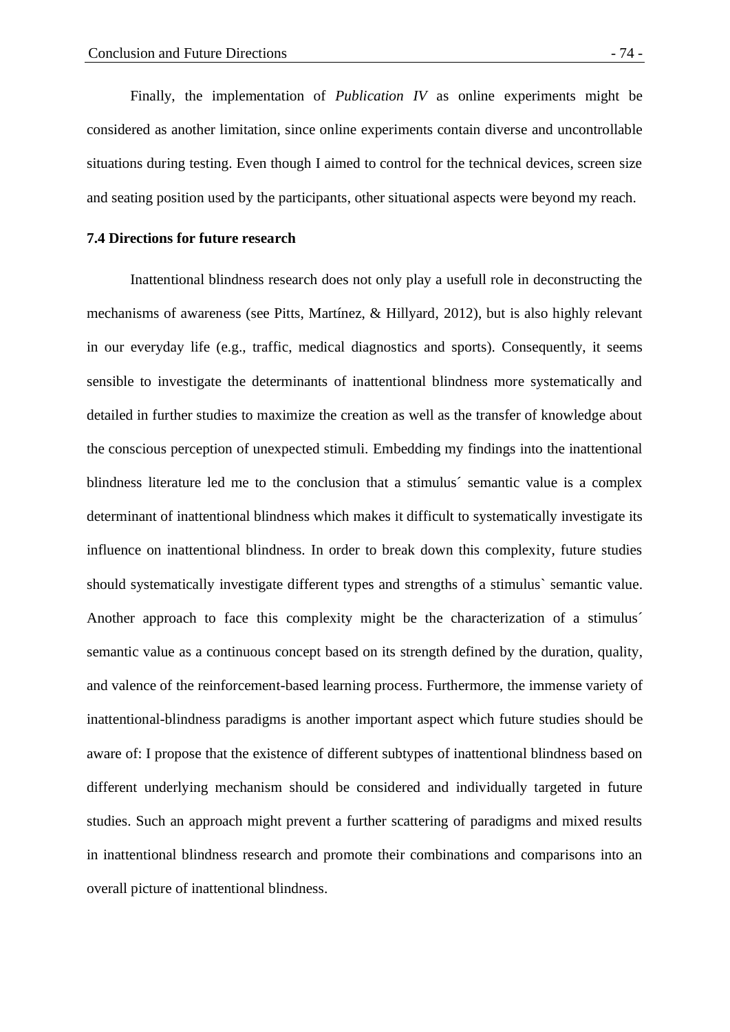Finally, the implementation of *Publication IV* as online experiments might be considered as another limitation, since online experiments contain diverse and uncontrollable situations during testing. Even though I aimed to control for the technical devices, screen size and seating position used by the participants, other situational aspects were beyond my reach.

### 7.4 Directions for future research

Inattentional blindness research does not only play a usefull role in deconstructing the mechanisms of awareness (see Pitts, Martínez, & Hillyard, 2012), but is also highly relevant in our everyday life (e.g., traffic, medical diagnostics and sports). Consequently, it seems sensible to investigate the determinants of inattentional blindness more systematically and detailed in further studies to maximize the creation as well as the transfer of knowledge about the conscious perception of unexpected stimuli. Embedding my findings into the inattentional blindness literature led me to the conclusion that a stimulus´ semantic value is a complex determinant of inattentional blindness which makes it difficult to systematically investigate its influence on inattentional blindness. In order to break down this complexity, future studies should systematically investigate different types and strengths of a stimulus` semantic value. Another approach to face this complexity might be the characterization of a stimulus´ semantic value as a continuous concept based on its strength defined by the duration, quality, and valence of the reinforcement-based learning process. Furthermore, the immense variety of inattentional-blindness paradigms is another important aspect which future studies should be aware of: I propose that the existence of different subtypes of inattentional blindness based on different underlying mechanism should be considered and individually targeted in future studies. Such an approach might prevent a further scattering of paradigms and mixed results in inattentional blindness research and promote their combinations and comparisons into an overall picture of inattentional blindness.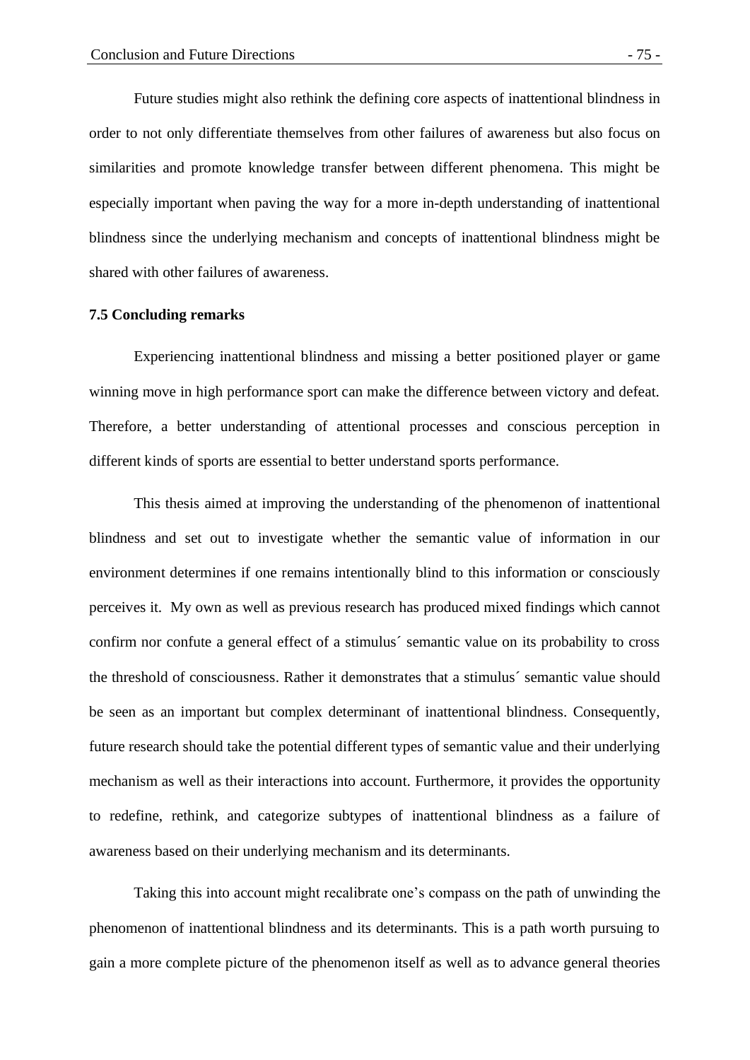Future studies might also rethink the defining core aspects of inattentional blindness in order to not only differentiate themselves from other failures of awareness but also focus on similarities and promote knowledge transfer between different phenomena. This might be especially important when paving the way for a more in-depth understanding of inattentional blindness since the underlying mechanism and concepts of inattentional blindness might be shared with other failures of awareness.

### 7.5 Concluding remarks

Experiencing inattentional blindness and missing a better positioned player or game winning move in high performance sport can make the difference between victory and defeat. Therefore, a better understanding of attentional processes and conscious perception in different kinds of sports are essential to better understand sports performance.

This thesis aimed at improving the understanding of the phenomenon of inattentional blindness and set out to investigate whether the semantic value of information in our environment determines if one remains intentionally blind to this information or consciously perceives it. My own as well as previous research has produced mixed findings which cannot confirm nor confute a general effect of a stimulus´ semantic value on its probability to cross the threshold of consciousness. Rather it demonstrates that a stimulus´ semantic value should be seen as an important but complex determinant of inattentional blindness. Consequently, future research should take the potential different types of semantic value and their underlying mechanism as well as their interactions into account. Furthermore, it provides the opportunity to redefine, rethink, and categorize subtypes of inattentional blindness as a failure of awareness based on their underlying mechanism and its determinants.

Taking this into account might recalibrate one's compass on the path of unwinding the phenomenon of inattentional blindness and its determinants. This is a path worth pursuing to gain a more complete picture of the phenomenon itself as well as to advance general theories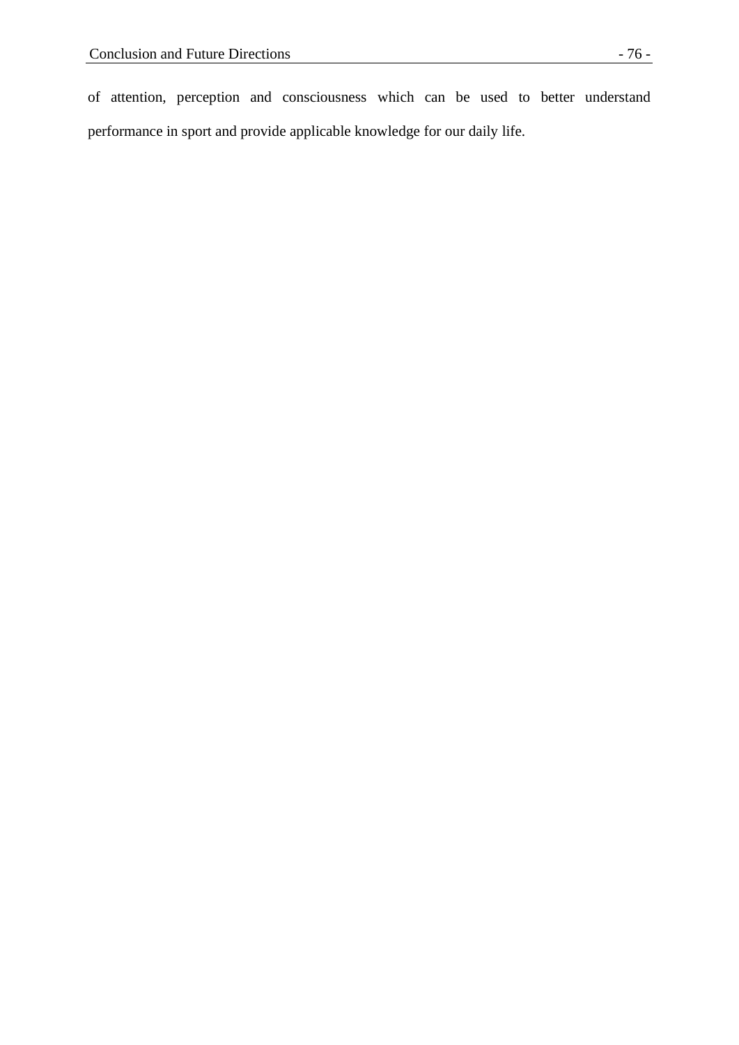of attention, perception and consciousness which can be used to better understand performance in sport and provide applicable knowledge for our daily life.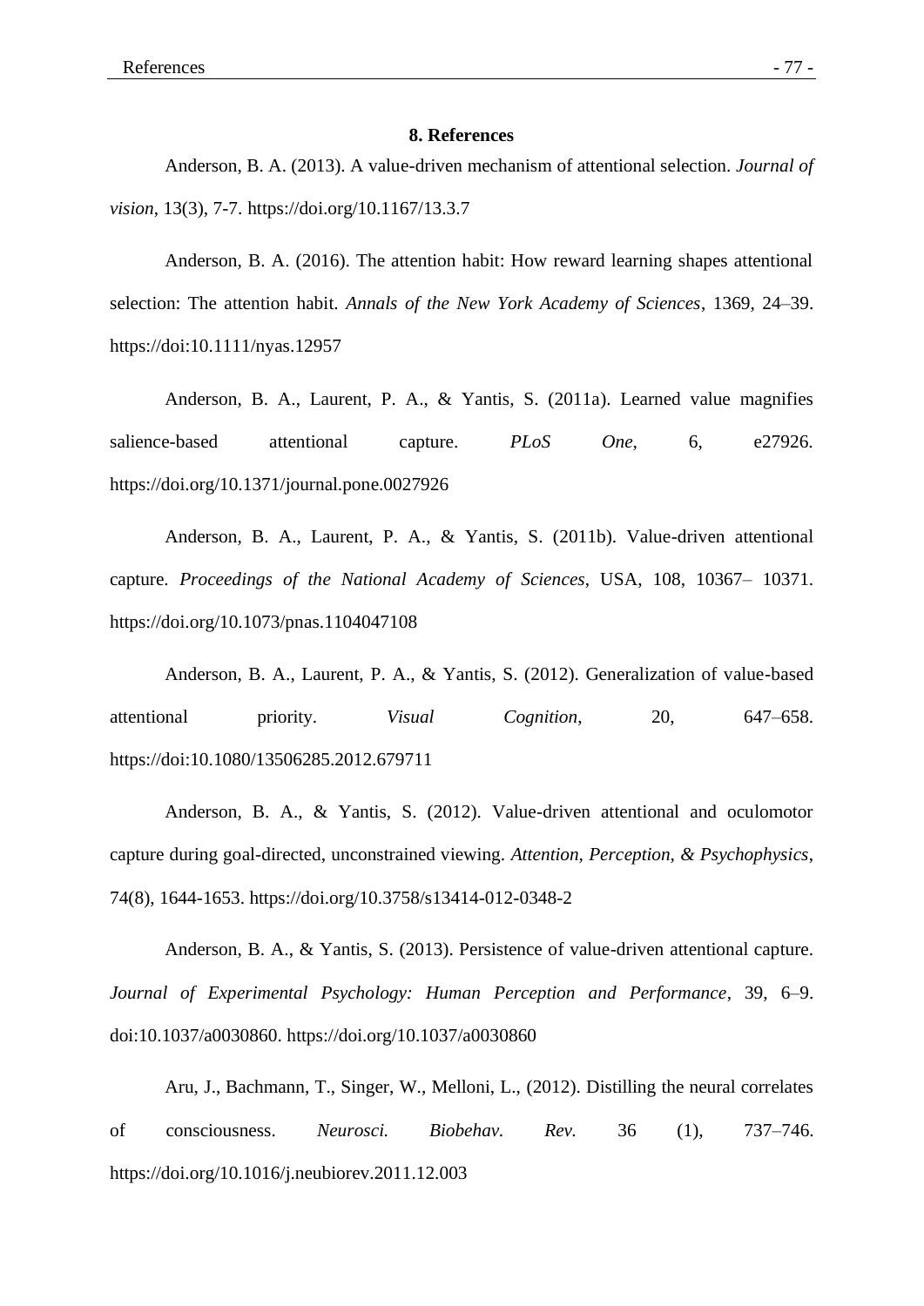# 8. References

Anderson, B. A. (2013). A value-driven mechanism of attentional selection. *Journal of vision*, 13(3), 7-7. https://doi.org/10.1167/13.3.7

Anderson, B. A. (2016). The attention habit: How reward learning shapes attentional selection: The attention habit. *Annals of the New York Academy of Sciences*, 1369, 24–39. https://doi:10.1111/nyas.12957

Anderson, B. A., Laurent, P. A., & Yantis, S. (2011a). Learned value magnifies salience-based attentional capture. *PLoS One*, 6, e27926. https://doi.org/10.1371/journal.pone.0027926

Anderson, B. A., Laurent, P. A., & Yantis, S. (2011b). Value-driven attentional capture. *Proceedings of the National Academy of Sciences*, USA, 108, 10367– 10371. https://doi.org/10.1073/pnas.1104047108

Anderson, B. A., Laurent, P. A., & Yantis, S. (2012). Generalization of value-based attentional priority. *Visual Cognition*, 20, 647–658. https://doi:10.1080/13506285.2012.679711

Anderson, B. A., & Yantis, S. (2012). Value-driven attentional and oculomotor capture during goal-directed, unconstrained viewing. *Attention, Perception, & Psychophysics*, 74(8), 1644-1653. https://doi.org/10.3758/s13414-012-0348-2

Anderson, B. A., & Yantis, S. (2013). Persistence of value-driven attentional capture. *Journal of Experimental Psychology: Human Perception and Performance*, 39, 6–9. doi:10.1037/a0030860. https://doi.org/10.1037/a0030860

Aru, J., Bachmann, T., Singer, W., Melloni, L., (2012). Distilling the neural correlates of consciousness. *Neurosci. Biobehav. Rev.* 36 (1), 737–746. https://doi.org/10.1016/j.neubiorev.2011.12.003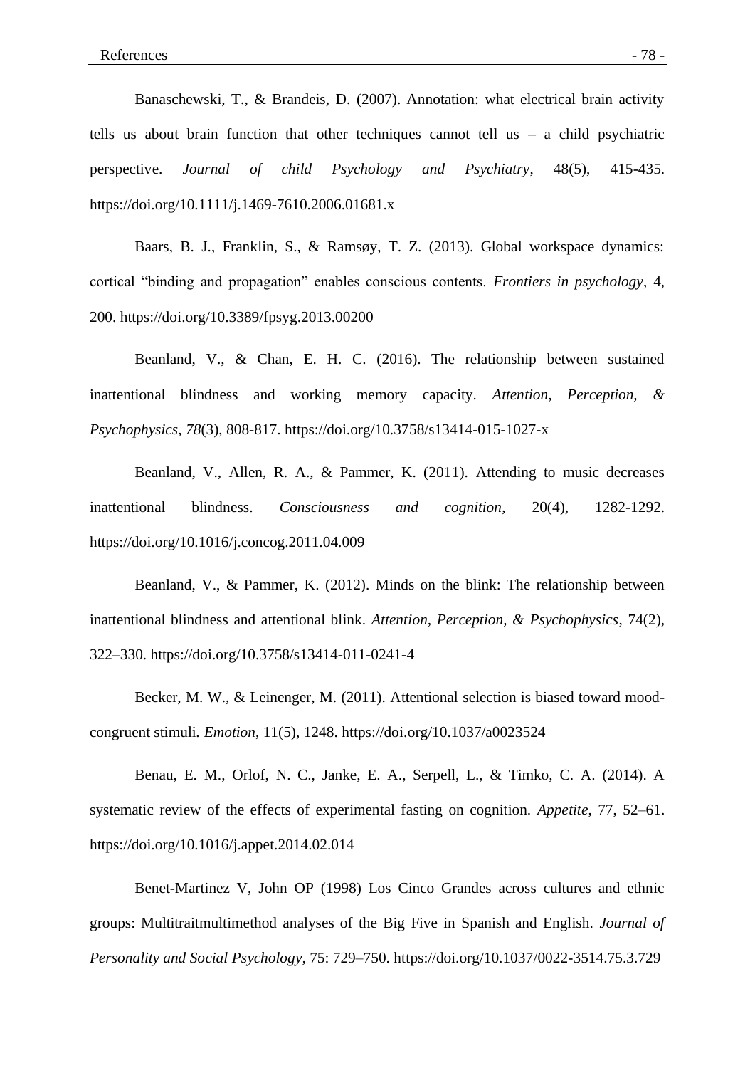Banaschewski, T., & Brandeis, D. (2007). Annotation: what electrical brain activity tells us about brain function that other techniques cannot tell us – a child psychiatric perspective. *Journal of child Psychology and Psychiatry*, 48(5), 415-435. https://doi.org/10.1111/j.1469-7610.2006.01681.x

Baars, B. J., Franklin, S., & Ramsøy, T. Z. (2013). Global workspace dynamics: cortical "binding and propagation" enables conscious contents. *Frontiers in psychology*, 4, 200. https://doi.org/10.3389/fpsyg.2013.00200

Beanland, V., & Chan, E. H. C. (2016). The relationship between sustained inattentional blindness and working memory capacity. *Attention, Perception, & Psychophysics*, *78*(3), 808-817. https://doi.org/10.3758/s13414-015-1027-x

Beanland, V., Allen, R. A., & Pammer, K. (2011). Attending to music decreases inattentional blindness. *Consciousness and cognition*, 20(4), 1282-1292. https://doi.org/10.1016/j.concog.2011.04.009

Beanland, V., & Pammer, K. (2012). Minds on the blink: The relationship between inattentional blindness and attentional blink. *Attention, Perception, & Psychophysics*, 74(2), 322–330. https://doi.org/10.3758/s13414-011-0241-4

Becker, M. W., & Leinenger, M. (2011). Attentional selection is biased toward mood-congruent stimuli. *Emotion*, 11(5), 1248. https://doi.org/10.1037/a0023524

Benau, E. M., Orlof, N. C., Janke, E. A., Serpell, L., & Timko, C. A. (2014). A systematic review of the effects of experimental fasting on cognition. *Appetite*, 77, 52–61. https://doi.org/10.1016/j.appet.2014.02.014

Benet-Martinez V, John OP (1998) Los Cinco Grandes across cultures and ethnic groups: Multitraitmultimethod analyses of the Big Five in Spanish and English. *Journal of Personality and Social Psychology*, 75: 729–750. https://doi.org/10.1037/0022-3514.75.3.729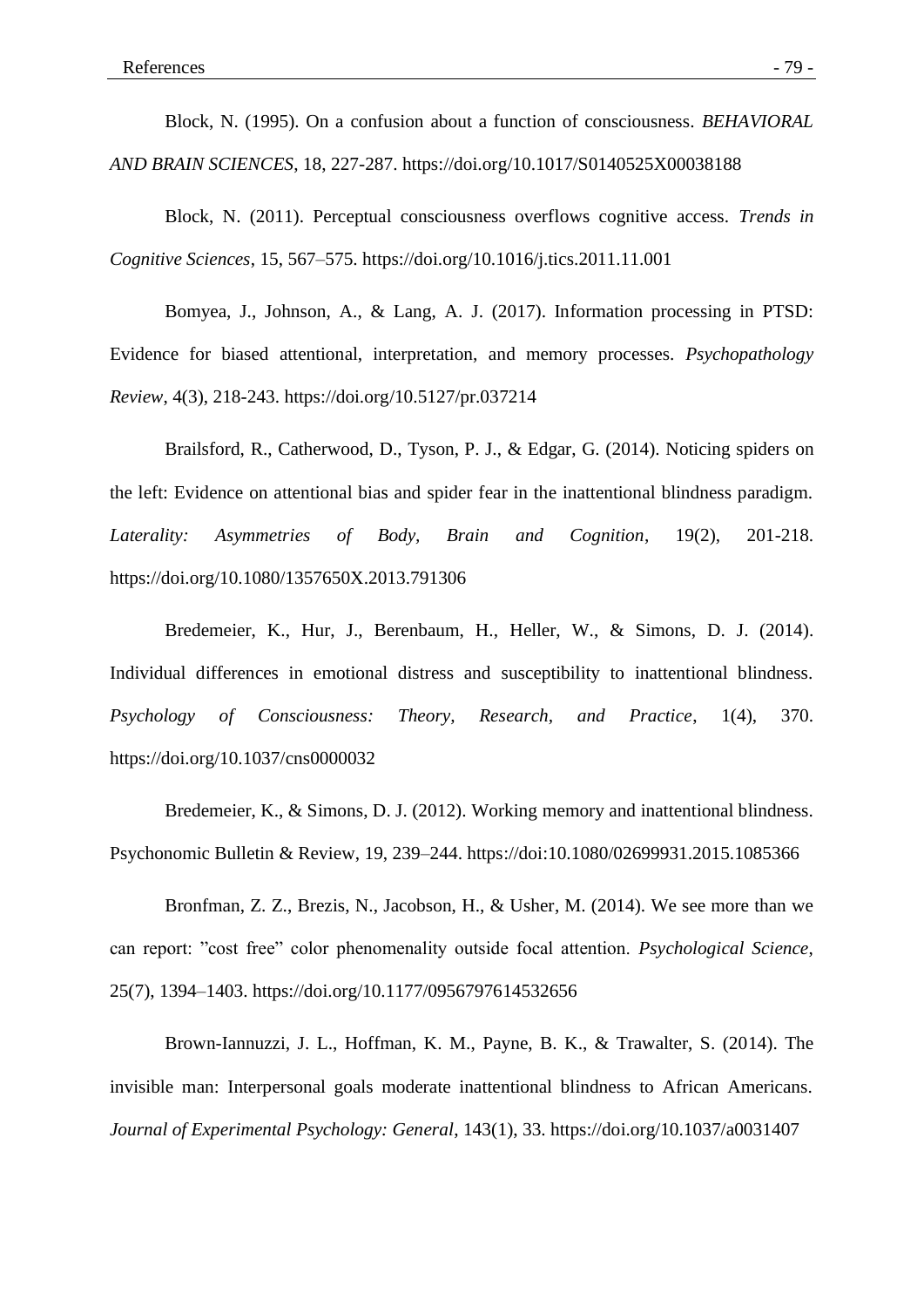Block, N. (1995). On a confusion about a function of consciousness. *BEHAVIORAL AND BRAIN SCIENCES*, 18, 227-287. https://doi.org/10.1017/S0140525X00038188

Block, N. (2011). Perceptual consciousness overflows cognitive access. *Trends in Cognitive Sciences*, 15, 567–575. https://doi.org/10.1016/j.tics.2011.11.001

Bomyea, J., Johnson, A., & Lang, A. J. (2017). Information processing in PTSD: Evidence for biased attentional, interpretation, and memory processes. *Psychopathology Review*, 4(3), 218-243. https://doi.org/10.5127/pr.037214

Brailsford, R., Catherwood, D., Tyson, P. J., & Edgar, G. (2014). Noticing spiders on the left: Evidence on attentional bias and spider fear in the inattentional blindness paradigm. *Laterality: Asymmetries of Body, Brain and Cognition*, 19(2), 201-218. https://doi.org/10.1080/1357650X.2013.791306

Bredemeier, K., Hur, J., Berenbaum, H., Heller, W., & Simons, D. J. (2014). Individual differences in emotional distress and susceptibility to inattentional blindness. *Psychology of Consciousness: Theory, Research, and Practice*, 1(4), 370. https://doi.org/10.1037/cns0000032

Bredemeier, K., & Simons, D. J. (2012). Working memory and inattentional blindness. Psychonomic Bulletin & Review, 19, 239–244. https://doi:10.1080/02699931.2015.1085366

Bronfman, Z. Z., Brezis, N., Jacobson, H., & Usher, M. (2014). We see more than we can report: "cost free" color phenomenality outside focal attention. *Psychological Science*, 25(7), 1394–1403. https://doi.org/10.1177/0956797614532656

Brown-Iannuzzi, J. L., Hoffman, K. M., Payne, B. K., & Trawalter, S. (2014). The invisible man: Interpersonal goals moderate inattentional blindness to African Americans. *Journal of Experimental Psychology: General*, 143(1), 33. https://doi.org/10.1037/a0031407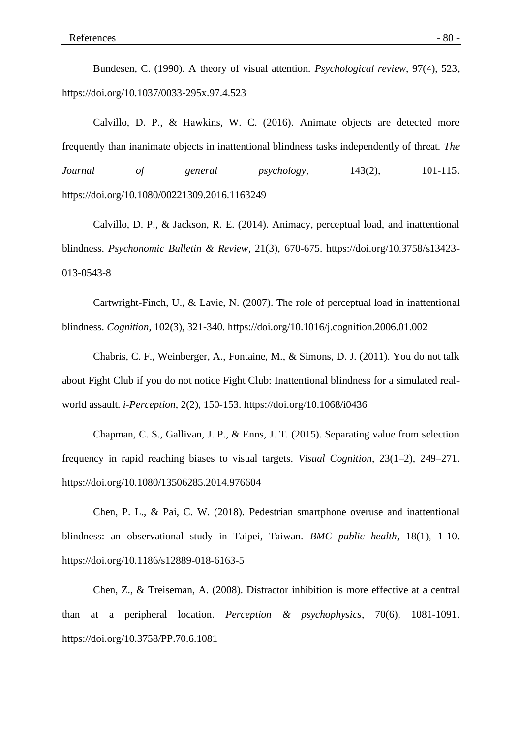Bundesen, C. (1990). A theory of visual attention. *Psychological review*, 97(4), 523, https://doi.org/10.1037/0033-295x.97.4.523

Calvillo, D. P., & Hawkins, W. C. (2016). Animate objects are detected more frequently than inanimate objects in inattentional blindness tasks independently of threat. *The Journal of general psychology*, 143(2), 101-115. https://doi.org/10.1080/00221309.2016.1163249

Calvillo, D. P., & Jackson, R. E. (2014). Animacy, perceptual load, and inattentional blindness. *Psychonomic Bulletin & Review*, 21(3), 670-675. https://doi.org/10.3758/s13423-013-0543-8

Cartwright-Finch, U., & Lavie, N. (2007). The role of perceptual load in inattentional blindness. *Cognition*, 102(3), 321-340. https://doi.org/10.1016/j.cognition.2006.01.002

Chabris, C. F., Weinberger, A., Fontaine, M., & Simons, D. J. (2011). You do not talk about Fight Club if you do not notice Fight Club: Inattentional blindness for a simulated real-world assault. *i-Perception*, 2(2), 150-153. https://doi.org/10.1068/i0436

Chapman, C. S., Gallivan, J. P., & Enns, J. T. (2015). Separating value from selection frequency in rapid reaching biases to visual targets. *Visual Cognition*, 23(1–2), 249–271. https://doi.org/10.1080/13506285.2014.976604

Chen, P. L., & Pai, C. W. (2018). Pedestrian smartphone overuse and inattentional blindness: an observational study in Taipei, Taiwan. *BMC public health*, 18(1), 1-10. https://doi.org/10.1186/s12889-018-6163-5

Chen, Z., & Treiseman, A. (2008). Distractor inhibition is more effective at a central than at a peripheral location. *Perception & psychophysics*, 70(6), 1081-1091. https://doi.org/10.3758/PP.70.6.1081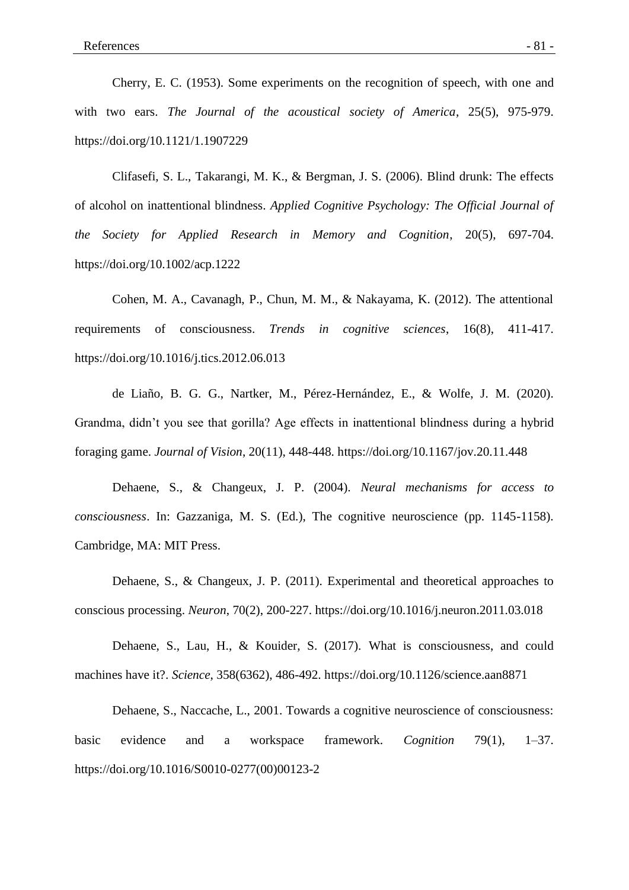Cherry, E. C. (1953). Some experiments on the recognition of speech, with one and with two ears. *The Journal of the acoustical society of America*, 25(5), 975-979. https://doi.org/10.1121/1.1907229

Clifasefi, S. L., Takarangi, M. K., & Bergman, J. S. (2006). Blind drunk: The effects of alcohol on inattentional blindness. *Applied Cognitive Psychology: The Official Journal of the Society for Applied Research in Memory and Cognition*, 20(5), 697-704. https://doi.org/10.1002/acp.1222

Cohen, M. A., Cavanagh, P., Chun, M. M., & Nakayama, K. (2012). The attentional requirements of consciousness. *Trends in cognitive sciences*, 16(8), 411-417. https://doi.org/10.1016/j.tics.2012.06.013

de Liaño, B. G. G., Nartker, M., Pérez-Hernández, E., & Wolfe, J. M. (2020). Grandma, didn't you see that gorilla? Age effects in inattentional blindness during a hybrid foraging game. *Journal of Vision*, 20(11), 448-448. https://doi.org/10.1167/jov.20.11.448

Dehaene, S., & Changeux, J. P. (2004). *Neural mechanisms for access to consciousness*. In: Gazzaniga, M. S. (Ed.), The cognitive neuroscience (pp. 1145-1158). Cambridge, MA: MIT Press.

Dehaene, S., & Changeux, J. P. (2011). Experimental and theoretical approaches to conscious processing. *Neuron*, 70(2), 200-227. https://doi.org/10.1016/j.neuron.2011.03.018

Dehaene, S., Lau, H., & Kouider, S. (2017). What is consciousness, and could machines have it?. *Science*, 358(6362), 486-492. https://doi.org/10.1126/science.aan8871

Dehaene, S., Naccache, L., 2001. Towards a cognitive neuroscience of consciousness: basic evidence and a workspace framework. *Cognition* 79(1), 1–37. https://doi.org/10.1016/S0010-0277(00)00123-2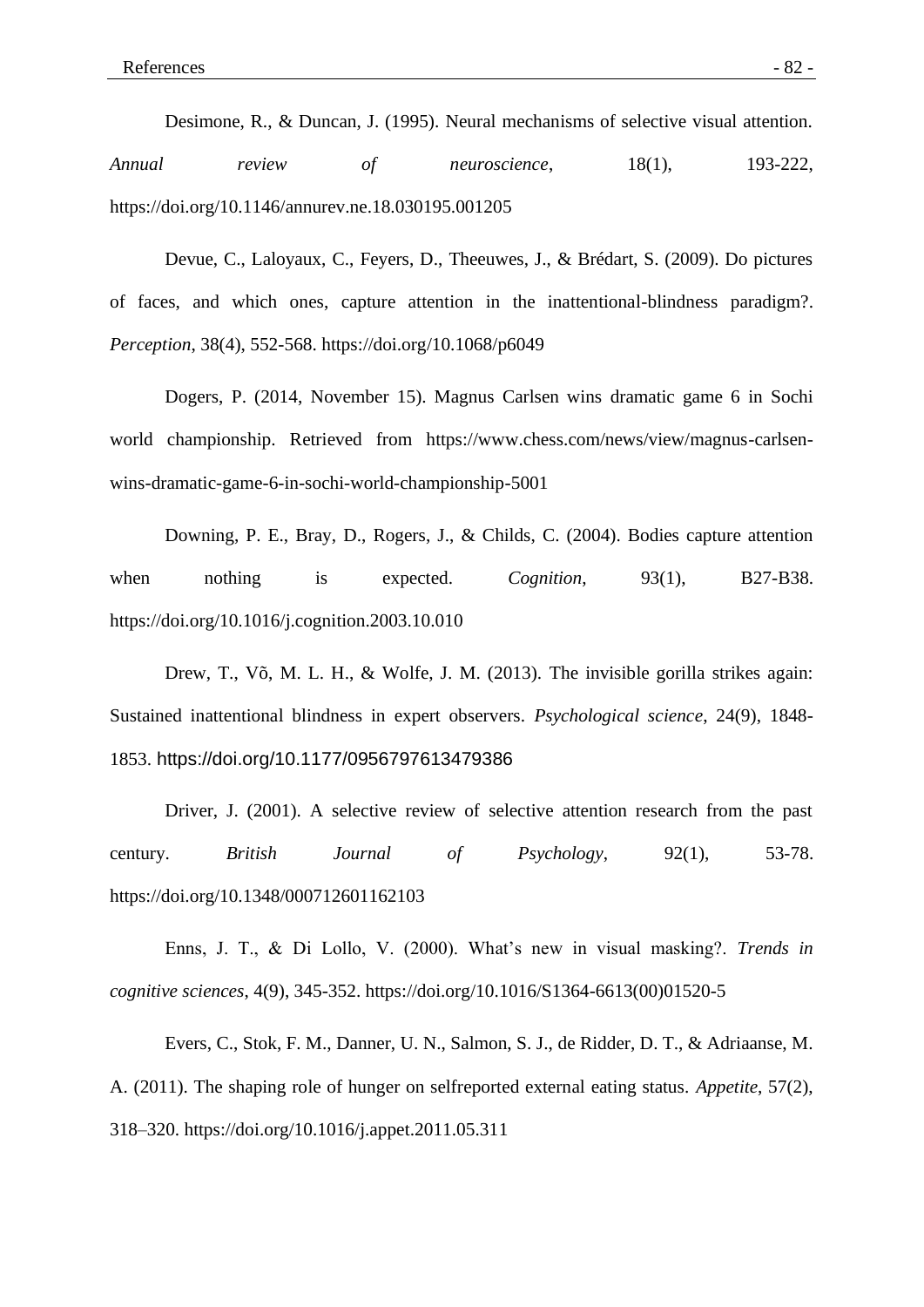Desimone, R., & Duncan, J. (1995). Neural mechanisms of selective visual attention. *Annual review of neuroscience*, 18(1), 193-222, https://doi.org/10.1146/annurev.ne.18.030195.001205

Devue, C., Laloyaux, C., Feyers, D., Theeuwes, J., & Brédart, S. (2009). Do pictures of faces, and which ones, capture attention in the inattentional-blindness paradigm?. *Perception*, 38(4), 552-568. https://doi.org/10.1068/p6049

Dogers, P. (2014, November 15). Magnus Carlsen wins dramatic game 6 in Sochi world championship. Retrieved from https://www.chess.com/news/view/magnus-carlsen-wins-dramatic-game-6-in-sochi-world-championship-5001

Downing, P. E., Bray, D., Rogers, J., & Childs, C. (2004). Bodies capture attention when nothing is expected. *Cognition*, 93(1), B27-B38. https://doi.org/10.1016/j.cognition.2003.10.010

Drew, T., Võ, M. L. H., & Wolfe, J. M. (2013). The invisible gorilla strikes again: Sustained inattentional blindness in expert observers. *Psychological science*, 24(9), 1848-1853. https://doi.org/10.1177/0956797613479386

Driver, J. (2001). A selective review of selective attention research from the past century. *British Journal of Psychology*, 92(1), 53-78. https://doi.org/10.1348/000712601162103

Enns, J. T., & Di Lollo, V. (2000). What's new in visual masking?. *Trends in cognitive sciences*, 4(9), 345-352. https://doi.org/10.1016/S1364-6613(00)01520-5

Evers, C., Stok, F. M., Danner, U. N., Salmon, S. J., de Ridder, D. T., & Adriaanse, M. A. (2011). The shaping role of hunger on selfreported external eating status. *Appetite*, 57(2), 318–320. https://doi.org/10.1016/j.appet.2011.05.311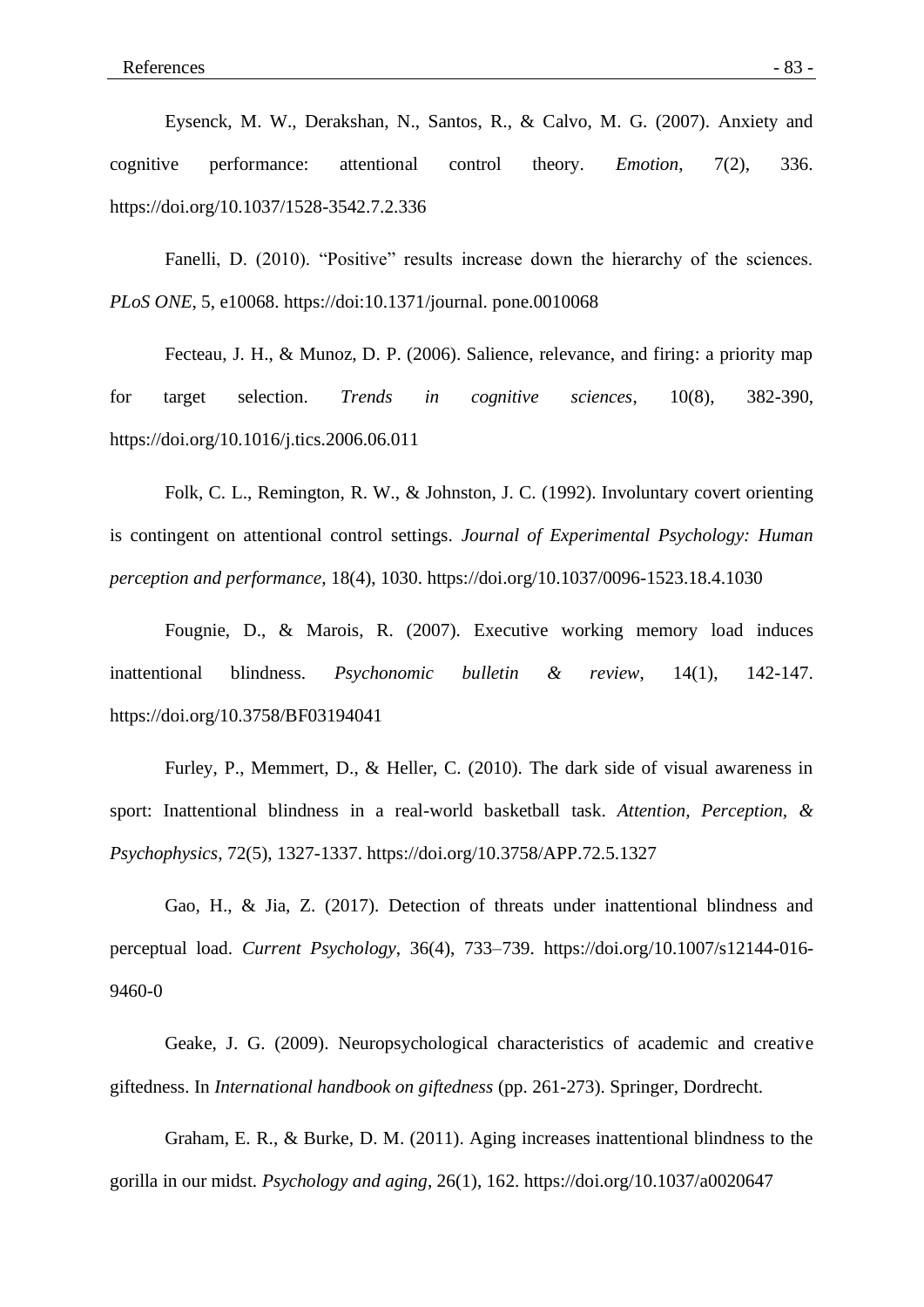Eysenck, M. W., Derakshan, N., Santos, R., & Calvo, M. G. (2007). Anxiety and cognitive performance: attentional control theory. *Emotion*, 7(2), 336. https://doi.org/10.1037/1528-3542.7.2.336

Fanelli, D. (2010). "Positive" results increase down the hierarchy of the sciences. *PLoS ONE*, 5, e10068. https://doi:10.1371/journal. pone.0010068

Fecteau, J. H., & Munoz, D. P. (2006). Salience, relevance, and firing: a priority map for target selection. *Trends in cognitive sciences*, 10(8), 382-390, https://doi.org/10.1016/j.tics.2006.06.011

Folk, C. L., Remington, R. W., & Johnston, J. C. (1992). Involuntary covert orienting is contingent on attentional control settings. *Journal of Experimental Psychology: Human perception and performance*, 18(4), 1030. https://doi.org/10.1037/0096-1523.18.4.1030

Fougnie, D., & Marois, R. (2007). Executive working memory load induces inattentional blindness. *Psychonomic bulletin & review*, 14(1), 142-147. https://doi.org/10.3758/BF03194041

Furley, P., Memmert, D., & Heller, C. (2010). The dark side of visual awareness in sport: Inattentional blindness in a real-world basketball task. *Attention, Perception, & Psychophysics*, 72(5), 1327-1337. https://doi.org/10.3758/APP.72.5.1327

Gao, H., & Jia, Z. (2017). Detection of threats under inattentional blindness and perceptual load. *Current Psychology*, 36(4), 733–739. https://doi.org/10.1007/s12144-016-9460-0

Geake, J. G. (2009). Neuropsychological characteristics of academic and creative giftedness. In *International handbook on giftedness* (pp. 261-273). Springer, Dordrecht.

Graham, E. R., & Burke, D. M. (2011). Aging increases inattentional blindness to the gorilla in our midst. *Psychology and aging*, 26(1), 162. https://doi.org/10.1037/a0020647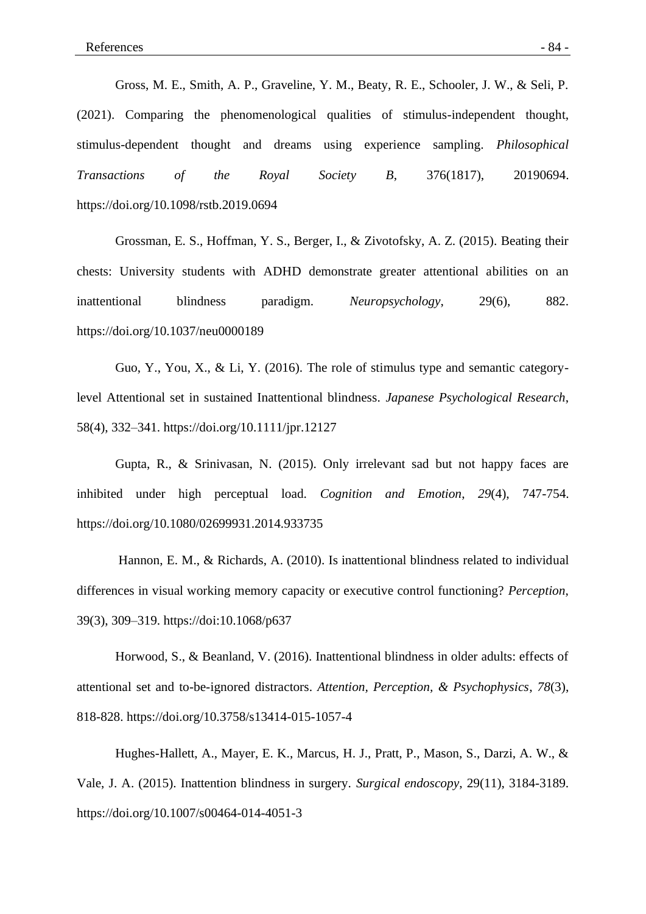Gross, M. E., Smith, A. P., Graveline, Y. M., Beaty, R. E., Schooler, J. W., & Seli, P. (2021). Comparing the phenomenological qualities of stimulus-independent thought, stimulus-dependent thought and dreams using experience sampling. *Philosophical Transactions of the Royal Society B*, 376(1817), 20190694. https://doi.org/10.1098/rstb.2019.0694

Grossman, E. S., Hoffman, Y. S., Berger, I., & Zivotofsky, A. Z. (2015). Beating their chests: University students with ADHD demonstrate greater attentional abilities on an inattentional blindness paradigm. *Neuropsychology*, 29(6), 882. https://doi.org/10.1037/neu0000189

Guo, Y., You, X., & Li, Y. (2016). The role of stimulus type and semantic category-level Attentional set in sustained Inattentional blindness. *Japanese Psychological Research*, 58(4), 332–341. https://doi.org/10.1111/jpr.12127

Gupta, R., & Srinivasan, N. (2015). Only irrelevant sad but not happy faces are inhibited under high perceptual load. *Cognition and Emotion*, *29*(4), 747-754. https://doi.org/10.1080/02699931.2014.933735

Hannon, E. M., & Richards, A. (2010). Is inattentional blindness related to individual differences in visual working memory capacity or executive control functioning? *Perception*, 39(3), 309–319. https://doi:10.1068/p637

Horwood, S., & Beanland, V. (2016). Inattentional blindness in older adults: effects of attentional set and to-be-ignored distractors. *Attention, Perception, & Psychophysics*, *78*(3), 818-828. https://doi.org/10.3758/s13414-015-1057-4

Hughes-Hallett, A., Mayer, E. K., Marcus, H. J., Pratt, P., Mason, S., Darzi, A. W., & Vale, J. A. (2015). Inattention blindness in surgery. *Surgical endoscopy*, 29(11), 3184-3189. https://doi.org/10.1007/s00464-014-4051-3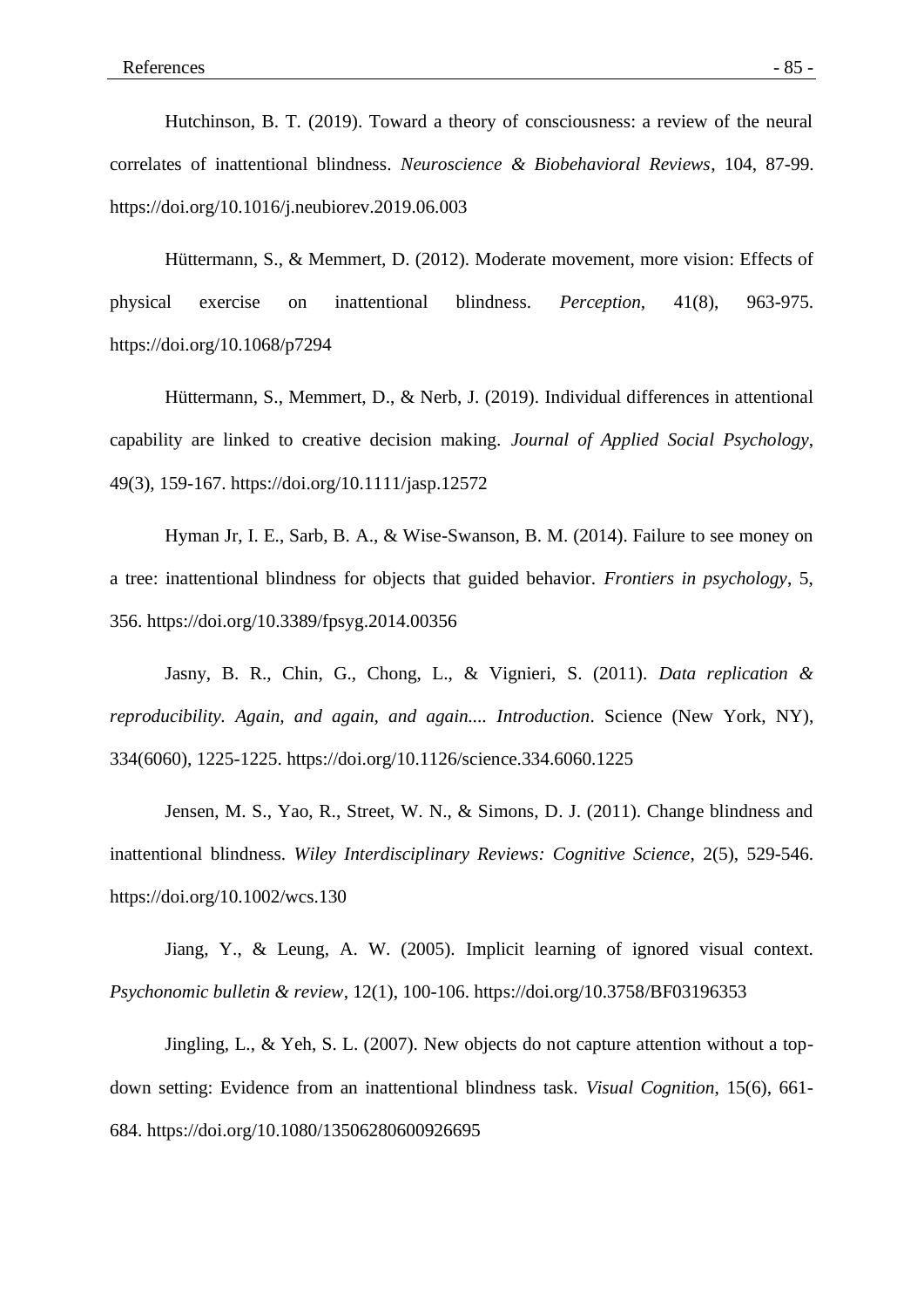Hutchinson, B. T. (2019). Toward a theory of consciousness: a review of the neural correlates of inattentional blindness. *Neuroscience & Biobehavioral Reviews*, 104, 87-99. https://doi.org/10.1016/j.neubiorev.2019.06.003

Hüttermann, S., & Memmert, D. (2012). Moderate movement, more vision: Effects of physical exercise on inattentional blindness. *Perception*, 41(8), 963-975. https://doi.org/10.1068/p7294

Hüttermann, S., Memmert, D., & Nerb, J. (2019). Individual differences in attentional capability are linked to creative decision making. *Journal of Applied Social Psychology*, 49(3), 159-167. https://doi.org/10.1111/jasp.12572

Hyman Jr, I. E., Sarb, B. A., & Wise-Swanson, B. M. (2014). Failure to see money on a tree: inattentional blindness for objects that guided behavior. *Frontiers in psychology*, 5, 356. https://doi.org/10.3389/fpsyg.2014.00356

Jasny, B. R., Chin, G., Chong, L., & Vignieri, S. (2011). *Data replication & reproducibility. Again, and again, and again.... Introduction*. Science (New York, NY), 334(6060), 1225-1225. https://doi.org/10.1126/science.334.6060.1225

Jensen, M. S., Yao, R., Street, W. N., & Simons, D. J. (2011). Change blindness and inattentional blindness. *Wiley Interdisciplinary Reviews: Cognitive Science*, 2(5), 529-546. https://doi.org/10.1002/wcs.130

Jiang, Y., & Leung, A. W. (2005). Implicit learning of ignored visual context. *Psychonomic bulletin & review*, 12(1), 100-106. https://doi.org/10.3758/BF03196353

Jingling, L., & Yeh, S. L. (2007). New objects do not capture attention without a top-down setting: Evidence from an inattentional blindness task. *Visual Cognition*, 15(6), 661-684. https://doi.org/10.1080/13506280600926695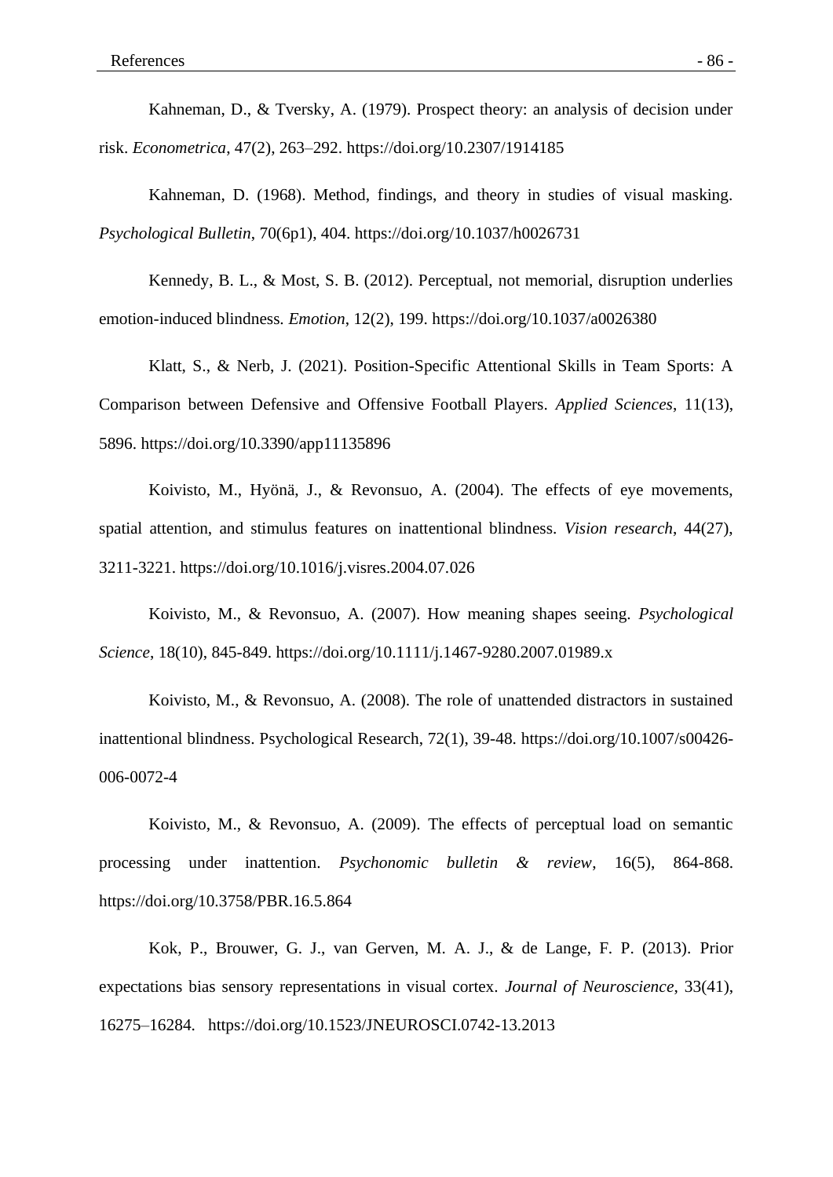Kahneman, D., & Tversky, A. (1979). Prospect theory: an analysis of decision under risk. *Econometrica*, 47(2), 263–292. https://doi.org/10.2307/1914185

Kahneman, D. (1968). Method, findings, and theory in studies of visual masking. *Psychological Bulletin*, 70(6p1), 404. https://doi.org/10.1037/h0026731

Kennedy, B. L., & Most, S. B. (2012). Perceptual, not memorial, disruption underlies emotion-induced blindness. *Emotion*, 12(2), 199. https://doi.org/10.1037/a0026380

Klatt, S., & Nerb, J. (2021). Position-Specific Attentional Skills in Team Sports: A Comparison between Defensive and Offensive Football Players. *Applied Sciences*, 11(13), 5896. https://doi.org/10.3390/app11135896

Koivisto, M., Hyönä, J., & Revonsuo, A. (2004). The effects of eye movements, spatial attention, and stimulus features on inattentional blindness. *Vision research*, 44(27), 3211-3221. https://doi.org/10.1016/j.visres.2004.07.026

Koivisto, M., & Revonsuo, A. (2007). How meaning shapes seeing. *Psychological Science*, 18(10), 845-849. https://doi.org/10.1111/j.1467-9280.2007.01989.x

Koivisto, M., & Revonsuo, A. (2008). The role of unattended distractors in sustained inattentional blindness. Psychological Research, 72(1), 39-48. https://doi.org/10.1007/s00426-006-0072-4

Koivisto, M., & Revonsuo, A. (2009). The effects of perceptual load on semantic processing under inattention. *Psychonomic bulletin & review*, 16(5), 864-868. https://doi.org/10.3758/PBR.16.5.864

Kok, P., Brouwer, G. J., van Gerven, M. A. J., & de Lange, F. P. (2013). Prior expectations bias sensory representations in visual cortex. *Journal of Neuroscience*, 33(41), 16275–16284. https://doi.org/10.1523/JNEUROSCI.0742-13.2013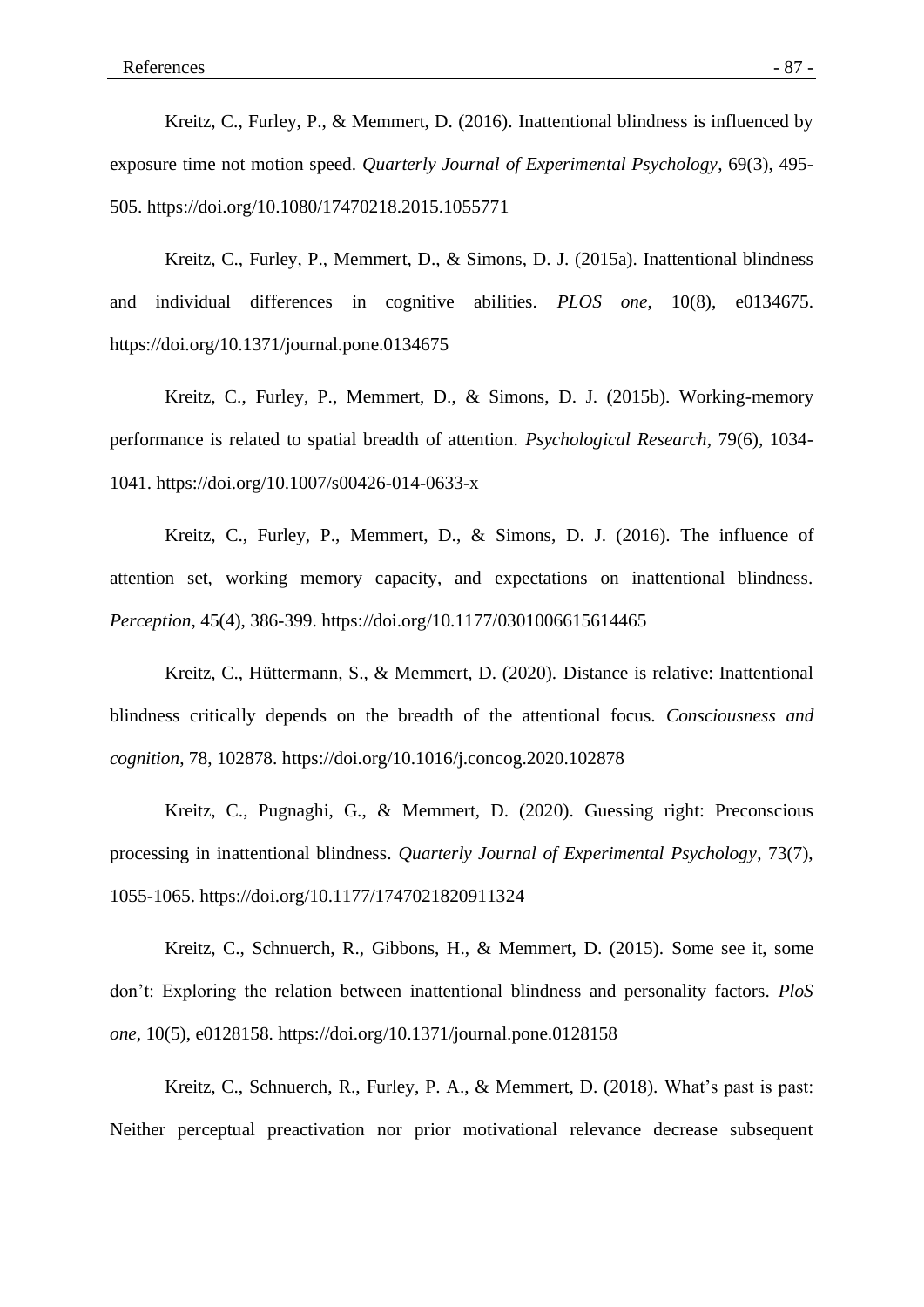Kreitz, C., Furley, P., & Memmert, D. (2016). Inattentional blindness is influenced by exposure time not motion speed. *Quarterly Journal of Experimental Psychology*, 69(3), 495-505. https://doi.org/10.1080/17470218.2015.1055771

Kreitz, C., Furley, P., Memmert, D., & Simons, D. J. (2015a). Inattentional blindness and individual differences in cognitive abilities. *PLOS one*, 10(8), e0134675. https://doi.org/10.1371/journal.pone.0134675

Kreitz, C., Furley, P., Memmert, D., & Simons, D. J. (2015b). Working-memory performance is related to spatial breadth of attention. *Psychological Research*, 79(6), 1034-1041. https://doi.org/10.1007/s00426-014-0633-x

Kreitz, C., Furley, P., Memmert, D., & Simons, D. J. (2016). The influence of attention set, working memory capacity, and expectations on inattentional blindness. *Perception*, 45(4), 386-399. https://doi.org/10.1177/0301006615614465

Kreitz, C., Hüttermann, S., & Memmert, D. (2020). Distance is relative: Inattentional blindness critically depends on the breadth of the attentional focus. *Consciousness and cognition*, 78, 102878. https://doi.org/10.1016/j.concog.2020.102878

Kreitz, C., Pugnaghi, G., & Memmert, D. (2020). Guessing right: Preconscious processing in inattentional blindness. *Quarterly Journal of Experimental Psychology*, 73(7), 1055-1065. https://doi.org/10.1177/1747021820911324

Kreitz, C., Schnuerch, R., Gibbons, H., & Memmert, D. (2015). Some see it, some don't: Exploring the relation between inattentional blindness and personality factors. *PloS one*, 10(5), e0128158. https://doi.org/10.1371/journal.pone.0128158

Kreitz, C., Schnuerch, R., Furley, P. A., & Memmert, D. (2018). What's past is past: Neither perceptual preactivation nor prior motivational relevance decrease subsequent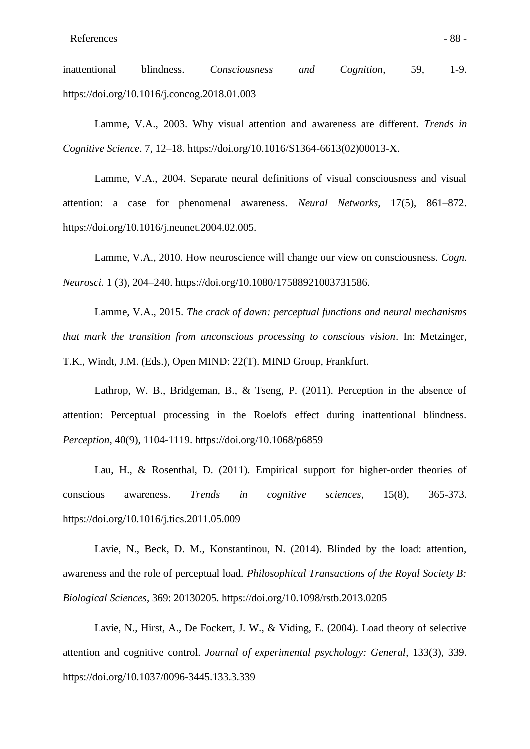inattentional blindness. *Consciousness and Cognition*, 59, 1-9. https://doi.org/10.1016/j.concog.2018.01.003

Lamme, V.A., 2003. Why visual attention and awareness are different. *Trends in Cognitive Science*. 7, 12–18. https://doi.org/10.1016/S1364-6613(02)00013-X.

Lamme, V.A., 2004. Separate neural definitions of visual consciousness and visual attention: a case for phenomenal awareness. *Neural Networks,* 17(5), 861–872. https://doi.org/10.1016/j.neunet.2004.02.005.

Lamme, V.A., 2010. How neuroscience will change our view on consciousness. *Cogn. Neurosci*. 1 (3), 204–240. https://doi.org/10.1080/17588921003731586.

Lamme, V.A., 2015. *The crack of dawn: perceptual functions and neural mechanisms that mark the transition from unconscious processing to conscious vision*. In: Metzinger, T.K., Windt, J.M. (Eds.), Open MIND: 22(T). MIND Group, Frankfurt.

Lathrop, W. B., Bridgeman, B., & Tseng, P. (2011). Perception in the absence of attention: Perceptual processing in the Roelofs effect during inattentional blindness. *Perception*, 40(9), 1104-1119. https://doi.org/10.1068/p6859

Lau, H., & Rosenthal, D. (2011). Empirical support for higher-order theories of conscious awareness. *Trends in cognitive sciences*, 15(8), 365-373. https://doi.org/10.1016/j.tics.2011.05.009

Lavie, N., Beck, D. M., Konstantinou, N. (2014). Blinded by the load: attention, awareness and the role of perceptual load. *Philosophical Transactions of the Royal Society B: Biological Sciences*, 369: 20130205. https://doi.org/10.1098/rstb.2013.0205

Lavie, N., Hirst, A., De Fockert, J. W., & Viding, E. (2004). Load theory of selective attention and cognitive control. *Journal of experimental psychology: General*, 133(3), 339. https://doi.org/10.1037/0096-3445.133.3.339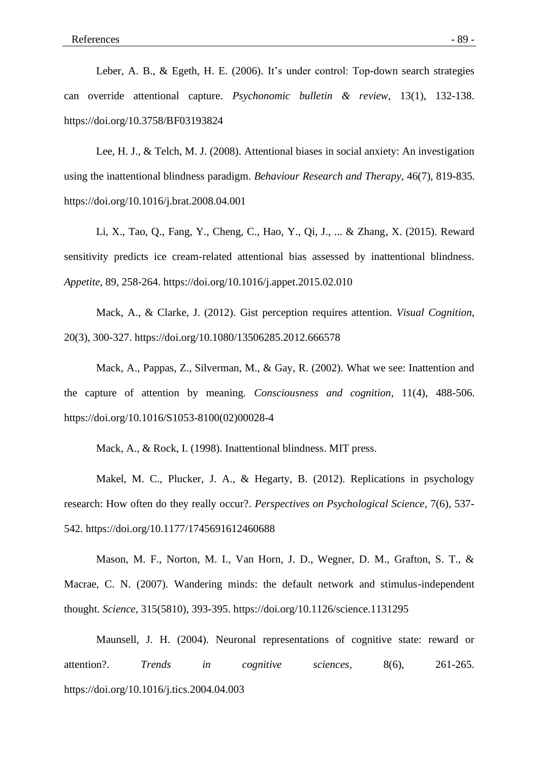Leber, A. B., & Egeth, H. E. (2006). It's under control: Top-down search strategies can override attentional capture. *Psychonomic bulletin & review*, 13(1), 132-138. https://doi.org/10.3758/BF03193824

Lee, H. J., & Telch, M. J. (2008). Attentional biases in social anxiety: An investigation using the inattentional blindness paradigm. *Behaviour Research and Therapy*, 46(7), 819-835. https://doi.org/10.1016/j.brat.2008.04.001

Li, X., Tao, Q., Fang, Y., Cheng, C., Hao, Y., Qi, J., ... & Zhang, X. (2015). Reward sensitivity predicts ice cream-related attentional bias assessed by inattentional blindness. *Appetite*, 89, 258-264. https://doi.org/10.1016/j.appet.2015.02.010

Mack, A., & Clarke, J. (2012). Gist perception requires attention. *Visual Cognition*, 20(3), 300-327. https://doi.org/10.1080/13506285.2012.666578

Mack, A., Pappas, Z., Silverman, M., & Gay, R. (2002). What we see: Inattention and the capture of attention by meaning. *Consciousness and cognition*, 11(4), 488-506. https://doi.org/10.1016/S1053-8100(02)00028-4

Mack, A., & Rock, I. (1998). Inattentional blindness. MIT press.

Makel, M. C., Plucker, J. A., & Hegarty, B. (2012). Replications in psychology research: How often do they really occur?. *Perspectives on Psychological Science*, 7(6), 537-542. https://doi.org/10.1177/1745691612460688

Mason, M. F., Norton, M. I., Van Horn, J. D., Wegner, D. M., Grafton, S. T., & Macrae, C. N. (2007). Wandering minds: the default network and stimulus-independent thought. *Science*, 315(5810), 393-395. https://doi.org/10.1126/science.1131295

Maunsell, J. H. (2004). Neuronal representations of cognitive state: reward or attention?. *Trends in cognitive sciences*, 8(6), 261-265. https://doi.org/10.1016/j.tics.2004.04.003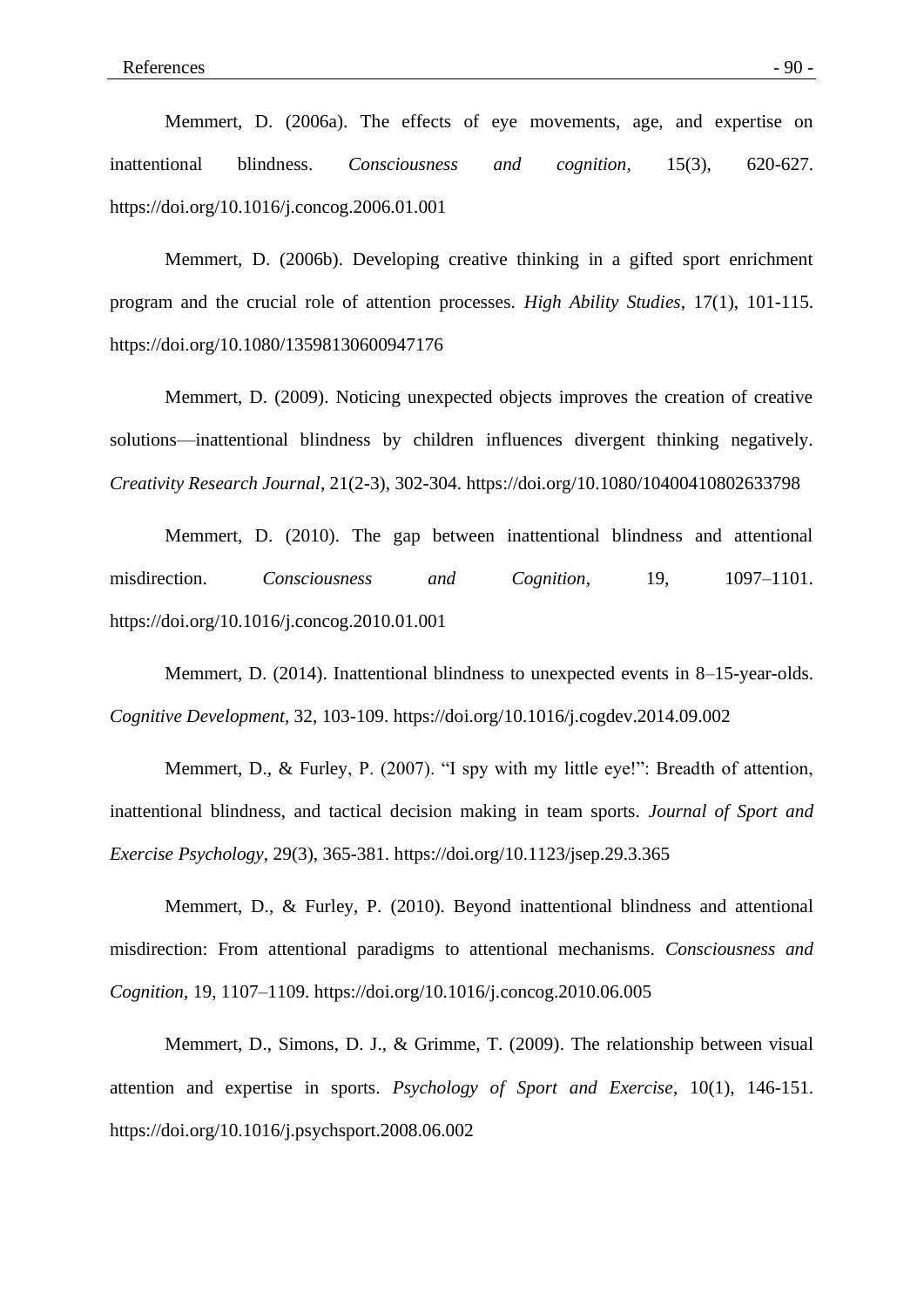Memmert, D. (2006a). The effects of eye movements, age, and expertise on inattentional blindness. *Consciousness and cognition*, 15(3), 620-627. https://doi.org/10.1016/j.concog.2006.01.001

Memmert, D. (2006b). Developing creative thinking in a gifted sport enrichment program and the crucial role of attention processes. *High Ability Studies*, 17(1), 101-115. https://doi.org/10.1080/13598130600947176

Memmert, D. (2009). Noticing unexpected objects improves the creation of creative solutions—inattentional blindness by children influences divergent thinking negatively. *Creativity Research Journal*, 21(2-3), 302-304. https://doi.org/10.1080/10400410802633798

Memmert, D. (2010). The gap between inattentional blindness and attentional misdirection. *Consciousness and Cognition*, 19, 1097–1101. https://doi.org/10.1016/j.concog.2010.01.001

Memmert, D. (2014). Inattentional blindness to unexpected events in 8–15-year-olds. *Cognitive Development*, 32, 103-109. https://doi.org/10.1016/j.cogdev.2014.09.002

Memmert, D., & Furley, P. (2007). "I spy with my little eye!": Breadth of attention, inattentional blindness, and tactical decision making in team sports. *Journal of Sport and Exercise Psychology*, 29(3), 365-381. https://doi.org/10.1123/jsep.29.3.365

Memmert, D., & Furley, P. (2010). Beyond inattentional blindness and attentional misdirection: From attentional paradigms to attentional mechanisms. *Consciousness and Cognition*, 19, 1107–1109. https://doi.org/10.1016/j.concog.2010.06.005

Memmert, D., Simons, D. J., & Grimme, T. (2009). The relationship between visual attention and expertise in sports. *Psychology of Sport and Exercise*, 10(1), 146-151. https://doi.org/10.1016/j.psychsport.2008.06.002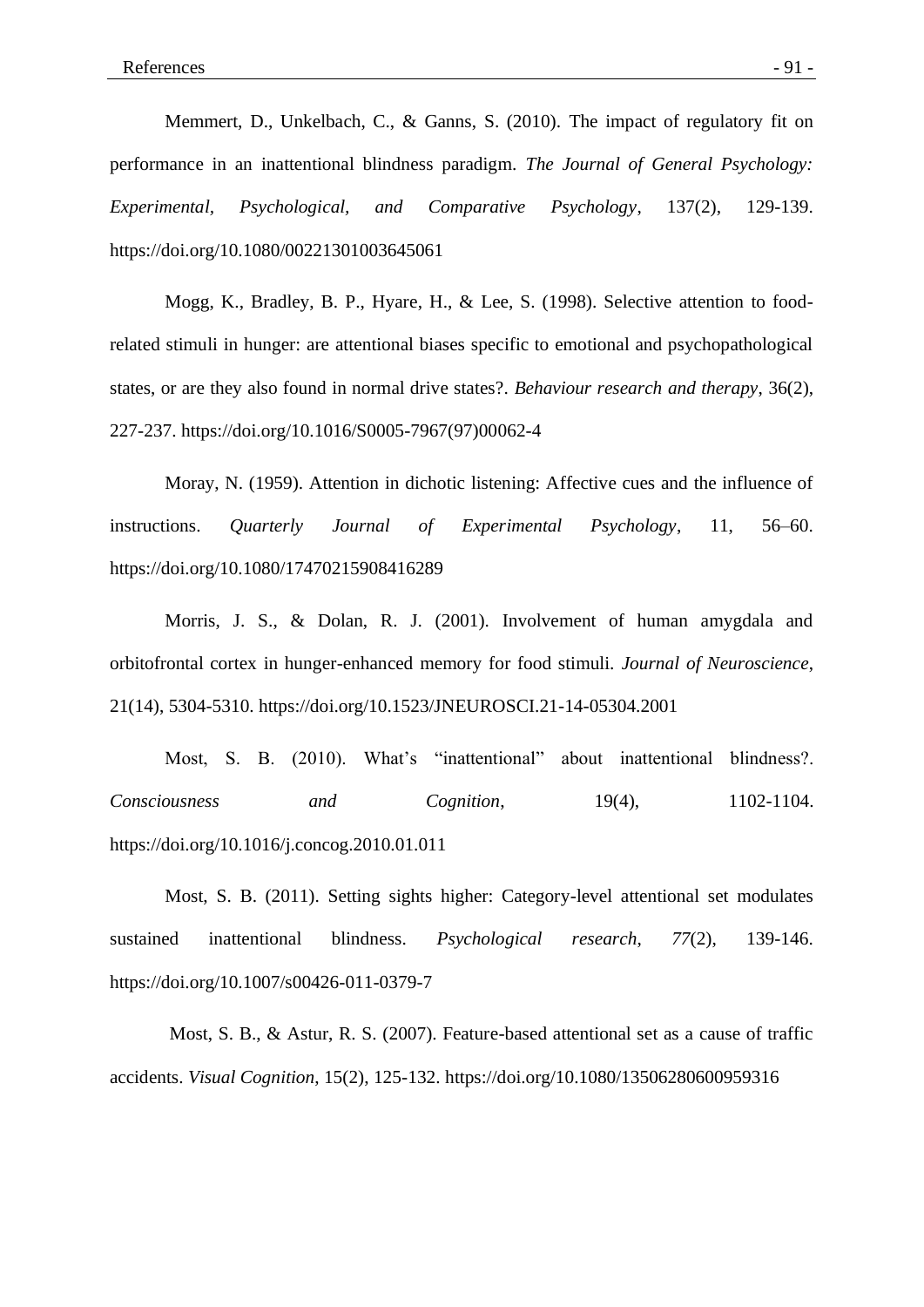Memmert, D., Unkelbach, C., & Ganns, S. (2010). The impact of regulatory fit on performance in an inattentional blindness paradigm. *The Journal of General Psychology: Experimental, Psychological, and Comparative Psychology*, 137(2), 129-139. https://doi.org/10.1080/00221301003645061

Mogg, K., Bradley, B. P., Hyare, H., & Lee, S. (1998). Selective attention to food-related stimuli in hunger: are attentional biases specific to emotional and psychopathological states, or are they also found in normal drive states?. *Behaviour research and therapy*, 36(2), 227-237. https://doi.org/10.1016/S0005-7967(97)00062-4

Moray, N. (1959). Attention in dichotic listening: Affective cues and the influence of instructions. *Quarterly Journal of Experimental Psychology*, 11, 56–60. https://doi.org/10.1080/17470215908416289

Morris, J. S., & Dolan, R. J. (2001). Involvement of human amygdala and orbitofrontal cortex in hunger-enhanced memory for food stimuli. *Journal of Neuroscience*, 21(14), 5304-5310. https://doi.org/10.1523/JNEUROSCI.21-14-05304.2001

Most, S. B. (2010). What's "inattentional" about inattentional blindness?. *Consciousness and Cognition*, 19(4), 1102-1104. https://doi.org/10.1016/j.concog.2010.01.011

Most, S. B. (2011). Setting sights higher: Category-level attentional set modulates sustained inattentional blindness. *Psychological research*, *77*(2), 139-146. https://doi.org/10.1007/s00426-011-0379-7

Most, S. B., & Astur, R. S. (2007). Feature-based attentional set as a cause of traffic accidents. *Visual Cognition*, 15(2), 125-132. https://doi.org/10.1080/13506280600959316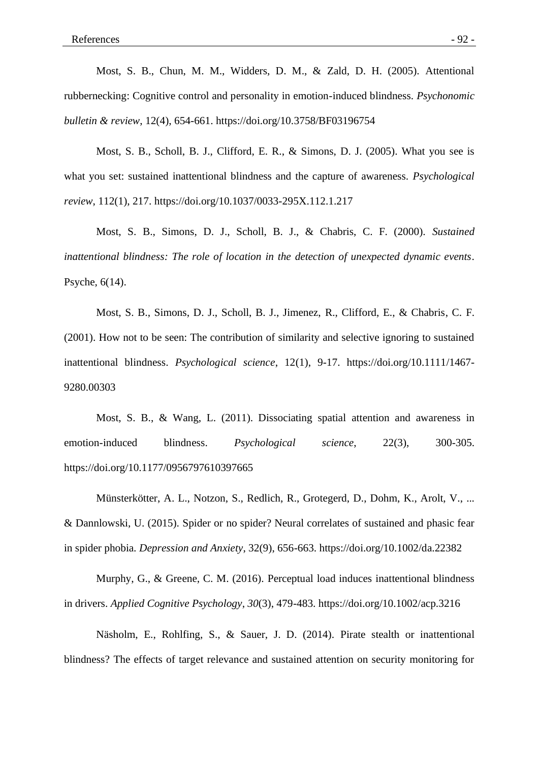Most, S. B., Chun, M. M., Widders, D. M., & Zald, D. H. (2005). Attentional rubbernecking: Cognitive control and personality in emotion-induced blindness. *Psychonomic bulletin & review*, 12(4), 654-661. https://doi.org/10.3758/BF03196754

Most, S. B., Scholl, B. J., Clifford, E. R., & Simons, D. J. (2005). What you see is what you set: sustained inattentional blindness and the capture of awareness. *Psychological review*, 112(1), 217. https://doi.org/10.1037/0033-295X.112.1.217

Most, S. B., Simons, D. J., Scholl, B. J., & Chabris, C. F. (2000). *Sustained inattentional blindness: The role of location in the detection of unexpected dynamic events*. Psyche, 6(14).

Most, S. B., Simons, D. J., Scholl, B. J., Jimenez, R., Clifford, E., & Chabris, C. F. (2001). How not to be seen: The contribution of similarity and selective ignoring to sustained inattentional blindness. *Psychological science*, 12(1), 9-17. https://doi.org/10.1111/1467-9280.00303

Most, S. B., & Wang, L. (2011). Dissociating spatial attention and awareness in emotion-induced blindness. *Psychological science*, 22(3), 300-305. https://doi.org/10.1177/0956797610397665

Münsterkötter, A. L., Notzon, S., Redlich, R., Grotegerd, D., Dohm, K., Arolt, V., ... & Dannlowski, U. (2015). Spider or no spider? Neural correlates of sustained and phasic fear in spider phobia. *Depression and Anxiety*, 32(9), 656-663. https://doi.org/10.1002/da.22382

Murphy, G., & Greene, C. M. (2016). Perceptual load induces inattentional blindness in drivers. *Applied Cognitive Psychology*, *30*(3), 479-483. https://doi.org/10.1002/acp.3216

Näsholm, E., Rohlfing, S., & Sauer, J. D. (2014). Pirate stealth or inattentional blindness? The effects of target relevance and sustained attention on security monitoring for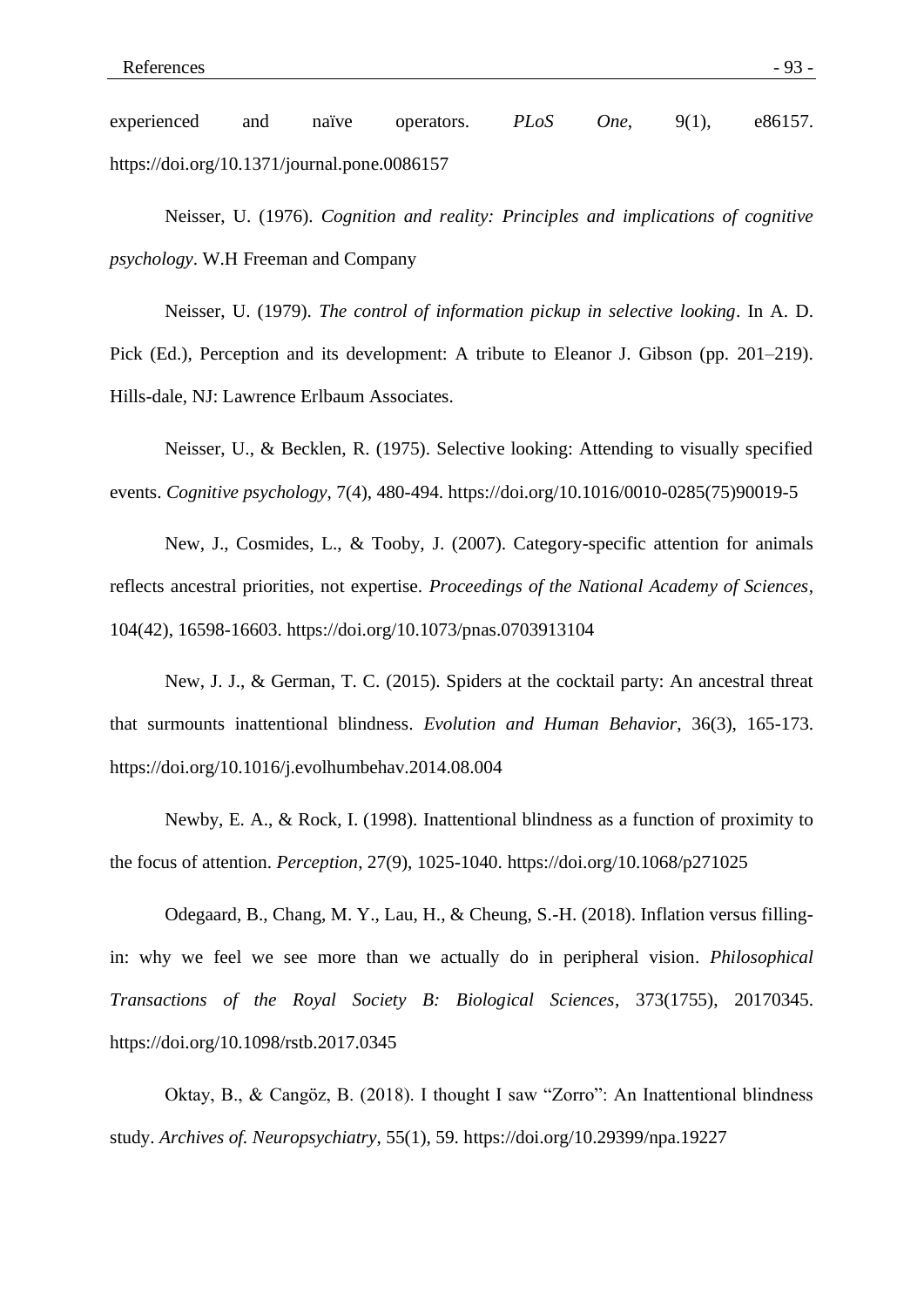experienced and naïve operators. *PLoS One*, 9(1), e86157. https://doi.org/10.1371/journal.pone.0086157

Neisser, U. (1976). *Cognition and reality: Principles and implications of cognitive psychology*. W.H Freeman and Company

Neisser, U. (1979). *The control of information pickup in selective looking*. In A. D. Pick (Ed.), Perception and its development: A tribute to Eleanor J. Gibson (pp. 201–219). Hills-dale, NJ: Lawrence Erlbaum Associates.

Neisser, U., & Becklen, R. (1975). Selective looking: Attending to visually specified events. *Cognitive psychology*, 7(4), 480-494. https://doi.org/10.1016/0010-0285(75)90019-5

New, J., Cosmides, L., & Tooby, J. (2007). Category-specific attention for animals reflects ancestral priorities, not expertise. *Proceedings of the National Academy of Sciences*, 104(42), 16598-16603. https://doi.org/10.1073/pnas.0703913104

New, J. J., & German, T. C. (2015). Spiders at the cocktail party: An ancestral threat that surmounts inattentional blindness. *Evolution and Human Behavior*, 36(3), 165-173. https://doi.org/10.1016/j.evolhumbehav.2014.08.004

Newby, E. A., & Rock, I. (1998). Inattentional blindness as a function of proximity to the focus of attention. *Perception*, 27(9), 1025-1040. https://doi.org/10.1068/p271025

Odegaard, B., Chang, M. Y., Lau, H., & Cheung, S.-H. (2018). Inflation versus filling-in: why we feel we see more than we actually do in peripheral vision. *Philosophical Transactions of the Royal Society B: Biological Sciences*, 373(1755), 20170345. https://doi.org/10.1098/rstb.2017.0345

Oktay, B., & Cangöz, B. (2018). I thought I saw "Zorro": An Inattentional blindness study. *Archives of. Neuropsychiatry*, 55(1), 59. https://doi.org/10.29399/npa.19227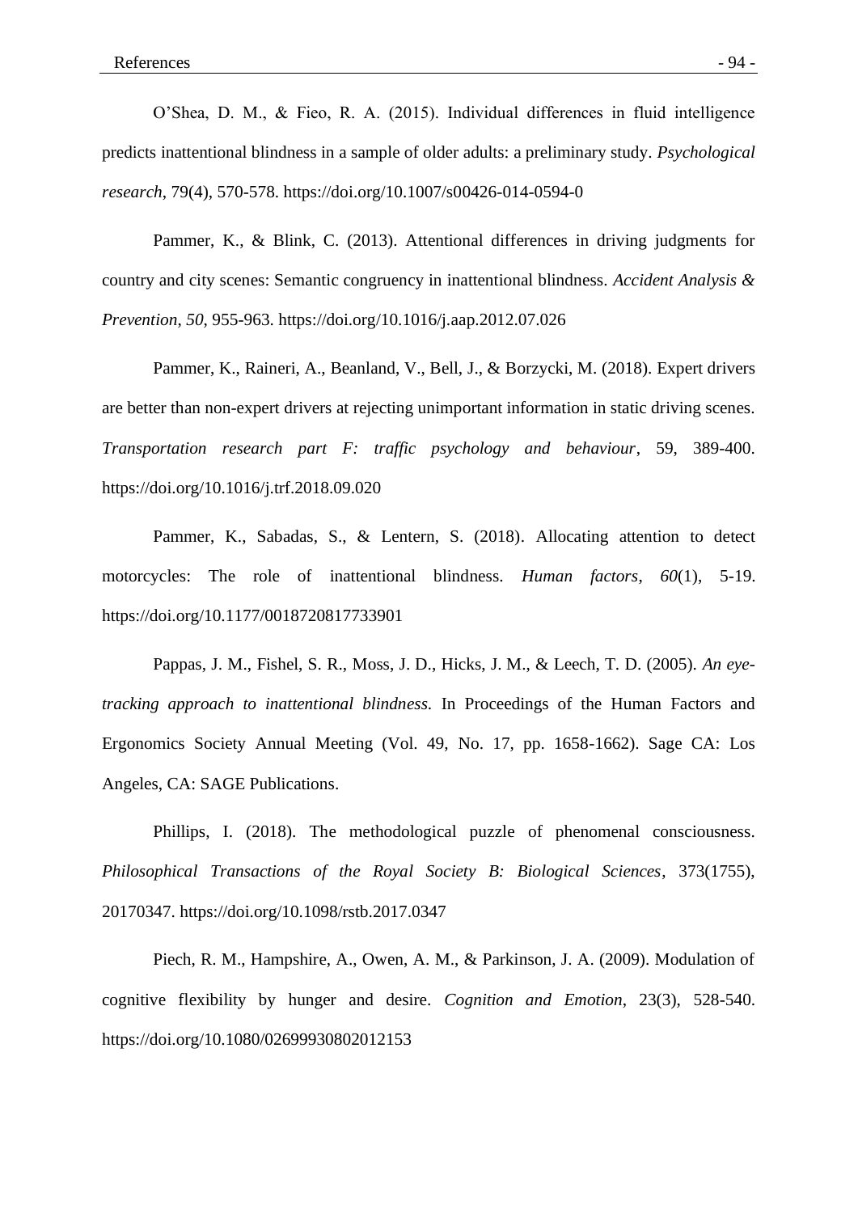O'Shea, D. M., & Fieo, R. A. (2015). Individual differences in fluid intelligence predicts inattentional blindness in a sample of older adults: a preliminary study. *Psychological research*, 79(4), 570-578. https://doi.org/10.1007/s00426-014-0594-0

Pammer, K., & Blink, C. (2013). Attentional differences in driving judgments for country and city scenes: Semantic congruency in inattentional blindness. *Accident Analysis & Prevention*, *50*, 955-963. https://doi.org/10.1016/j.aap.2012.07.026

Pammer, K., Raineri, A., Beanland, V., Bell, J., & Borzycki, M. (2018). Expert drivers are better than non-expert drivers at rejecting unimportant information in static driving scenes. *Transportation research part F: traffic psychology and behaviour*, 59, 389-400. https://doi.org/10.1016/j.trf.2018.09.020

Pammer, K., Sabadas, S., & Lentern, S. (2018). Allocating attention to detect motorcycles: The role of inattentional blindness. *Human factors*, *60*(1), 5-19. https://doi.org/10.1177/0018720817733901

Pappas, J. M., Fishel, S. R., Moss, J. D., Hicks, J. M., & Leech, T. D. (2005). *An eye-tracking approach to inattentional blindness.* In Proceedings of the Human Factors and Ergonomics Society Annual Meeting (Vol. 49, No. 17, pp. 1658-1662). Sage CA: Los Angeles, CA: SAGE Publications.

Phillips, I. (2018). The methodological puzzle of phenomenal consciousness. *Philosophical Transactions of the Royal Society B: Biological Sciences*, 373(1755), 20170347. https://doi.org/10.1098/rstb.2017.0347

Piech, R. M., Hampshire, A., Owen, A. M., & Parkinson, J. A. (2009). Modulation of cognitive flexibility by hunger and desire. *Cognition and Emotion*, 23(3), 528-540. https://doi.org/10.1080/02699930802012153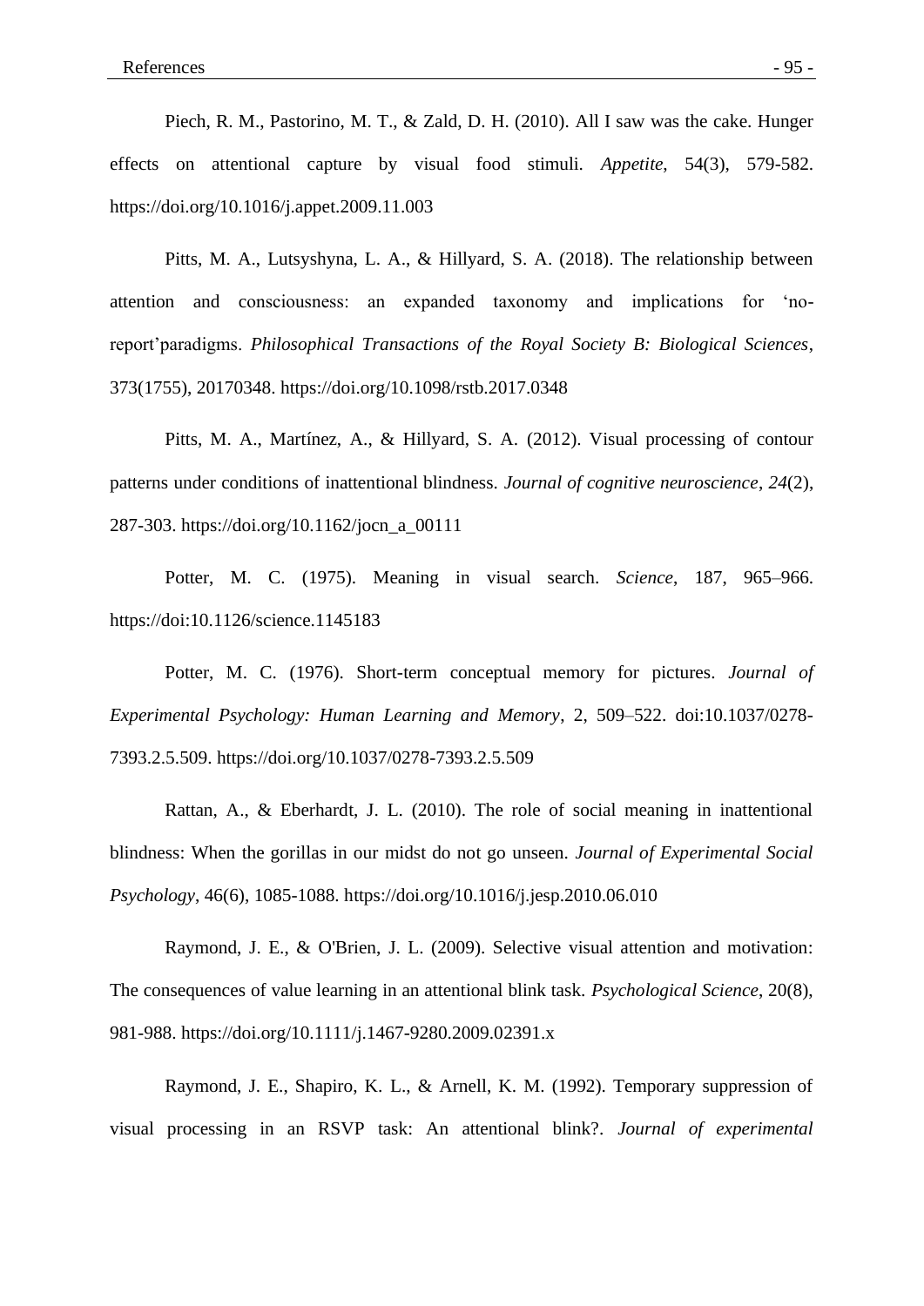Piech, R. M., Pastorino, M. T., & Zald, D. H. (2010). All I saw was the cake. Hunger effects on attentional capture by visual food stimuli. *Appetite*, 54(3), 579-582. https://doi.org/10.1016/j.appet.2009.11.003

Pitts, M. A., Lutsyshyna, L. A., & Hillyard, S. A. (2018). The relationship between attention and consciousness: an expanded taxonomy and implications for 'no-report'paradigms. *Philosophical Transactions of the Royal Society B: Biological Sciences*, 373(1755), 20170348. https://doi.org/10.1098/rstb.2017.0348

Pitts, M. A., Martínez, A., & Hillyard, S. A. (2012). Visual processing of contour patterns under conditions of inattentional blindness. *Journal of cognitive neuroscience*, *24*(2), 287-303. https://doi.org/10.1162/jocn_a_00111

Potter, M. C. (1975). Meaning in visual search. *Science*, 187, 965–966. https://doi:10.1126/science.1145183

Potter, M. C. (1976). Short-term conceptual memory for pictures. *Journal of Experimental Psychology: Human Learning and Memory*, 2, 509–522. doi:10.1037/0278-7393.2.5.509. https://doi.org/10.1037/0278-7393.2.5.509

Rattan, A., & Eberhardt, J. L. (2010). The role of social meaning in inattentional blindness: When the gorillas in our midst do not go unseen. *Journal of Experimental Social Psychology*, 46(6), 1085-1088. https://doi.org/10.1016/j.jesp.2010.06.010

Raymond, J. E., & O'Brien, J. L. (2009). Selective visual attention and motivation: The consequences of value learning in an attentional blink task. *Psychological Science*, 20(8), 981-988. https://doi.org/10.1111/j.1467-9280.2009.02391.x

Raymond, J. E., Shapiro, K. L., & Arnell, K. M. (1992). Temporary suppression of visual processing in an RSVP task: An attentional blink?. *Journal of experimental*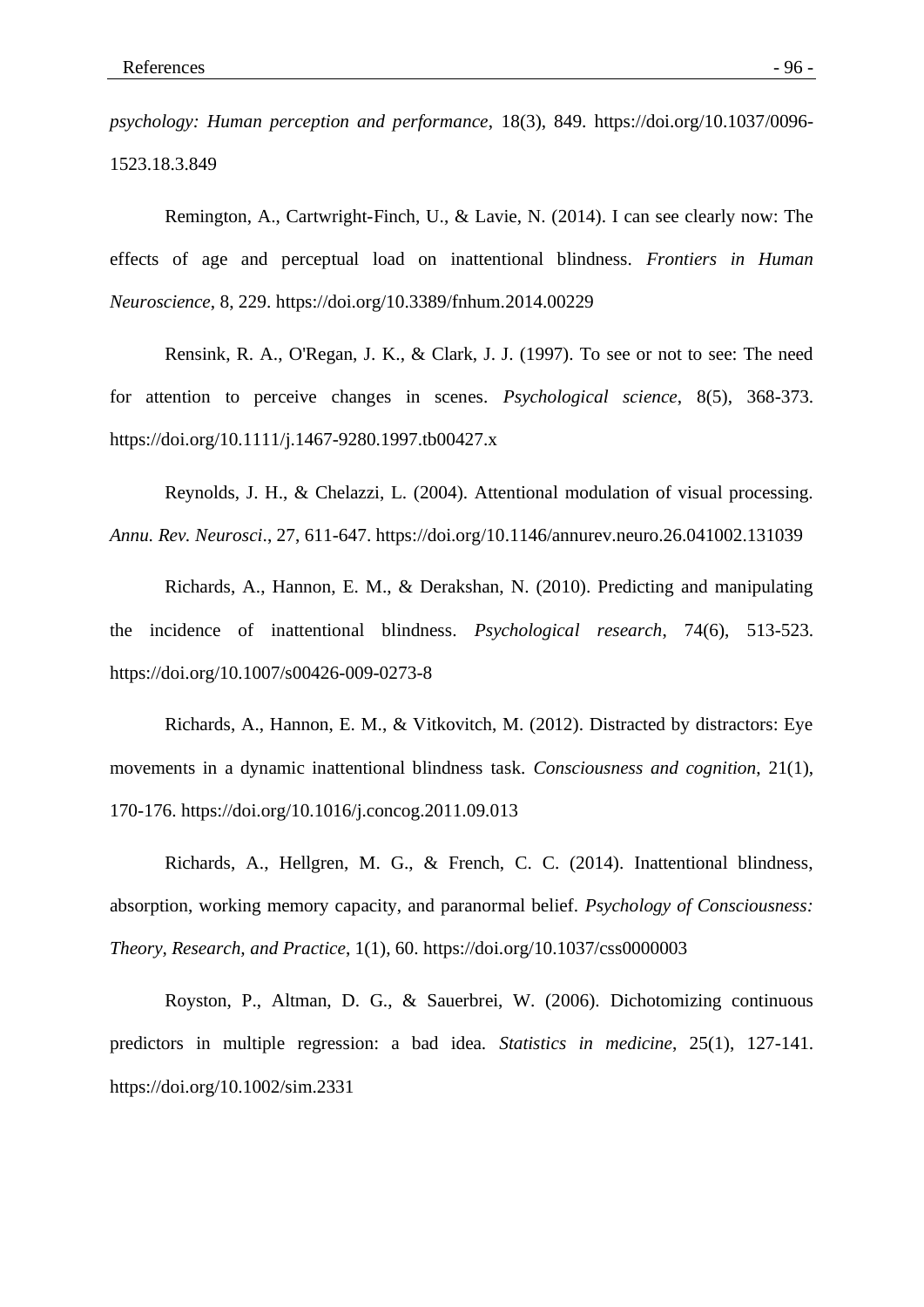*psychology: Human perception and performance*, 18(3), 849. https://doi.org/10.1037/0096-1523.18.3.849

Remington, A., Cartwright-Finch, U., & Lavie, N. (2014). I can see clearly now: The effects of age and perceptual load on inattentional blindness. *Frontiers in Human Neuroscience*, 8, 229. https://doi.org/10.3389/fnhum.2014.00229

Rensink, R. A., O'Regan, J. K., & Clark, J. J. (1997). To see or not to see: The need for attention to perceive changes in scenes. *Psychological science*, 8(5), 368-373. https://doi.org/10.1111/j.1467-9280.1997.tb00427.x

Reynolds, J. H., & Chelazzi, L. (2004). Attentional modulation of visual processing. *Annu. Rev. Neurosci.*, 27, 611-647. https://doi.org/10.1146/annurev.neuro.26.041002.131039

Richards, A., Hannon, E. M., & Derakshan, N. (2010). Predicting and manipulating the incidence of inattentional blindness. *Psychological research*, 74(6), 513-523. https://doi.org/10.1007/s00426-009-0273-8

Richards, A., Hannon, E. M., & Vitkovitch, M. (2012). Distracted by distractors: Eye movements in a dynamic inattentional blindness task. *Consciousness and cognition*, 21(1), 170-176. https://doi.org/10.1016/j.concog.2011.09.013

Richards, A., Hellgren, M. G., & French, C. C. (2014). Inattentional blindness, absorption, working memory capacity, and paranormal belief. *Psychology of Consciousness: Theory, Research, and Practice*, 1(1), 60. https://doi.org/10.1037/css0000003

Royston, P., Altman, D. G., & Sauerbrei, W. (2006). Dichotomizing continuous predictors in multiple regression: a bad idea. *Statistics in medicine*, 25(1), 127-141. https://doi.org/10.1002/sim.2331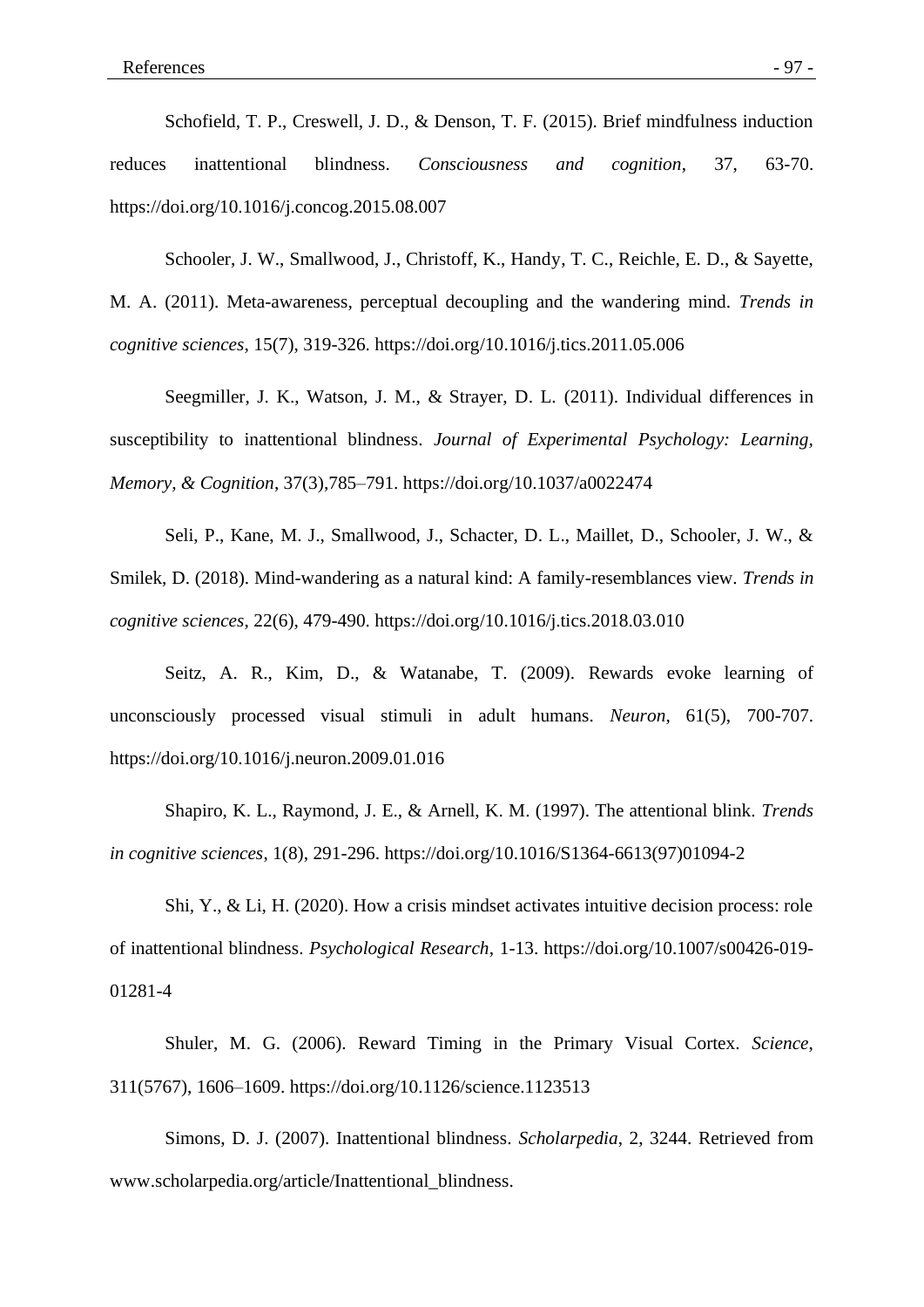Schofield, T. P., Creswell, J. D., & Denson, T. F. (2015). Brief mindfulness induction reduces inattentional blindness. *Consciousness and cognition*, 37, 63-70. https://doi.org/10.1016/j.concog.2015.08.007

Schooler, J. W., Smallwood, J., Christoff, K., Handy, T. C., Reichle, E. D., & Sayette, M. A. (2011). Meta-awareness, perceptual decoupling and the wandering mind. *Trends in cognitive sciences*, 15(7), 319-326. https://doi.org/10.1016/j.tics.2011.05.006

Seegmiller, J. K., Watson, J. M., & Strayer, D. L. (2011). Individual differences in susceptibility to inattentional blindness. *Journal of Experimental Psychology: Learning, Memory, & Cognition*, 37(3),785–791. https://doi.org/10.1037/a0022474

Seli, P., Kane, M. J., Smallwood, J., Schacter, D. L., Maillet, D., Schooler, J. W., & Smilek, D. (2018). Mind-wandering as a natural kind: A family-resemblances view. *Trends in cognitive sciences*, 22(6), 479-490. https://doi.org/10.1016/j.tics.2018.03.010

Seitz, A. R., Kim, D., & Watanabe, T. (2009). Rewards evoke learning of unconsciously processed visual stimuli in adult humans. *Neuron*, 61(5), 700-707. https://doi.org/10.1016/j.neuron.2009.01.016

Shapiro, K. L., Raymond, J. E., & Arnell, K. M. (1997). The attentional blink. *Trends in cognitive sciences*, 1(8), 291-296. https://doi.org/10.1016/S1364-6613(97)01094-2

Shi, Y., & Li, H. (2020). How a crisis mindset activates intuitive decision process: role of inattentional blindness. *Psychological Research*, 1-13. https://doi.org/10.1007/s00426-019-01281-4

Shuler, M. G. (2006). Reward Timing in the Primary Visual Cortex. *Science*, 311(5767), 1606–1609. https://doi.org/10.1126/science.1123513

Simons, D. J. (2007). Inattentional blindness. *Scholarpedia*, 2, 3244. Retrieved from www.scholarpedia.org/article/Inattentional_blindness.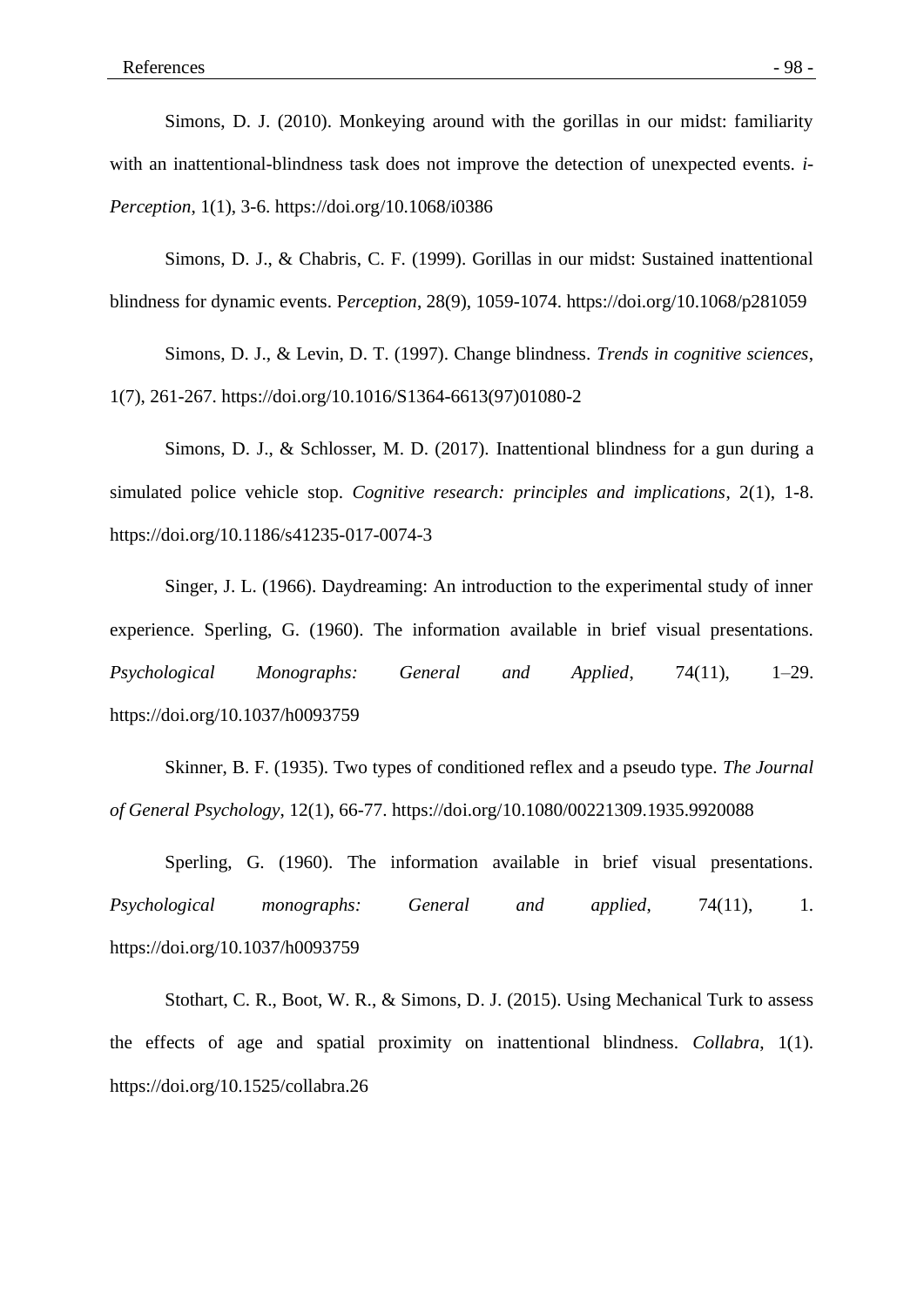Simons, D. J. (2010). Monkeying around with the gorillas in our midst: familiarity with an inattentional-blindness task does not improve the detection of unexpected events. *i-Perception*, 1(1), 3-6. https://doi.org/10.1068/i0386

Simons, D. J., & Chabris, C. F. (1999). Gorillas in our midst: Sustained inattentional blindness for dynamic events. P*erception*, 28(9), 1059-1074. https://doi.org/10.1068/p281059

Simons, D. J., & Levin, D. T. (1997). Change blindness. *Trends in cognitive sciences*, 1(7), 261-267. https://doi.org/10.1016/S1364-6613(97)01080-2

Simons, D. J., & Schlosser, M. D. (2017). Inattentional blindness for a gun during a simulated police vehicle stop. *Cognitive research: principles and implications*, 2(1), 1-8. https://doi.org/10.1186/s41235-017-0074-3

Singer, J. L. (1966). Daydreaming: An introduction to the experimental study of inner experience. Sperling, G. (1960). The information available in brief visual presentations. *Psychological Monographs: General and Applied*, 74(11), 1–29. https://doi.org/10.1037/h0093759

Skinner, B. F. (1935). Two types of conditioned reflex and a pseudo type. *The Journal of General Psychology*, 12(1), 66-77. https://doi.org/10.1080/00221309.1935.9920088

Sperling, G. (1960). The information available in brief visual presentations. *Psychological monographs: General and applied*, 74(11), 1. https://doi.org/10.1037/h0093759

Stothart, C. R., Boot, W. R., & Simons, D. J. (2015). Using Mechanical Turk to assess the effects of age and spatial proximity on inattentional blindness. *Collabra*, 1(1). https://doi.org/10.1525/collabra.26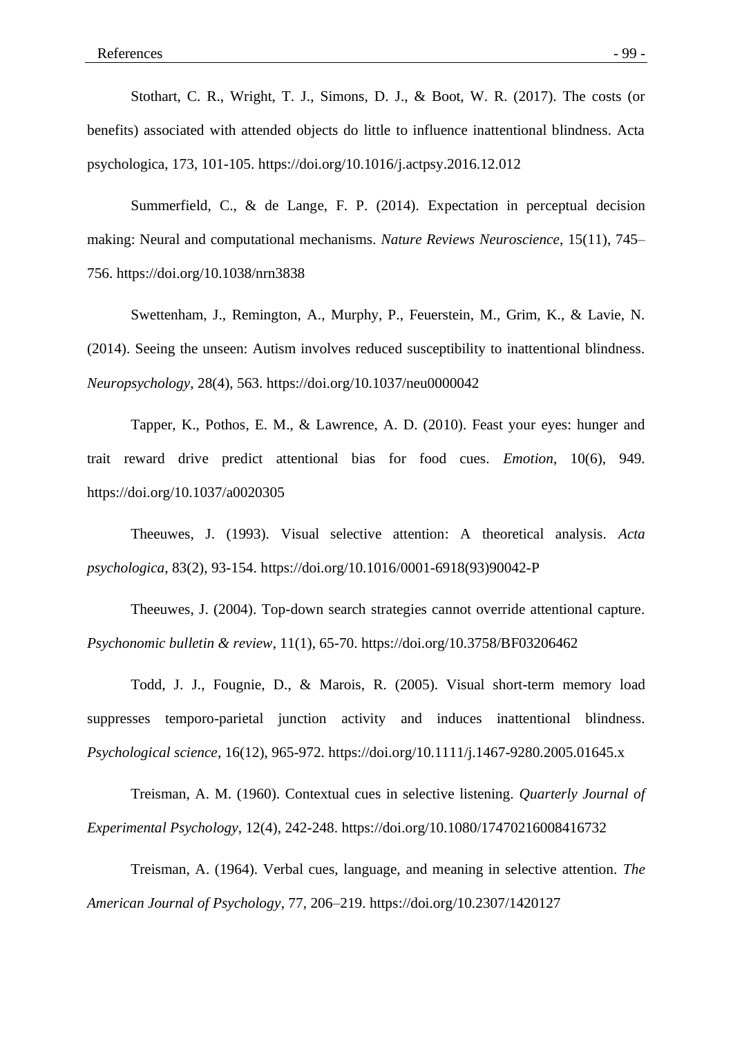Stothart, C. R., Wright, T. J., Simons, D. J., & Boot, W. R. (2017). The costs (or benefits) associated with attended objects do little to influence inattentional blindness. Acta psychologica, 173, 101-105. https://doi.org/10.1016/j.actpsy.2016.12.012

Summerfield, C., & de Lange, F. P. (2014). Expectation in perceptual decision making: Neural and computational mechanisms. *Nature Reviews Neuroscience*, 15(11), 745–756. https://doi.org/10.1038/nrn3838

Swettenham, J., Remington, A., Murphy, P., Feuerstein, M., Grim, K., & Lavie, N. (2014). Seeing the unseen: Autism involves reduced susceptibility to inattentional blindness. *Neuropsychology*, 28(4), 563. https://doi.org/10.1037/neu0000042

Tapper, K., Pothos, E. M., & Lawrence, A. D. (2010). Feast your eyes: hunger and trait reward drive predict attentional bias for food cues. *Emotion*, 10(6), 949. https://doi.org/10.1037/a0020305

Theeuwes, J. (1993). Visual selective attention: A theoretical analysis. *Acta psychologica*, 83(2), 93-154. https://doi.org/10.1016/0001-6918(93)90042-P

Theeuwes, J. (2004). Top-down search strategies cannot override attentional capture. *Psychonomic bulletin & review*, 11(1), 65-70. https://doi.org/10.3758/BF03206462

Todd, J. J., Fougnie, D., & Marois, R. (2005). Visual short-term memory load suppresses temporo-parietal junction activity and induces inattentional blindness. *Psychological science*, 16(12), 965-972. https://doi.org/10.1111/j.1467-9280.2005.01645.x

Treisman, A. M. (1960). Contextual cues in selective listening. *Quarterly Journal of Experimental Psychology*, 12(4), 242-248. https://doi.org/10.1080/17470216008416732

Treisman, A. (1964). Verbal cues, language, and meaning in selective attention. *The American Journal of Psychology*, 77, 206–219. https://doi.org/10.2307/1420127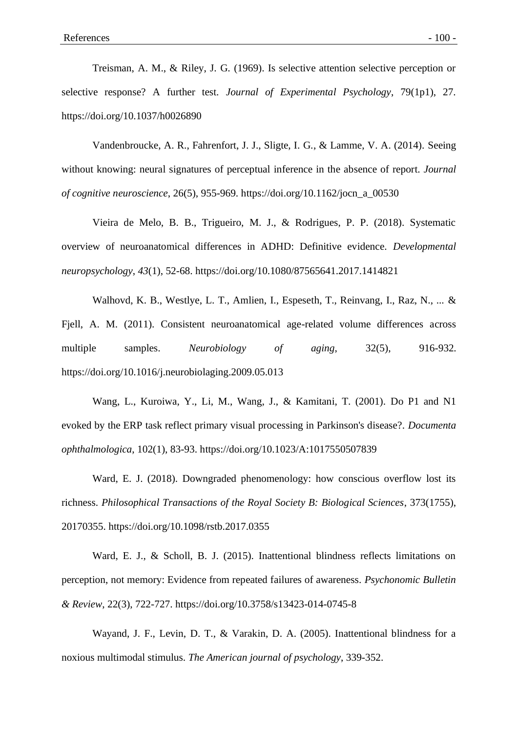Treisman, A. M., & Riley, J. G. (1969). Is selective attention selective perception or selective response? A further test. *Journal of Experimental Psychology*, 79(1p1), 27. https://doi.org/10.1037/h0026890

Vandenbroucke, A. R., Fahrenfort, J. J., Sligte, I. G., & Lamme, V. A. (2014). Seeing without knowing: neural signatures of perceptual inference in the absence of report. *Journal of cognitive neuroscience*, 26(5), 955-969. https://doi.org/10.1162/jocn_a_00530

Vieira de Melo, B. B., Trigueiro, M. J., & Rodrigues, P. P. (2018). Systematic overview of neuroanatomical differences in ADHD: Definitive evidence. *Developmental neuropsychology*, *43*(1), 52-68. https://doi.org/10.1080/87565641.2017.1414821

Walhovd, K. B., Westlye, L. T., Amlien, I., Espeseth, T., Reinvang, I., Raz, N., ... & Fjell, A. M. (2011). Consistent neuroanatomical age-related volume differences across multiple samples. *Neurobiology of aging*, 32(5), 916-932. https://doi.org/10.1016/j.neurobiolaging.2009.05.013

Wang, L., Kuroiwa, Y., Li, M., Wang, J., & Kamitani, T. (2001). Do P1 and N1 evoked by the ERP task reflect primary visual processing in Parkinson's disease?. *Documenta ophthalmologica*, 102(1), 83-93. https://doi.org/10.1023/A:1017550507839

Ward, E. J. (2018). Downgraded phenomenology: how conscious overflow lost its richness. *Philosophical Transactions of the Royal Society B: Biological Sciences*, 373(1755), 20170355. https://doi.org/10.1098/rstb.2017.0355

Ward, E. J., & Scholl, B. J. (2015). Inattentional blindness reflects limitations on perception, not memory: Evidence from repeated failures of awareness. *Psychonomic Bulletin & Review*, 22(3), 722-727. https://doi.org/10.3758/s13423-014-0745-8

Wayand, J. F., Levin, D. T., & Varakin, D. A. (2005). Inattentional blindness for a noxious multimodal stimulus. *The American journal of psychology*, 339-352.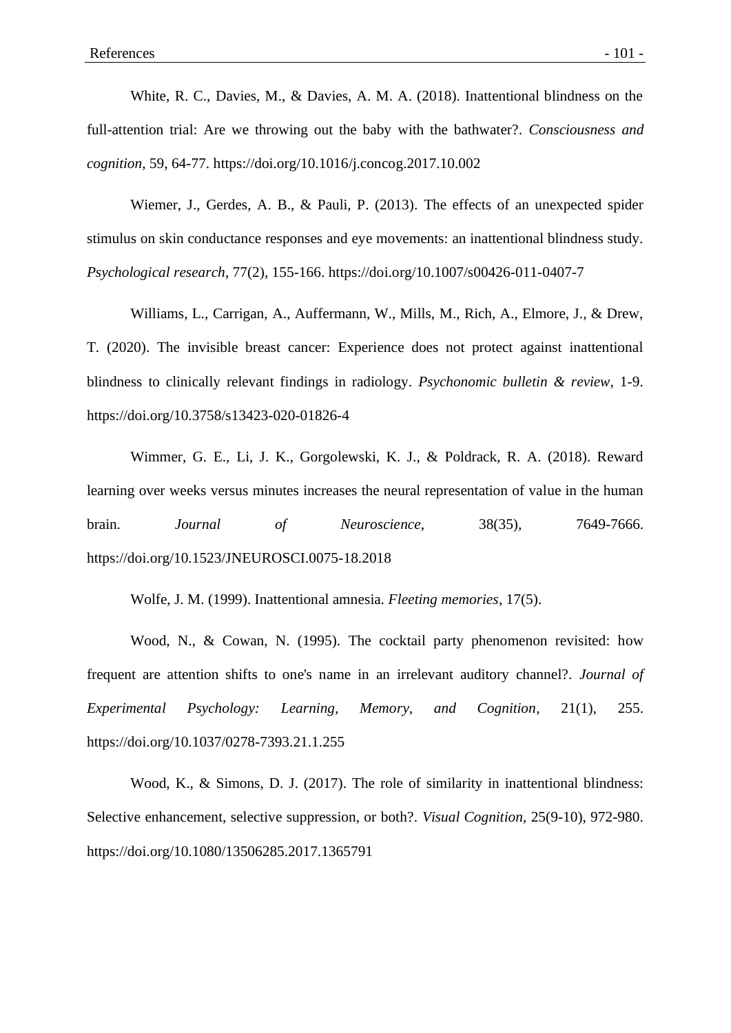White, R. C., Davies, M., & Davies, A. M. A. (2018). Inattentional blindness on the full-attention trial: Are we throwing out the baby with the bathwater?. *Consciousness and cognition*, 59, 64-77. https://doi.org/10.1016/j.concog.2017.10.002

Wiemer, J., Gerdes, A. B., & Pauli, P. (2013). The effects of an unexpected spider stimulus on skin conductance responses and eye movements: an inattentional blindness study. *Psychological research*, 77(2), 155-166. https://doi.org/10.1007/s00426-011-0407-7

Williams, L., Carrigan, A., Auffermann, W., Mills, M., Rich, A., Elmore, J., & Drew, T. (2020). The invisible breast cancer: Experience does not protect against inattentional blindness to clinically relevant findings in radiology. *Psychonomic bulletin & review*, 1-9. https://doi.org/10.3758/s13423-020-01826-4

Wimmer, G. E., Li, J. K., Gorgolewski, K. J., & Poldrack, R. A. (2018). Reward learning over weeks versus minutes increases the neural representation of value in the human brain. *Journal of Neuroscience*, 38(35), 7649-7666. https://doi.org/10.1523/JNEUROSCI.0075-18.2018

Wolfe, J. M. (1999). Inattentional amnesia. *Fleeting memories*, 17(5).

Wood, N., & Cowan, N. (1995). The cocktail party phenomenon revisited: how frequent are attention shifts to one's name in an irrelevant auditory channel?. *Journal of Experimental Psychology: Learning, Memory, and Cognition*, 21(1), 255. https://doi.org/10.1037/0278-7393.21.1.255

Wood, K., & Simons, D. J. (2017). The role of similarity in inattentional blindness: Selective enhancement, selective suppression, or both?. *Visual Cognition*, 25(9-10), 972-980. https://doi.org/10.1080/13506285.2017.1365791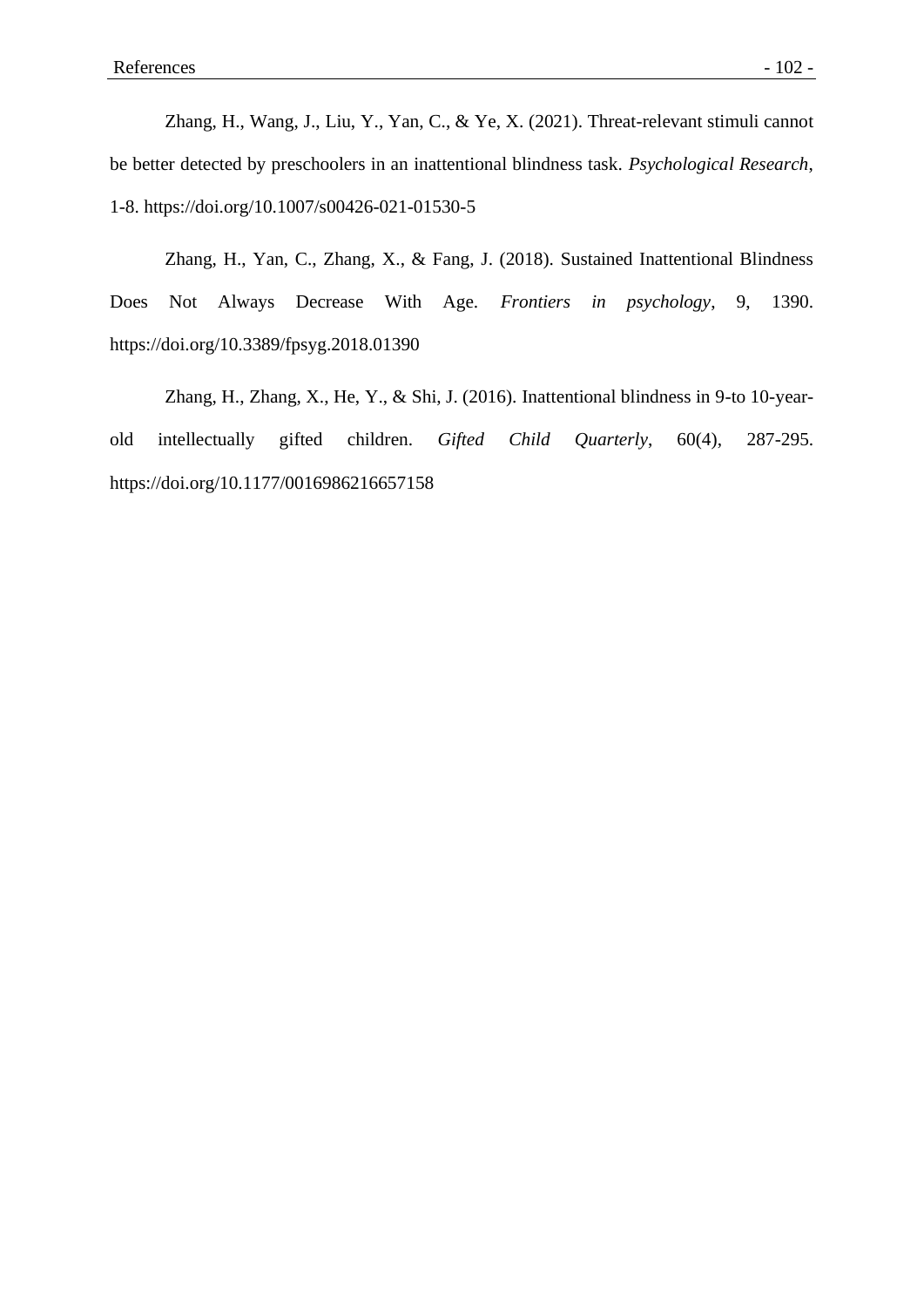Zhang, H., Wang, J., Liu, Y., Yan, C., & Ye, X. (2021). Threat-relevant stimuli cannot be better detected by preschoolers in an inattentional blindness task. *Psychological Research*, 1-8. https://doi.org/10.1007/s00426-021-01530-5

Zhang, H., Yan, C., Zhang, X., & Fang, J. (2018). Sustained Inattentional Blindness Does Not Always Decrease With Age. *Frontiers in psychology*, 9, 1390. https://doi.org/10.3389/fpsyg.2018.01390

Zhang, H., Zhang, X., He, Y., & Shi, J. (2016). Inattentional blindness in 9-to 10-year-old intellectually gifted children. *Gifted Child Quarterly*, 60(4), 287-295. https://doi.org/10.1177/0016986216657158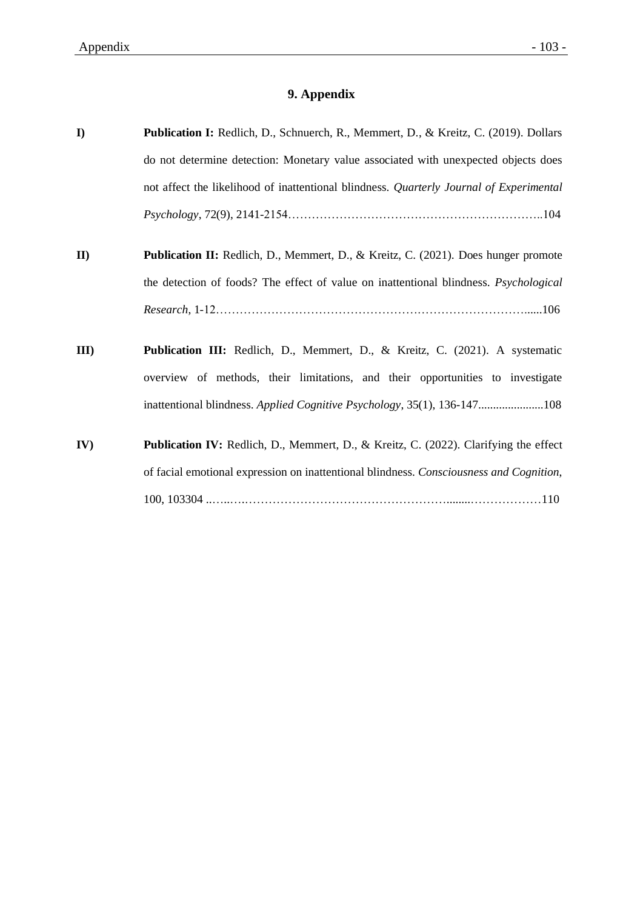# 9. Appendix

**I)** **Publication I:** Redlich, D., Schnuerch, R., Memmert, D., & Kreitz, C. (2019). Dollars do not determine detection: Monetary value associated with unexpected objects does not affect the likelihood of inattentional blindness. *Quarterly Journal of Experimental Psychology*, 72(9), 2141-2154…………………………………………………………..104

**II)** **Publication II:** Redlich, D., Memmert, D., & Kreitz, C. (2021). Does hunger promote the detection of foods? The effect of value on inattentional blindness. *Psychological Research*, 1-12……………………………………………………………………......106

**III)** **Publication III:** Redlich, D., Memmert, D., & Kreitz, C. (2021). A systematic overview of methods, their limitations, and their opportunities to investigate inattentional blindness. *Applied Cognitive Psychology*, 35(1), 136-147......................108

**IV)** **Publication IV:** Redlich, D., Memmert, D., & Kreitz, C. (2022). Clarifying the effect of facial emotional expression on inattentional blindness. *Consciousness and Cognition*, 100, 103304 ..…..….……………………………………………........………………110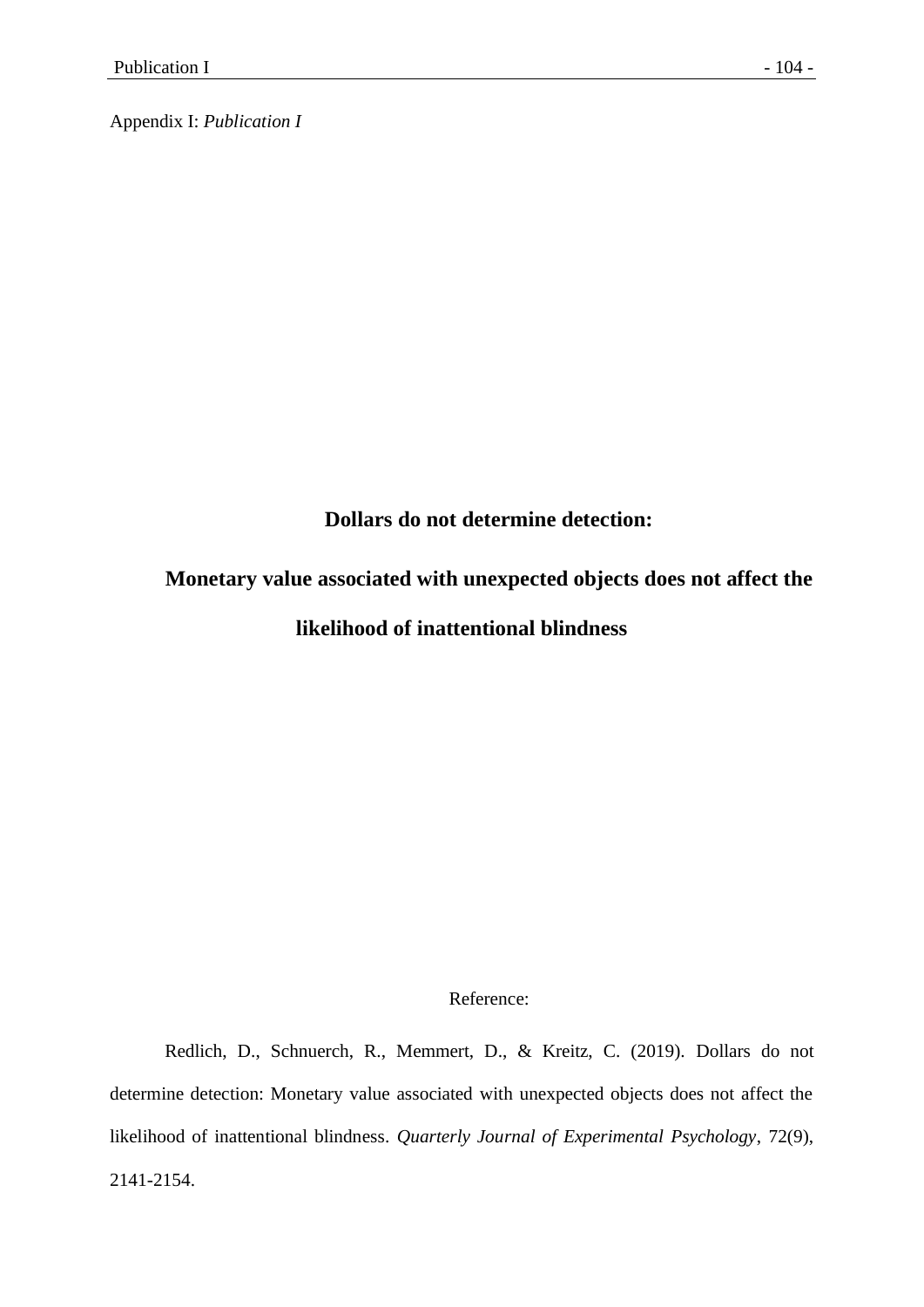Appendix I: *Publication I*

# Dollars do not determine detection:

# Monetary value associated with unexpected objects does not affect the likelihood of inattentional blindness

Reference:

Redlich, D., Schnuerch, R., Memmert, D., & Kreitz, C. (2019). Dollars do not determine detection: Monetary value associated with unexpected objects does not affect the likelihood of inattentional blindness. *Quarterly Journal of Experimental Psychology*, 72(9), 2141-2154.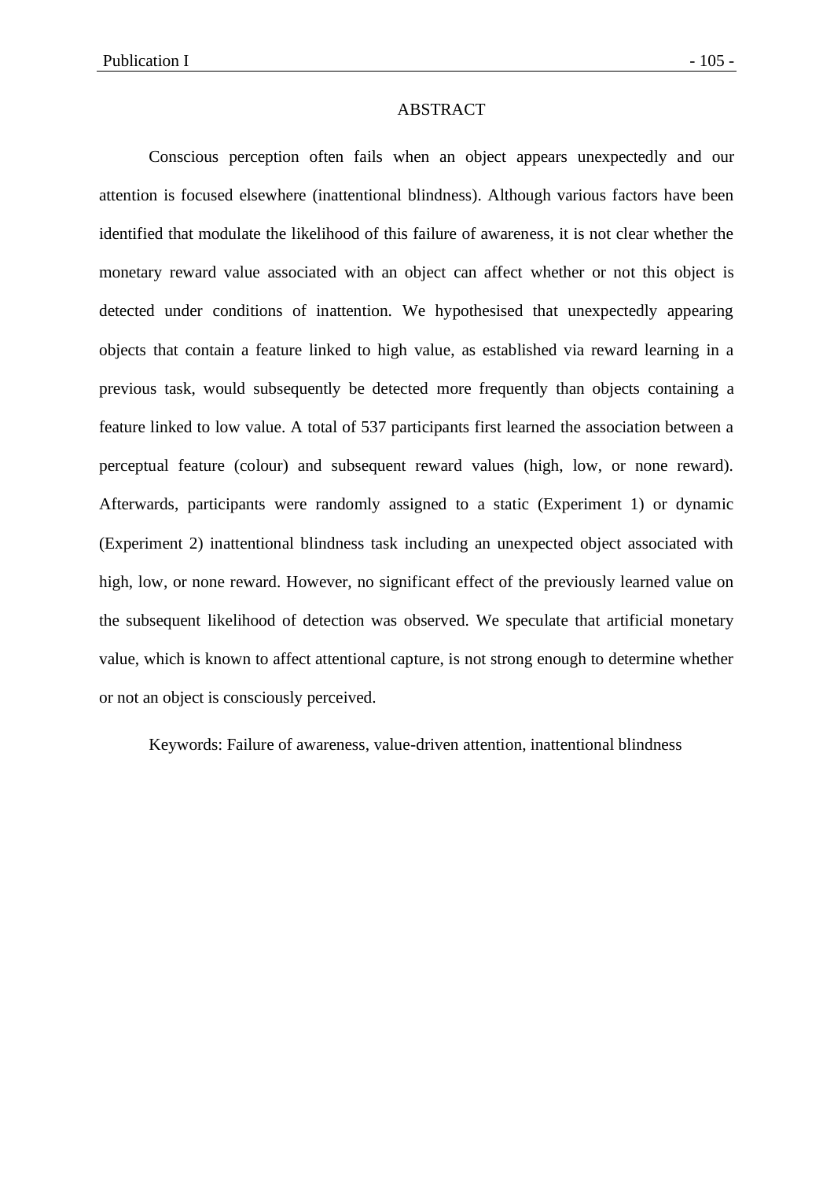## ABSTRACT

Conscious perception often fails when an object appears unexpectedly and our attention is focused elsewhere (inattentional blindness). Although various factors have been identified that modulate the likelihood of this failure of awareness, it is not clear whether the monetary reward value associated with an object can affect whether or not this object is detected under conditions of inattention. We hypothesised that unexpectedly appearing objects that contain a feature linked to high value, as established via reward learning in a previous task, would subsequently be detected more frequently than objects containing a feature linked to low value. A total of 537 participants first learned the association between a perceptual feature (colour) and subsequent reward values (high, low, or none reward). Afterwards, participants were randomly assigned to a static (Experiment 1) or dynamic (Experiment 2) inattentional blindness task including an unexpected object associated with high, low, or none reward. However, no significant effect of the previously learned value on the subsequent likelihood of detection was observed. We speculate that artificial monetary value, which is known to affect attentional capture, is not strong enough to determine whether or not an object is consciously perceived.

Keywords: Failure of awareness, value-driven attention, inattentional blindness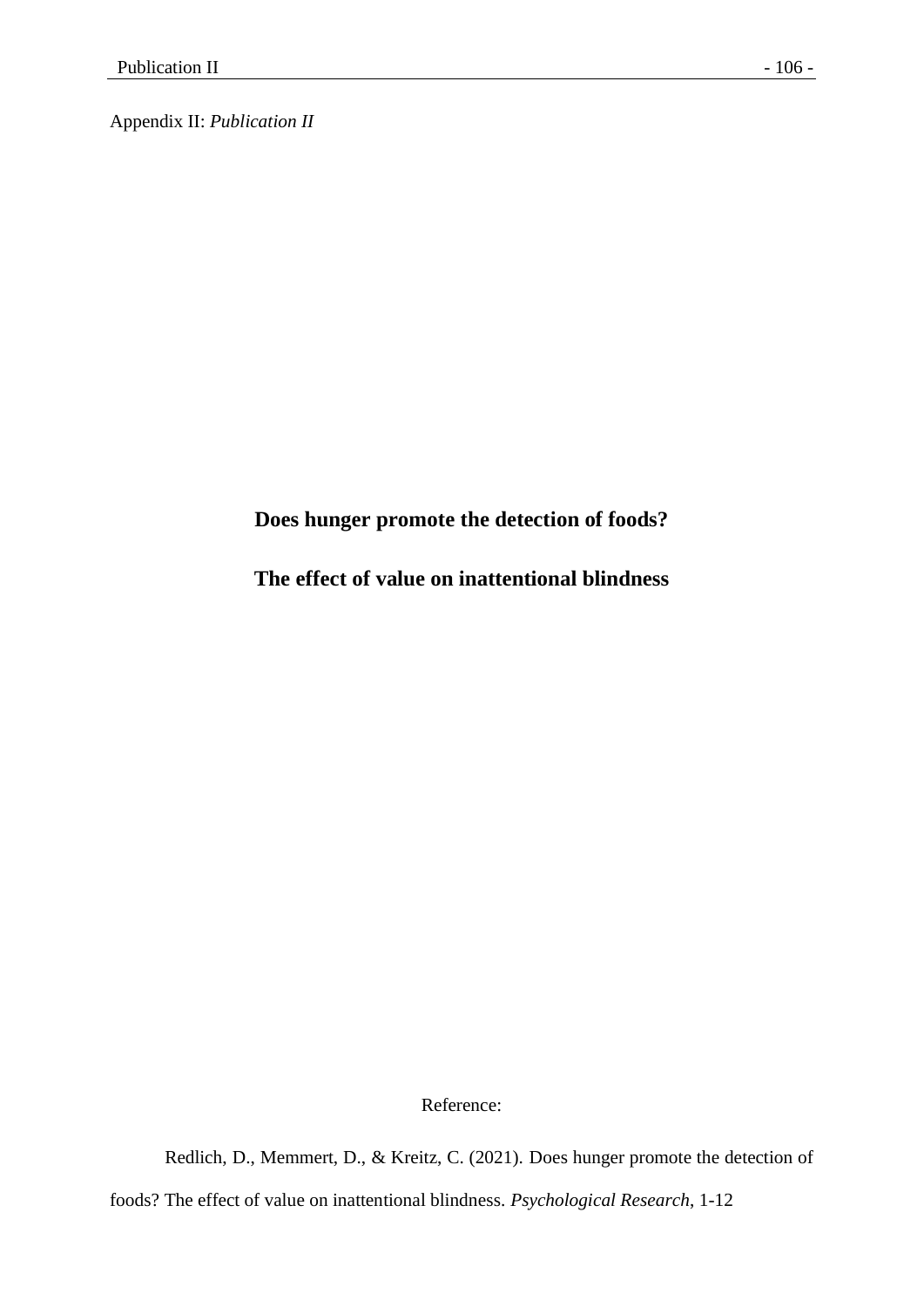Appendix II: *Publication II*

**Does hunger promote the detection of foods?**

**The effect of value on inattentional blindness**

Reference:

Redlich, D., Memmert, D., & Kreitz, C. (2021). Does hunger promote the detection of foods? The effect of value on inattentional blindness. *Psychological Research*, 1-12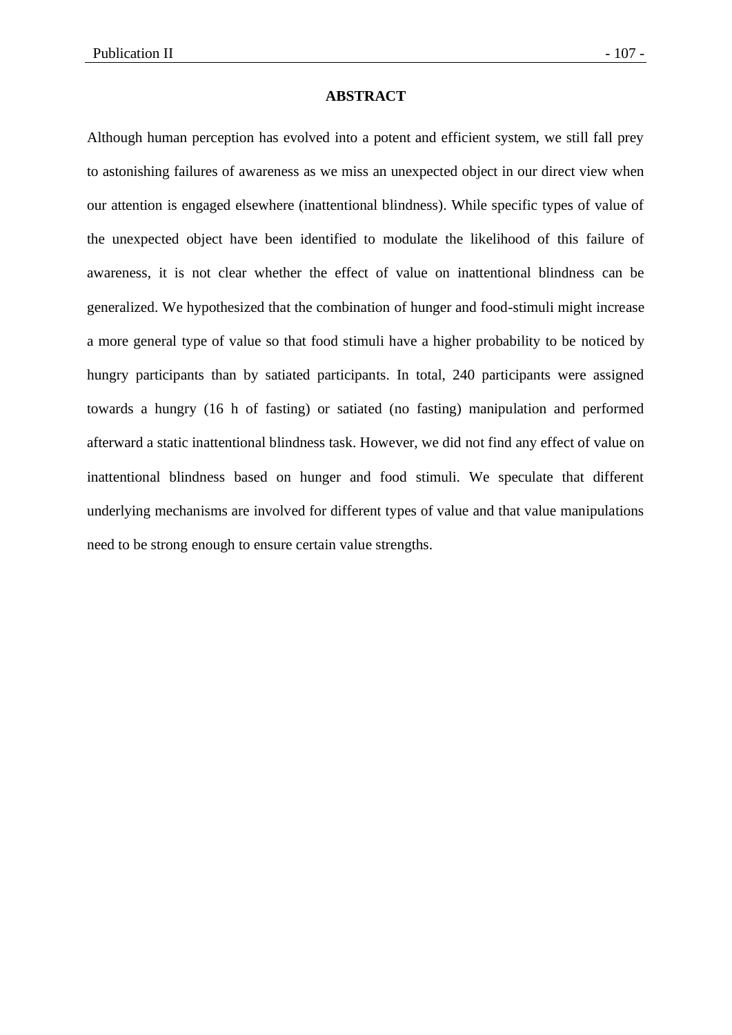## ABSTRACT

Although human perception has evolved into a potent and efficient system, we still fall prey to astonishing failures of awareness as we miss an unexpected object in our direct view when our attention is engaged elsewhere (inattentional blindness). While specific types of value of the unexpected object have been identified to modulate the likelihood of this failure of awareness, it is not clear whether the effect of value on inattentional blindness can be generalized. We hypothesized that the combination of hunger and food-stimuli might increase a more general type of value so that food stimuli have a higher probability to be noticed by hungry participants than by satiated participants. In total, 240 participants were assigned towards a hungry (16 h of fasting) or satiated (no fasting) manipulation and performed afterward a static inattentional blindness task. However, we did not find any effect of value on inattentional blindness based on hunger and food stimuli. We speculate that different underlying mechanisms are involved for different types of value and that value manipulations need to be strong enough to ensure certain value strengths.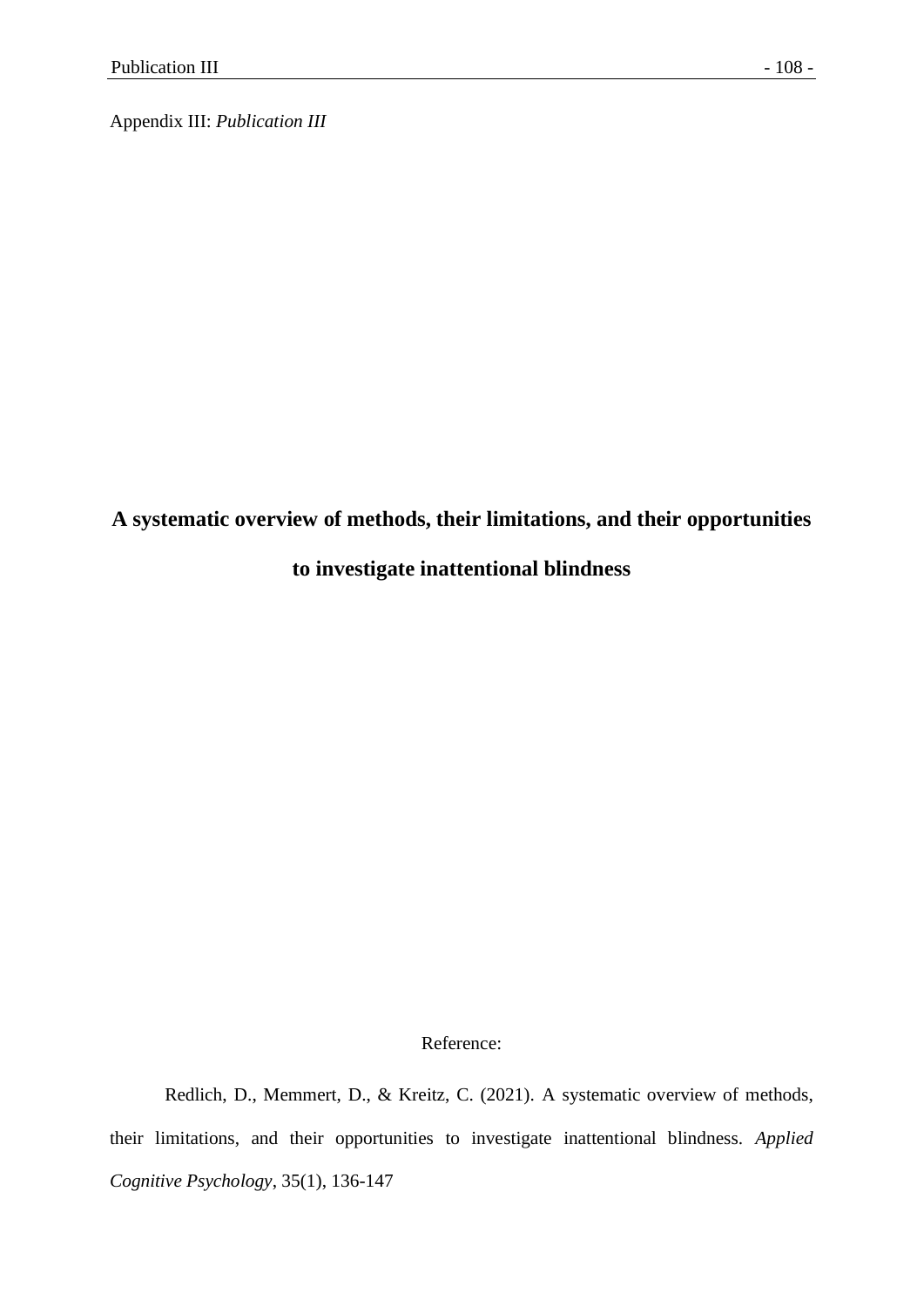Appendix III: *Publication III*

**A systematic overview of methods, their limitations, and their opportunities to investigate inattentional blindness**

Reference:

Redlich, D., Memmert, D., & Kreitz, C. (2021). A systematic overview of methods, their limitations, and their opportunities to investigate inattentional blindness. *Applied Cognitive Psychology*, 35(1), 136-147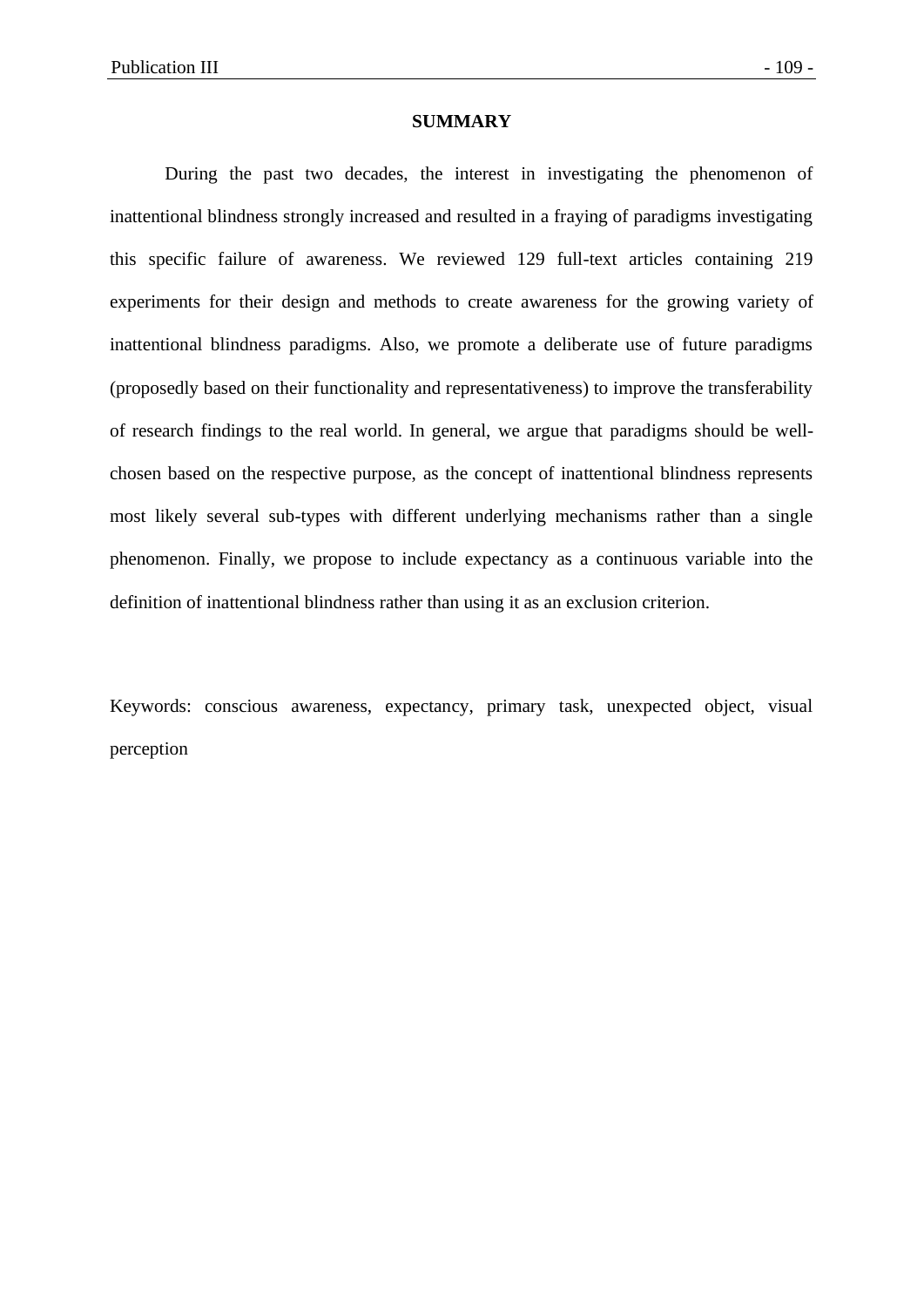## SUMMARY

During the past two decades, the interest in investigating the phenomenon of inattentional blindness strongly increased and resulted in a fraying of paradigms investigating this specific failure of awareness. We reviewed 129 full-text articles containing 219 experiments for their design and methods to create awareness for the growing variety of inattentional blindness paradigms. Also, we promote a deliberate use of future paradigms (proposedly based on their functionality and representativeness) to improve the transferability of research findings to the real world. In general, we argue that paradigms should be well-chosen based on the respective purpose, as the concept of inattentional blindness represents most likely several sub-types with different underlying mechanisms rather than a single phenomenon. Finally, we propose to include expectancy as a continuous variable into the definition of inattentional blindness rather than using it as an exclusion criterion.

Keywords: conscious awareness, expectancy, primary task, unexpected object, visual perception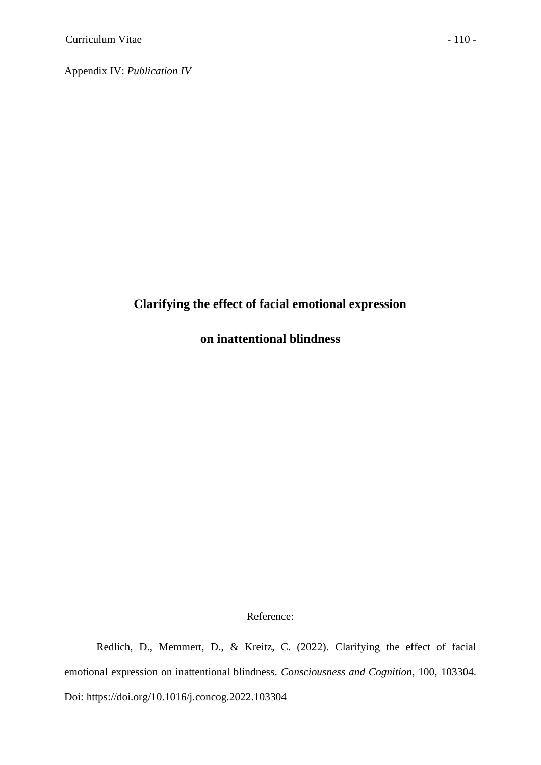Appendix IV: *Publication IV*

# Clarifying the effect of facial emotional expression on inattentional blindness

Reference:

Redlich, D., Memmert, D., & Kreitz, C. (2022). Clarifying the effect of facial emotional expression on inattentional blindness. *Consciousness and Cognition*, 100, 103304. Doi: https://doi.org/10.1016/j.concog.2022.103304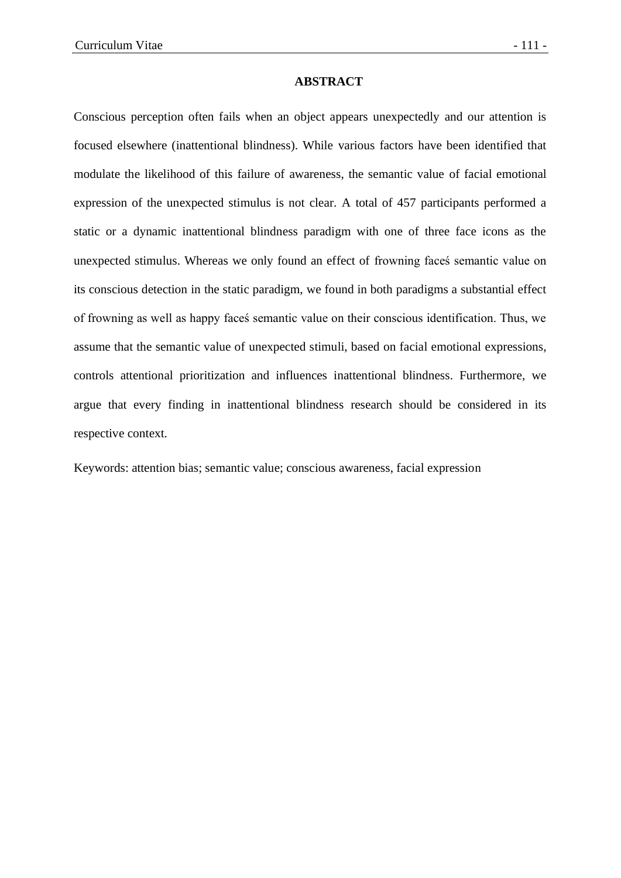## ABSTRACT

Conscious perception often fails when an object appears unexpectedly and our attention is focused elsewhere (inattentional blindness). While various factors have been identified that modulate the likelihood of this failure of awareness, the semantic value of facial emotional expression of the unexpected stimulus is not clear. A total of 457 participants performed a static or a dynamic inattentional blindness paradigm with one of three face icons as the unexpected stimulus. Whereas we only found an effect of frowning faceś semantic value on its conscious detection in the static paradigm, we found in both paradigms a substantial effect of frowning as well as happy faceś semantic value on their conscious identification. Thus, we assume that the semantic value of unexpected stimuli, based on facial emotional expressions, controls attentional prioritization and influences inattentional blindness. Furthermore, we argue that every finding in inattentional blindness research should be considered in its respective context.

Keywords: attention bias; semantic value; conscious awareness, facial expression